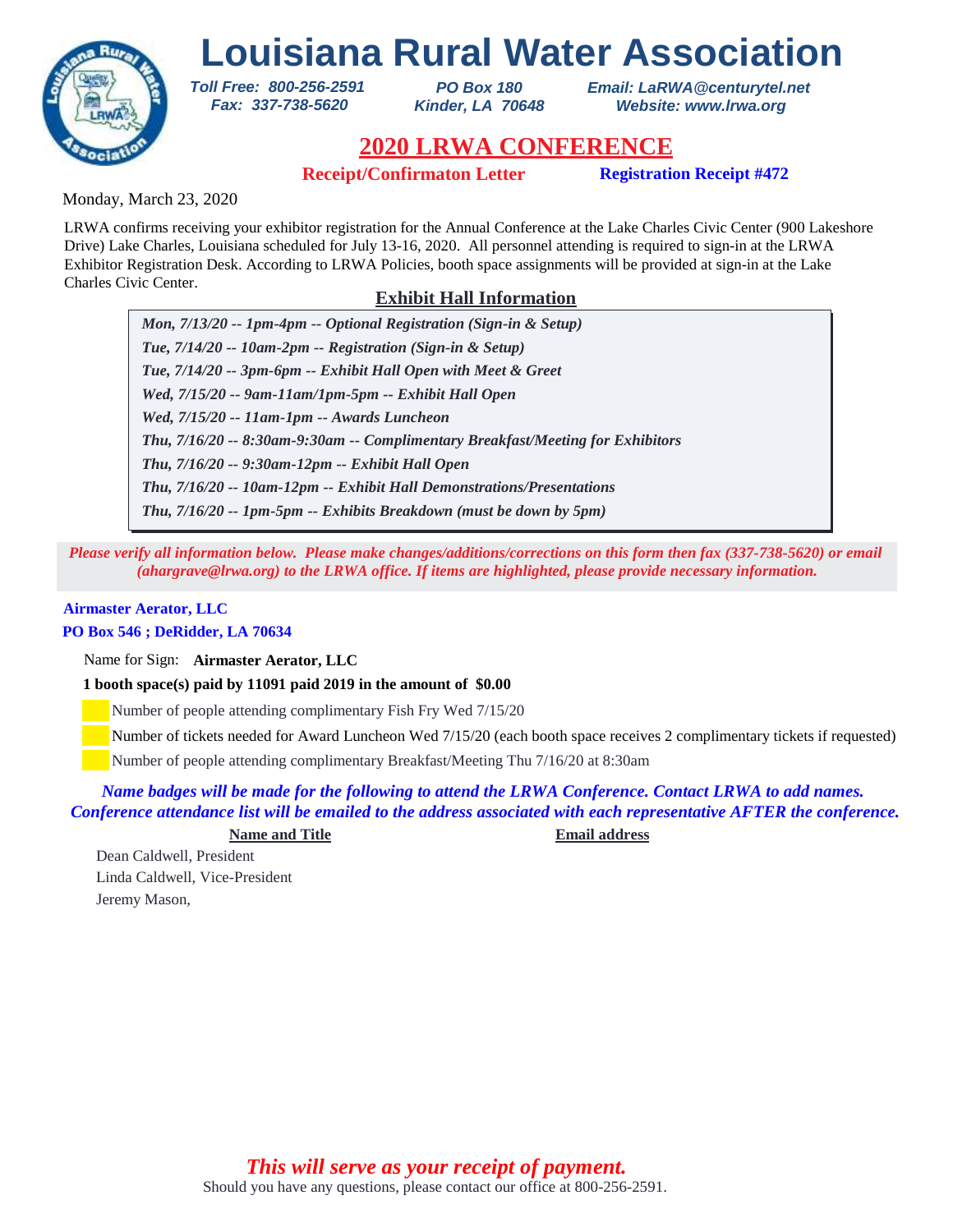# Louisiana Rural Water Association

*Toll Free: 800-256-2591*
*Fax: 337-738-5620*

*PO Box 180*
*Kinder, LA 70648*

*Email: LaRWA@centurytel.net*
*Website: www.lrwa.org*

## 2020 LRWA CONFERENCE

**Receipt/Confirmaton Letter** **Registration Receipt #472**

Monday, March 23, 2020

LRWA confirms receiving your exhibitor registration for the Annual Conference at the Lake Charles Civic Center (900 Lakeshore Drive) Lake Charles, Louisiana scheduled for July 13-16, 2020. All personnel attending is required to sign-in at the LRWA Exhibitor Registration Desk. According to LRWA Policies, booth space assignments will be provided at sign-in at the Lake Charles Civic Center.

### Exhibit Hall Information

- ***Mon, 7/13/20 -- 1pm-4pm -- Optional Registration (Sign-in & Setup)***
- ***Tue, 7/14/20 -- 10am-2pm -- Registration (Sign-in & Setup)***
- ***Tue, 7/14/20 -- 3pm-6pm -- Exhibit Hall Open with Meet & Greet***
- ***Wed, 7/15/20 -- 9am-11am/1pm-5pm -- Exhibit Hall Open***
- ***Wed, 7/15/20 -- 11am-1pm -- Awards Luncheon***
- ***Thu, 7/16/20 -- 8:30am-9:30am -- Complimentary Breakfast/Meeting for Exhibitors***
- ***Thu, 7/16/20 -- 9:30am-12pm -- Exhibit Hall Open***
- ***Thu, 7/16/20 -- 10am-12pm -- Exhibit Hall Demonstrations/Presentations***
- ***Thu, 7/16/20 -- 1pm-5pm -- Exhibits Breakdown (must be down by 5pm)***

***Please verify all information below. Please make changes/additions/corrections on this form then fax (337-738-5620) or email (ahargrave@lrwa.org) to the LRWA office. If items are highlighted, please provide necessary information.***

**Airmaster Aerator, LLC**
**PO Box 546 ; DeRidder, LA 70634**

Name for Sign: **Airmaster Aerator, LLC**

**1 booth space(s) paid by 11091 paid 2019 in the amount of $0.00**

- ___ Number of people attending complimentary Fish Fry Wed 7/15/20
- ___ Number of tickets needed for Award Luncheon Wed 7/15/20 (each booth space receives 2 complimentary tickets if requested)
- ___ Number of people attending complimentary Breakfast/Meeting Thu 7/16/20 at 8:30am

***Name badges will be made for the following to attend the LRWA Conference. Contact LRWA to add names. Conference attendance list will be emailed to the address associated with each representative AFTER the conference.***

| Name and Title | Email address |
|---|---|
| Dean Caldwell, President | |
| Linda Caldwell, Vice-President | |
| Jeremy Mason, | |

***This will serve as your receipt of payment.***

Should you have any questions, please contact our office at 800-256-2591.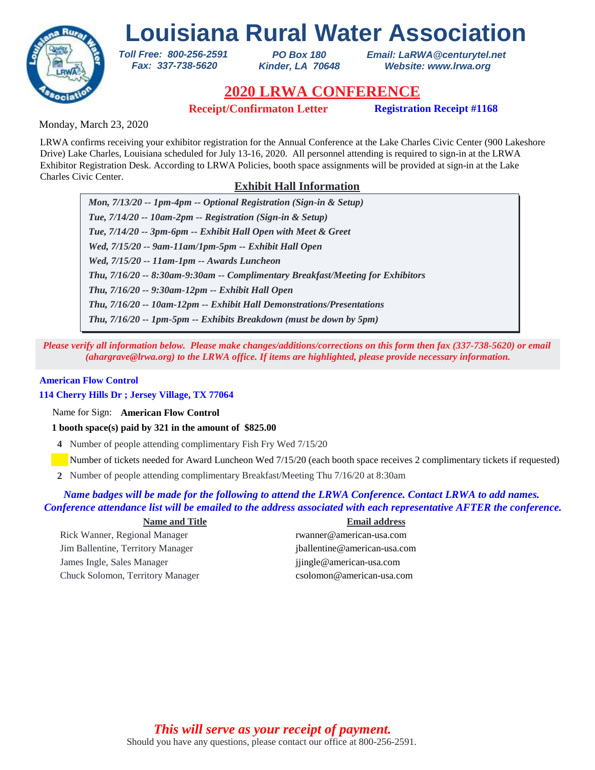# Louisiana Rural Water Association

*Toll Free: 800-256-2591*
*Fax: 337-738-5620*

*PO Box 180*
*Kinder, LA 70648*

*Email: LaRWA@centurytel.net*
*Website: www.lrwa.org*

## 2020 LRWA CONFERENCE

**Receipt/Confirmaton Letter** **Registration Receipt #1168**

Monday, March 23, 2020

LRWA confirms receiving your exhibitor registration for the Annual Conference at the Lake Charles Civic Center (900 Lakeshore Drive) Lake Charles, Louisiana scheduled for July 13-16, 2020. All personnel attending is required to sign-in at the LRWA Exhibitor Registration Desk. According to LRWA Policies, booth space assignments will be provided at sign-in at the Lake Charles Civic Center.

### Exhibit Hall Information

*Mon, 7/13/20 -- 1pm-4pm -- Optional Registration (Sign-in & Setup)*
*Tue, 7/14/20 -- 10am-2pm -- Registration (Sign-in & Setup)*
*Tue, 7/14/20 -- 3pm-6pm -- Exhibit Hall Open with Meet & Greet*
*Wed, 7/15/20 -- 9am-11am/1pm-5pm -- Exhibit Hall Open*
*Wed, 7/15/20 -- 11am-1pm -- Awards Luncheon*
*Thu, 7/16/20 -- 8:30am-9:30am -- Complimentary Breakfast/Meeting for Exhibitors*
*Thu, 7/16/20 -- 9:30am-12pm -- Exhibit Hall Open*
*Thu, 7/16/20 -- 10am-12pm -- Exhibit Hall Demonstrations/Presentations*
*Thu, 7/16/20 -- 1pm-5pm -- Exhibits Breakdown (must be down by 5pm)*

*Please verify all information below. Please make changes/additions/corrections on this form then fax (337-738-5620) or email (ahargrave@lrwa.org) to the LRWA office. If items are highlighted, please provide necessary information.*

**American Flow Control**
**114 Cherry Hills Dr ; Jersey Village, TX 77064**

Name for Sign: **American Flow Control**

**1 booth space(s) paid by 321 in the amount of $825.00**

**4** Number of people attending complimentary Fish Fry Wed 7/15/20

Number of tickets needed for Award Luncheon Wed 7/15/20 (each booth space receives 2 complimentary tickets if requested)

**2** Number of people attending complimentary Breakfast/Meeting Thu 7/16/20 at 8:30am

*Name badges will be made for the following to attend the LRWA Conference. Contact LRWA to add names. Conference attendance list will be emailed to the address associated with each representative AFTER the conference.*

| Name and Title | Email address |
| --- | --- |
| Rick Wanner, Regional Manager | rwanner@american-usa.com |
| Jim Ballentine, Territory Manager | jballentine@american-usa.com |
| James Ingle, Sales Manager | jjingle@american-usa.com |
| Chuck Solomon, Territory Manager | csolomon@american-usa.com |

*This will serve as your receipt of payment.*

Should you have any questions, please contact our office at 800-256-2591.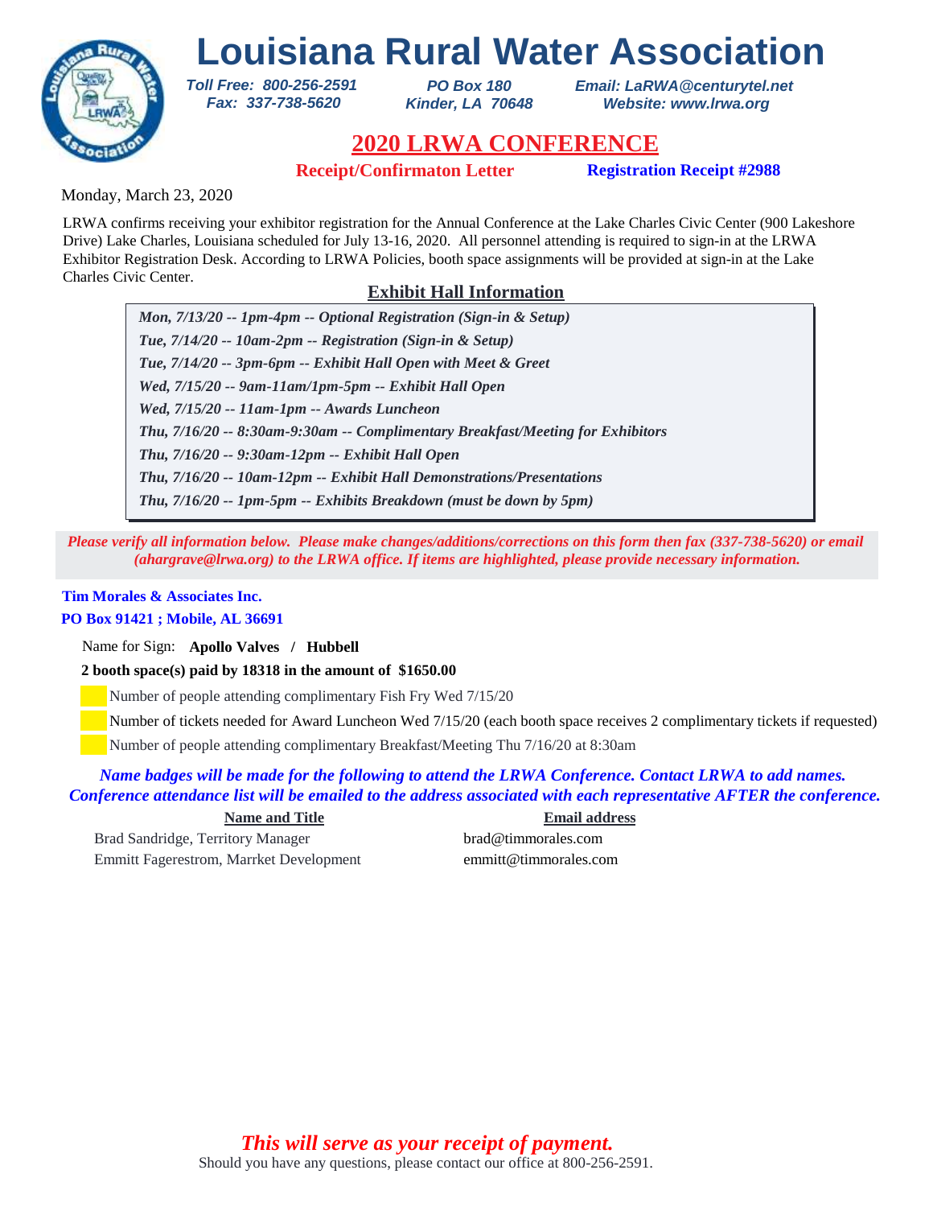# Louisiana Rural Water Association

*Toll Free: 800-256-2591*
*Fax: 337-738-5620*

*PO Box 180*
*Kinder, LA 70648*

*Email: LaRWA@centurytel.net*
*Website: www.lrwa.org*

## 2020 LRWA CONFERENCE

**Receipt/Confirmaton Letter** **Registration Receipt #2988**

Monday, March 23, 2020

LRWA confirms receiving your exhibitor registration for the Annual Conference at the Lake Charles Civic Center (900 Lakeshore Drive) Lake Charles, Louisiana scheduled for July 13-16, 2020. All personnel attending is required to sign-in at the LRWA Exhibitor Registration Desk. According to LRWA Policies, booth space assignments will be provided at sign-in at the Lake Charles Civic Center.

### Exhibit Hall Information

*Mon, 7/13/20 -- 1pm-4pm -- Optional Registration (Sign-in & Setup)*
*Tue, 7/14/20 -- 10am-2pm -- Registration (Sign-in & Setup)*
*Tue, 7/14/20 -- 3pm-6pm -- Exhibit Hall Open with Meet & Greet*
*Wed, 7/15/20 -- 9am-11am/1pm-5pm -- Exhibit Hall Open*
*Wed, 7/15/20 -- 11am-1pm -- Awards Luncheon*
*Thu, 7/16/20 -- 8:30am-9:30am -- Complimentary Breakfast/Meeting for Exhibitors*
*Thu, 7/16/20 -- 9:30am-12pm -- Exhibit Hall Open*
*Thu, 7/16/20 -- 10am-12pm -- Exhibit Hall Demonstrations/Presentations*
*Thu, 7/16/20 -- 1pm-5pm -- Exhibits Breakdown (must be down by 5pm)*

*Please verify all information below. Please make changes/additions/corrections on this form then fax (337-738-5620) or email (ahargrave@lrwa.org) to the LRWA office. If items are highlighted, please provide necessary information.*

**Tim Morales & Associates Inc.**
**PO Box 91421 ; Mobile, AL 36691**

Name for Sign: **Apollo Valves / Hubbell**

**2 booth space(s) paid by 18318 in the amount of $1650.00**

Number of people attending complimentary Fish Fry Wed 7/15/20

Number of tickets needed for Award Luncheon Wed 7/15/20 (each booth space receives 2 complimentary tickets if requested)

Number of people attending complimentary Breakfast/Meeting Thu 7/16/20 at 8:30am

*Name badges will be made for the following to attend the LRWA Conference. Contact LRWA to add names. Conference attendance list will be emailed to the address associated with each representative AFTER the conference.*

| Name and Title | Email address |
|---|---|
| Brad Sandridge, Territory Manager | brad@timmorales.com |
| Emmitt Fagerestrom, Marrket Development | emmitt@timmorales.com |

*This will serve as your receipt of payment.*

Should you have any questions, please contact our office at 800-256-2591.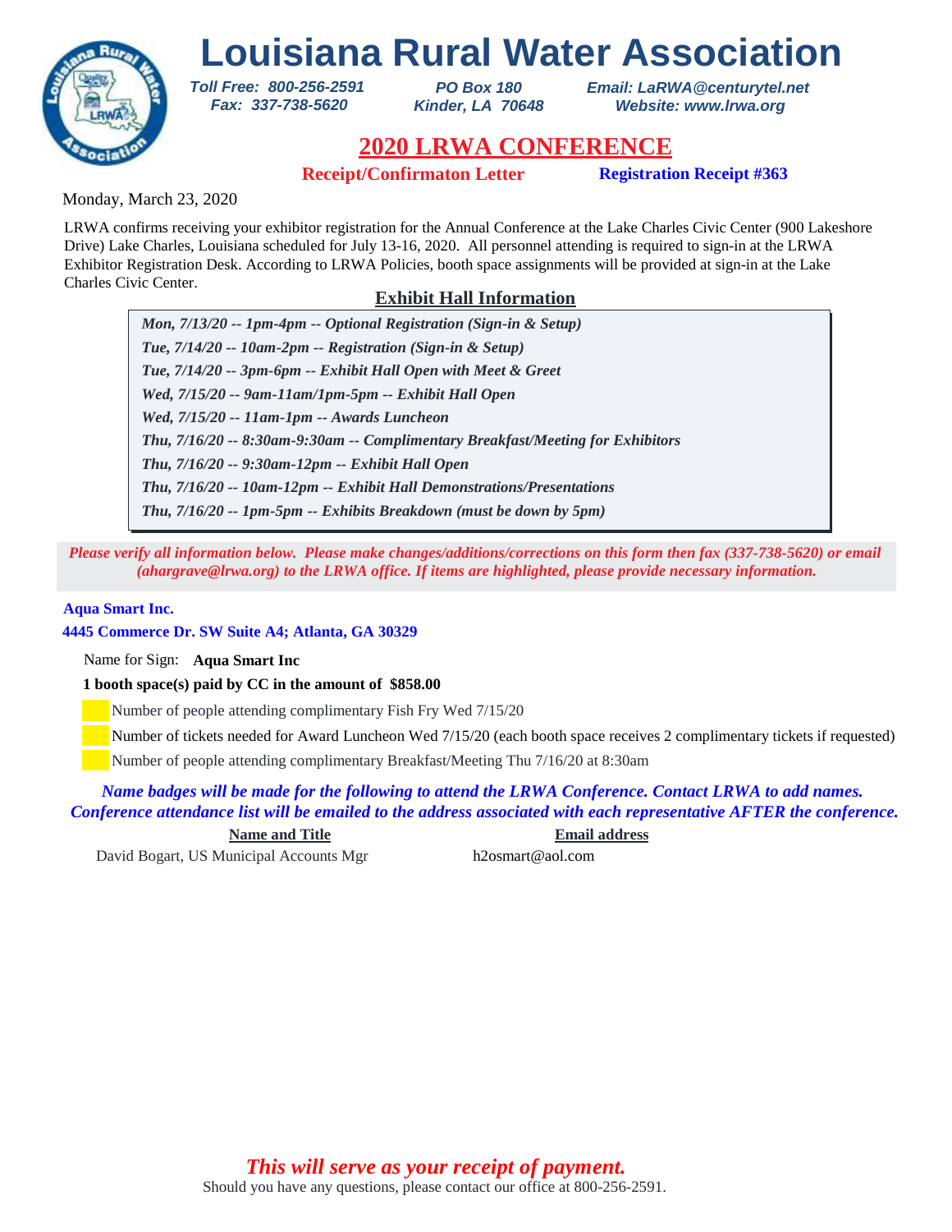# Louisiana Rural Water Association

*Toll Free: 800-256-2591*
*Fax: 337-738-5620*

*PO Box 180*
*Kinder, LA 70648*

*Email: LaRWA@centurytel.net*
*Website: www.lrwa.org*

## 2020 LRWA CONFERENCE

**Receipt/Confirmaton Letter** **Registration Receipt #363**

Monday, March 23, 2020

LRWA confirms receiving your exhibitor registration for the Annual Conference at the Lake Charles Civic Center (900 Lakeshore Drive) Lake Charles, Louisiana scheduled for July 13-16, 2020. All personnel attending is required to sign-in at the LRWA Exhibitor Registration Desk. According to LRWA Policies, booth space assignments will be provided at sign-in at the Lake Charles Civic Center.

### Exhibit Hall Information

*Mon, 7/13/20 -- 1pm-4pm -- Optional Registration (Sign-in & Setup)*
*Tue, 7/14/20 -- 10am-2pm -- Registration (Sign-in & Setup)*
*Tue, 7/14/20 -- 3pm-6pm -- Exhibit Hall Open with Meet & Greet*
*Wed, 7/15/20 -- 9am-11am/1pm-5pm -- Exhibit Hall Open*
*Wed, 7/15/20 -- 11am-1pm -- Awards Luncheon*
*Thu, 7/16/20 -- 8:30am-9:30am -- Complimentary Breakfast/Meeting for Exhibitors*
*Thu, 7/16/20 -- 9:30am-12pm -- Exhibit Hall Open*
*Thu, 7/16/20 -- 10am-12pm -- Exhibit Hall Demonstrations/Presentations*
*Thu, 7/16/20 -- 1pm-5pm -- Exhibits Breakdown (must be down by 5pm)*

*Please verify all information below. Please make changes/additions/corrections on this form then fax (337-738-5620) or email (ahargrave@lrwa.org) to the LRWA office. If items are highlighted, please provide necessary information.*

**Aqua Smart Inc.**
**4445 Commerce Dr. SW Suite A4; Atlanta, GA 30329**

Name for Sign: **Aqua Smart Inc**

**1 booth space(s) paid by CC in the amount of $858.00**

- Number of people attending complimentary Fish Fry Wed 7/15/20
- Number of tickets needed for Award Luncheon Wed 7/15/20 (each booth space receives 2 complimentary tickets if requested)
- Number of people attending complimentary Breakfast/Meeting Thu 7/16/20 at 8:30am

*Name badges will be made for the following to attend the LRWA Conference. Contact LRWA to add names. Conference attendance list will be emailed to the address associated with each representative AFTER the conference.*

| Name and Title | Email address |
|---|---|
| David Bogart, US Municipal Accounts Mgr | h2osmart@aol.com |

*This will serve as your receipt of payment.*

Should you have any questions, please contact our office at 800-256-2591.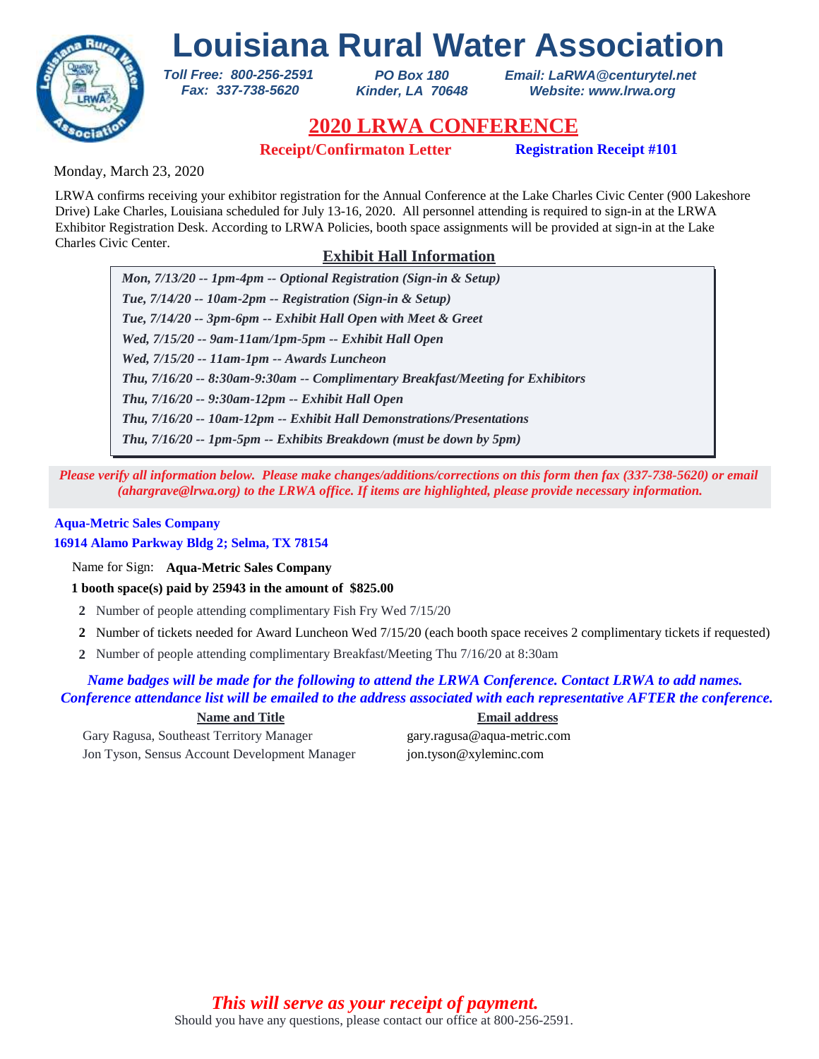# Louisiana Rural Water Association

*Toll Free: 800-256-2591*
*Fax: 337-738-5620*

*PO Box 180*
*Kinder, LA 70648*

*Email: LaRWA@centurytel.net*
*Website: www.lrwa.org*

## 2020 LRWA CONFERENCE

**Receipt/Confirmaton Letter** **Registration Receipt #101**

Monday, March 23, 2020

LRWA confirms receiving your exhibitor registration for the Annual Conference at the Lake Charles Civic Center (900 Lakeshore Drive) Lake Charles, Louisiana scheduled for July 13-16, 2020. All personnel attending is required to sign-in at the LRWA Exhibitor Registration Desk. According to LRWA Policies, booth space assignments will be provided at sign-in at the Lake Charles Civic Center.

### Exhibit Hall Information

*Mon, 7/13/20 -- 1pm-4pm -- Optional Registration (Sign-in & Setup)*
*Tue, 7/14/20 -- 10am-2pm -- Registration (Sign-in & Setup)*
*Tue, 7/14/20 -- 3pm-6pm -- Exhibit Hall Open with Meet & Greet*
*Wed, 7/15/20 -- 9am-11am/1pm-5pm -- Exhibit Hall Open*
*Wed, 7/15/20 -- 11am-1pm -- Awards Luncheon*
*Thu, 7/16/20 -- 8:30am-9:30am -- Complimentary Breakfast/Meeting for Exhibitors*
*Thu, 7/16/20 -- 9:30am-12pm -- Exhibit Hall Open*
*Thu, 7/16/20 -- 10am-12pm -- Exhibit Hall Demonstrations/Presentations*
*Thu, 7/16/20 -- 1pm-5pm -- Exhibits Breakdown (must be down by 5pm)*

*Please verify all information below. Please make changes/additions/corrections on this form then fax (337-738-5620) or email (ahargrave@lrwa.org) to the LRWA office. If items are highlighted, please provide necessary information.*

**Aqua-Metric Sales Company**
**16914 Alamo Parkway Bldg 2; Selma, TX 78154**

Name for Sign: **Aqua-Metric Sales Company**

**1 booth space(s) paid by 25943 in the amount of $825.00**

**2** Number of people attending complimentary Fish Fry Wed 7/15/20

**2** Number of tickets needed for Award Luncheon Wed 7/15/20 (each booth space receives 2 complimentary tickets if requested)

**2** Number of people attending complimentary Breakfast/Meeting Thu 7/16/20 at 8:30am

*Name badges will be made for the following to attend the LRWA Conference. Contact LRWA to add names. Conference attendance list will be emailed to the address associated with each representative AFTER the conference.*

| Name and Title | Email address |
|---|---|
| Gary Ragusa, Southeast Territory Manager | gary.ragusa@aqua-metric.com |
| Jon Tyson, Sensus Account Development Manager | jon.tyson@xyleminc.com |

*This will serve as your receipt of payment.*

Should you have any questions, please contact our office at 800-256-2591.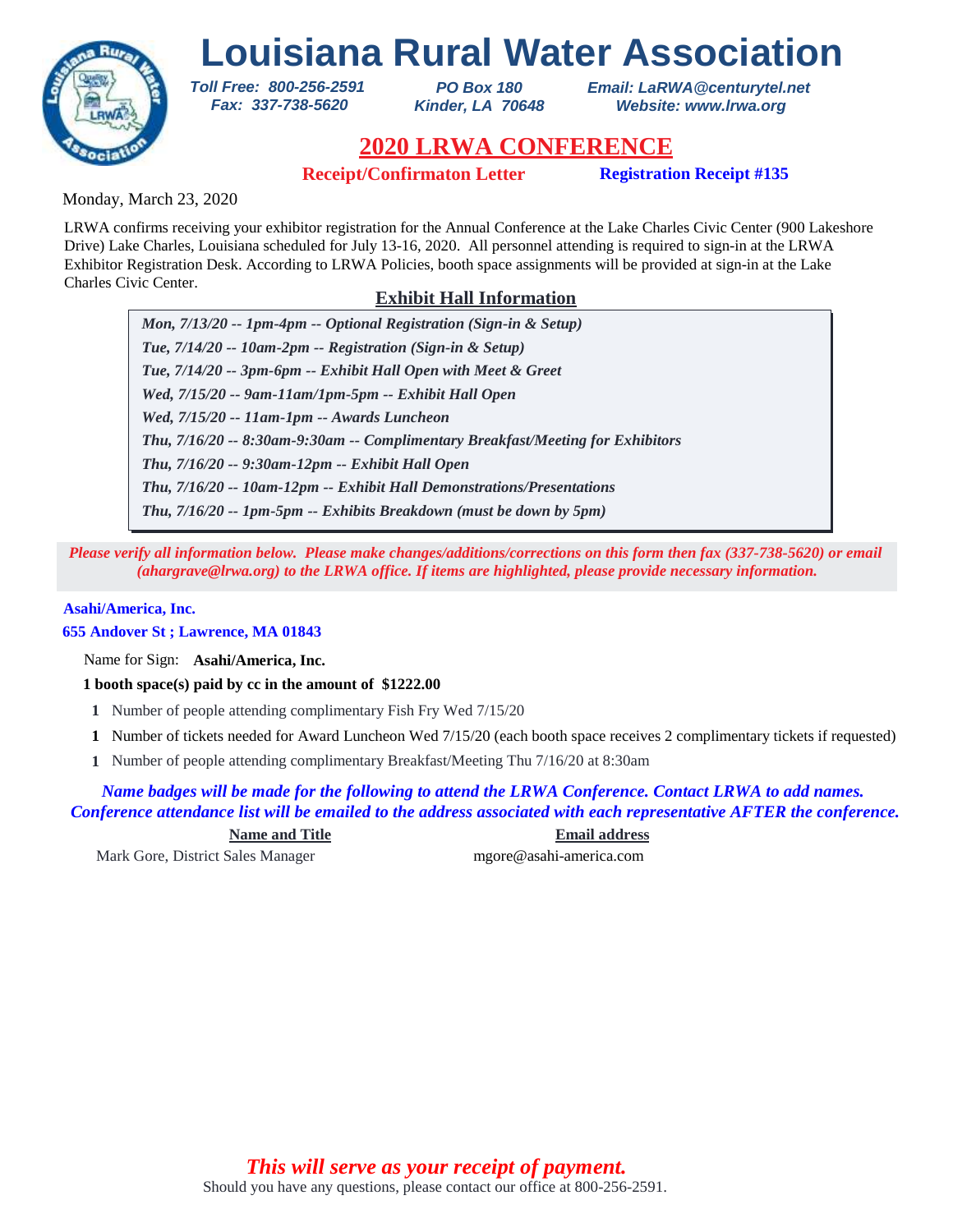# Louisiana Rural Water Association

*Toll Free: 800-256-2591*
*Fax: 337-738-5620*

*PO Box 180*
*Kinder, LA 70648*

*Email: LaRWA@centurytel.net*
*Website: www.lrwa.org*

## 2020 LRWA CONFERENCE

**Receipt/Confirmaton Letter** **Registration Receipt #135**

Monday, March 23, 2020

LRWA confirms receiving your exhibitor registration for the Annual Conference at the Lake Charles Civic Center (900 Lakeshore Drive) Lake Charles, Louisiana scheduled for July 13-16, 2020. All personnel attending is required to sign-in at the LRWA Exhibitor Registration Desk. According to LRWA Policies, booth space assignments will be provided at sign-in at the Lake Charles Civic Center.

### Exhibit Hall Information

***Mon, 7/13/20 -- 1pm-4pm -- Optional Registration (Sign-in & Setup)***
***Tue, 7/14/20 -- 10am-2pm -- Registration (Sign-in & Setup)***
***Tue, 7/14/20 -- 3pm-6pm -- Exhibit Hall Open with Meet & Greet***
***Wed, 7/15/20 -- 9am-11am/1pm-5pm -- Exhibit Hall Open***
***Wed, 7/15/20 -- 11am-1pm -- Awards Luncheon***
***Thu, 7/16/20 -- 8:30am-9:30am -- Complimentary Breakfast/Meeting for Exhibitors***
***Thu, 7/16/20 -- 9:30am-12pm -- Exhibit Hall Open***
***Thu, 7/16/20 -- 10am-12pm -- Exhibit Hall Demonstrations/Presentations***
***Thu, 7/16/20 -- 1pm-5pm -- Exhibits Breakdown (must be down by 5pm)***

***Please verify all information below. Please make changes/additions/corrections on this form then fax (337-738-5620) or email (ahargrave@lrwa.org) to the LRWA office. If items are highlighted, please provide necessary information.***

**Asahi/America, Inc.**
**655 Andover St ; Lawrence, MA 01843**

Name for Sign: **Asahi/America, Inc.**

**1 booth space(s) paid by cc in the amount of $1222.00**

**1** Number of people attending complimentary Fish Fry Wed 7/15/20

**1** Number of tickets needed for Award Luncheon Wed 7/15/20 (each booth space receives 2 complimentary tickets if requested)

**1** Number of people attending complimentary Breakfast/Meeting Thu 7/16/20 at 8:30am

***Name badges will be made for the following to attend the LRWA Conference. Contact LRWA to add names. Conference attendance list will be emailed to the address associated with each representative AFTER the conference.***

| Name and Title | Email address |
| --- | --- |
| Mark Gore, District Sales Manager | mgore@asahi-america.com |

***This will serve as your receipt of payment.***

Should you have any questions, please contact our office at 800-256-2591.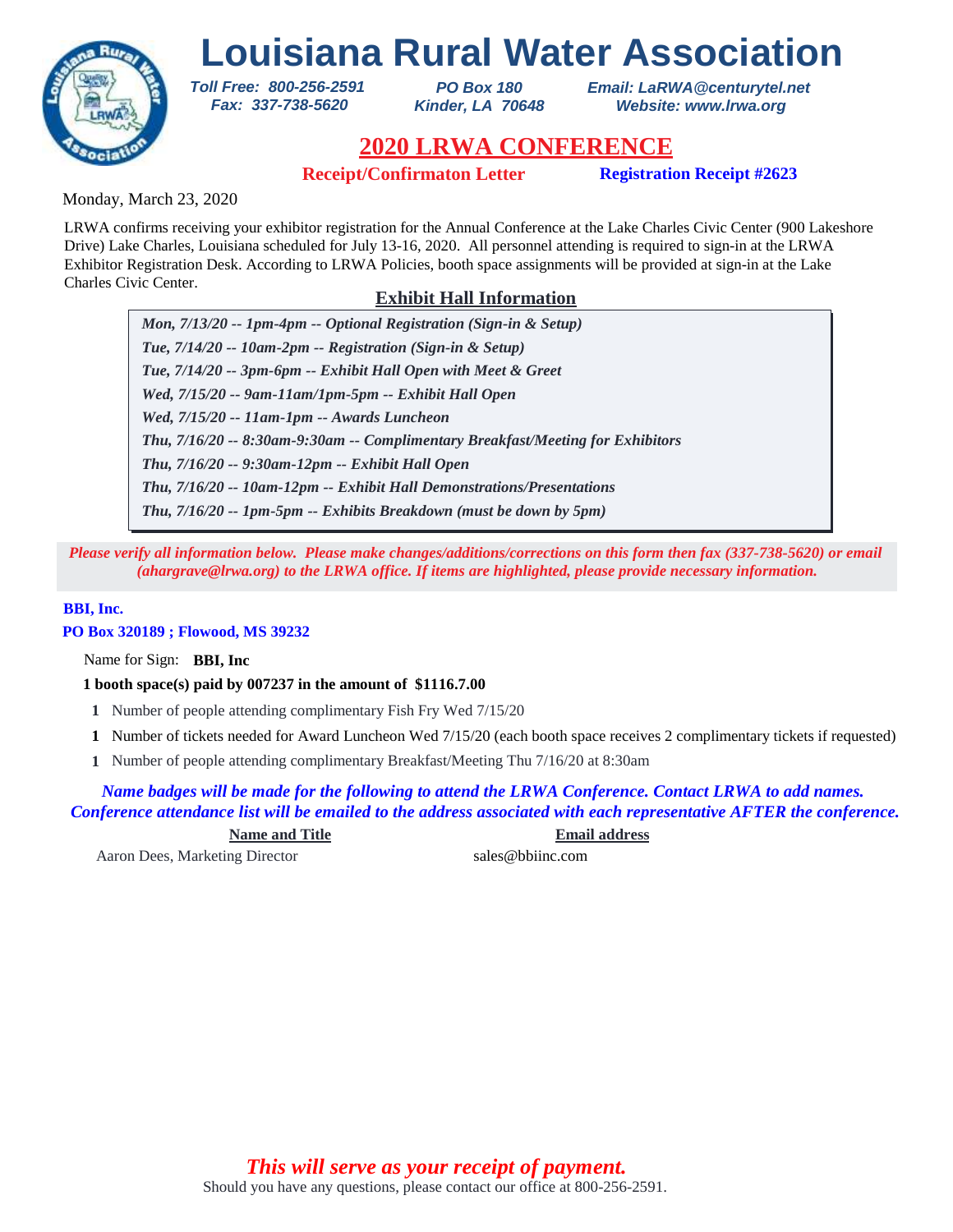# Louisiana Rural Water Association

*Toll Free: 800-256-2591*
*Fax: 337-738-5620*

*PO Box 180*
*Kinder, LA 70648*

*Email: LaRWA@centurytel.net*
*Website: www.lrwa.org*

## 2020 LRWA CONFERENCE

**Receipt/Confirmaton Letter** **Registration Receipt #2623**

Monday, March 23, 2020

LRWA confirms receiving your exhibitor registration for the Annual Conference at the Lake Charles Civic Center (900 Lakeshore Drive) Lake Charles, Louisiana scheduled for July 13-16, 2020. All personnel attending is required to sign-in at the LRWA Exhibitor Registration Desk. According to LRWA Policies, booth space assignments will be provided at sign-in at the Lake Charles Civic Center.

### Exhibit Hall Information

*Mon, 7/13/20 -- 1pm-4pm -- Optional Registration (Sign-in & Setup)*
*Tue, 7/14/20 -- 10am-2pm -- Registration (Sign-in & Setup)*
*Tue, 7/14/20 -- 3pm-6pm -- Exhibit Hall Open with Meet & Greet*
*Wed, 7/15/20 -- 9am-11am/1pm-5pm -- Exhibit Hall Open*
*Wed, 7/15/20 -- 11am-1pm -- Awards Luncheon*
*Thu, 7/16/20 -- 8:30am-9:30am -- Complimentary Breakfast/Meeting for Exhibitors*
*Thu, 7/16/20 -- 9:30am-12pm -- Exhibit Hall Open*
*Thu, 7/16/20 -- 10am-12pm -- Exhibit Hall Demonstrations/Presentations*
*Thu, 7/16/20 -- 1pm-5pm -- Exhibits Breakdown (must be down by 5pm)*

*Please verify all information below. Please make changes/additions/corrections on this form then fax (337-738-5620) or email (ahargrave@lrwa.org) to the LRWA office. If items are highlighted, please provide necessary information.*

**BBI, Inc.**
**PO Box 320189 ; Flowood, MS 39232**

Name for Sign: **BBI, Inc**

**1 booth space(s) paid by 007237 in the amount of $1116.7.00**

**1** Number of people attending complimentary Fish Fry Wed 7/15/20
**1** Number of tickets needed for Award Luncheon Wed 7/15/20 (each booth space receives 2 complimentary tickets if requested)
**1** Number of people attending complimentary Breakfast/Meeting Thu 7/16/20 at 8:30am

*Name badges will be made for the following to attend the LRWA Conference. Contact LRWA to add names. Conference attendance list will be emailed to the address associated with each representative AFTER the conference.*

| Name and Title | Email address |
|---|---|
| Aaron Dees, Marketing Director | sales@bbiinc.com |

*This will serve as your receipt of payment.*
Should you have any questions, please contact our office at 800-256-2591.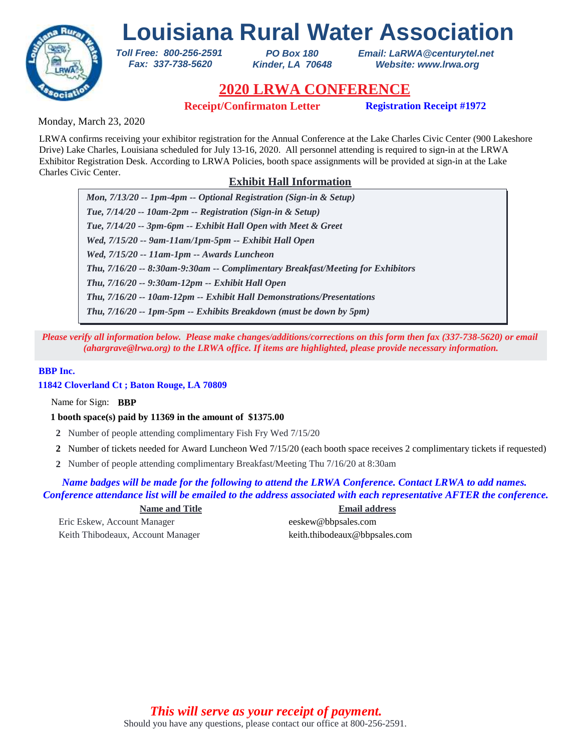# Louisiana Rural Water Association

*Toll Free: 800-256-2591*
*Fax: 337-738-5620*

*PO Box 180*
*Kinder, LA 70648*

*Email: LaRWA@centurytel.net*
*Website: www.lrwa.org*

## 2020 LRWA CONFERENCE

**Receipt/Confirmaton Letter** **Registration Receipt #1972**

Monday, March 23, 2020

LRWA confirms receiving your exhibitor registration for the Annual Conference at the Lake Charles Civic Center (900 Lakeshore Drive) Lake Charles, Louisiana scheduled for July 13-16, 2020. All personnel attending is required to sign-in at the LRWA Exhibitor Registration Desk. According to LRWA Policies, booth space assignments will be provided at sign-in at the Lake Charles Civic Center.

### Exhibit Hall Information

*Mon, 7/13/20 -- 1pm-4pm -- Optional Registration (Sign-in & Setup)*
*Tue, 7/14/20 -- 10am-2pm -- Registration (Sign-in & Setup)*
*Tue, 7/14/20 -- 3pm-6pm -- Exhibit Hall Open with Meet & Greet*
*Wed, 7/15/20 -- 9am-11am/1pm-5pm -- Exhibit Hall Open*
*Wed, 7/15/20 -- 11am-1pm -- Awards Luncheon*
*Thu, 7/16/20 -- 8:30am-9:30am -- Complimentary Breakfast/Meeting for Exhibitors*
*Thu, 7/16/20 -- 9:30am-12pm -- Exhibit Hall Open*
*Thu, 7/16/20 -- 10am-12pm -- Exhibit Hall Demonstrations/Presentations*
*Thu, 7/16/20 -- 1pm-5pm -- Exhibits Breakdown (must be down by 5pm)*

*Please verify all information below. Please make changes/additions/corrections on this form then fax (337-738-5620) or email (ahargrave@lrwa.org) to the LRWA office. If items are highlighted, please provide necessary information.*

**BBP Inc.**
**11842 Cloverland Ct ; Baton Rouge, LA 70809**

Name for Sign: **BBP**

**1 booth space(s) paid by 11369 in the amount of $1375.00**

**2** Number of people attending complimentary Fish Fry Wed 7/15/20
**2** Number of tickets needed for Award Luncheon Wed 7/15/20 (each booth space receives 2 complimentary tickets if requested)
**2** Number of people attending complimentary Breakfast/Meeting Thu 7/16/20 at 8:30am

*Name badges will be made for the following to attend the LRWA Conference. Contact LRWA to add names. Conference attendance list will be emailed to the address associated with each representative AFTER the conference.*

| Name and Title | Email address |
|---|---|
| Eric Eskew, Account Manager | eeskew@bbpsales.com |
| Keith Thibodeaux, Account Manager | keith.thibodeaux@bbpsales.com |

*This will serve as your receipt of payment.*
Should you have any questions, please contact our office at 800-256-2591.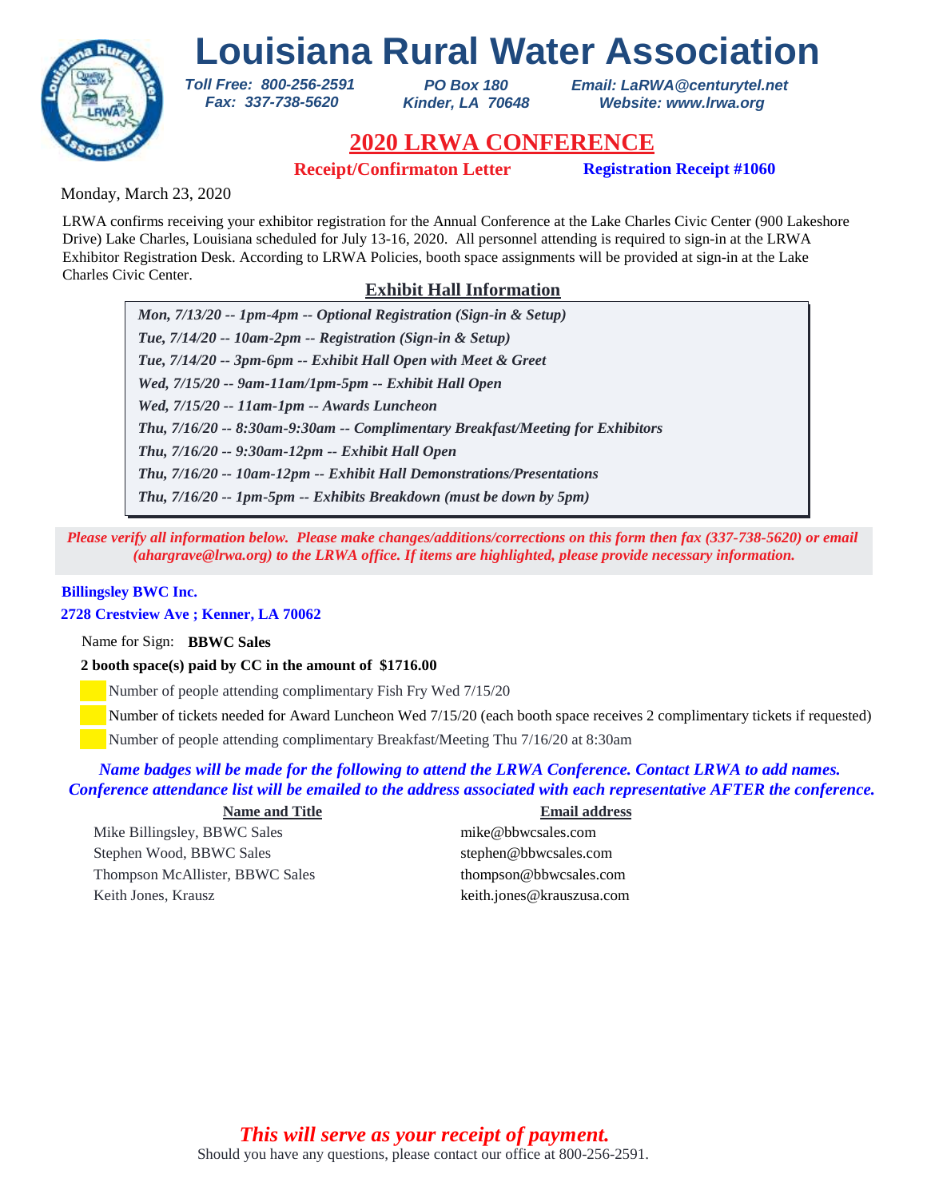# Louisiana Rural Water Association

*Toll Free: 800-256-2591*
*Fax: 337-738-5620*

*PO Box 180*
*Kinder, LA 70648*

*Email: LaRWA@centurytel.net*
*Website: www.lrwa.org*

## 2020 LRWA CONFERENCE

**Receipt/Confirmaton Letter** **Registration Receipt #1060**

Monday, March 23, 2020

LRWA confirms receiving your exhibitor registration for the Annual Conference at the Lake Charles Civic Center (900 Lakeshore Drive) Lake Charles, Louisiana scheduled for July 13-16, 2020. All personnel attending is required to sign-in at the LRWA Exhibitor Registration Desk. According to LRWA Policies, booth space assignments will be provided at sign-in at the Lake Charles Civic Center.

### Exhibit Hall Information

*Mon, 7/13/20 -- 1pm-4pm -- Optional Registration (Sign-in & Setup)*
*Tue, 7/14/20 -- 10am-2pm -- Registration (Sign-in & Setup)*
*Tue, 7/14/20 -- 3pm-6pm -- Exhibit Hall Open with Meet & Greet*
*Wed, 7/15/20 -- 9am-11am/1pm-5pm -- Exhibit Hall Open*
*Wed, 7/15/20 -- 11am-1pm -- Awards Luncheon*
*Thu, 7/16/20 -- 8:30am-9:30am -- Complimentary Breakfast/Meeting for Exhibitors*
*Thu, 7/16/20 -- 9:30am-12pm -- Exhibit Hall Open*
*Thu, 7/16/20 -- 10am-12pm -- Exhibit Hall Demonstrations/Presentations*
*Thu, 7/16/20 -- 1pm-5pm -- Exhibits Breakdown (must be down by 5pm)*

*Please verify all information below. Please make changes/additions/corrections on this form then fax (337-738-5620) or email (ahargrave@lrwa.org) to the LRWA office. If items are highlighted, please provide necessary information.*

**Billingsley BWC Inc.**
**2728 Crestview Ave ; Kenner, LA 70062**

Name for Sign: **BBWC Sales**

**2 booth space(s) paid by CC in the amount of $1716.00**

Number of people attending complimentary Fish Fry Wed 7/15/20

Number of tickets needed for Award Luncheon Wed 7/15/20 (each booth space receives 2 complimentary tickets if requested)

Number of people attending complimentary Breakfast/Meeting Thu 7/16/20 at 8:30am

*Name badges will be made for the following to attend the LRWA Conference. Contact LRWA to add names. Conference attendance list will be emailed to the address associated with each representative AFTER the conference.*

| Name and Title | Email address |
|---|---|
| Mike Billingsley, BBWC Sales | mike@bbwcsales.com |
| Stephen Wood, BBWC Sales | stephen@bbwcsales.com |
| Thompson McAllister, BBWC Sales | thompson@bbwcsales.com |
| Keith Jones, Krausz | keith.jones@krauszusa.com |

*This will serve as your receipt of payment.*

Should you have any questions, please contact our office at 800-256-2591.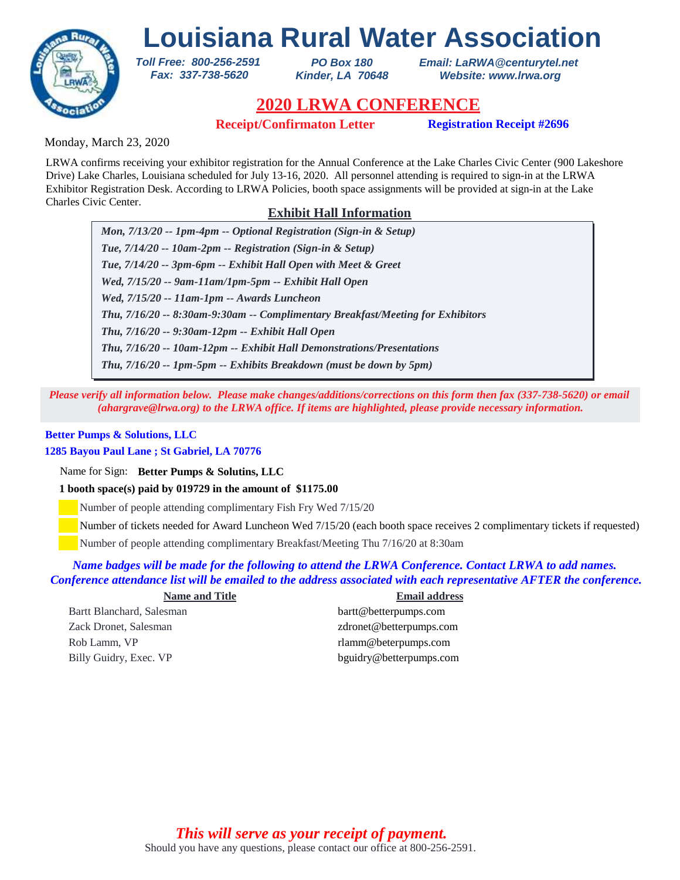# Louisiana Rural Water Association

*Toll Free: 800-256-2591*
*Fax: 337-738-5620*

*PO Box 180*
*Kinder, LA 70648*

*Email: LaRWA@centurytel.net*
*Website: www.lrwa.org*

## 2020 LRWA CONFERENCE

**Receipt/Confirmaton Letter** **Registration Receipt #2696**

Monday, March 23, 2020

LRWA confirms receiving your exhibitor registration for the Annual Conference at the Lake Charles Civic Center (900 Lakeshore Drive) Lake Charles, Louisiana scheduled for July 13-16, 2020. All personnel attending is required to sign-in at the LRWA Exhibitor Registration Desk. According to LRWA Policies, booth space assignments will be provided at sign-in at the Lake Charles Civic Center.

### Exhibit Hall Information

***Mon, 7/13/20 -- 1pm-4pm -- Optional Registration (Sign-in & Setup)***
***Tue, 7/14/20 -- 10am-2pm -- Registration (Sign-in & Setup)***
***Tue, 7/14/20 -- 3pm-6pm -- Exhibit Hall Open with Meet & Greet***
***Wed, 7/15/20 -- 9am-11am/1pm-5pm -- Exhibit Hall Open***
***Wed, 7/15/20 -- 11am-1pm -- Awards Luncheon***
***Thu, 7/16/20 -- 8:30am-9:30am -- Complimentary Breakfast/Meeting for Exhibitors***
***Thu, 7/16/20 -- 9:30am-12pm -- Exhibit Hall Open***
***Thu, 7/16/20 -- 10am-12pm -- Exhibit Hall Demonstrations/Presentations***
***Thu, 7/16/20 -- 1pm-5pm -- Exhibits Breakdown (must be down by 5pm)***

***Please verify all information below. Please make changes/additions/corrections on this form then fax (337-738-5620) or email (ahargrave@lrwa.org) to the LRWA office. If items are highlighted, please provide necessary information.***

**Better Pumps & Solutions, LLC**
**1285 Bayou Paul Lane ; St Gabriel, LA 70776**

Name for Sign: **Better Pumps & Solutins, LLC**

**1 booth space(s) paid by 019729 in the amount of $1175.00**

Number of people attending complimentary Fish Fry Wed 7/15/20
Number of tickets needed for Award Luncheon Wed 7/15/20 (each booth space receives 2 complimentary tickets if requested)
Number of people attending complimentary Breakfast/Meeting Thu 7/16/20 at 8:30am

***Name badges will be made for the following to attend the LRWA Conference. Contact LRWA to add names. Conference attendance list will be emailed to the address associated with each representative AFTER the conference.***

| Name and Title | Email address |
|---|---|
| Bartt Blanchard, Salesman | bartt@betterpumps.com |
| Zack Dronet, Salesman | zdronet@betterpumps.com |
| Rob Lamm, VP | rlamm@beterpumps.com |
| Billy Guidry, Exec. VP | bguidry@betterpumps.com |

***This will serve as your receipt of payment.***

Should you have any questions, please contact our office at 800-256-2591.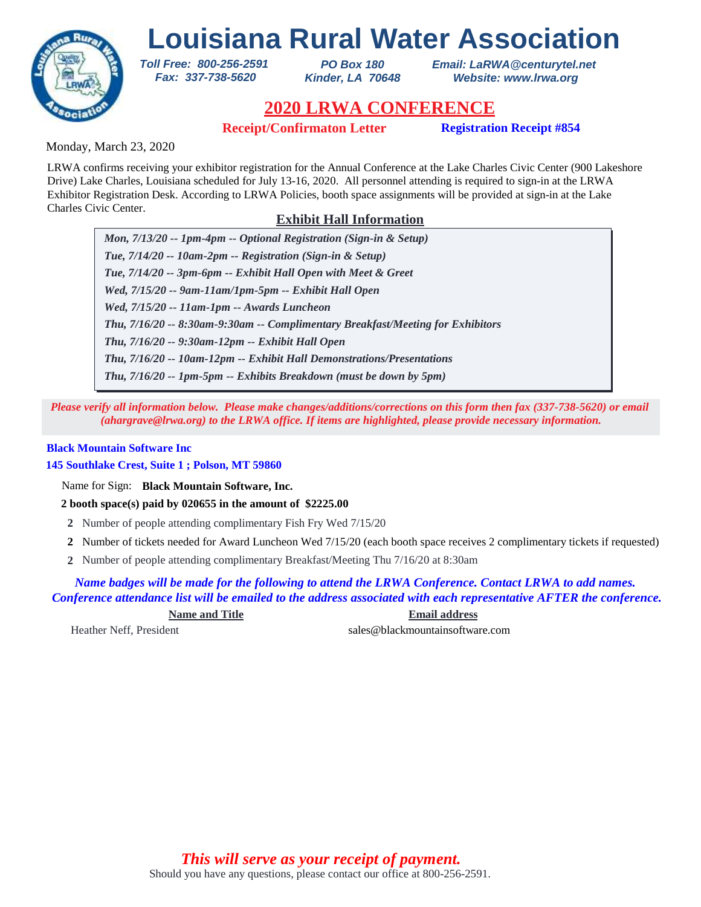# Louisiana Rural Water Association

***Toll Free: 800-256-2591***
***Fax: 337-738-5620***

***PO Box 180***
***Kinder, LA 70648***

***Email: LaRWA@centurytel.net***
***Website: www.lrwa.org***

## 2020 LRWA CONFERENCE

**Receipt/Confirmaton Letter** **Registration Receipt #854**

Monday, March 23, 2020

LRWA confirms receiving your exhibitor registration for the Annual Conference at the Lake Charles Civic Center (900 Lakeshore Drive) Lake Charles, Louisiana scheduled for July 13-16, 2020. All personnel attending is required to sign-in at the LRWA Exhibitor Registration Desk. According to LRWA Policies, booth space assignments will be provided at sign-in at the Lake Charles Civic Center.

### Exhibit Hall Information

***Mon, 7/13/20 -- 1pm-4pm -- Optional Registration (Sign-in & Setup)***
***Tue, 7/14/20 -- 10am-2pm -- Registration (Sign-in & Setup)***
***Tue, 7/14/20 -- 3pm-6pm -- Exhibit Hall Open with Meet & Greet***
***Wed, 7/15/20 -- 9am-11am/1pm-5pm -- Exhibit Hall Open***
***Wed, 7/15/20 -- 11am-1pm -- Awards Luncheon***
***Thu, 7/16/20 -- 8:30am-9:30am -- Complimentary Breakfast/Meeting for Exhibitors***
***Thu, 7/16/20 -- 9:30am-12pm -- Exhibit Hall Open***
***Thu, 7/16/20 -- 10am-12pm -- Exhibit Hall Demonstrations/Presentations***
***Thu, 7/16/20 -- 1pm-5pm -- Exhibits Breakdown (must be down by 5pm)***

***Please verify all information below. Please make changes/additions/corrections on this form then fax (337-738-5620) or email (ahargrave@lrwa.org) to the LRWA office. If items are highlighted, please provide necessary information.***

**Black Mountain Software Inc**
**145 Southlake Crest, Suite 1 ; Polson, MT 59860**

Name for Sign: **Black Mountain Software, Inc.**

**2 booth space(s) paid by 020655 in the amount of $2225.00**

**2** Number of people attending complimentary Fish Fry Wed 7/15/20

**2** Number of tickets needed for Award Luncheon Wed 7/15/20 (each booth space receives 2 complimentary tickets if requested)

**2** Number of people attending complimentary Breakfast/Meeting Thu 7/16/20 at 8:30am

***Name badges will be made for the following to attend the LRWA Conference. Contact LRWA to add names. Conference attendance list will be emailed to the address associated with each representative AFTER the conference.***

| Name and Title | Email address |
| --- | --- |
| Heather Neff, President | sales@blackmountainsoftware.com |

***This will serve as your receipt of payment.***

Should you have any questions, please contact our office at 800-256-2591.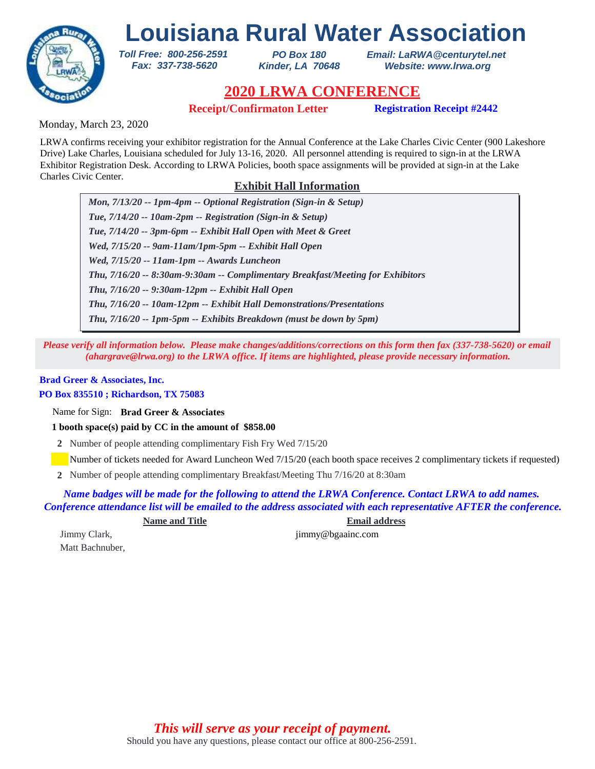# Louisiana Rural Water Association

*Toll Free: 800-256-2591*
*Fax: 337-738-5620*

*PO Box 180*
*Kinder, LA 70648*

*Email: LaRWA@centurytel.net*
*Website: www.lrwa.org*

## 2020 LRWA CONFERENCE

**Receipt/Confirmaton Letter** **Registration Receipt #2442**

Monday, March 23, 2020

LRWA confirms receiving your exhibitor registration for the Annual Conference at the Lake Charles Civic Center (900 Lakeshore Drive) Lake Charles, Louisiana scheduled for July 13-16, 2020. All personnel attending is required to sign-in at the LRWA Exhibitor Registration Desk. According to LRWA Policies, booth space assignments will be provided at sign-in at the Lake Charles Civic Center.

### Exhibit Hall Information

***Mon, 7/13/20 -- 1pm-4pm -- Optional Registration (Sign-in & Setup)***
***Tue, 7/14/20 -- 10am-2pm -- Registration (Sign-in & Setup)***
***Tue, 7/14/20 -- 3pm-6pm -- Exhibit Hall Open with Meet & Greet***
***Wed, 7/15/20 -- 9am-11am/1pm-5pm -- Exhibit Hall Open***
***Wed, 7/15/20 -- 11am-1pm -- Awards Luncheon***
***Thu, 7/16/20 -- 8:30am-9:30am -- Complimentary Breakfast/Meeting for Exhibitors***
***Thu, 7/16/20 -- 9:30am-12pm -- Exhibit Hall Open***
***Thu, 7/16/20 -- 10am-12pm -- Exhibit Hall Demonstrations/Presentations***
***Thu, 7/16/20 -- 1pm-5pm -- Exhibits Breakdown (must be down by 5pm)***

*Please verify all information below. Please make changes/additions/corrections on this form then fax (337-738-5620) or email (ahargrave@lrwa.org) to the LRWA office. If items are highlighted, please provide necessary information.*

**Brad Greer & Associates, Inc.**
**PO Box 835510 ; Richardson, TX 75083**

Name for Sign: **Brad Greer & Associates**

**1 booth space(s) paid by CC in the amount of $858.00**

**2** Number of people attending complimentary Fish Fry Wed 7/15/20

Number of tickets needed for Award Luncheon Wed 7/15/20 (each booth space receives 2 complimentary tickets if requested)

**2** Number of people attending complimentary Breakfast/Meeting Thu 7/16/20 at 8:30am

*Name badges will be made for the following to attend the LRWA Conference. Contact LRWA to add names. Conference attendance list will be emailed to the address associated with each representative AFTER the conference.*

| Name and Title | Email address |
| --- | --- |
| Jimmy Clark, | jimmy@bgaainc.com |
| Matt Bachnuber, | |

*This will serve as your receipt of payment.*

Should you have any questions, please contact our office at 800-256-2591.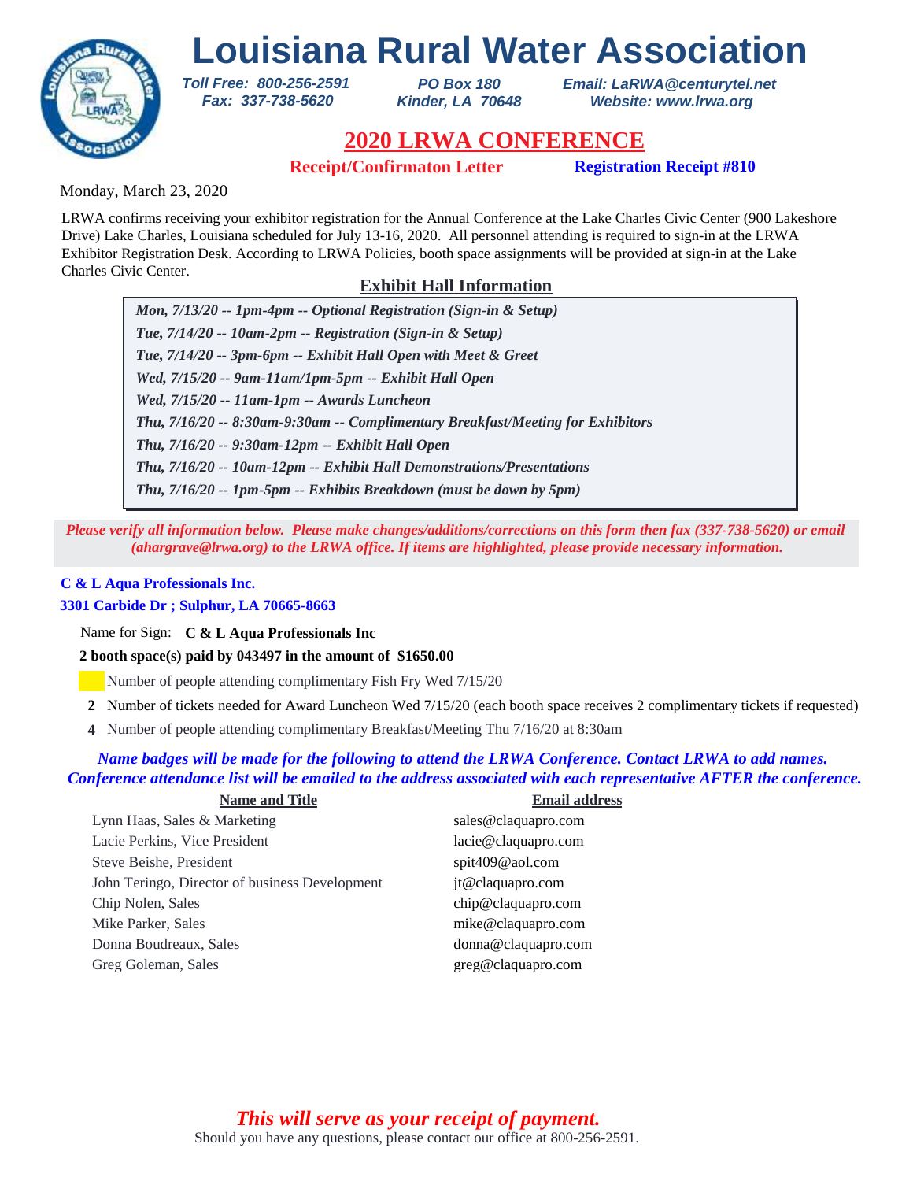# Louisiana Rural Water Association

*Toll Free: 800-256-2591*
*Fax: 337-738-5620*

*PO Box 180*
*Kinder, LA 70648*

*Email: LaRWA@centurytel.net*
*Website: www.lrwa.org*

## 2020 LRWA CONFERENCE

**Receipt/Confirmaton Letter** **Registration Receipt #810**

Monday, March 23, 2020

LRWA confirms receiving your exhibitor registration for the Annual Conference at the Lake Charles Civic Center (900 Lakeshore Drive) Lake Charles, Louisiana scheduled for July 13-16, 2020. All personnel attending is required to sign-in at the LRWA Exhibitor Registration Desk. According to LRWA Policies, booth space assignments will be provided at sign-in at the Lake Charles Civic Center.

### Exhibit Hall Information

*Mon, 7/13/20 -- 1pm-4pm -- Optional Registration (Sign-in & Setup)*
*Tue, 7/14/20 -- 10am-2pm -- Registration (Sign-in & Setup)*
*Tue, 7/14/20 -- 3pm-6pm -- Exhibit Hall Open with Meet & Greet*
*Wed, 7/15/20 -- 9am-11am/1pm-5pm -- Exhibit Hall Open*
*Wed, 7/15/20 -- 11am-1pm -- Awards Luncheon*
*Thu, 7/16/20 -- 8:30am-9:30am -- Complimentary Breakfast/Meeting for Exhibitors*
*Thu, 7/16/20 -- 9:30am-12pm -- Exhibit Hall Open*
*Thu, 7/16/20 -- 10am-12pm -- Exhibit Hall Demonstrations/Presentations*
*Thu, 7/16/20 -- 1pm-5pm -- Exhibits Breakdown (must be down by 5pm)*

*Please verify all information below. Please make changes/additions/corrections on this form then fax (337-738-5620) or email (ahargrave@lrwa.org) to the LRWA office. If items are highlighted, please provide necessary information.*

**C & L Aqua Professionals Inc.**
**3301 Carbide Dr ; Sulphur, LA 70665-8663**

Name for Sign: **C & L Aqua Professionals Inc**

**2 booth space(s) paid by 043497 in the amount of $1650.00**

- ___ Number of people attending complimentary Fish Fry Wed 7/15/20
- **2** Number of tickets needed for Award Luncheon Wed 7/15/20 (each booth space receives 2 complimentary tickets if requested)
- **4** Number of people attending complimentary Breakfast/Meeting Thu 7/16/20 at 8:30am

*Name badges will be made for the following to attend the LRWA Conference. Contact LRWA to add names. Conference attendance list will be emailed to the address associated with each representative AFTER the conference.*

| Name and Title | Email address |
|---|---|
| Lynn Haas, Sales & Marketing | sales@claquapro.com |
| Lacie Perkins, Vice President | lacie@claquapro.com |
| Steve Beishe, President | spit409@aol.com |
| John Teringo, Director of business Development | jt@claquapro.com |
| Chip Nolen, Sales | chip@claquapro.com |
| Mike Parker, Sales | mike@claquapro.com |
| Donna Boudreaux, Sales | donna@claquapro.com |
| Greg Goleman, Sales | greg@claquapro.com |

*This will serve as your receipt of payment.*

Should you have any questions, please contact our office at 800-256-2591.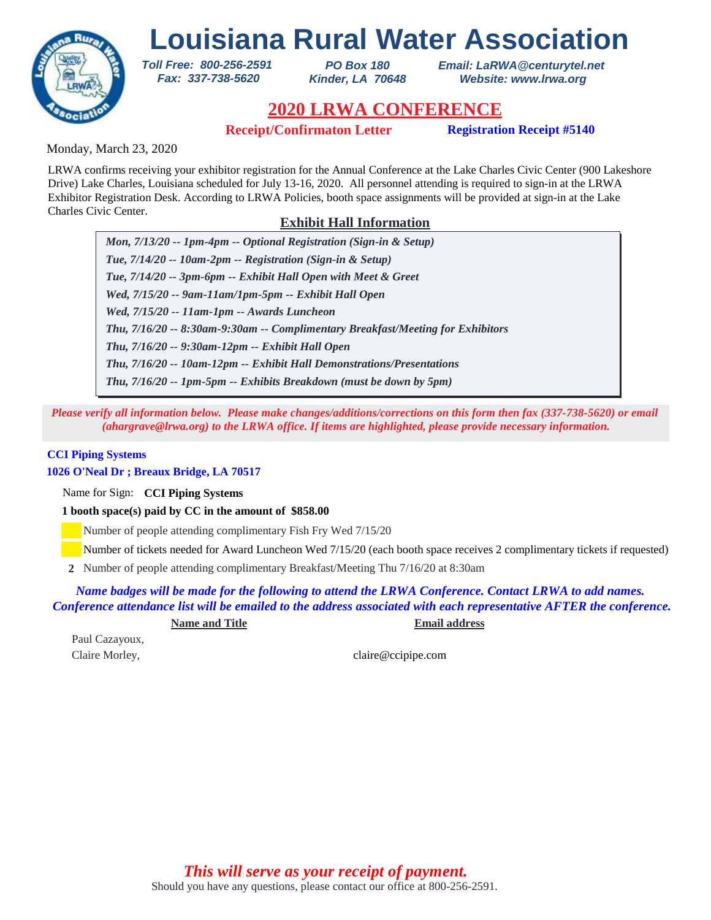# Louisiana Rural Water Association

*Toll Free: 800-256-2591*
*Fax: 337-738-5620*

*PO Box 180*
*Kinder, LA 70648*

*Email: LaRWA@centurytel.net*
*Website: www.lrwa.org*

## 2020 LRWA CONFERENCE

**Receipt/Confirmaton Letter** **Registration Receipt #5140**

Monday, March 23, 2020

LRWA confirms receiving your exhibitor registration for the Annual Conference at the Lake Charles Civic Center (900 Lakeshore Drive) Lake Charles, Louisiana scheduled for July 13-16, 2020. All personnel attending is required to sign-in at the LRWA Exhibitor Registration Desk. According to LRWA Policies, booth space assignments will be provided at sign-in at the Lake Charles Civic Center.

### Exhibit Hall Information

*Mon, 7/13/20 -- 1pm-4pm -- Optional Registration (Sign-in & Setup)*
*Tue, 7/14/20 -- 10am-2pm -- Registration (Sign-in & Setup)*
*Tue, 7/14/20 -- 3pm-6pm -- Exhibit Hall Open with Meet & Greet*
*Wed, 7/15/20 -- 9am-11am/1pm-5pm -- Exhibit Hall Open*
*Wed, 7/15/20 -- 11am-1pm -- Awards Luncheon*
*Thu, 7/16/20 -- 8:30am-9:30am -- Complimentary Breakfast/Meeting for Exhibitors*
*Thu, 7/16/20 -- 9:30am-12pm -- Exhibit Hall Open*
*Thu, 7/16/20 -- 10am-12pm -- Exhibit Hall Demonstrations/Presentations*
*Thu, 7/16/20 -- 1pm-5pm -- Exhibits Breakdown (must be down by 5pm)*

*Please verify all information below. Please make changes/additions/corrections on this form then fax (337-738-5620) or email (ahargrave@lrwa.org) to the LRWA office. If items are highlighted, please provide necessary information.*

**CCI Piping Systems**
**1026 O'Neal Dr ; Breaux Bridge, LA 70517**

Name for Sign: **CCI Piping Systems**

**1 booth space(s) paid by CC in the amount of $858.00**

Number of people attending complimentary Fish Fry Wed 7/15/20

Number of tickets needed for Award Luncheon Wed 7/15/20 (each booth space receives 2 complimentary tickets if requested)

**2** Number of people attending complimentary Breakfast/Meeting Thu 7/16/20 at 8:30am

*Name badges will be made for the following to attend the LRWA Conference. Contact LRWA to add names. Conference attendance list will be emailed to the address associated with each representative AFTER the conference.*

| Name and Title | Email address |
|---|---|
| Paul Cazayoux, | |
| Claire Morley, | claire@ccipipe.com |

*This will serve as your receipt of payment.*

Should you have any questions, please contact our office at 800-256-2591.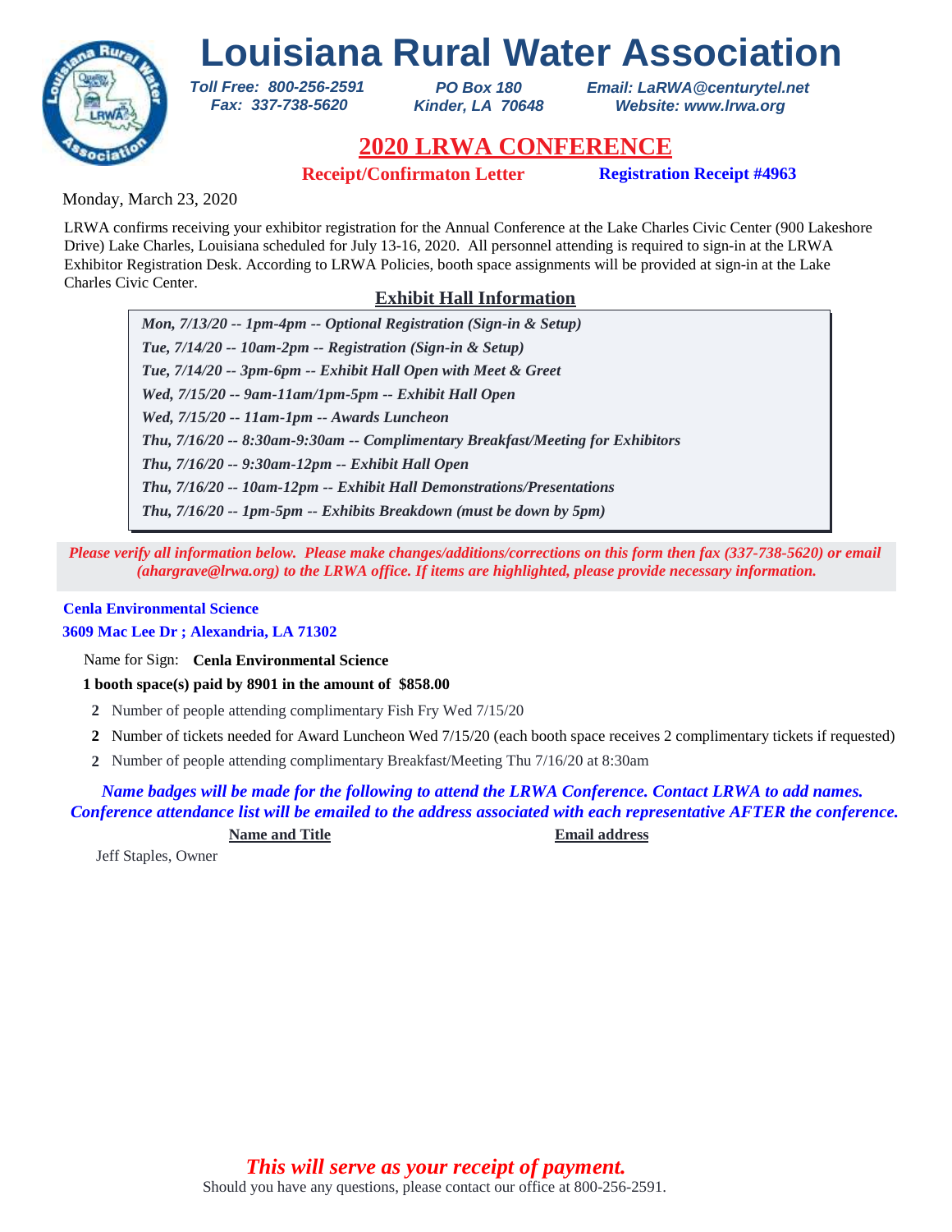# Louisiana Rural Water Association

*Toll Free: 800-256-2591*
*Fax: 337-738-5620*

*PO Box 180*
*Kinder, LA 70648*

*Email: LaRWA@centurytel.net*
*Website: www.lrwa.org*

## 2020 LRWA CONFERENCE

**Receipt/Confirmaton Letter** **Registration Receipt #4963**

Monday, March 23, 2020

LRWA confirms receiving your exhibitor registration for the Annual Conference at the Lake Charles Civic Center (900 Lakeshore Drive) Lake Charles, Louisiana scheduled for July 13-16, 2020. All personnel attending is required to sign-in at the LRWA Exhibitor Registration Desk. According to LRWA Policies, booth space assignments will be provided at sign-in at the Lake Charles Civic Center.

### Exhibit Hall Information

*Mon, 7/13/20 -- 1pm-4pm -- Optional Registration (Sign-in & Setup)*
*Tue, 7/14/20 -- 10am-2pm -- Registration (Sign-in & Setup)*
*Tue, 7/14/20 -- 3pm-6pm -- Exhibit Hall Open with Meet & Greet*
*Wed, 7/15/20 -- 9am-11am/1pm-5pm -- Exhibit Hall Open*
*Wed, 7/15/20 -- 11am-1pm -- Awards Luncheon*
*Thu, 7/16/20 -- 8:30am-9:30am -- Complimentary Breakfast/Meeting for Exhibitors*
*Thu, 7/16/20 -- 9:30am-12pm -- Exhibit Hall Open*
*Thu, 7/16/20 -- 10am-12pm -- Exhibit Hall Demonstrations/Presentations*
*Thu, 7/16/20 -- 1pm-5pm -- Exhibits Breakdown (must be down by 5pm)*

*Please verify all information below. Please make changes/additions/corrections on this form then fax (337-738-5620) or email (ahargrave@lrwa.org) to the LRWA office. If items are highlighted, please provide necessary information.*

**Cenla Environmental Science**
**3609 Mac Lee Dr ; Alexandria, LA 71302**

Name for Sign: **Cenla Environmental Science**

**1 booth space(s) paid by 8901 in the amount of $858.00**

**2** Number of people attending complimentary Fish Fry Wed 7/15/20

**2** Number of tickets needed for Award Luncheon Wed 7/15/20 (each booth space receives 2 complimentary tickets if requested)

**2** Number of people attending complimentary Breakfast/Meeting Thu 7/16/20 at 8:30am

*Name badges will be made for the following to attend the LRWA Conference. Contact LRWA to add names. Conference attendance list will be emailed to the address associated with each representative AFTER the conference.*

| Name and Title | Email address |
| --- | --- |
| Jeff Staples, Owner | |

*This will serve as your receipt of payment.*

Should you have any questions, please contact our office at 800-256-2591.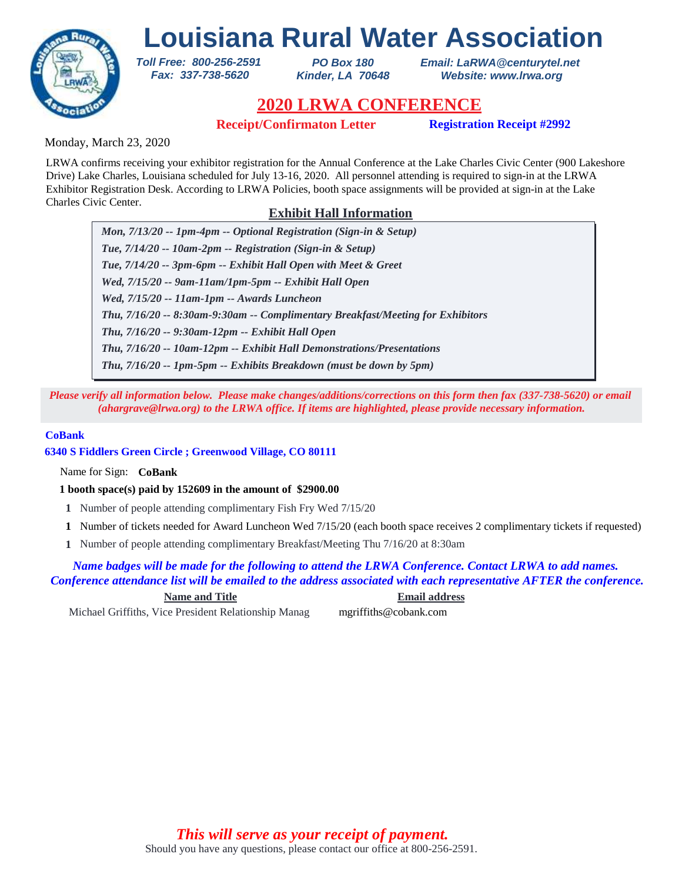# Louisiana Rural Water Association

***Toll Free: 800-256-2591***
***Fax: 337-738-5620***

***PO Box 180***
***Kinder, LA 70648***

***Email: LaRWA@centurytel.net***
***Website: www.lrwa.org***

## 2020 LRWA CONFERENCE

**Receipt/Confirmaton Letter** **Registration Receipt #2992**

Monday, March 23, 2020

LRWA confirms receiving your exhibitor registration for the Annual Conference at the Lake Charles Civic Center (900 Lakeshore Drive) Lake Charles, Louisiana scheduled for July 13-16, 2020. All personnel attending is required to sign-in at the LRWA Exhibitor Registration Desk. According to LRWA Policies, booth space assignments will be provided at sign-in at the Lake Charles Civic Center.

### Exhibit Hall Information

***Mon, 7/13/20 -- 1pm-4pm -- Optional Registration (Sign-in & Setup)***
***Tue, 7/14/20 -- 10am-2pm -- Registration (Sign-in & Setup)***
***Tue, 7/14/20 -- 3pm-6pm -- Exhibit Hall Open with Meet & Greet***
***Wed, 7/15/20 -- 9am-11am/1pm-5pm -- Exhibit Hall Open***
***Wed, 7/15/20 -- 11am-1pm -- Awards Luncheon***
***Thu, 7/16/20 -- 8:30am-9:30am -- Complimentary Breakfast/Meeting for Exhibitors***
***Thu, 7/16/20 -- 9:30am-12pm -- Exhibit Hall Open***
***Thu, 7/16/20 -- 10am-12pm -- Exhibit Hall Demonstrations/Presentations***
***Thu, 7/16/20 -- 1pm-5pm -- Exhibits Breakdown (must be down by 5pm)***

*Please verify all information below. Please make changes/additions/corrections on this form then fax (337-738-5620) or email (ahargrave@lrwa.org) to the LRWA office. If items are highlighted, please provide necessary information.*

**CoBank**
**6340 S Fiddlers Green Circle ; Greenwood Village, CO 80111**

Name for Sign: **CoBank**

**1 booth space(s) paid by 152609 in the amount of $2900.00**

- **1** Number of people attending complimentary Fish Fry Wed 7/15/20
- **1** Number of tickets needed for Award Luncheon Wed 7/15/20 (each booth space receives 2 complimentary tickets if requested)
- **1** Number of people attending complimentary Breakfast/Meeting Thu 7/16/20 at 8:30am

***Name badges will be made for the following to attend the LRWA Conference. Contact LRWA to add names. Conference attendance list will be emailed to the address associated with each representative AFTER the conference.***

| Name and Title | Email address |
| --- | --- |
| Michael Griffiths, Vice President Relationship Manag | mgriffiths@cobank.com |

***This will serve as your receipt of payment.***

Should you have any questions, please contact our office at 800-256-2591.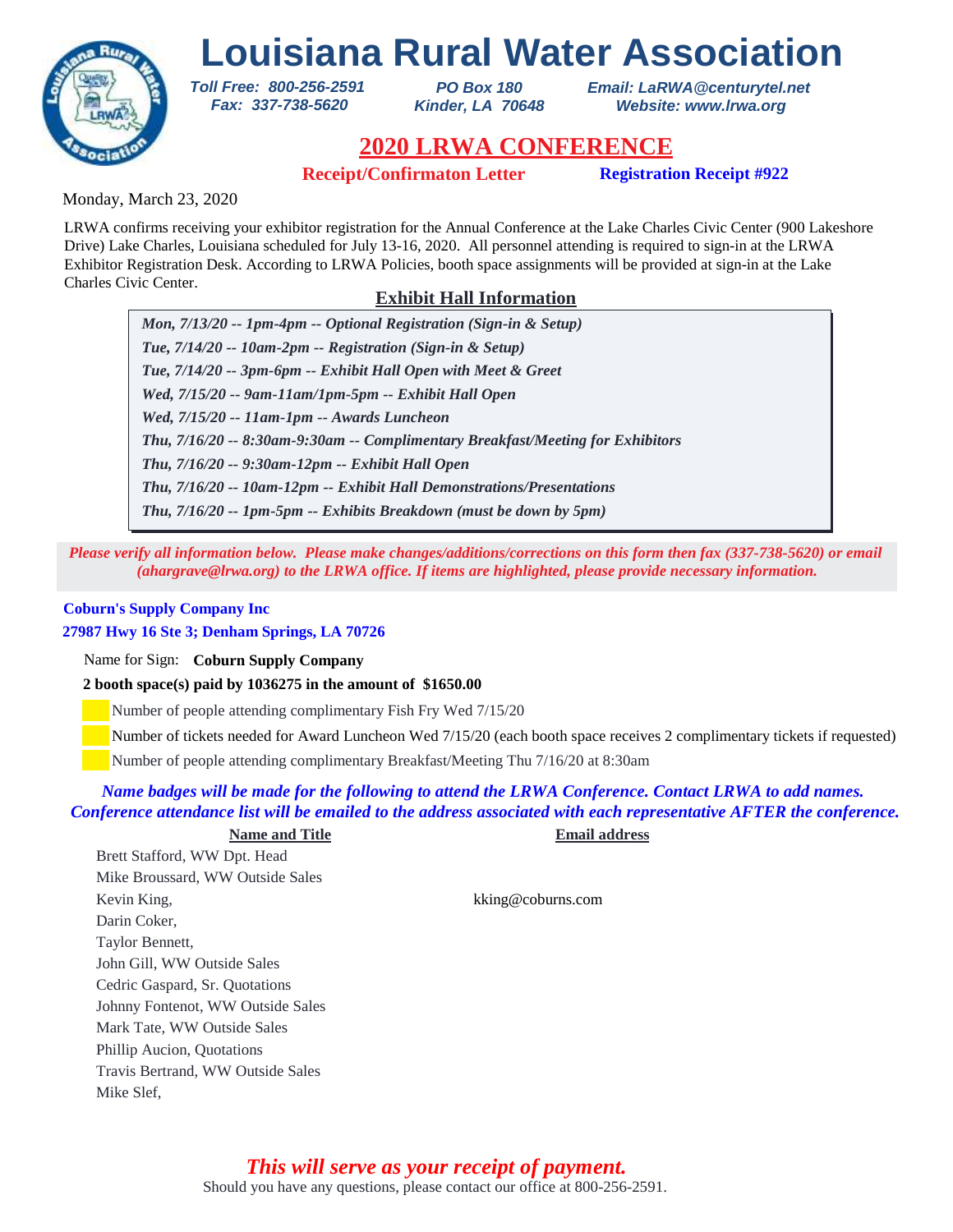# Louisiana Rural Water Association

*Toll Free: 800-256-2591*
*Fax: 337-738-5620*

*PO Box 180*
*Kinder, LA 70648*

*Email: LaRWA@centurytel.net*
*Website: www.lrwa.org*

## 2020 LRWA CONFERENCE

**Receipt/Confirmaton Letter** **Registration Receipt #922**

Monday, March 23, 2020

LRWA confirms receiving your exhibitor registration for the Annual Conference at the Lake Charles Civic Center (900 Lakeshore Drive) Lake Charles, Louisiana scheduled for July 13-16, 2020. All personnel attending is required to sign-in at the LRWA Exhibitor Registration Desk. According to LRWA Policies, booth space assignments will be provided at sign-in at the Lake Charles Civic Center.

### Exhibit Hall Information

*Mon, 7/13/20 -- 1pm-4pm -- Optional Registration (Sign-in & Setup)*
*Tue, 7/14/20 -- 10am-2pm -- Registration (Sign-in & Setup)*
*Tue, 7/14/20 -- 3pm-6pm -- Exhibit Hall Open with Meet & Greet*
*Wed, 7/15/20 -- 9am-11am/1pm-5pm -- Exhibit Hall Open*
*Wed, 7/15/20 -- 11am-1pm -- Awards Luncheon*
*Thu, 7/16/20 -- 8:30am-9:30am -- Complimentary Breakfast/Meeting for Exhibitors*
*Thu, 7/16/20 -- 9:30am-12pm -- Exhibit Hall Open*
*Thu, 7/16/20 -- 10am-12pm -- Exhibit Hall Demonstrations/Presentations*
*Thu, 7/16/20 -- 1pm-5pm -- Exhibits Breakdown (must be down by 5pm)*

*Please verify all information below. Please make changes/additions/corrections on this form then fax (337-738-5620) or email (ahargrave@lrwa.org) to the LRWA office. If items are highlighted, please provide necessary information.*

**Coburn's Supply Company Inc**
**27987 Hwy 16 Ste 3; Denham Springs, LA 70726**

Name for Sign: **Coburn Supply Company**

**2 booth space(s) paid by 1036275 in the amount of $1650.00**

Number of people attending complimentary Fish Fry Wed 7/15/20

Number of tickets needed for Award Luncheon Wed 7/15/20 (each booth space receives 2 complimentary tickets if requested)

Number of people attending complimentary Breakfast/Meeting Thu 7/16/20 at 8:30am

*Name badges will be made for the following to attend the LRWA Conference. Contact LRWA to add names. Conference attendance list will be emailed to the address associated with each representative AFTER the conference.*

| Name and Title | Email address |
|---|---|
| Brett Stafford, WW Dpt. Head | |
| Mike Broussard, WW Outside Sales | |
| Kevin King, | kking@coburns.com |
| Darin Coker, | |
| Taylor Bennett, | |
| John Gill, WW Outside Sales | |
| Cedric Gaspard, Sr. Quotations | |
| Johnny Fontenot, WW Outside Sales | |
| Mark Tate, WW Outside Sales | |
| Phillip Aucion, Quotations | |
| Travis Bertrand, WW Outside Sales | |
| Mike Slef, | |

*This will serve as your receipt of payment.*

Should you have any questions, please contact our office at 800-256-2591.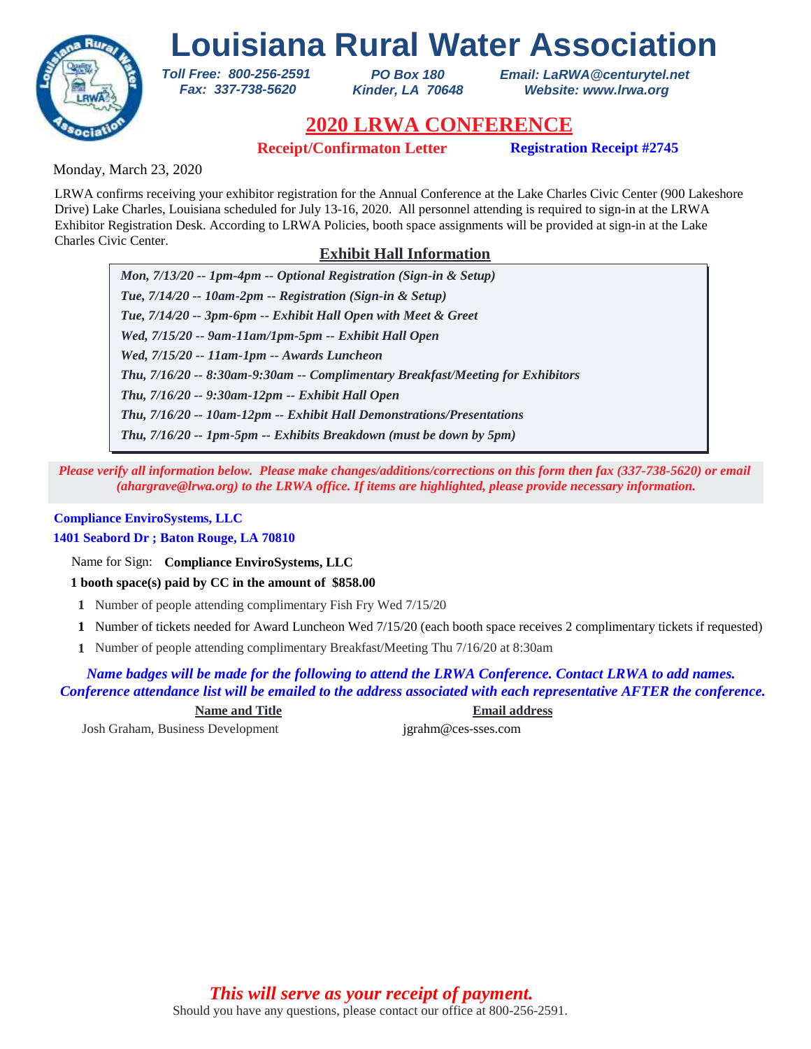# Louisiana Rural Water Association

*Toll Free: 800-256-2591*
*Fax: 337-738-5620*

*PO Box 180*
*Kinder, LA 70648*

*Email: LaRWA@centurytel.net*
*Website: www.lrwa.org*

## 2020 LRWA CONFERENCE

**Receipt/Confirmaton Letter** **Registration Receipt #2745**

Monday, March 23, 2020

LRWA confirms receiving your exhibitor registration for the Annual Conference at the Lake Charles Civic Center (900 Lakeshore Drive) Lake Charles, Louisiana scheduled for July 13-16, 2020. All personnel attending is required to sign-in at the LRWA Exhibitor Registration Desk. According to LRWA Policies, booth space assignments will be provided at sign-in at the Lake Charles Civic Center.

### Exhibit Hall Information

*Mon, 7/13/20 -- 1pm-4pm -- Optional Registration (Sign-in & Setup)*
*Tue, 7/14/20 -- 10am-2pm -- Registration (Sign-in & Setup)*
*Tue, 7/14/20 -- 3pm-6pm -- Exhibit Hall Open with Meet & Greet*
*Wed, 7/15/20 -- 9am-11am/1pm-5pm -- Exhibit Hall Open*
*Wed, 7/15/20 -- 11am-1pm -- Awards Luncheon*
*Thu, 7/16/20 -- 8:30am-9:30am -- Complimentary Breakfast/Meeting for Exhibitors*
*Thu, 7/16/20 -- 9:30am-12pm -- Exhibit Hall Open*
*Thu, 7/16/20 -- 10am-12pm -- Exhibit Hall Demonstrations/Presentations*
*Thu, 7/16/20 -- 1pm-5pm -- Exhibits Breakdown (must be down by 5pm)*

*Please verify all information below. Please make changes/additions/corrections on this form then fax (337-738-5620) or email (ahargrave@lrwa.org) to the LRWA office. If items are highlighted, please provide necessary information.*

**Compliance EnviroSystems, LLC**
**1401 Seabord Dr ; Baton Rouge, LA 70810**

Name for Sign: **Compliance EnviroSystems, LLC**

**1 booth space(s) paid by CC in the amount of $858.00**

**1** Number of people attending complimentary Fish Fry Wed 7/15/20

**1** Number of tickets needed for Award Luncheon Wed 7/15/20 (each booth space receives 2 complimentary tickets if requested)

**1** Number of people attending complimentary Breakfast/Meeting Thu 7/16/20 at 8:30am

*Name badges will be made for the following to attend the LRWA Conference. Contact LRWA to add names. Conference attendance list will be emailed to the address associated with each representative AFTER the conference.*

| Name and Title | Email address |
| --- | --- |
| Josh Graham, Business Development | jgrahm@ces-sses.com |

*This will serve as your receipt of payment.*

Should you have any questions, please contact our office at 800-256-2591.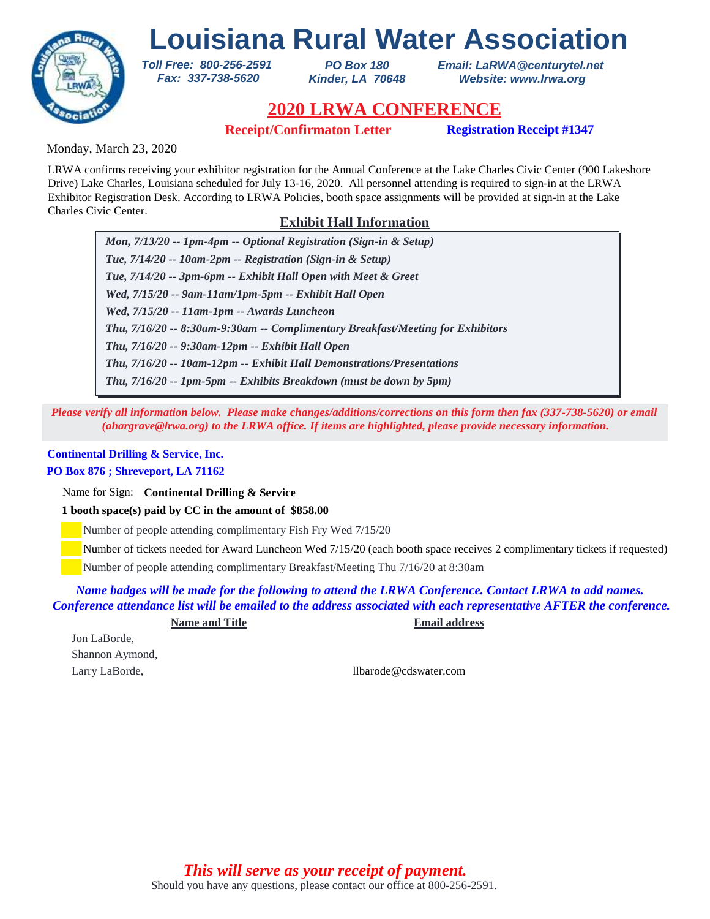# Louisiana Rural Water Association

*Toll Free: 800-256-2591*
*Fax: 337-738-5620*

*PO Box 180*
*Kinder, LA 70648*

*Email: LaRWA@centurytel.net*
*Website: www.lrwa.org*

## 2020 LRWA CONFERENCE

**Receipt/Confirmaton Letter** **Registration Receipt #1347**

Monday, March 23, 2020

LRWA confirms receiving your exhibitor registration for the Annual Conference at the Lake Charles Civic Center (900 Lakeshore Drive) Lake Charles, Louisiana scheduled for July 13-16, 2020. All personnel attending is required to sign-in at the LRWA Exhibitor Registration Desk. According to LRWA Policies, booth space assignments will be provided at sign-in at the Lake Charles Civic Center.

### Exhibit Hall Information

*Mon, 7/13/20 -- 1pm-4pm -- Optional Registration (Sign-in & Setup)*
*Tue, 7/14/20 -- 10am-2pm -- Registration (Sign-in & Setup)*
*Tue, 7/14/20 -- 3pm-6pm -- Exhibit Hall Open with Meet & Greet*
*Wed, 7/15/20 -- 9am-11am/1pm-5pm -- Exhibit Hall Open*
*Wed, 7/15/20 -- 11am-1pm -- Awards Luncheon*
*Thu, 7/16/20 -- 8:30am-9:30am -- Complimentary Breakfast/Meeting for Exhibitors*
*Thu, 7/16/20 -- 9:30am-12pm -- Exhibit Hall Open*
*Thu, 7/16/20 -- 10am-12pm -- Exhibit Hall Demonstrations/Presentations*
*Thu, 7/16/20 -- 1pm-5pm -- Exhibits Breakdown (must be down by 5pm)*

*Please verify all information below. Please make changes/additions/corrections on this form then fax (337-738-5620) or email (ahargrave@lrwa.org) to the LRWA office. If items are highlighted, please provide necessary information.*

**Continental Drilling & Service, Inc.**
**PO Box 876 ; Shreveport, LA 71162**

Name for Sign: **Continental Drilling & Service**

**1 booth space(s) paid by CC in the amount of $858.00**

Number of people attending complimentary Fish Fry Wed 7/15/20
Number of tickets needed for Award Luncheon Wed 7/15/20 (each booth space receives 2 complimentary tickets if requested)
Number of people attending complimentary Breakfast/Meeting Thu 7/16/20 at 8:30am

*Name badges will be made for the following to attend the LRWA Conference. Contact LRWA to add names. Conference attendance list will be emailed to the address associated with each representative AFTER the conference.*

| Name and Title | Email address |
|---|---|
| Jon LaBorde, | |
| Shannon Aymond, | |
| Larry LaBorde, | llbarode@cdswater.com |

*This will serve as your receipt of payment.*

Should you have any questions, please contact our office at 800-256-2591.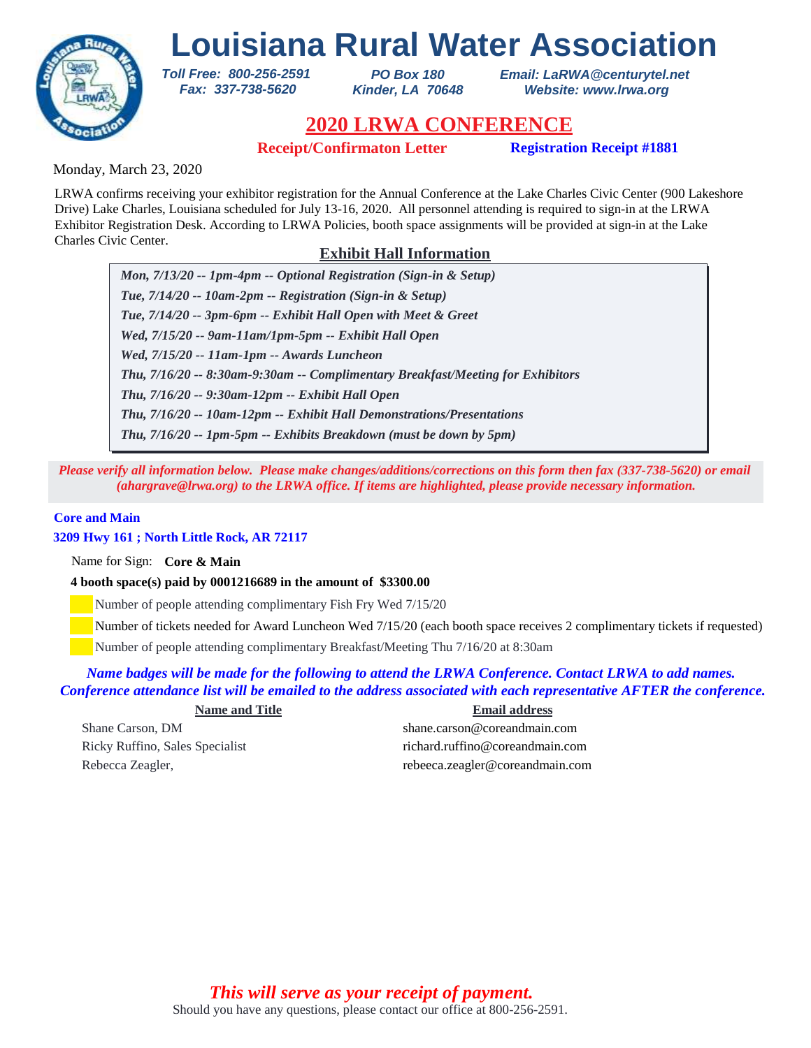# Louisiana Rural Water Association

*Toll Free: 800-256-2591*
*Fax: 337-738-5620*

*PO Box 180*
*Kinder, LA 70648*

*Email: LaRWA@centurytel.net*
*Website: www.lrwa.org*

## 2020 LRWA CONFERENCE

**Receipt/Confirmaton Letter** **Registration Receipt #1881**

Monday, March 23, 2020

LRWA confirms receiving your exhibitor registration for the Annual Conference at the Lake Charles Civic Center (900 Lakeshore Drive) Lake Charles, Louisiana scheduled for July 13-16, 2020. All personnel attending is required to sign-in at the LRWA Exhibitor Registration Desk. According to LRWA Policies, booth space assignments will be provided at sign-in at the Lake Charles Civic Center.

### Exhibit Hall Information

*Mon, 7/13/20 -- 1pm-4pm -- Optional Registration (Sign-in & Setup)*
*Tue, 7/14/20 -- 10am-2pm -- Registration (Sign-in & Setup)*
*Tue, 7/14/20 -- 3pm-6pm -- Exhibit Hall Open with Meet & Greet*
*Wed, 7/15/20 -- 9am-11am/1pm-5pm -- Exhibit Hall Open*
*Wed, 7/15/20 -- 11am-1pm -- Awards Luncheon*
*Thu, 7/16/20 -- 8:30am-9:30am -- Complimentary Breakfast/Meeting for Exhibitors*
*Thu, 7/16/20 -- 9:30am-12pm -- Exhibit Hall Open*
*Thu, 7/16/20 -- 10am-12pm -- Exhibit Hall Demonstrations/Presentations*
*Thu, 7/16/20 -- 1pm-5pm -- Exhibits Breakdown (must be down by 5pm)*

*Please verify all information below. Please make changes/additions/corrections on this form then fax (337-738-5620) or email (ahargrave@lrwa.org) to the LRWA office. If items are highlighted, please provide necessary information.*

**Core and Main**
**3209 Hwy 161 ; North Little Rock, AR 72117**

Name for Sign: **Core & Main**

**4 booth space(s) paid by 0001216689 in the amount of $3300.00**

- Number of people attending complimentary Fish Fry Wed 7/15/20
- Number of tickets needed for Award Luncheon Wed 7/15/20 (each booth space receives 2 complimentary tickets if requested)
- Number of people attending complimentary Breakfast/Meeting Thu 7/16/20 at 8:30am

*Name badges will be made for the following to attend the LRWA Conference. Contact LRWA to add names. Conference attendance list will be emailed to the address associated with each representative AFTER the conference.*

| Name and Title | Email address |
|---|---|
| Shane Carson, DM | shane.carson@coreandmain.com |
| Ricky Ruffino, Sales Specialist | richard.ruffino@coreandmain.com |
| Rebecca Zeagler, | rebeeca.zeagler@coreandmain.com |

*This will serve as your receipt of payment.*

Should you have any questions, please contact our office at 800-256-2591.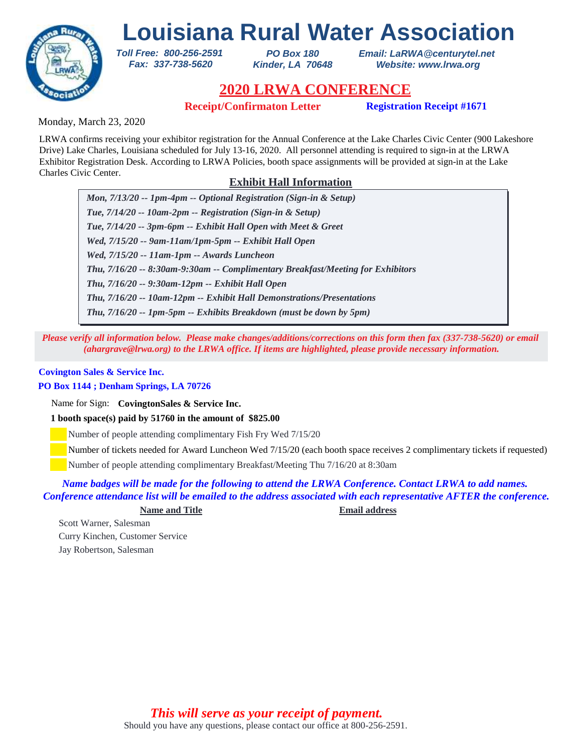# Louisiana Rural Water Association

***Toll Free: 800-256-2591***
***Fax: 337-738-5620***

***PO Box 180***
***Kinder, LA 70648***

***Email: LaRWA@centurytel.net***
***Website: www.lrwa.org***

## 2020 LRWA CONFERENCE

**Receipt/Confirmaton Letter** **Registration Receipt #1671**

Monday, March 23, 2020

LRWA confirms receiving your exhibitor registration for the Annual Conference at the Lake Charles Civic Center (900 Lakeshore Drive) Lake Charles, Louisiana scheduled for July 13-16, 2020. All personnel attending is required to sign-in at the LRWA Exhibitor Registration Desk. According to LRWA Policies, booth space assignments will be provided at sign-in at the Lake Charles Civic Center.

### Exhibit Hall Information

***Mon, 7/13/20 -- 1pm-4pm -- Optional Registration (Sign-in & Setup)***
***Tue, 7/14/20 -- 10am-2pm -- Registration (Sign-in & Setup)***
***Tue, 7/14/20 -- 3pm-6pm -- Exhibit Hall Open with Meet & Greet***
***Wed, 7/15/20 -- 9am-11am/1pm-5pm -- Exhibit Hall Open***
***Wed, 7/15/20 -- 11am-1pm -- Awards Luncheon***
***Thu, 7/16/20 -- 8:30am-9:30am -- Complimentary Breakfast/Meeting for Exhibitors***
***Thu, 7/16/20 -- 9:30am-12pm -- Exhibit Hall Open***
***Thu, 7/16/20 -- 10am-12pm -- Exhibit Hall Demonstrations/Presentations***
***Thu, 7/16/20 -- 1pm-5pm -- Exhibits Breakdown (must be down by 5pm)***

***Please verify all information below. Please make changes/additions/corrections on this form then fax (337-738-5620) or email (ahargrave@lrwa.org) to the LRWA office. If items are highlighted, please provide necessary information.***

**Covington Sales & Service Inc.**
**PO Box 1144 ; Denham Springs, LA 70726**

Name for Sign: **CovingtonSales & Service Inc.**

**1 booth space(s) paid by 51760 in the amount of $825.00**

Number of people attending complimentary Fish Fry Wed 7/15/20

Number of tickets needed for Award Luncheon Wed 7/15/20 (each booth space receives 2 complimentary tickets if requested)

Number of people attending complimentary Breakfast/Meeting Thu 7/16/20 at 8:30am

***Name badges will be made for the following to attend the LRWA Conference. Contact LRWA to add names. Conference attendance list will be emailed to the address associated with each representative AFTER the conference.***

| Name and Title | Email address |
|---|---|
| Scott Warner, Salesman | |
| Curry Kinchen, Customer Service | |
| Jay Robertson, Salesman | |

***This will serve as your receipt of payment.***

Should you have any questions, please contact our office at 800-256-2591.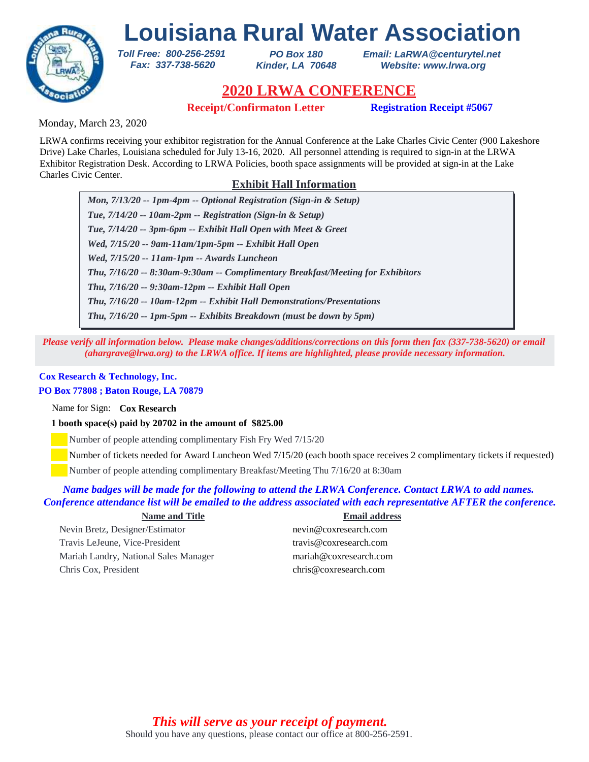# Louisiana Rural Water Association

*Toll Free: 800-256-2591*
*Fax: 337-738-5620*

*PO Box 180*
*Kinder, LA 70648*

*Email: LaRWA@centurytel.net*
*Website: www.lrwa.org*

## 2020 LRWA CONFERENCE

**Receipt/Confirmaton Letter** **Registration Receipt #5067**

Monday, March 23, 2020

LRWA confirms receiving your exhibitor registration for the Annual Conference at the Lake Charles Civic Center (900 Lakeshore Drive) Lake Charles, Louisiana scheduled for July 13-16, 2020. All personnel attending is required to sign-in at the LRWA Exhibitor Registration Desk. According to LRWA Policies, booth space assignments will be provided at sign-in at the Lake Charles Civic Center.

### Exhibit Hall Information

- ***Mon, 7/13/20 -- 1pm-4pm -- Optional Registration (Sign-in & Setup)***
- ***Tue, 7/14/20 -- 10am-2pm -- Registration (Sign-in & Setup)***
- ***Tue, 7/14/20 -- 3pm-6pm -- Exhibit Hall Open with Meet & Greet***
- ***Wed, 7/15/20 -- 9am-11am/1pm-5pm -- Exhibit Hall Open***
- ***Wed, 7/15/20 -- 11am-1pm -- Awards Luncheon***
- ***Thu, 7/16/20 -- 8:30am-9:30am -- Complimentary Breakfast/Meeting for Exhibitors***
- ***Thu, 7/16/20 -- 9:30am-12pm -- Exhibit Hall Open***
- ***Thu, 7/16/20 -- 10am-12pm -- Exhibit Hall Demonstrations/Presentations***
- ***Thu, 7/16/20 -- 1pm-5pm -- Exhibits Breakdown (must be down by 5pm)***

***Please verify all information below. Please make changes/additions/corrections on this form then fax (337-738-5620) or email (ahargrave@lrwa.org) to the LRWA office. If items are highlighted, please provide necessary information.***

**Cox Research & Technology, Inc.**
**PO Box 77808 ; Baton Rouge, LA 70879**

Name for Sign: **Cox Research**

**1 booth space(s) paid by 20702 in the amount of $825.00**

- Number of people attending complimentary Fish Fry Wed 7/15/20
- Number of tickets needed for Award Luncheon Wed 7/15/20 (each booth space receives 2 complimentary tickets if requested)
- Number of people attending complimentary Breakfast/Meeting Thu 7/16/20 at 8:30am

***Name badges will be made for the following to attend the LRWA Conference. Contact LRWA to add names. Conference attendance list will be emailed to the address associated with each representative AFTER the conference.***

| Name and Title | Email address |
|---|---|
| Nevin Bretz, Designer/Estimator | nevin@coxresearch.com |
| Travis LeJeune, Vice-President | travis@coxresearch.com |
| Mariah Landry, National Sales Manager | mariah@coxresearch.com |
| Chris Cox, President | chris@coxresearch.com |

***This will serve as your receipt of payment.***

Should you have any questions, please contact our office at 800-256-2591.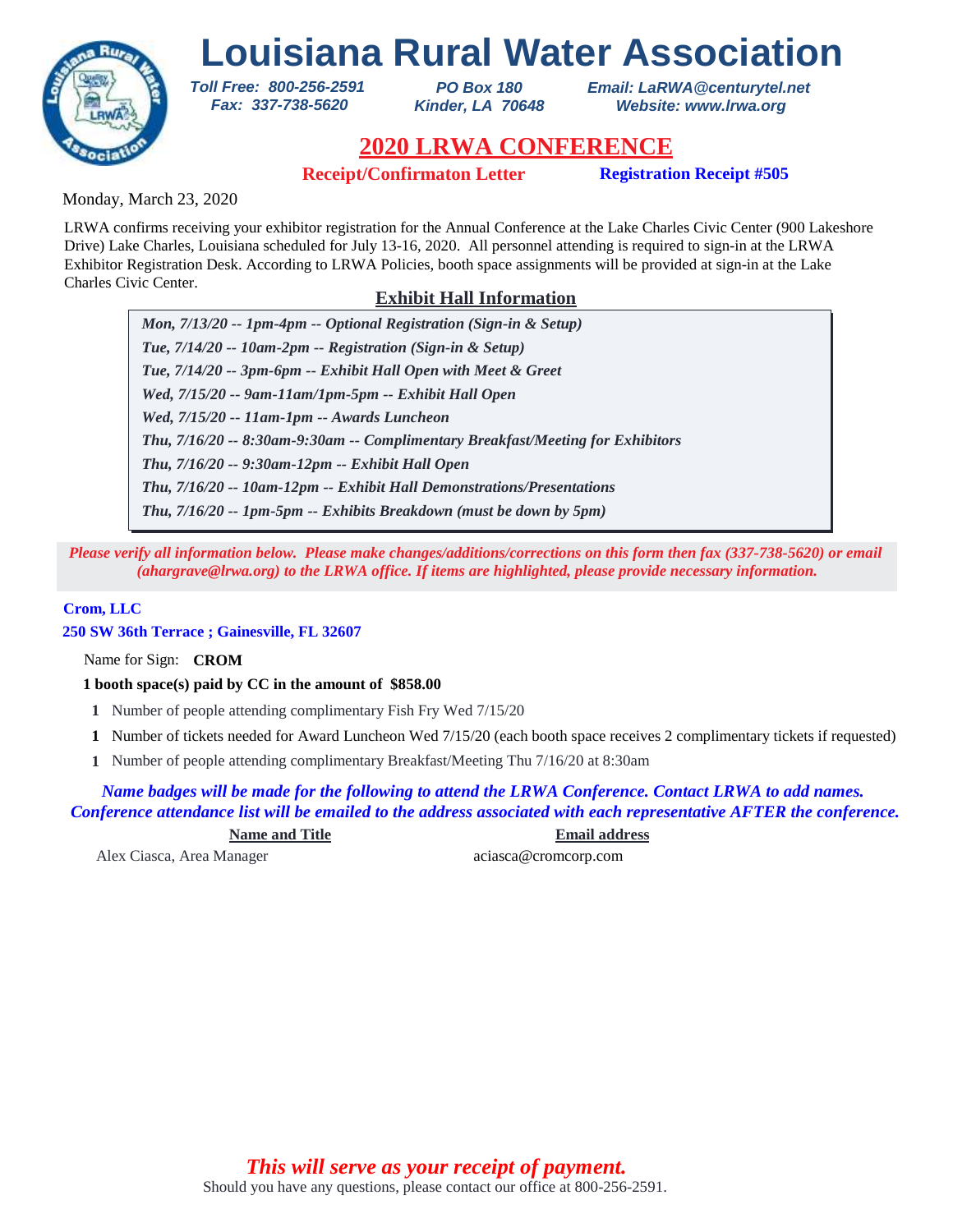# Louisiana Rural Water Association

*Toll Free: 800-256-2591*
*Fax: 337-738-5620*

*PO Box 180*
*Kinder, LA 70648*

*Email: LaRWA@centurytel.net*
*Website: www.lrwa.org*

## 2020 LRWA CONFERENCE

**Receipt/Confirmaton Letter** **Registration Receipt #505**

Monday, March 23, 2020

LRWA confirms receiving your exhibitor registration for the Annual Conference at the Lake Charles Civic Center (900 Lakeshore Drive) Lake Charles, Louisiana scheduled for July 13-16, 2020. All personnel attending is required to sign-in at the LRWA Exhibitor Registration Desk. According to LRWA Policies, booth space assignments will be provided at sign-in at the Lake Charles Civic Center.

### Exhibit Hall Information

*Mon, 7/13/20 -- 1pm-4pm -- Optional Registration (Sign-in & Setup)*
*Tue, 7/14/20 -- 10am-2pm -- Registration (Sign-in & Setup)*
*Tue, 7/14/20 -- 3pm-6pm -- Exhibit Hall Open with Meet & Greet*
*Wed, 7/15/20 -- 9am-11am/1pm-5pm -- Exhibit Hall Open*
*Wed, 7/15/20 -- 11am-1pm -- Awards Luncheon*
*Thu, 7/16/20 -- 8:30am-9:30am -- Complimentary Breakfast/Meeting for Exhibitors*
*Thu, 7/16/20 -- 9:30am-12pm -- Exhibit Hall Open*
*Thu, 7/16/20 -- 10am-12pm -- Exhibit Hall Demonstrations/Presentations*
*Thu, 7/16/20 -- 1pm-5pm -- Exhibits Breakdown (must be down by 5pm)*

*Please verify all information below. Please make changes/additions/corrections on this form then fax (337-738-5620) or email (ahargrave@lrwa.org) to the LRWA office. If items are highlighted, please provide necessary information.*

**Crom, LLC**
**250 SW 36th Terrace ; Gainesville, FL 32607**

Name for Sign: **CROM**

**1 booth space(s) paid by CC in the amount of $858.00**

**1** Number of people attending complimentary Fish Fry Wed 7/15/20
**1** Number of tickets needed for Award Luncheon Wed 7/15/20 (each booth space receives 2 complimentary tickets if requested)
**1** Number of people attending complimentary Breakfast/Meeting Thu 7/16/20 at 8:30am

*Name badges will be made for the following to attend the LRWA Conference. Contact LRWA to add names. Conference attendance list will be emailed to the address associated with each representative AFTER the conference.*

| Name and Title | Email address |
|---|---|
| Alex Ciasca, Area Manager | aciasca@cromcorp.com |

*This will serve as your receipt of payment.*

Should you have any questions, please contact our office at 800-256-2591.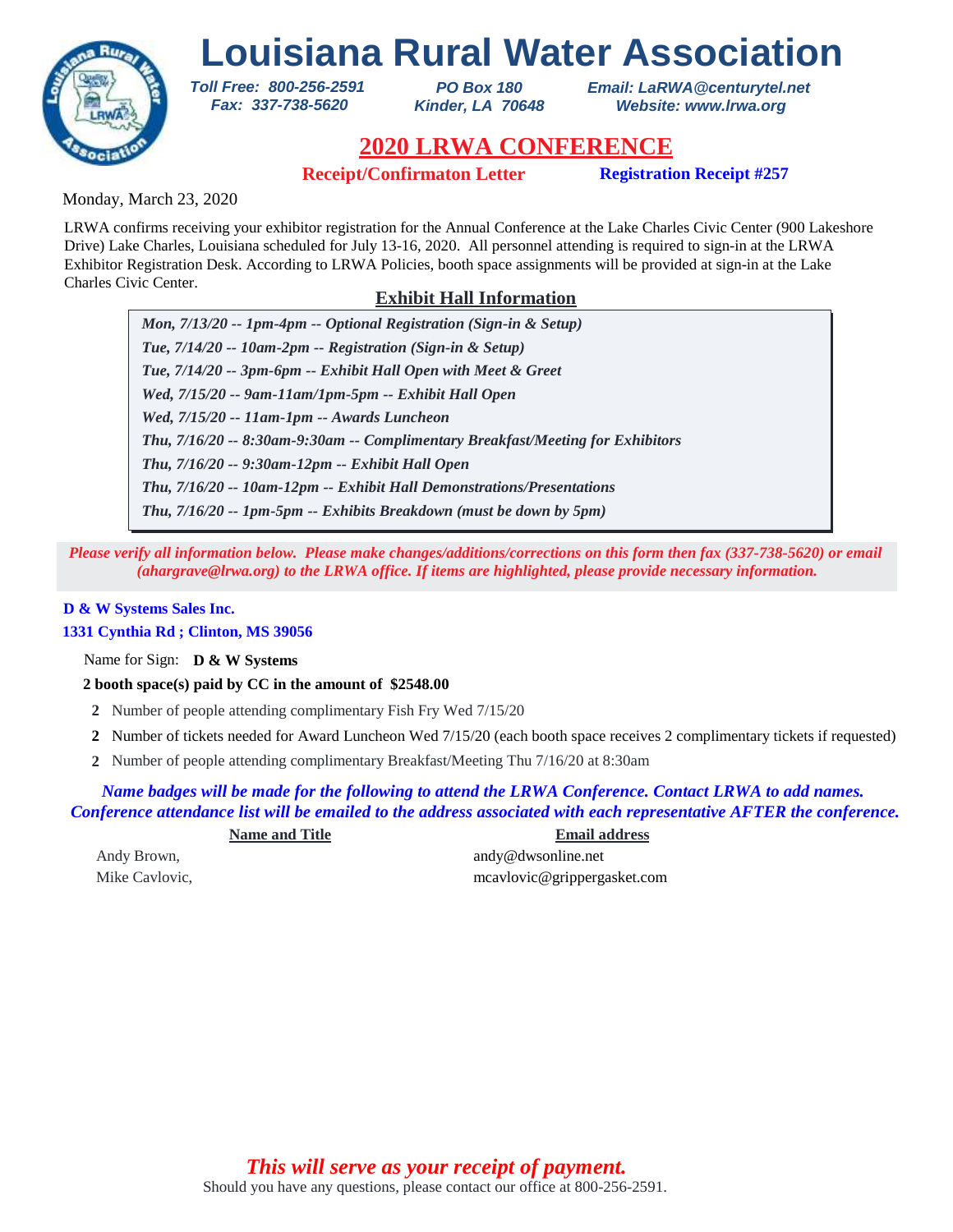# Louisiana Rural Water Association

*Toll Free: 800-256-2591*
*Fax: 337-738-5620*

*PO Box 180*
*Kinder, LA 70648*

*Email: LaRWA@centurytel.net*
*Website: www.lrwa.org*

## 2020 LRWA CONFERENCE

**Receipt/Confirmaton Letter** **Registration Receipt #257**

Monday, March 23, 2020

LRWA confirms receiving your exhibitor registration for the Annual Conference at the Lake Charles Civic Center (900 Lakeshore Drive) Lake Charles, Louisiana scheduled for July 13-16, 2020. All personnel attending is required to sign-in at the LRWA Exhibitor Registration Desk. According to LRWA Policies, booth space assignments will be provided at sign-in at the Lake Charles Civic Center.

### Exhibit Hall Information

***Mon, 7/13/20 -- 1pm-4pm -- Optional Registration (Sign-in & Setup)***
***Tue, 7/14/20 -- 10am-2pm -- Registration (Sign-in & Setup)***
***Tue, 7/14/20 -- 3pm-6pm -- Exhibit Hall Open with Meet & Greet***
***Wed, 7/15/20 -- 9am-11am/1pm-5pm -- Exhibit Hall Open***
***Wed, 7/15/20 -- 11am-1pm -- Awards Luncheon***
***Thu, 7/16/20 -- 8:30am-9:30am -- Complimentary Breakfast/Meeting for Exhibitors***
***Thu, 7/16/20 -- 9:30am-12pm -- Exhibit Hall Open***
***Thu, 7/16/20 -- 10am-12pm -- Exhibit Hall Demonstrations/Presentations***
***Thu, 7/16/20 -- 1pm-5pm -- Exhibits Breakdown (must be down by 5pm)***

***Please verify all information below. Please make changes/additions/corrections on this form then fax (337-738-5620) or email (ahargrave@lrwa.org) to the LRWA office. If items are highlighted, please provide necessary information.***

**D & W Systems Sales Inc.**
**1331 Cynthia Rd ; Clinton, MS 39056**

Name for Sign: **D & W Systems**

**2 booth space(s) paid by CC in the amount of $2548.00**

**2** Number of people attending complimentary Fish Fry Wed 7/15/20
**2** Number of tickets needed for Award Luncheon Wed 7/15/20 (each booth space receives 2 complimentary tickets if requested)
**2** Number of people attending complimentary Breakfast/Meeting Thu 7/16/20 at 8:30am

***Name badges will be made for the following to attend the LRWA Conference. Contact LRWA to add names. Conference attendance list will be emailed to the address associated with each representative AFTER the conference.***

| Name and Title | Email address |
|---|---|
| Andy Brown, | andy@dwsonline.net |
| Mike Cavlovic, | mcavlovic@grippergasket.com |

***This will serve as your receipt of payment.***

Should you have any questions, please contact our office at 800-256-2591.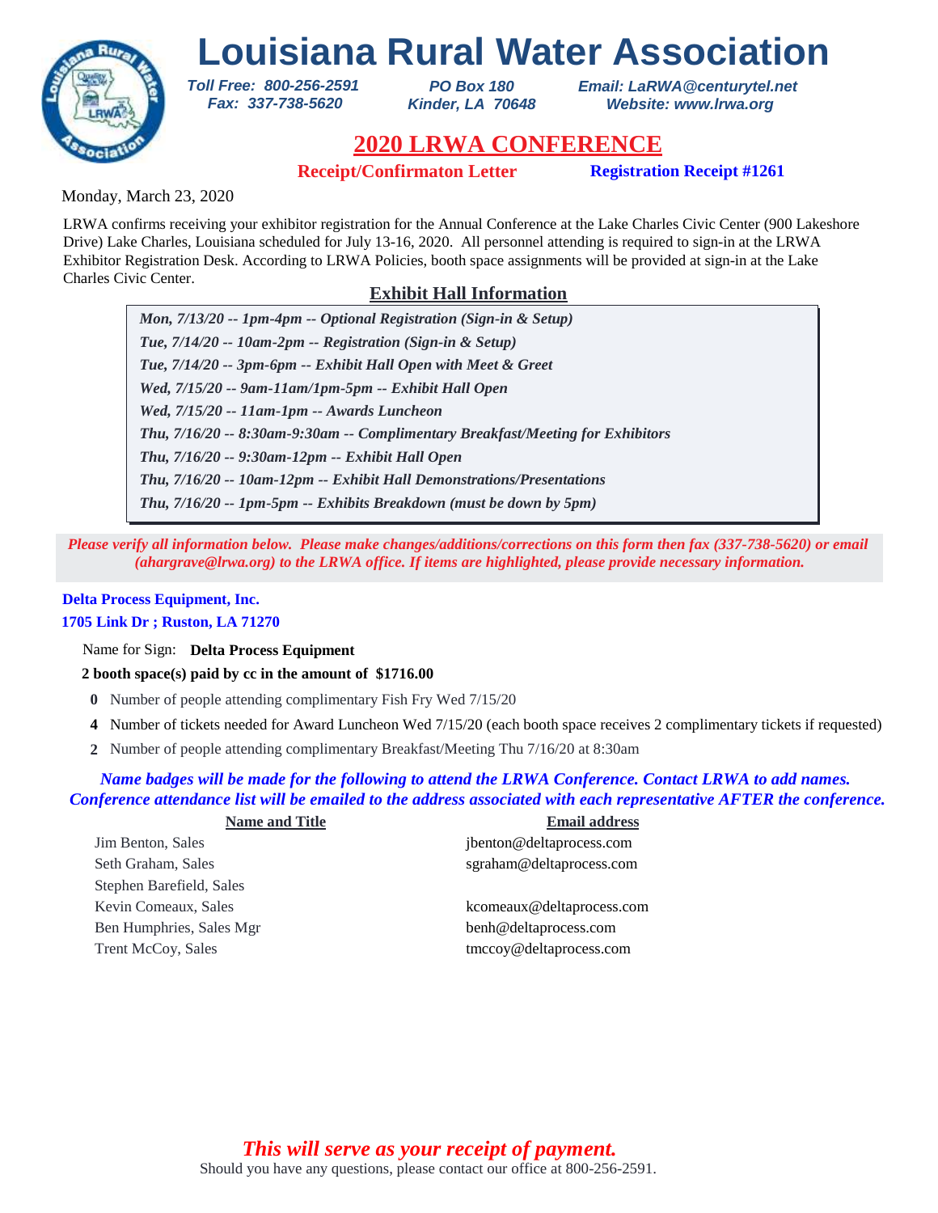# Louisiana Rural Water Association

*Toll Free: 800-256-2591*
*Fax: 337-738-5620*

*PO Box 180*
*Kinder, LA 70648*

*Email: LaRWA@centurytel.net*
*Website: www.lrwa.org*

## 2020 LRWA CONFERENCE

**Receipt/Confirmaton Letter** **Registration Receipt #1261**

Monday, March 23, 2020

LRWA confirms receiving your exhibitor registration for the Annual Conference at the Lake Charles Civic Center (900 Lakeshore Drive) Lake Charles, Louisiana scheduled for July 13-16, 2020. All personnel attending is required to sign-in at the LRWA Exhibitor Registration Desk. According to LRWA Policies, booth space assignments will be provided at sign-in at the Lake Charles Civic Center.

### Exhibit Hall Information

*Mon, 7/13/20 -- 1pm-4pm -- Optional Registration (Sign-in & Setup)*
*Tue, 7/14/20 -- 10am-2pm -- Registration (Sign-in & Setup)*
*Tue, 7/14/20 -- 3pm-6pm -- Exhibit Hall Open with Meet & Greet*
*Wed, 7/15/20 -- 9am-11am/1pm-5pm -- Exhibit Hall Open*
*Wed, 7/15/20 -- 11am-1pm -- Awards Luncheon*
*Thu, 7/16/20 -- 8:30am-9:30am -- Complimentary Breakfast/Meeting for Exhibitors*
*Thu, 7/16/20 -- 9:30am-12pm -- Exhibit Hall Open*
*Thu, 7/16/20 -- 10am-12pm -- Exhibit Hall Demonstrations/Presentations*
*Thu, 7/16/20 -- 1pm-5pm -- Exhibits Breakdown (must be down by 5pm)*

*Please verify all information below. Please make changes/additions/corrections on this form then fax (337-738-5620) or email (ahargrave@lrwa.org) to the LRWA office. If items are highlighted, please provide necessary information.*

**Delta Process Equipment, Inc.**
**1705 Link Dr ; Ruston, LA 71270**

Name for Sign: **Delta Process Equipment**

**2 booth space(s) paid by cc in the amount of $1716.00**

**0** Number of people attending complimentary Fish Fry Wed 7/15/20
**4** Number of tickets needed for Award Luncheon Wed 7/15/20 (each booth space receives 2 complimentary tickets if requested)
**2** Number of people attending complimentary Breakfast/Meeting Thu 7/16/20 at 8:30am

*Name badges will be made for the following to attend the LRWA Conference. Contact LRWA to add names. Conference attendance list will be emailed to the address associated with each representative AFTER the conference.*

| Name and Title | Email address |
|---|---|
| Jim Benton, Sales | jbenton@deltaprocess.com |
| Seth Graham, Sales | sgraham@deltaprocess.com |
| Stephen Barefield, Sales | |
| Kevin Comeaux, Sales | kcomeaux@deltaprocess.com |
| Ben Humphries, Sales Mgr | benh@deltaprocess.com |
| Trent McCoy, Sales | tmccoy@deltaprocess.com |

*This will serve as your receipt of payment.*

Should you have any questions, please contact our office at 800-256-2591.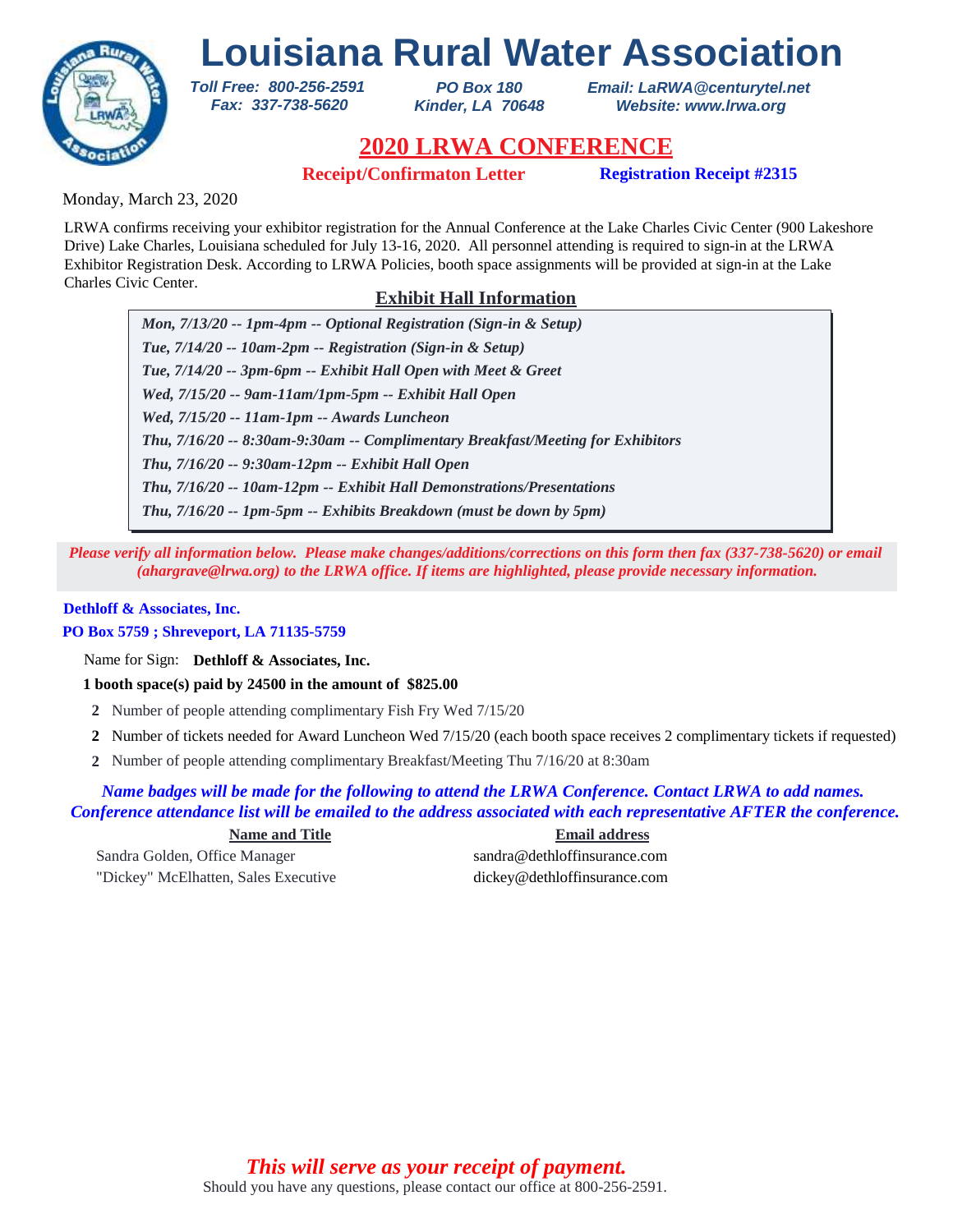# Louisiana Rural Water Association

*Toll Free: 800-256-2591*
*Fax: 337-738-5620*

*PO Box 180*
*Kinder, LA 70648*

*Email: LaRWA@centurytel.net*
*Website: www.lrwa.org*

## 2020 LRWA CONFERENCE

**Receipt/Confirmaton Letter** **Registration Receipt #2315**

Monday, March 23, 2020

LRWA confirms receiving your exhibitor registration for the Annual Conference at the Lake Charles Civic Center (900 Lakeshore Drive) Lake Charles, Louisiana scheduled for July 13-16, 2020. All personnel attending is required to sign-in at the LRWA Exhibitor Registration Desk. According to LRWA Policies, booth space assignments will be provided at sign-in at the Lake Charles Civic Center.

### Exhibit Hall Information

*Mon, 7/13/20 -- 1pm-4pm -- Optional Registration (Sign-in & Setup)*
*Tue, 7/14/20 -- 10am-2pm -- Registration (Sign-in & Setup)*
*Tue, 7/14/20 -- 3pm-6pm -- Exhibit Hall Open with Meet & Greet*
*Wed, 7/15/20 -- 9am-11am/1pm-5pm -- Exhibit Hall Open*
*Wed, 7/15/20 -- 11am-1pm -- Awards Luncheon*
*Thu, 7/16/20 -- 8:30am-9:30am -- Complimentary Breakfast/Meeting for Exhibitors*
*Thu, 7/16/20 -- 9:30am-12pm -- Exhibit Hall Open*
*Thu, 7/16/20 -- 10am-12pm -- Exhibit Hall Demonstrations/Presentations*
*Thu, 7/16/20 -- 1pm-5pm -- Exhibits Breakdown (must be down by 5pm)*

*Please verify all information below. Please make changes/additions/corrections on this form then fax (337-738-5620) or email (ahargrave@lrwa.org) to the LRWA office. If items are highlighted, please provide necessary information.*

**Dethloff & Associates, Inc.**
**PO Box 5759 ; Shreveport, LA 71135-5759**

Name for Sign: **Dethloff & Associates, Inc.**

**1 booth space(s) paid by 24500 in the amount of $825.00**

- **2** Number of people attending complimentary Fish Fry Wed 7/15/20
- **2** Number of tickets needed for Award Luncheon Wed 7/15/20 (each booth space receives 2 complimentary tickets if requested)
- **2** Number of people attending complimentary Breakfast/Meeting Thu 7/16/20 at 8:30am

*Name badges will be made for the following to attend the LRWA Conference. Contact LRWA to add names. Conference attendance list will be emailed to the address associated with each representative AFTER the conference.*

| Name and Title | Email address |
|---|---|
| Sandra Golden, Office Manager | sandra@dethloffinsurance.com |
| "Dickey" McElhatten, Sales Executive | dickey@dethloffinsurance.com |

*This will serve as your receipt of payment.*

Should you have any questions, please contact our office at 800-256-2591.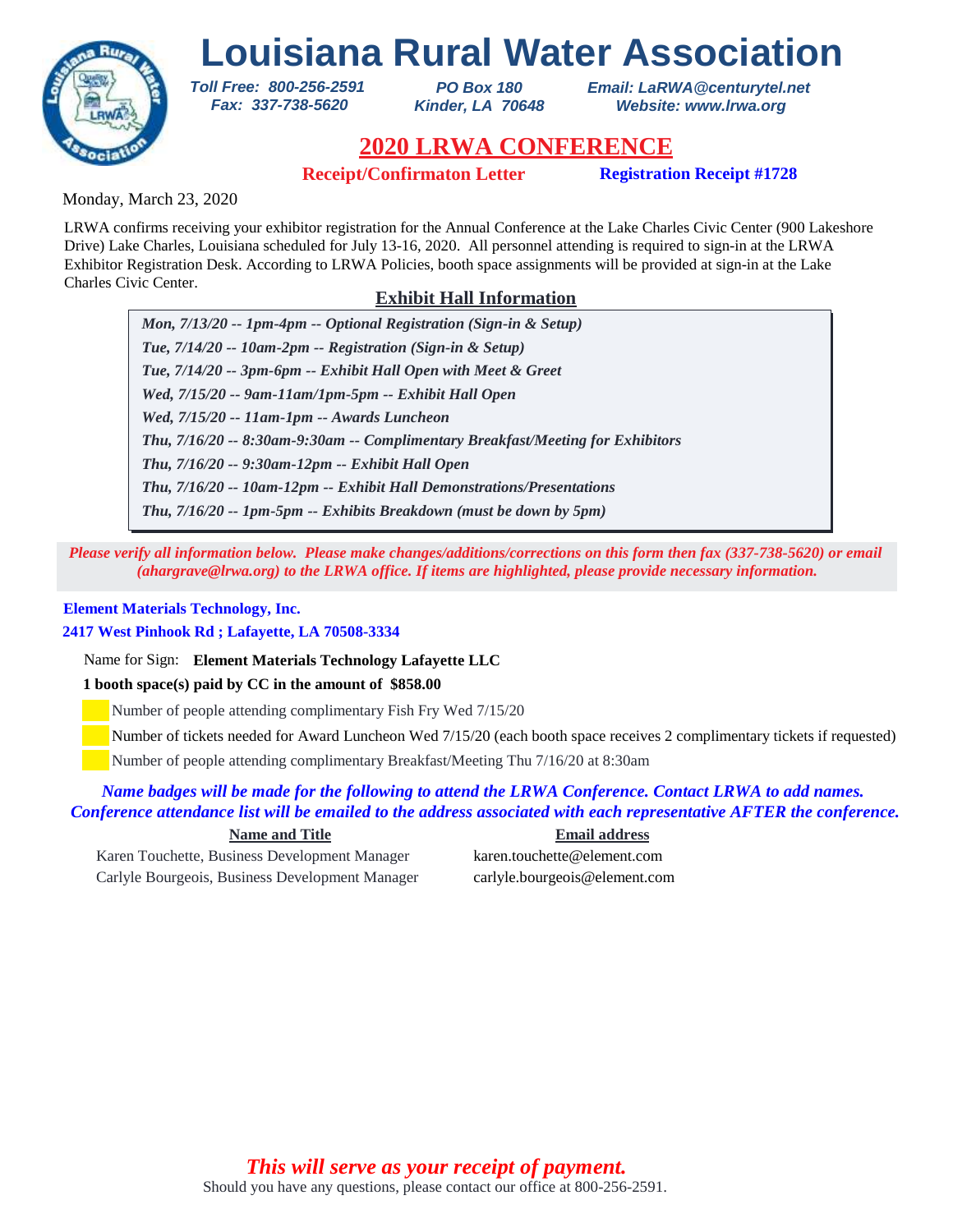# Louisiana Rural Water Association

*Toll Free: 800-256-2591*
*Fax: 337-738-5620*

*PO Box 180*
*Kinder, LA 70648*

*Email: LaRWA@centurytel.net*
*Website: www.lrwa.org*

## 2020 LRWA CONFERENCE

**Receipt/Confirmaton Letter** **Registration Receipt #1728**

Monday, March 23, 2020

LRWA confirms receiving your exhibitor registration for the Annual Conference at the Lake Charles Civic Center (900 Lakeshore Drive) Lake Charles, Louisiana scheduled for July 13-16, 2020. All personnel attending is required to sign-in at the LRWA Exhibitor Registration Desk. According to LRWA Policies, booth space assignments will be provided at sign-in at the Lake Charles Civic Center.

### Exhibit Hall Information

- ***Mon, 7/13/20 -- 1pm-4pm -- Optional Registration (Sign-in & Setup)***
- ***Tue, 7/14/20 -- 10am-2pm -- Registration (Sign-in & Setup)***
- ***Tue, 7/14/20 -- 3pm-6pm -- Exhibit Hall Open with Meet & Greet***
- ***Wed, 7/15/20 -- 9am-11am/1pm-5pm -- Exhibit Hall Open***
- ***Wed, 7/15/20 -- 11am-1pm -- Awards Luncheon***
- ***Thu, 7/16/20 -- 8:30am-9:30am -- Complimentary Breakfast/Meeting for Exhibitors***
- ***Thu, 7/16/20 -- 9:30am-12pm -- Exhibit Hall Open***
- ***Thu, 7/16/20 -- 10am-12pm -- Exhibit Hall Demonstrations/Presentations***
- ***Thu, 7/16/20 -- 1pm-5pm -- Exhibits Breakdown (must be down by 5pm)***

***Please verify all information below. Please make changes/additions/corrections on this form then fax (337-738-5620) or email (ahargrave@lrwa.org) to the LRWA office. If items are highlighted, please provide necessary information.***

**Element Materials Technology, Inc.**
**2417 West Pinhook Rd ; Lafayette, LA 70508-3334**

Name for Sign: **Element Materials Technology Lafayette LLC**

**1 booth space(s) paid by CC in the amount of $858.00**

- ___ Number of people attending complimentary Fish Fry Wed 7/15/20
- ___ Number of tickets needed for Award Luncheon Wed 7/15/20 (each booth space receives 2 complimentary tickets if requested)
- ___ Number of people attending complimentary Breakfast/Meeting Thu 7/16/20 at 8:30am

***Name badges will be made for the following to attend the LRWA Conference. Contact LRWA to add names. Conference attendance list will be emailed to the address associated with each representative AFTER the conference.***

| Name and Title | Email address |
|---|---|
| Karen Touchette, Business Development Manager | karen.touchette@element.com |
| Carlyle Bourgeois, Business Development Manager | carlyle.bourgeois@element.com |

***This will serve as your receipt of payment.***

Should you have any questions, please contact our office at 800-256-2591.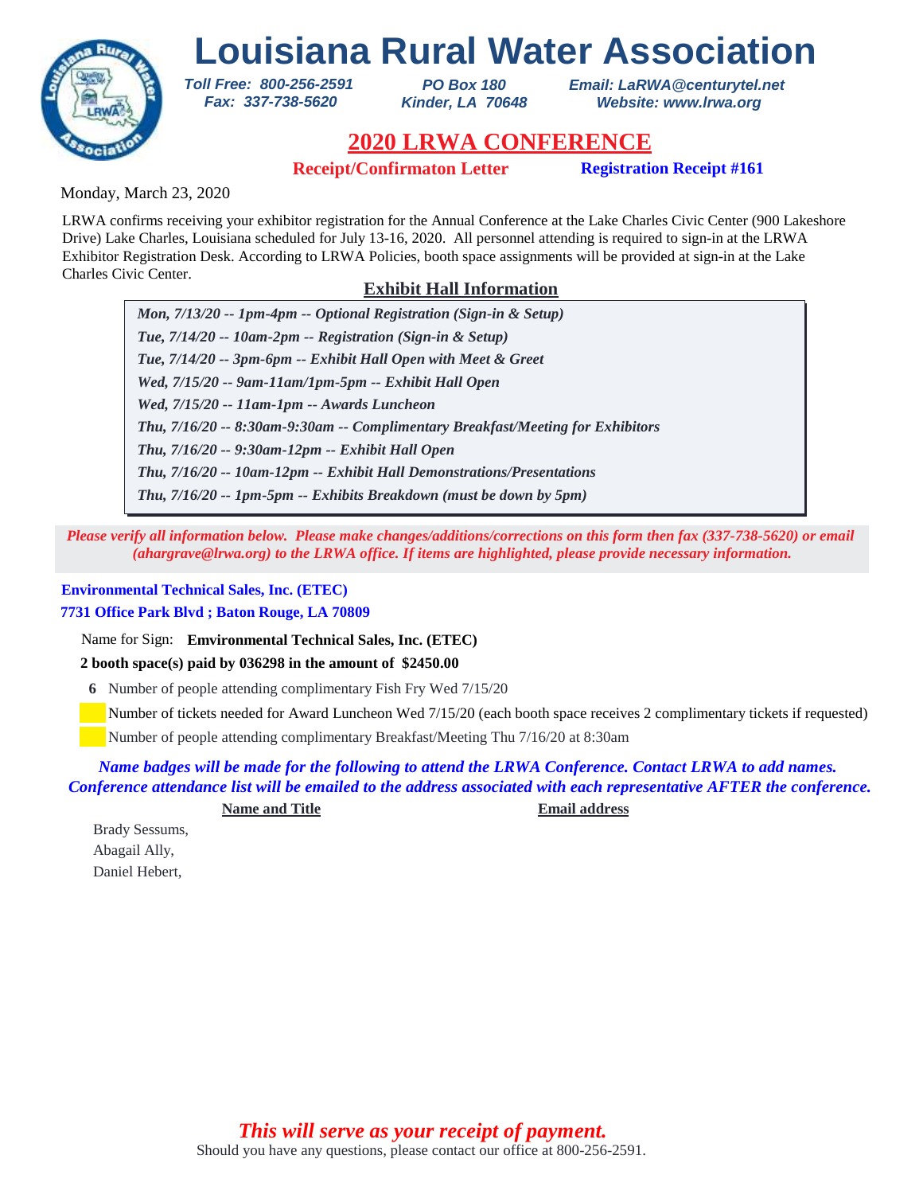# Louisiana Rural Water Association

*Toll Free: 800-256-2591*
*Fax: 337-738-5620*

*PO Box 180*
*Kinder, LA 70648*

*Email: LaRWA@centurytel.net*
*Website: www.lrwa.org*

## 2020 LRWA CONFERENCE

**Receipt/Confirmaton Letter** **Registration Receipt #161**

Monday, March 23, 2020

LRWA confirms receiving your exhibitor registration for the Annual Conference at the Lake Charles Civic Center (900 Lakeshore Drive) Lake Charles, Louisiana scheduled for July 13-16, 2020. All personnel attending is required to sign-in at the LRWA Exhibitor Registration Desk. According to LRWA Policies, booth space assignments will be provided at sign-in at the Lake Charles Civic Center.

### Exhibit Hall Information

*Mon, 7/13/20 -- 1pm-4pm -- Optional Registration (Sign-in & Setup)*
*Tue, 7/14/20 -- 10am-2pm -- Registration (Sign-in & Setup)*
*Tue, 7/14/20 -- 3pm-6pm -- Exhibit Hall Open with Meet & Greet*
*Wed, 7/15/20 -- 9am-11am/1pm-5pm -- Exhibit Hall Open*
*Wed, 7/15/20 -- 11am-1pm -- Awards Luncheon*
*Thu, 7/16/20 -- 8:30am-9:30am -- Complimentary Breakfast/Meeting for Exhibitors*
*Thu, 7/16/20 -- 9:30am-12pm -- Exhibit Hall Open*
*Thu, 7/16/20 -- 10am-12pm -- Exhibit Hall Demonstrations/Presentations*
*Thu, 7/16/20 -- 1pm-5pm -- Exhibits Breakdown (must be down by 5pm)*

*Please verify all information below. Please make changes/additions/corrections on this form then fax (337-738-5620) or email (ahargrave@lrwa.org) to the LRWA office. If items are highlighted, please provide necessary information.*

**Environmental Technical Sales, Inc. (ETEC)**
**7731 Office Park Blvd ; Baton Rouge, LA 70809**

Name for Sign: **Emvironmental Technical Sales, Inc. (ETEC)**

**2 booth space(s) paid by 036298 in the amount of $2450.00**

**6** Number of people attending complimentary Fish Fry Wed 7/15/20

Number of tickets needed for Award Luncheon Wed 7/15/20 (each booth space receives 2 complimentary tickets if requested)

Number of people attending complimentary Breakfast/Meeting Thu 7/16/20 at 8:30am

*Name badges will be made for the following to attend the LRWA Conference. Contact LRWA to add names. Conference attendance list will be emailed to the address associated with each representative AFTER the conference.*

| Name and Title | Email address |
|---|---|
| Brady Sessums, | |
| Abagail Ally, | |
| Daniel Hebert, | |

*This will serve as your receipt of payment.*

Should you have any questions, please contact our office at 800-256-2591.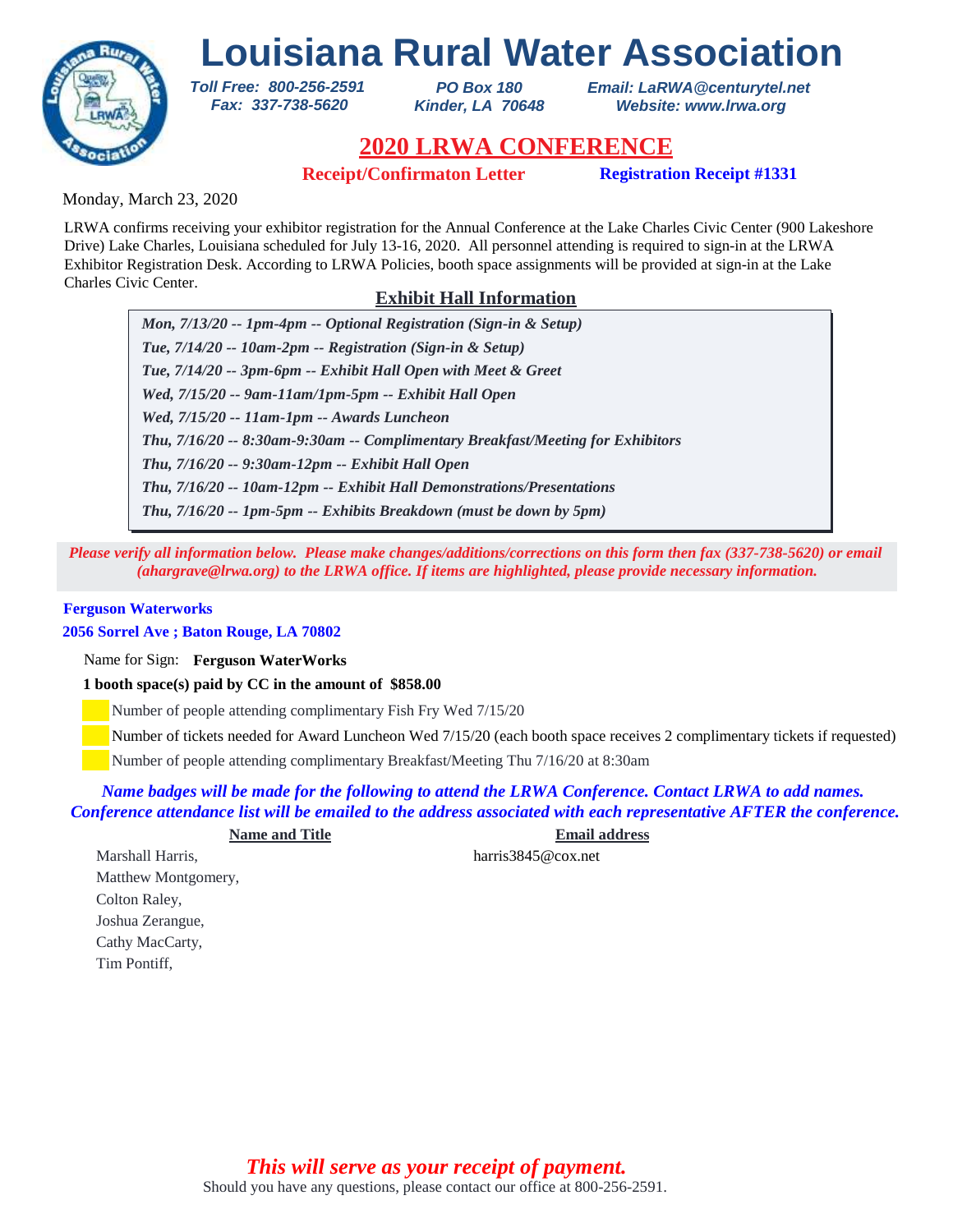# Louisiana Rural Water Association

*Toll Free: 800-256-2591*
*Fax: 337-738-5620*

*PO Box 180*
*Kinder, LA 70648*

*Email: LaRWA@centurytel.net*
*Website: www.lrwa.org*

## 2020 LRWA CONFERENCE

**Receipt/Confirmaton Letter** **Registration Receipt #1331**

Monday, March 23, 2020

LRWA confirms receiving your exhibitor registration for the Annual Conference at the Lake Charles Civic Center (900 Lakeshore Drive) Lake Charles, Louisiana scheduled for July 13-16, 2020. All personnel attending is required to sign-in at the LRWA Exhibitor Registration Desk. According to LRWA Policies, booth space assignments will be provided at sign-in at the Lake Charles Civic Center.

### Exhibit Hall Information

*Mon, 7/13/20 -- 1pm-4pm -- Optional Registration (Sign-in & Setup)*
*Tue, 7/14/20 -- 10am-2pm -- Registration (Sign-in & Setup)*
*Tue, 7/14/20 -- 3pm-6pm -- Exhibit Hall Open with Meet & Greet*
*Wed, 7/15/20 -- 9am-11am/1pm-5pm -- Exhibit Hall Open*
*Wed, 7/15/20 -- 11am-1pm -- Awards Luncheon*
*Thu, 7/16/20 -- 8:30am-9:30am -- Complimentary Breakfast/Meeting for Exhibitors*
*Thu, 7/16/20 -- 9:30am-12pm -- Exhibit Hall Open*
*Thu, 7/16/20 -- 10am-12pm -- Exhibit Hall Demonstrations/Presentations*
*Thu, 7/16/20 -- 1pm-5pm -- Exhibits Breakdown (must be down by 5pm)*

*Please verify all information below. Please make changes/additions/corrections on this form then fax (337-738-5620) or email (ahargrave@lrwa.org) to the LRWA office. If items are highlighted, please provide necessary information.*

**Ferguson Waterworks**
**2056 Sorrel Ave ; Baton Rouge, LA 70802**

Name for Sign: **Ferguson WaterWorks**

**1 booth space(s) paid by CC in the amount of $858.00**

Number of people attending complimentary Fish Fry Wed 7/15/20
Number of tickets needed for Award Luncheon Wed 7/15/20 (each booth space receives 2 complimentary tickets if requested)
Number of people attending complimentary Breakfast/Meeting Thu 7/16/20 at 8:30am

*Name badges will be made for the following to attend the LRWA Conference. Contact LRWA to add names. Conference attendance list will be emailed to the address associated with each representative AFTER the conference.*

| Name and Title | Email address |
|---|---|
| Marshall Harris, | harris3845@cox.net |
| Matthew Montgomery, | |
| Colton Raley, | |
| Joshua Zerangue, | |
| Cathy MacCarty, | |
| Tim Pontiff, | |

*This will serve as your receipt of payment.*

Should you have any questions, please contact our office at 800-256-2591.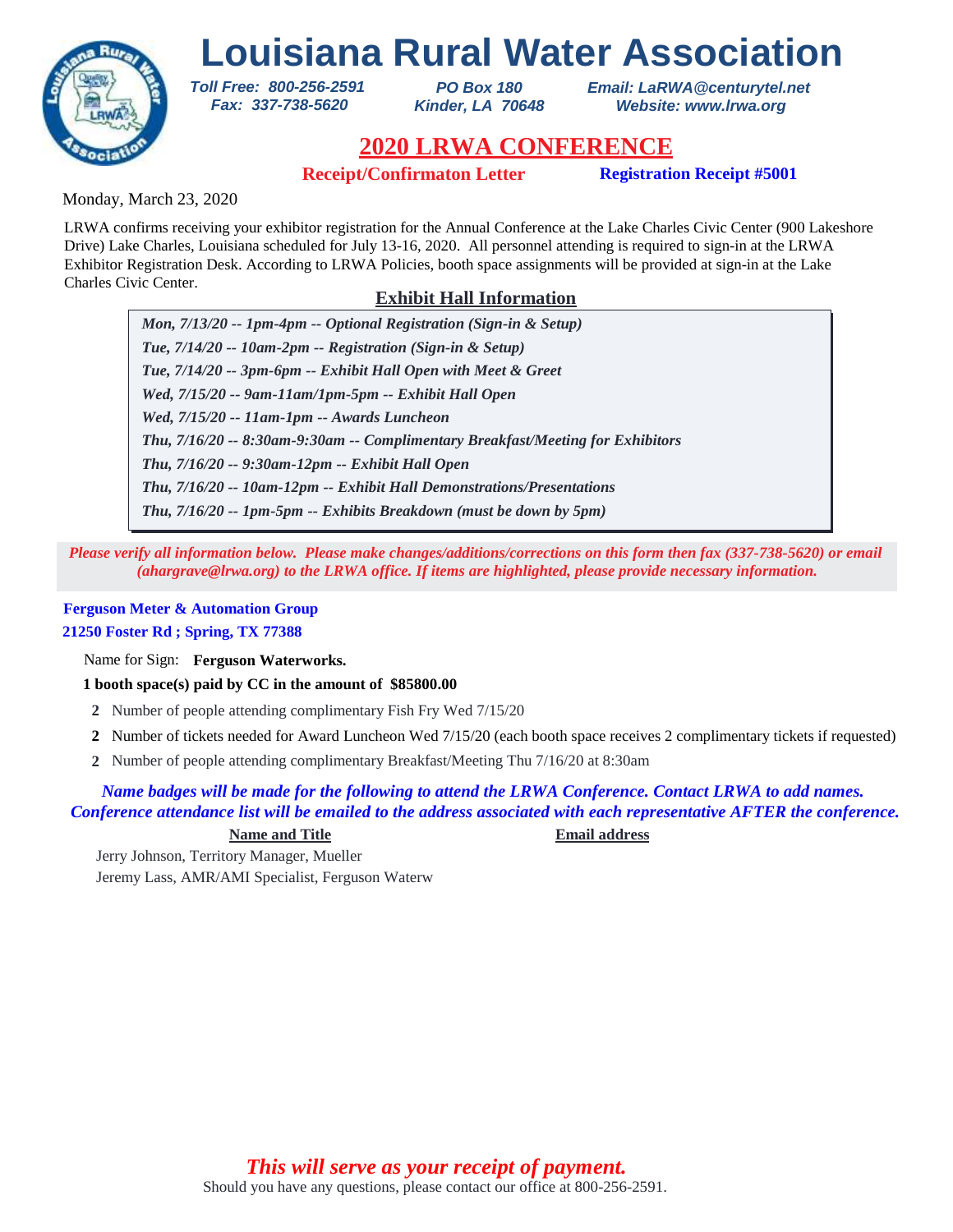# Louisiana Rural Water Association

*Toll Free: 800-256-2591*
*Fax: 337-738-5620*

*PO Box 180*
*Kinder, LA 70648*

*Email: LaRWA@centurytel.net*
*Website: www.lrwa.org*

## 2020 LRWA CONFERENCE

**Receipt/Confirmaton Letter** **Registration Receipt #5001**

Monday, March 23, 2020

LRWA confirms receiving your exhibitor registration for the Annual Conference at the Lake Charles Civic Center (900 Lakeshore Drive) Lake Charles, Louisiana scheduled for July 13-16, 2020. All personnel attending is required to sign-in at the LRWA Exhibitor Registration Desk. According to LRWA Policies, booth space assignments will be provided at sign-in at the Lake Charles Civic Center.

### Exhibit Hall Information

*Mon, 7/13/20 -- 1pm-4pm -- Optional Registration (Sign-in & Setup)*
*Tue, 7/14/20 -- 10am-2pm -- Registration (Sign-in & Setup)*
*Tue, 7/14/20 -- 3pm-6pm -- Exhibit Hall Open with Meet & Greet*
*Wed, 7/15/20 -- 9am-11am/1pm-5pm -- Exhibit Hall Open*
*Wed, 7/15/20 -- 11am-1pm -- Awards Luncheon*
*Thu, 7/16/20 -- 8:30am-9:30am -- Complimentary Breakfast/Meeting for Exhibitors*
*Thu, 7/16/20 -- 9:30am-12pm -- Exhibit Hall Open*
*Thu, 7/16/20 -- 10am-12pm -- Exhibit Hall Demonstrations/Presentations*
*Thu, 7/16/20 -- 1pm-5pm -- Exhibits Breakdown (must be down by 5pm)*

*Please verify all information below. Please make changes/additions/corrections on this form then fax (337-738-5620) or email (ahargrave@lrwa.org) to the LRWA office. If items are highlighted, please provide necessary information.*

**Ferguson Meter & Automation Group**
**21250 Foster Rd ; Spring, TX 77388**

Name for Sign: **Ferguson Waterworks.**

**1 booth space(s) paid by CC in the amount of $85800.00**

**2** Number of people attending complimentary Fish Fry Wed 7/15/20

**2** Number of tickets needed for Award Luncheon Wed 7/15/20 (each booth space receives 2 complimentary tickets if requested)

**2** Number of people attending complimentary Breakfast/Meeting Thu 7/16/20 at 8:30am

*Name badges will be made for the following to attend the LRWA Conference. Contact LRWA to add names. Conference attendance list will be emailed to the address associated with each representative AFTER the conference.*

| Name and Title | Email address |
|---|---|
| Jerry Johnson, Territory Manager, Mueller | |
| Jeremy Lass, AMR/AMI Specialist, Ferguson Waterw | |

*This will serve as your receipt of payment.*

Should you have any questions, please contact our office at 800-256-2591.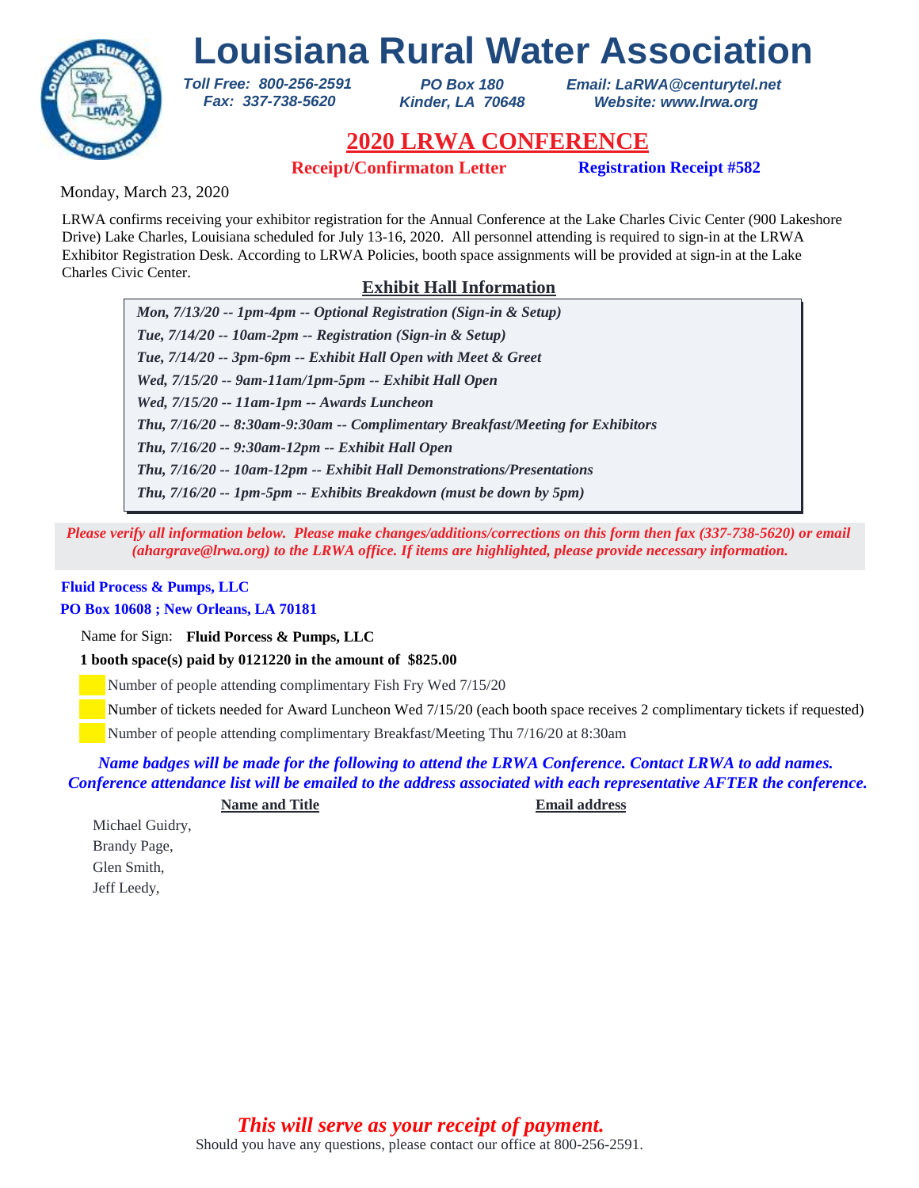# Louisiana Rural Water Association

*Toll Free: 800-256-2591*
*Fax: 337-738-5620*

*PO Box 180*
*Kinder, LA 70648*

*Email: LaRWA@centurytel.net*
*Website: www.lrwa.org*

## 2020 LRWA CONFERENCE

**Receipt/Confirmaton Letter** **Registration Receipt #582**

Monday, March 23, 2020

LRWA confirms receiving your exhibitor registration for the Annual Conference at the Lake Charles Civic Center (900 Lakeshore Drive) Lake Charles, Louisiana scheduled for July 13-16, 2020. All personnel attending is required to sign-in at the LRWA Exhibitor Registration Desk. According to LRWA Policies, booth space assignments will be provided at sign-in at the Lake Charles Civic Center.

### Exhibit Hall Information

- *Mon, 7/13/20 -- 1pm-4pm -- Optional Registration (Sign-in & Setup)*
- *Tue, 7/14/20 -- 10am-2pm -- Registration (Sign-in & Setup)*
- *Tue, 7/14/20 -- 3pm-6pm -- Exhibit Hall Open with Meet & Greet*
- *Wed, 7/15/20 -- 9am-11am/1pm-5pm -- Exhibit Hall Open*
- *Wed, 7/15/20 -- 11am-1pm -- Awards Luncheon*
- *Thu, 7/16/20 -- 8:30am-9:30am -- Complimentary Breakfast/Meeting for Exhibitors*
- *Thu, 7/16/20 -- 9:30am-12pm -- Exhibit Hall Open*
- *Thu, 7/16/20 -- 10am-12pm -- Exhibit Hall Demonstrations/Presentations*
- *Thu, 7/16/20 -- 1pm-5pm -- Exhibits Breakdown (must be down by 5pm)*

*Please verify all information below. Please make changes/additions/corrections on this form then fax (337-738-5620) or email (ahargrave@lrwa.org) to the LRWA office. If items are highlighted, please provide necessary information.*

**Fluid Process & Pumps, LLC**
**PO Box 10608 ; New Orleans, LA 70181**

Name for Sign: **Fluid Porcess & Pumps, LLC**

**1 booth space(s) paid by 0121220 in the amount of $825.00**

- ___ Number of people attending complimentary Fish Fry Wed 7/15/20
- ___ Number of tickets needed for Award Luncheon Wed 7/15/20 (each booth space receives 2 complimentary tickets if requested)
- ___ Number of people attending complimentary Breakfast/Meeting Thu 7/16/20 at 8:30am

*Name badges will be made for the following to attend the LRWA Conference. Contact LRWA to add names. Conference attendance list will be emailed to the address associated with each representative AFTER the conference.*

| Name and Title | Email address |
|---|---|
| Michael Guidry, | |
| Brandy Page, | |
| Glen Smith, | |
| Jeff Leedy, | |

*This will serve as your receipt of payment.*

Should you have any questions, please contact our office at 800-256-2591.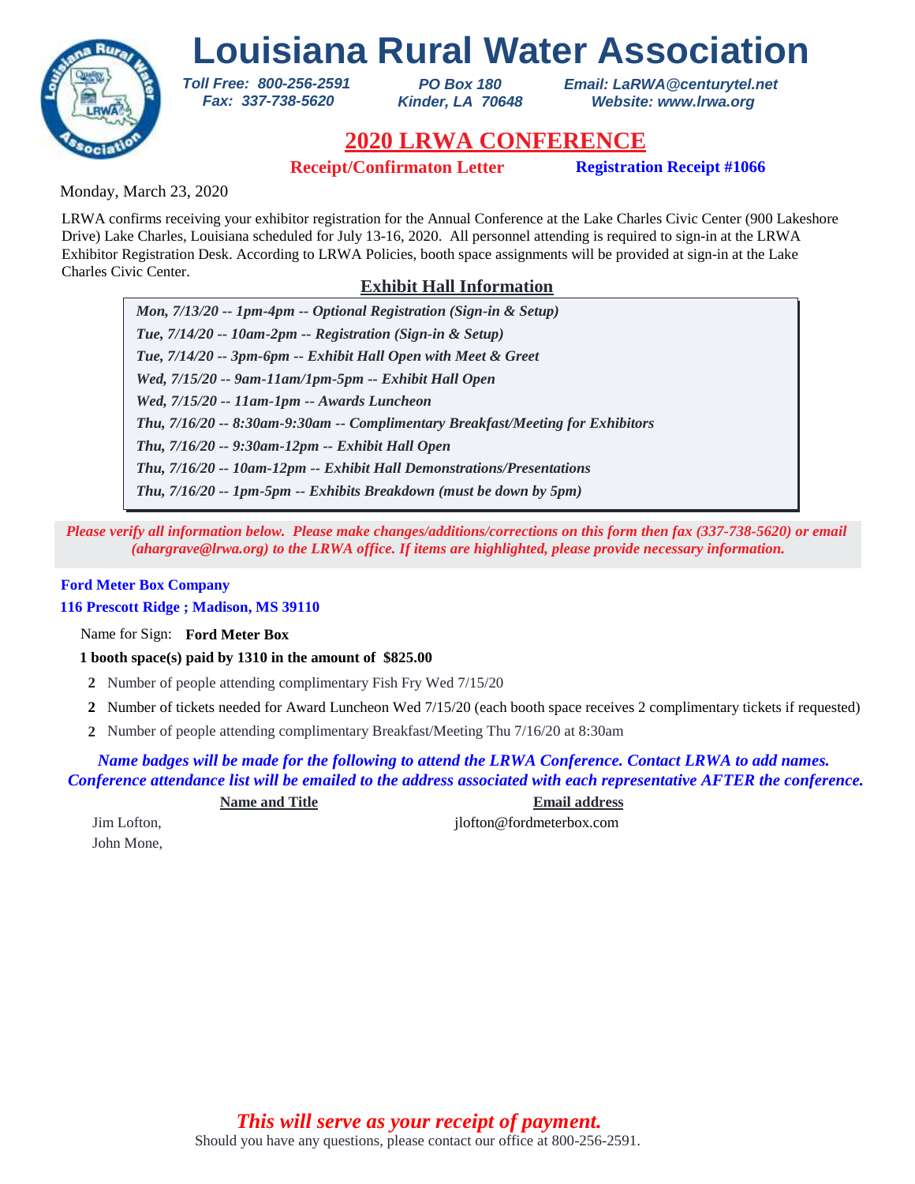# Louisiana Rural Water Association

*Toll Free: 800-256-2591*
*Fax: 337-738-5620*

*PO Box 180*
*Kinder, LA 70648*

*Email: LaRWA@centurytel.net*
*Website: www.lrwa.org*

## 2020 LRWA CONFERENCE

**Receipt/Confirmaton Letter** **Registration Receipt #1066**

Monday, March 23, 2020

LRWA confirms receiving your exhibitor registration for the Annual Conference at the Lake Charles Civic Center (900 Lakeshore Drive) Lake Charles, Louisiana scheduled for July 13-16, 2020. All personnel attending is required to sign-in at the LRWA Exhibitor Registration Desk. According to LRWA Policies, booth space assignments will be provided at sign-in at the Lake Charles Civic Center.

### Exhibit Hall Information

*Mon, 7/13/20 -- 1pm-4pm -- Optional Registration (Sign-in & Setup)*
*Tue, 7/14/20 -- 10am-2pm -- Registration (Sign-in & Setup)*
*Tue, 7/14/20 -- 3pm-6pm -- Exhibit Hall Open with Meet & Greet*
*Wed, 7/15/20 -- 9am-11am/1pm-5pm -- Exhibit Hall Open*
*Wed, 7/15/20 -- 11am-1pm -- Awards Luncheon*
*Thu, 7/16/20 -- 8:30am-9:30am -- Complimentary Breakfast/Meeting for Exhibitors*
*Thu, 7/16/20 -- 9:30am-12pm -- Exhibit Hall Open*
*Thu, 7/16/20 -- 10am-12pm -- Exhibit Hall Demonstrations/Presentations*
*Thu, 7/16/20 -- 1pm-5pm -- Exhibits Breakdown (must be down by 5pm)*

*Please verify all information below. Please make changes/additions/corrections on this form then fax (337-738-5620) or email (ahargrave@lrwa.org) to the LRWA office. If items are highlighted, please provide necessary information.*

**Ford Meter Box Company**
**116 Prescott Ridge ; Madison, MS 39110**

Name for Sign: **Ford Meter Box**

**1 booth space(s) paid by 1310 in the amount of $825.00**

**2** Number of people attending complimentary Fish Fry Wed 7/15/20

**2** Number of tickets needed for Award Luncheon Wed 7/15/20 (each booth space receives 2 complimentary tickets if requested)

**2** Number of people attending complimentary Breakfast/Meeting Thu 7/16/20 at 8:30am

*Name badges will be made for the following to attend the LRWA Conference. Contact LRWA to add names. Conference attendance list will be emailed to the address associated with each representative AFTER the conference.*

| Name and Title | Email address |
|---|---|
| Jim Lofton, | jlofton@fordmeterbox.com |
| John Mone, | |

*This will serve as your receipt of payment.*

Should you have any questions, please contact our office at 800-256-2591.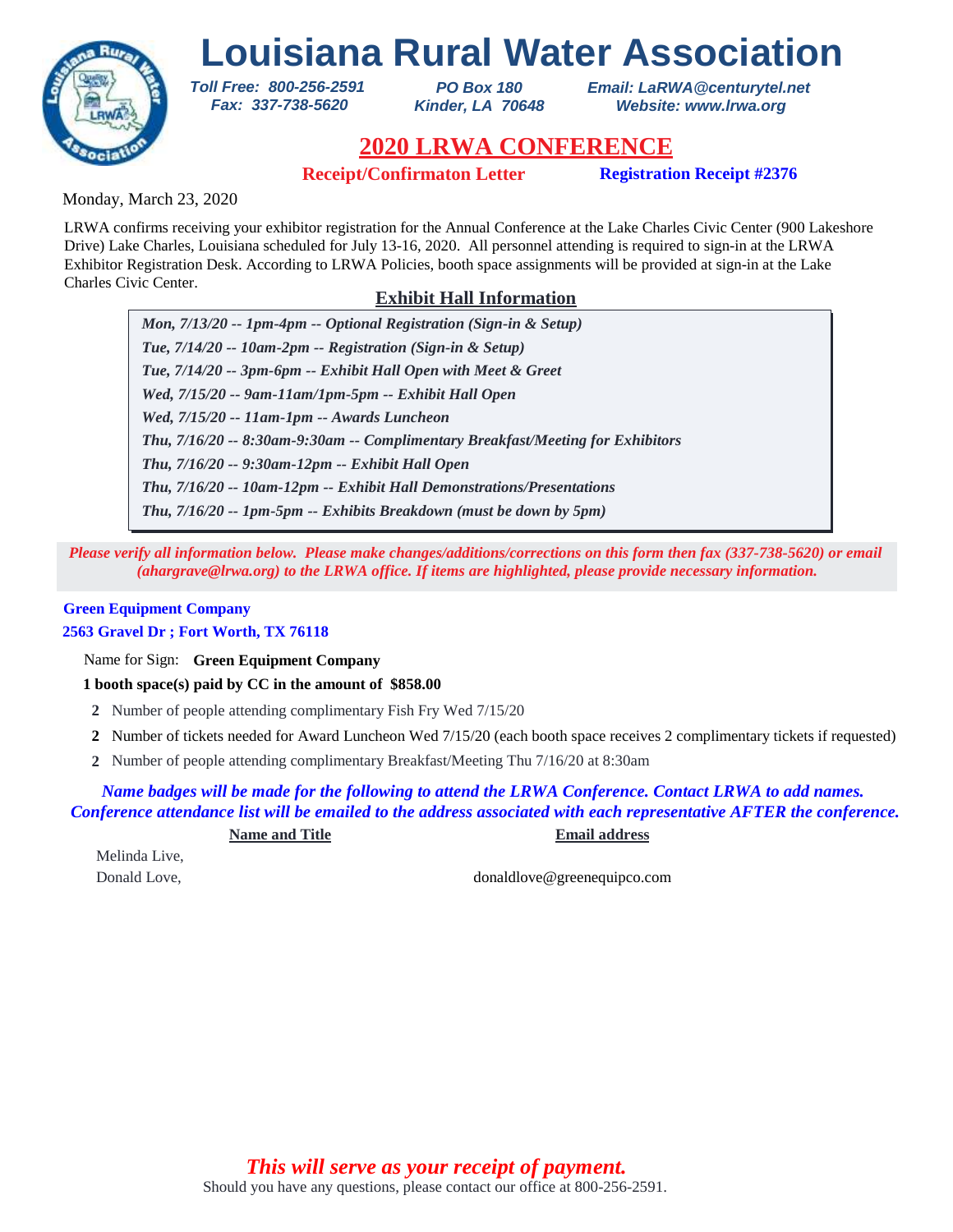# Louisiana Rural Water Association

*Toll Free: 800-256-2591*
*Fax: 337-738-5620*

*PO Box 180*
*Kinder, LA 70648*

*Email: LaRWA@centurytel.net*
*Website: www.lrwa.org*

## 2020 LRWA CONFERENCE

**Receipt/Confirmaton Letter** **Registration Receipt #2376**

Monday, March 23, 2020

LRWA confirms receiving your exhibitor registration for the Annual Conference at the Lake Charles Civic Center (900 Lakeshore Drive) Lake Charles, Louisiana scheduled for July 13-16, 2020. All personnel attending is required to sign-in at the LRWA Exhibitor Registration Desk. According to LRWA Policies, booth space assignments will be provided at sign-in at the Lake Charles Civic Center.

### Exhibit Hall Information

*Mon, 7/13/20 -- 1pm-4pm -- Optional Registration (Sign-in & Setup)*
*Tue, 7/14/20 -- 10am-2pm -- Registration (Sign-in & Setup)*
*Tue, 7/14/20 -- 3pm-6pm -- Exhibit Hall Open with Meet & Greet*
*Wed, 7/15/20 -- 9am-11am/1pm-5pm -- Exhibit Hall Open*
*Wed, 7/15/20 -- 11am-1pm -- Awards Luncheon*
*Thu, 7/16/20 -- 8:30am-9:30am -- Complimentary Breakfast/Meeting for Exhibitors*
*Thu, 7/16/20 -- 9:30am-12pm -- Exhibit Hall Open*
*Thu, 7/16/20 -- 10am-12pm -- Exhibit Hall Demonstrations/Presentations*
*Thu, 7/16/20 -- 1pm-5pm -- Exhibits Breakdown (must be down by 5pm)*

*Please verify all information below. Please make changes/additions/corrections on this form then fax (337-738-5620) or email (ahargrave@lrwa.org) to the LRWA office. If items are highlighted, please provide necessary information.*

**Green Equipment Company**
**2563 Gravel Dr ; Fort Worth, TX 76118**

Name for Sign: **Green Equipment Company**

**1 booth space(s) paid by CC in the amount of $858.00**

**2** Number of people attending complimentary Fish Fry Wed 7/15/20

**2** Number of tickets needed for Award Luncheon Wed 7/15/20 (each booth space receives 2 complimentary tickets if requested)

**2** Number of people attending complimentary Breakfast/Meeting Thu 7/16/20 at 8:30am

*Name badges will be made for the following to attend the LRWA Conference. Contact LRWA to add names. Conference attendance list will be emailed to the address associated with each representative AFTER the conference.*

| Name and Title | Email address |
|---|---|
| Melinda Live, | |
| Donald Love, | donaldlove@greenequipco.com |

*This will serve as your receipt of payment.*

Should you have any questions, please contact our office at 800-256-2591.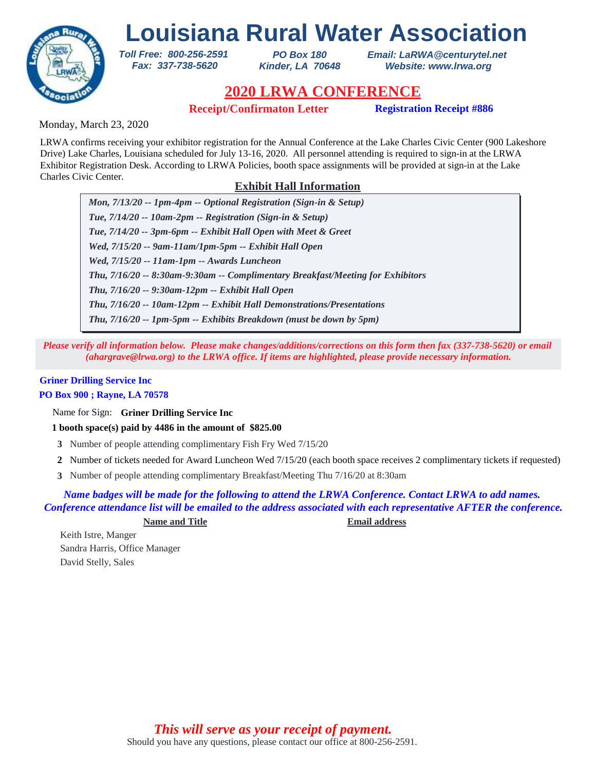# Louisiana Rural Water Association

*Toll Free: 800-256-2591*
*Fax: 337-738-5620*

*PO Box 180*
*Kinder, LA 70648*

*Email: LaRWA@centurytel.net*
*Website: www.lrwa.org*

## 2020 LRWA CONFERENCE

**Receipt/Confirmaton Letter** **Registration Receipt #886**

Monday, March 23, 2020

LRWA confirms receiving your exhibitor registration for the Annual Conference at the Lake Charles Civic Center (900 Lakeshore Drive) Lake Charles, Louisiana scheduled for July 13-16, 2020. All personnel attending is required to sign-in at the LRWA Exhibitor Registration Desk. According to LRWA Policies, booth space assignments will be provided at sign-in at the Lake Charles Civic Center.

### Exhibit Hall Information

***Mon, 7/13/20 -- 1pm-4pm -- Optional Registration (Sign-in & Setup)***
***Tue, 7/14/20 -- 10am-2pm -- Registration (Sign-in & Setup)***
***Tue, 7/14/20 -- 3pm-6pm -- Exhibit Hall Open with Meet & Greet***
***Wed, 7/15/20 -- 9am-11am/1pm-5pm -- Exhibit Hall Open***
***Wed, 7/15/20 -- 11am-1pm -- Awards Luncheon***
***Thu, 7/16/20 -- 8:30am-9:30am -- Complimentary Breakfast/Meeting for Exhibitors***
***Thu, 7/16/20 -- 9:30am-12pm -- Exhibit Hall Open***
***Thu, 7/16/20 -- 10am-12pm -- Exhibit Hall Demonstrations/Presentations***
***Thu, 7/16/20 -- 1pm-5pm -- Exhibits Breakdown (must be down by 5pm)***

***Please verify all information below. Please make changes/additions/corrections on this form then fax (337-738-5620) or email (ahargrave@lrwa.org) to the LRWA office. If items are highlighted, please provide necessary information.***

**Griner Drilling Service Inc**
**PO Box 900 ; Rayne, LA 70578**

Name for Sign: **Griner Drilling Service Inc**

**1 booth space(s) paid by 4486 in the amount of $825.00**

**3** Number of people attending complimentary Fish Fry Wed 7/15/20

**2** Number of tickets needed for Award Luncheon Wed 7/15/20 (each booth space receives 2 complimentary tickets if requested)

**3** Number of people attending complimentary Breakfast/Meeting Thu 7/16/20 at 8:30am

***Name badges will be made for the following to attend the LRWA Conference. Contact LRWA to add names. Conference attendance list will be emailed to the address associated with each representative AFTER the conference.***

| Name and Title | Email address |
|---|---|
| Keith Istre, Manger | |
| Sandra Harris, Office Manager | |
| David Stelly, Sales | |

***This will serve as your receipt of payment.***

Should you have any questions, please contact our office at 800-256-2591.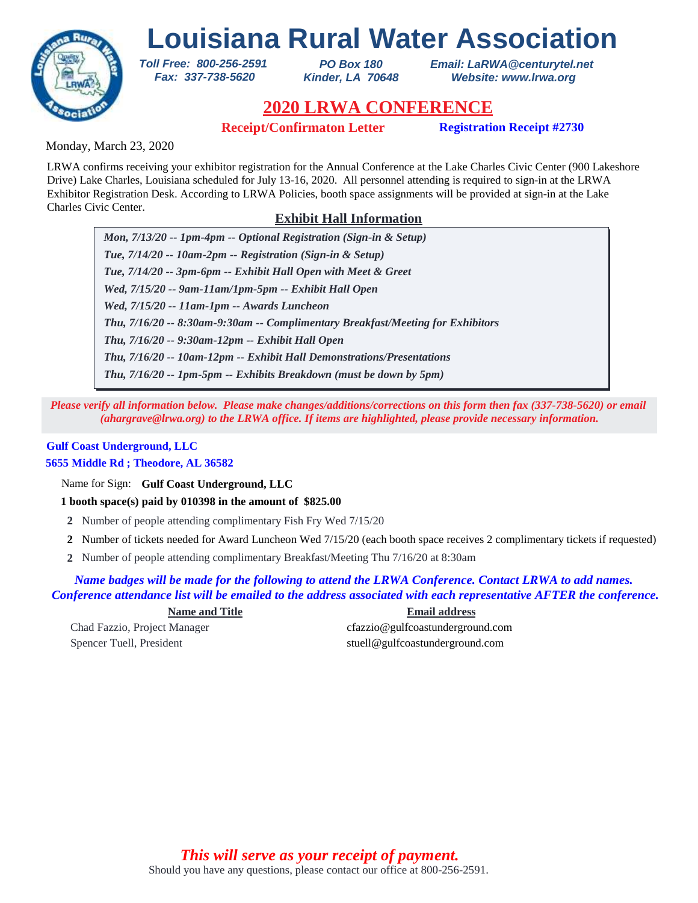# Louisiana Rural Water Association

*Toll Free: 800-256-2591*
*Fax: 337-738-5620*

*PO Box 180*
*Kinder, LA 70648*

*Email: LaRWA@centurytel.net*
*Website: www.lrwa.org*

## 2020 LRWA CONFERENCE

**Receipt/Confirmaton Letter** **Registration Receipt #2730**

Monday, March 23, 2020

LRWA confirms receiving your exhibitor registration for the Annual Conference at the Lake Charles Civic Center (900 Lakeshore Drive) Lake Charles, Louisiana scheduled for July 13-16, 2020. All personnel attending is required to sign-in at the LRWA Exhibitor Registration Desk. According to LRWA Policies, booth space assignments will be provided at sign-in at the Lake Charles Civic Center.

### Exhibit Hall Information

*Mon, 7/13/20 -- 1pm-4pm -- Optional Registration (Sign-in & Setup)*
*Tue, 7/14/20 -- 10am-2pm -- Registration (Sign-in & Setup)*
*Tue, 7/14/20 -- 3pm-6pm -- Exhibit Hall Open with Meet & Greet*
*Wed, 7/15/20 -- 9am-11am/1pm-5pm -- Exhibit Hall Open*
*Wed, 7/15/20 -- 11am-1pm -- Awards Luncheon*
*Thu, 7/16/20 -- 8:30am-9:30am -- Complimentary Breakfast/Meeting for Exhibitors*
*Thu, 7/16/20 -- 9:30am-12pm -- Exhibit Hall Open*
*Thu, 7/16/20 -- 10am-12pm -- Exhibit Hall Demonstrations/Presentations*
*Thu, 7/16/20 -- 1pm-5pm -- Exhibits Breakdown (must be down by 5pm)*

*Please verify all information below. Please make changes/additions/corrections on this form then fax (337-738-5620) or email (ahargrave@lrwa.org) to the LRWA office. If items are highlighted, please provide necessary information.*

**Gulf Coast Underground, LLC**
**5655 Middle Rd ; Theodore, AL 36582**

Name for Sign: **Gulf Coast Underground, LLC**

**1 booth space(s) paid by 010398 in the amount of $825.00**

**2** Number of people attending complimentary Fish Fry Wed 7/15/20

**2** Number of tickets needed for Award Luncheon Wed 7/15/20 (each booth space receives 2 complimentary tickets if requested)

**2** Number of people attending complimentary Breakfast/Meeting Thu 7/16/20 at 8:30am

*Name badges will be made for the following to attend the LRWA Conference. Contact LRWA to add names. Conference attendance list will be emailed to the address associated with each representative AFTER the conference.*

| Name and Title | Email address |
| --- | --- |
| Chad Fazzio, Project Manager | cfazzio@gulfcoastunderground.com |
| Spencer Tuell, President | stuell@gulfcoastunderground.com |

*This will serve as your receipt of payment.*

Should you have any questions, please contact our office at 800-256-2591.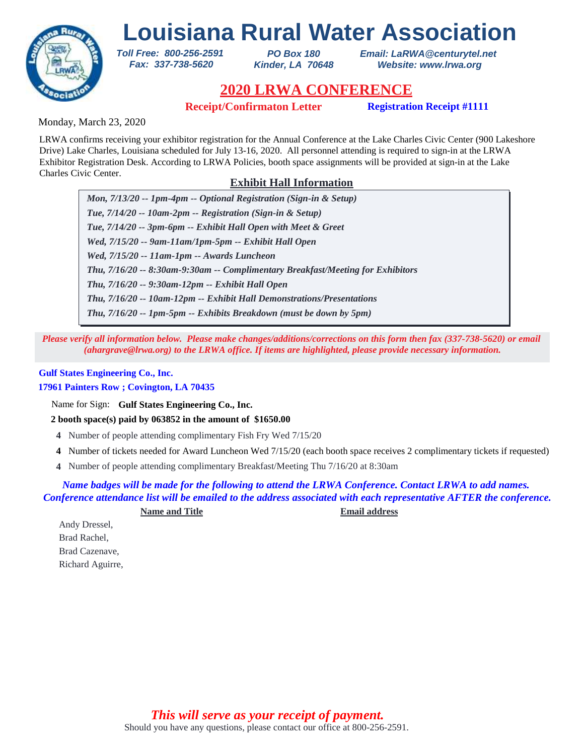# Louisiana Rural Water Association

*Toll Free: 800-256-2591*
*Fax: 337-738-5620*

*PO Box 180*
*Kinder, LA 70648*

*Email: LaRWA@centurytel.net*
*Website: www.lrwa.org*

## 2020 LRWA CONFERENCE

**Receipt/Confirmaton Letter** **Registration Receipt #1111**

Monday, March 23, 2020

LRWA confirms receiving your exhibitor registration for the Annual Conference at the Lake Charles Civic Center (900 Lakeshore Drive) Lake Charles, Louisiana scheduled for July 13-16, 2020. All personnel attending is required to sign-in at the LRWA Exhibitor Registration Desk. According to LRWA Policies, booth space assignments will be provided at sign-in at the Lake Charles Civic Center.

### Exhibit Hall Information

***Mon, 7/13/20 -- 1pm-4pm -- Optional Registration (Sign-in & Setup)***
***Tue, 7/14/20 -- 10am-2pm -- Registration (Sign-in & Setup)***
***Tue, 7/14/20 -- 3pm-6pm -- Exhibit Hall Open with Meet & Greet***
***Wed, 7/15/20 -- 9am-11am/1pm-5pm -- Exhibit Hall Open***
***Wed, 7/15/20 -- 11am-1pm -- Awards Luncheon***
***Thu, 7/16/20 -- 8:30am-9:30am -- Complimentary Breakfast/Meeting for Exhibitors***
***Thu, 7/16/20 -- 9:30am-12pm -- Exhibit Hall Open***
***Thu, 7/16/20 -- 10am-12pm -- Exhibit Hall Demonstrations/Presentations***
***Thu, 7/16/20 -- 1pm-5pm -- Exhibits Breakdown (must be down by 5pm)***

***Please verify all information below. Please make changes/additions/corrections on this form then fax (337-738-5620) or email (ahargrave@lrwa.org) to the LRWA office. If items are highlighted, please provide necessary information.***

**Gulf States Engineering Co., Inc.**
**17961 Painters Row ; Covington, LA 70435**

Name for Sign: **Gulf States Engineering Co., Inc.**

**2 booth space(s) paid by 063852 in the amount of $1650.00**

**4** Number of people attending complimentary Fish Fry Wed 7/15/20

**4** Number of tickets needed for Award Luncheon Wed 7/15/20 (each booth space receives 2 complimentary tickets if requested)

**4** Number of people attending complimentary Breakfast/Meeting Thu 7/16/20 at 8:30am

***Name badges will be made for the following to attend the LRWA Conference. Contact LRWA to add names. Conference attendance list will be emailed to the address associated with each representative AFTER the conference.***

| Name and Title | Email address |
|---|---|
| Andy Dressel, | |
| Brad Rachel, | |
| Brad Cazenave, | |
| Richard Aguirre, | |

***This will serve as your receipt of payment.***

Should you have any questions, please contact our office at 800-256-2591.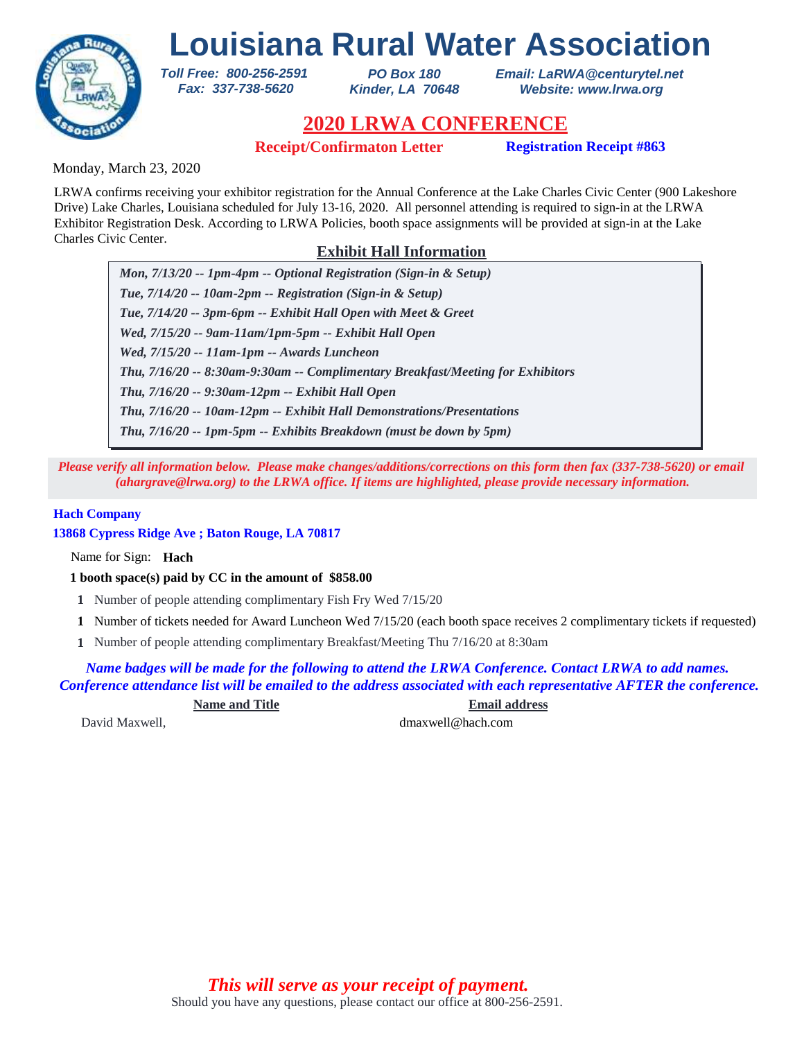# Louisiana Rural Water Association

*Toll Free: 800-256-2591*
*Fax: 337-738-5620*

*PO Box 180*
*Kinder, LA 70648*

*Email: LaRWA@centurytel.net*
*Website: www.lrwa.org*

## 2020 LRWA CONFERENCE

**Receipt/Confirmaton Letter** **Registration Receipt #863**

Monday, March 23, 2020

LRWA confirms receiving your exhibitor registration for the Annual Conference at the Lake Charles Civic Center (900 Lakeshore Drive) Lake Charles, Louisiana scheduled for July 13-16, 2020. All personnel attending is required to sign-in at the LRWA Exhibitor Registration Desk. According to LRWA Policies, booth space assignments will be provided at sign-in at the Lake Charles Civic Center.

### Exhibit Hall Information

***Mon, 7/13/20 -- 1pm-4pm -- Optional Registration (Sign-in & Setup)***
***Tue, 7/14/20 -- 10am-2pm -- Registration (Sign-in & Setup)***
***Tue, 7/14/20 -- 3pm-6pm -- Exhibit Hall Open with Meet & Greet***
***Wed, 7/15/20 -- 9am-11am/1pm-5pm -- Exhibit Hall Open***
***Wed, 7/15/20 -- 11am-1pm -- Awards Luncheon***
***Thu, 7/16/20 -- 8:30am-9:30am -- Complimentary Breakfast/Meeting for Exhibitors***
***Thu, 7/16/20 -- 9:30am-12pm -- Exhibit Hall Open***
***Thu, 7/16/20 -- 10am-12pm -- Exhibit Hall Demonstrations/Presentations***
***Thu, 7/16/20 -- 1pm-5pm -- Exhibits Breakdown (must be down by 5pm)***

***Please verify all information below. Please make changes/additions/corrections on this form then fax (337-738-5620) or email (ahargrave@lrwa.org) to the LRWA office. If items are highlighted, please provide necessary information.***

**Hach Company**
**13868 Cypress Ridge Ave ; Baton Rouge, LA 70817**

Name for Sign: **Hach**

**1 booth space(s) paid by CC in the amount of $858.00**

- **1** Number of people attending complimentary Fish Fry Wed 7/15/20
- **1** Number of tickets needed for Award Luncheon Wed 7/15/20 (each booth space receives 2 complimentary tickets if requested)
- **1** Number of people attending complimentary Breakfast/Meeting Thu 7/16/20 at 8:30am

***Name badges will be made for the following to attend the LRWA Conference. Contact LRWA to add names. Conference attendance list will be emailed to the address associated with each representative AFTER the conference.***

| Name and Title | Email address |
|---|---|
| David Maxwell, | dmaxwell@hach.com |

***This will serve as your receipt of payment.***

Should you have any questions, please contact our office at 800-256-2591.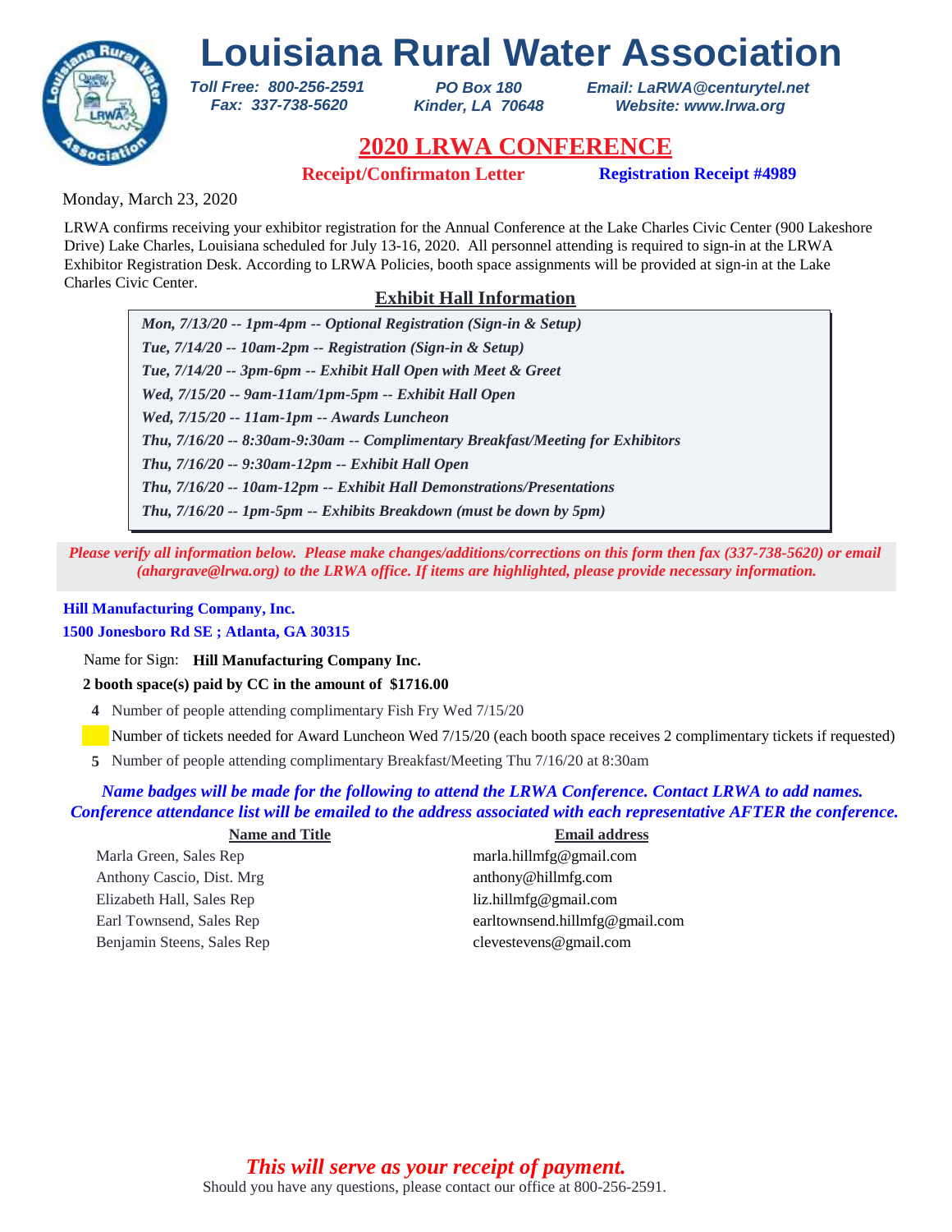# Louisiana Rural Water Association

*Toll Free: 800-256-2591*
*Fax: 337-738-5620*

*PO Box 180*
*Kinder, LA 70648*

*Email: LaRWA@centurytel.net*
*Website: www.lrwa.org*

## 2020 LRWA CONFERENCE

**Receipt/Confirmaton Letter** **Registration Receipt #4989**

Monday, March 23, 2020

LRWA confirms receiving your exhibitor registration for the Annual Conference at the Lake Charles Civic Center (900 Lakeshore Drive) Lake Charles, Louisiana scheduled for July 13-16, 2020. All personnel attending is required to sign-in at the LRWA Exhibitor Registration Desk. According to LRWA Policies, booth space assignments will be provided at sign-in at the Lake Charles Civic Center.

### Exhibit Hall Information

*Mon, 7/13/20 -- 1pm-4pm -- Optional Registration (Sign-in & Setup)*
*Tue, 7/14/20 -- 10am-2pm -- Registration (Sign-in & Setup)*
*Tue, 7/14/20 -- 3pm-6pm -- Exhibit Hall Open with Meet & Greet*
*Wed, 7/15/20 -- 9am-11am/1pm-5pm -- Exhibit Hall Open*
*Wed, 7/15/20 -- 11am-1pm -- Awards Luncheon*
*Thu, 7/16/20 -- 8:30am-9:30am -- Complimentary Breakfast/Meeting for Exhibitors*
*Thu, 7/16/20 -- 9:30am-12pm -- Exhibit Hall Open*
*Thu, 7/16/20 -- 10am-12pm -- Exhibit Hall Demonstrations/Presentations*
*Thu, 7/16/20 -- 1pm-5pm -- Exhibits Breakdown (must be down by 5pm)*

*Please verify all information below. Please make changes/additions/corrections on this form then fax (337-738-5620) or email (ahargrave@lrwa.org) to the LRWA office. If items are highlighted, please provide necessary information.*

**Hill Manufacturing Company, Inc.**
**1500 Jonesboro Rd SE ; Atlanta, GA 30315**

Name for Sign: **Hill Manufacturing Company Inc.**

**2 booth space(s) paid by CC in the amount of $1716.00**

**4** Number of people attending complimentary Fish Fry Wed 7/15/20

Number of tickets needed for Award Luncheon Wed 7/15/20 (each booth space receives 2 complimentary tickets if requested)

**5** Number of people attending complimentary Breakfast/Meeting Thu 7/16/20 at 8:30am

*Name badges will be made for the following to attend the LRWA Conference. Contact LRWA to add names. Conference attendance list will be emailed to the address associated with each representative AFTER the conference.*

| Name and Title | Email address |
|---|---|
| Marla Green, Sales Rep | marla.hillmfg@gmail.com |
| Anthony Cascio, Dist. Mrg | anthony@hillmfg.com |
| Elizabeth Hall, Sales Rep | liz.hillmfg@gmail.com |
| Earl Townsend, Sales Rep | earltownsend.hillmfg@gmail.com |
| Benjamin Steens, Sales Rep | clevestevens@gmail.com |

*This will serve as your receipt of payment.*

Should you have any questions, please contact our office at 800-256-2591.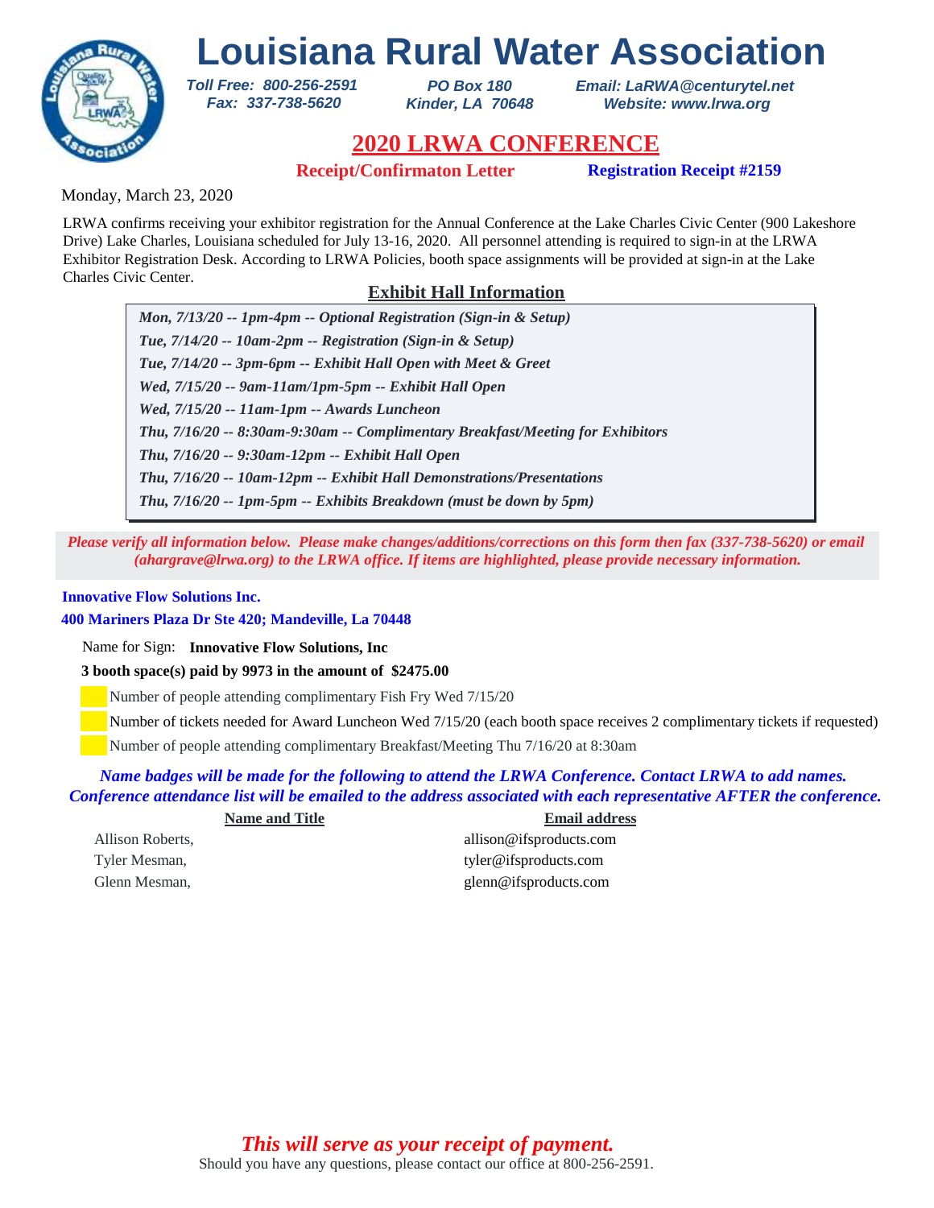# Louisiana Rural Water Association

*Toll Free: 800-256-2591*
*Fax: 337-738-5620*

*PO Box 180*
*Kinder, LA 70648*

*Email: LaRWA@centurytel.net*
*Website: www.lrwa.org*

## 2020 LRWA CONFERENCE

**Receipt/Confirmaton Letter** **Registration Receipt #2159**

Monday, March 23, 2020

LRWA confirms receiving your exhibitor registration for the Annual Conference at the Lake Charles Civic Center (900 Lakeshore Drive) Lake Charles, Louisiana scheduled for July 13-16, 2020. All personnel attending is required to sign-in at the LRWA Exhibitor Registration Desk. According to LRWA Policies, booth space assignments will be provided at sign-in at the Lake Charles Civic Center.

### Exhibit Hall Information

*Mon, 7/13/20 -- 1pm-4pm -- Optional Registration (Sign-in & Setup)*
*Tue, 7/14/20 -- 10am-2pm -- Registration (Sign-in & Setup)*
*Tue, 7/14/20 -- 3pm-6pm -- Exhibit Hall Open with Meet & Greet*
*Wed, 7/15/20 -- 9am-11am/1pm-5pm -- Exhibit Hall Open*
*Wed, 7/15/20 -- 11am-1pm -- Awards Luncheon*
*Thu, 7/16/20 -- 8:30am-9:30am -- Complimentary Breakfast/Meeting for Exhibitors*
*Thu, 7/16/20 -- 9:30am-12pm -- Exhibit Hall Open*
*Thu, 7/16/20 -- 10am-12pm -- Exhibit Hall Demonstrations/Presentations*
*Thu, 7/16/20 -- 1pm-5pm -- Exhibits Breakdown (must be down by 5pm)*

*Please verify all information below. Please make changes/additions/corrections on this form then fax (337-738-5620) or email (ahargrave@lrwa.org) to the LRWA office. If items are highlighted, please provide necessary information.*

**Innovative Flow Solutions Inc.**
**400 Mariners Plaza Dr Ste 420; Mandeville, La 70448**

Name for Sign: **Innovative Flow Solutions, Inc**

**3 booth space(s) paid by 9973 in the amount of $2475.00**

Number of people attending complimentary Fish Fry Wed 7/15/20

Number of tickets needed for Award Luncheon Wed 7/15/20 (each booth space receives 2 complimentary tickets if requested)

Number of people attending complimentary Breakfast/Meeting Thu 7/16/20 at 8:30am

*Name badges will be made for the following to attend the LRWA Conference. Contact LRWA to add names. Conference attendance list will be emailed to the address associated with each representative AFTER the conference.*

| Name and Title | Email address |
|---|---|
| Allison Roberts, | allison@ifsproducts.com |
| Tyler Mesman, | tyler@ifsproducts.com |
| Glenn Mesman, | glenn@ifsproducts.com |

*This will serve as your receipt of payment.*

Should you have any questions, please contact our office at 800-256-2591.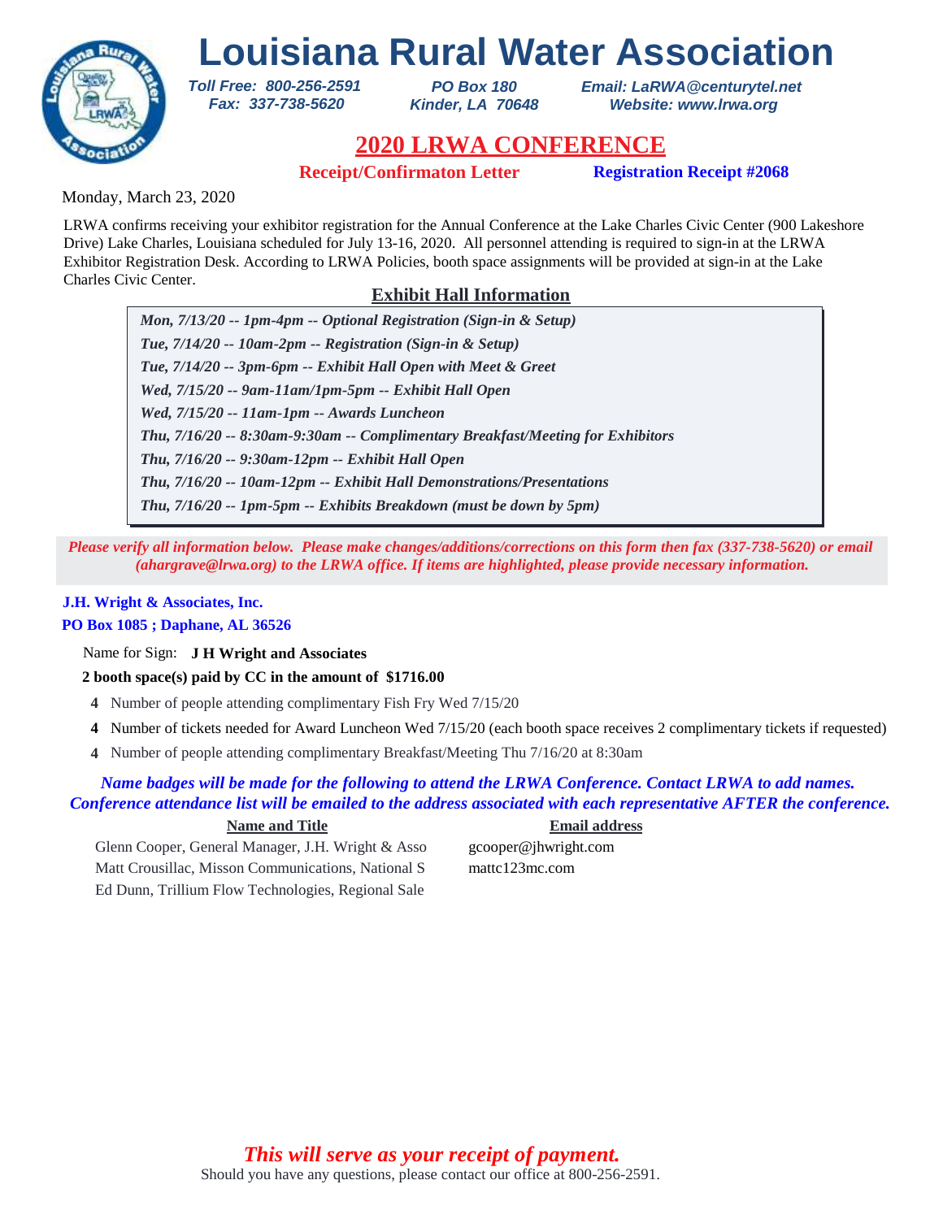# Louisiana Rural Water Association

*Toll Free: 800-256-2591*
*Fax: 337-738-5620*

*PO Box 180*
*Kinder, LA 70648*

*Email: LaRWA@centurytel.net*
*Website: www.lrwa.org*

## 2020 LRWA CONFERENCE

**Receipt/Confirmaton Letter** **Registration Receipt #2068**

Monday, March 23, 2020

LRWA confirms receiving your exhibitor registration for the Annual Conference at the Lake Charles Civic Center (900 Lakeshore Drive) Lake Charles, Louisiana scheduled for July 13-16, 2020. All personnel attending is required to sign-in at the LRWA Exhibitor Registration Desk. According to LRWA Policies, booth space assignments will be provided at sign-in at the Lake Charles Civic Center.

### Exhibit Hall Information

*Mon, 7/13/20 -- 1pm-4pm -- Optional Registration (Sign-in & Setup)*
*Tue, 7/14/20 -- 10am-2pm -- Registration (Sign-in & Setup)*
*Tue, 7/14/20 -- 3pm-6pm -- Exhibit Hall Open with Meet & Greet*
*Wed, 7/15/20 -- 9am-11am/1pm-5pm -- Exhibit Hall Open*
*Wed, 7/15/20 -- 11am-1pm -- Awards Luncheon*
*Thu, 7/16/20 -- 8:30am-9:30am -- Complimentary Breakfast/Meeting for Exhibitors*
*Thu, 7/16/20 -- 9:30am-12pm -- Exhibit Hall Open*
*Thu, 7/16/20 -- 10am-12pm -- Exhibit Hall Demonstrations/Presentations*
*Thu, 7/16/20 -- 1pm-5pm -- Exhibits Breakdown (must be down by 5pm)*

*Please verify all information below. Please make changes/additions/corrections on this form then fax (337-738-5620) or email (ahargrave@lrwa.org) to the LRWA office. If items are highlighted, please provide necessary information.*

**J.H. Wright & Associates, Inc.**
**PO Box 1085 ; Daphane, AL 36526**

Name for Sign: **J H Wright and Associates**

**2 booth space(s) paid by CC in the amount of $1716.00**

**4** Number of people attending complimentary Fish Fry Wed 7/15/20

**4** Number of tickets needed for Award Luncheon Wed 7/15/20 (each booth space receives 2 complimentary tickets if requested)

**4** Number of people attending complimentary Breakfast/Meeting Thu 7/16/20 at 8:30am

*Name badges will be made for the following to attend the LRWA Conference. Contact LRWA to add names. Conference attendance list will be emailed to the address associated with each representative AFTER the conference.*

| Name and Title | Email address |
| --- | --- |
| Glenn Cooper, General Manager, J.H. Wright & Asso | gcooper@jhwright.com |
| Matt Crousillac, Misson Communications, National S | mattc123mc.com |
| Ed Dunn, Trillium Flow Technologies, Regional Sale | |

*This will serve as your receipt of payment.*

Should you have any questions, please contact our office at 800-256-2591.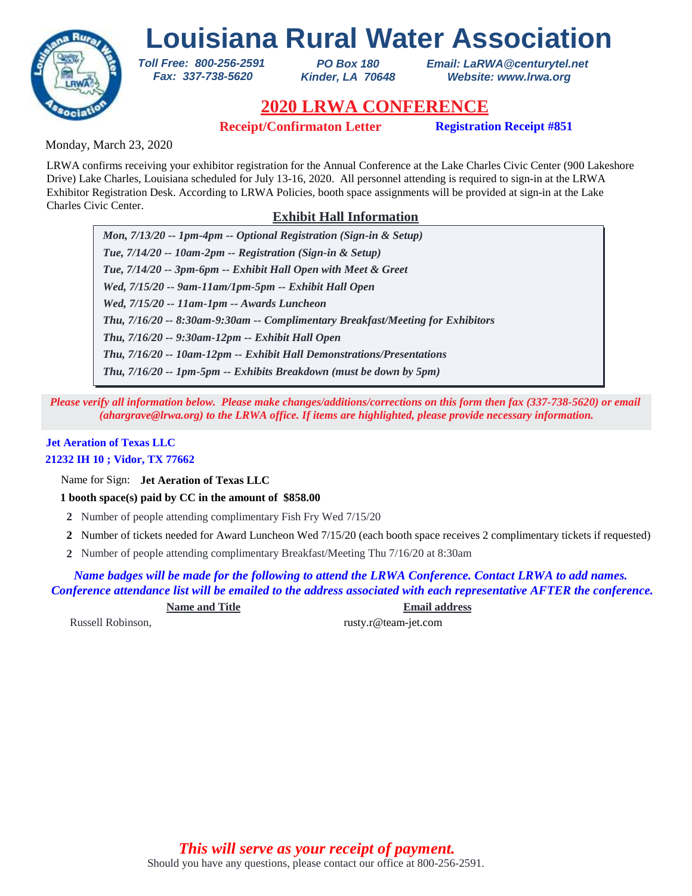# Louisiana Rural Water Association

*Toll Free: 800-256-2591*
*Fax: 337-738-5620*

*PO Box 180*
*Kinder, LA 70648*

*Email: LaRWA@centurytel.net*
*Website: www.lrwa.org*

## 2020 LRWA CONFERENCE

**Receipt/Confirmaton Letter** **Registration Receipt #851**

Monday, March 23, 2020

LRWA confirms receiving your exhibitor registration for the Annual Conference at the Lake Charles Civic Center (900 Lakeshore Drive) Lake Charles, Louisiana scheduled for July 13-16, 2020. All personnel attending is required to sign-in at the LRWA Exhibitor Registration Desk. According to LRWA Policies, booth space assignments will be provided at sign-in at the Lake Charles Civic Center.

### Exhibit Hall Information

*Mon, 7/13/20 -- 1pm-4pm -- Optional Registration (Sign-in & Setup)*
*Tue, 7/14/20 -- 10am-2pm -- Registration (Sign-in & Setup)*
*Tue, 7/14/20 -- 3pm-6pm -- Exhibit Hall Open with Meet & Greet*
*Wed, 7/15/20 -- 9am-11am/1pm-5pm -- Exhibit Hall Open*
*Wed, 7/15/20 -- 11am-1pm -- Awards Luncheon*
*Thu, 7/16/20 -- 8:30am-9:30am -- Complimentary Breakfast/Meeting for Exhibitors*
*Thu, 7/16/20 -- 9:30am-12pm -- Exhibit Hall Open*
*Thu, 7/16/20 -- 10am-12pm -- Exhibit Hall Demonstrations/Presentations*
*Thu, 7/16/20 -- 1pm-5pm -- Exhibits Breakdown (must be down by 5pm)*

*Please verify all information below. Please make changes/additions/corrections on this form then fax (337-738-5620) or email (ahargrave@lrwa.org) to the LRWA office. If items are highlighted, please provide necessary information.*

**Jet Aeration of Texas LLC**
**21232 IH 10 ; Vidor, TX 77662**

Name for Sign: **Jet Aeration of Texas LLC**

**1 booth space(s) paid by CC in the amount of $858.00**

**2** Number of people attending complimentary Fish Fry Wed 7/15/20

**2** Number of tickets needed for Award Luncheon Wed 7/15/20 (each booth space receives 2 complimentary tickets if requested)

**2** Number of people attending complimentary Breakfast/Meeting Thu 7/16/20 at 8:30am

*Name badges will be made for the following to attend the LRWA Conference. Contact LRWA to add names. Conference attendance list will be emailed to the address associated with each representative AFTER the conference.*

| Name and Title | Email address |
|---|---|
| Russell Robinson, | rusty.r@team-jet.com |

*This will serve as your receipt of payment.*

Should you have any questions, please contact our office at 800-256-2591.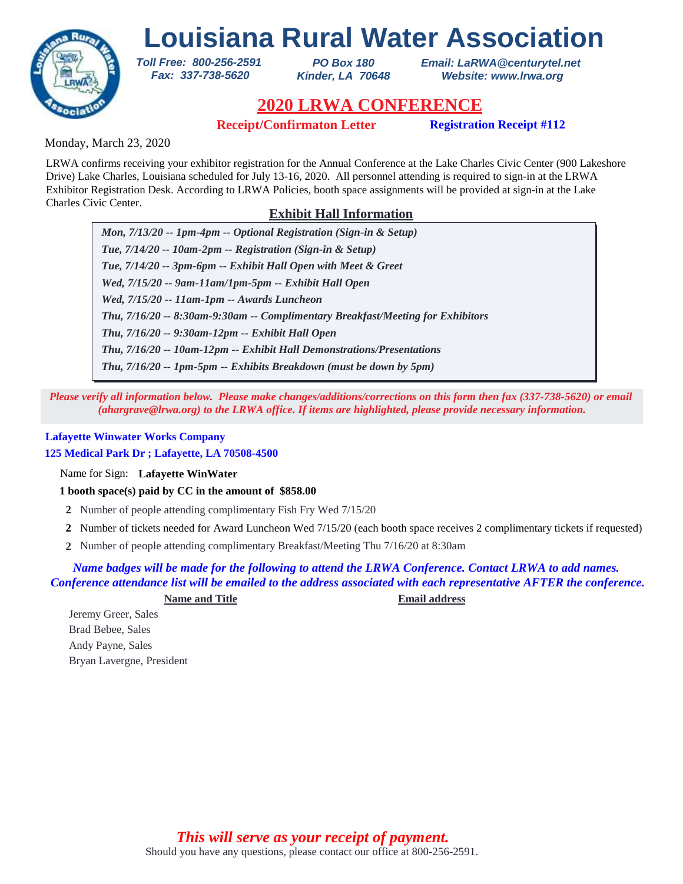# Louisiana Rural Water Association

*Toll Free: 800-256-2591*
*Fax: 337-738-5620*

*PO Box 180*
*Kinder, LA 70648*

*Email: LaRWA@centurytel.net*
*Website: www.lrwa.org*

## 2020 LRWA CONFERENCE

**Receipt/Confirmaton Letter** **Registration Receipt #112**

Monday, March 23, 2020

LRWA confirms receiving your exhibitor registration for the Annual Conference at the Lake Charles Civic Center (900 Lakeshore Drive) Lake Charles, Louisiana scheduled for July 13-16, 2020. All personnel attending is required to sign-in at the LRWA Exhibitor Registration Desk. According to LRWA Policies, booth space assignments will be provided at sign-in at the Lake Charles Civic Center.

### Exhibit Hall Information

*Mon, 7/13/20 -- 1pm-4pm -- Optional Registration (Sign-in & Setup)*
*Tue, 7/14/20 -- 10am-2pm -- Registration (Sign-in & Setup)*
*Tue, 7/14/20 -- 3pm-6pm -- Exhibit Hall Open with Meet & Greet*
*Wed, 7/15/20 -- 9am-11am/1pm-5pm -- Exhibit Hall Open*
*Wed, 7/15/20 -- 11am-1pm -- Awards Luncheon*
*Thu, 7/16/20 -- 8:30am-9:30am -- Complimentary Breakfast/Meeting for Exhibitors*
*Thu, 7/16/20 -- 9:30am-12pm -- Exhibit Hall Open*
*Thu, 7/16/20 -- 10am-12pm -- Exhibit Hall Demonstrations/Presentations*
*Thu, 7/16/20 -- 1pm-5pm -- Exhibits Breakdown (must be down by 5pm)*

*Please verify all information below. Please make changes/additions/corrections on this form then fax (337-738-5620) or email (ahargrave@lrwa.org) to the LRWA office. If items are highlighted, please provide necessary information.*

**Lafayette Winwater Works Company**
**125 Medical Park Dr ; Lafayette, LA 70508-4500**

Name for Sign: **Lafayette WinWater**

**1 booth space(s) paid by CC in the amount of $858.00**

**2** Number of people attending complimentary Fish Fry Wed 7/15/20

**2** Number of tickets needed for Award Luncheon Wed 7/15/20 (each booth space receives 2 complimentary tickets if requested)

**2** Number of people attending complimentary Breakfast/Meeting Thu 7/16/20 at 8:30am

*Name badges will be made for the following to attend the LRWA Conference. Contact LRWA to add names. Conference attendance list will be emailed to the address associated with each representative AFTER the conference.*

| Name and Title | Email address |
|---|---|
| Jeremy Greer, Sales | |
| Brad Bebee, Sales | |
| Andy Payne, Sales | |
| Bryan Lavergne, President | |

*This will serve as your receipt of payment.*

Should you have any questions, please contact our office at 800-256-2591.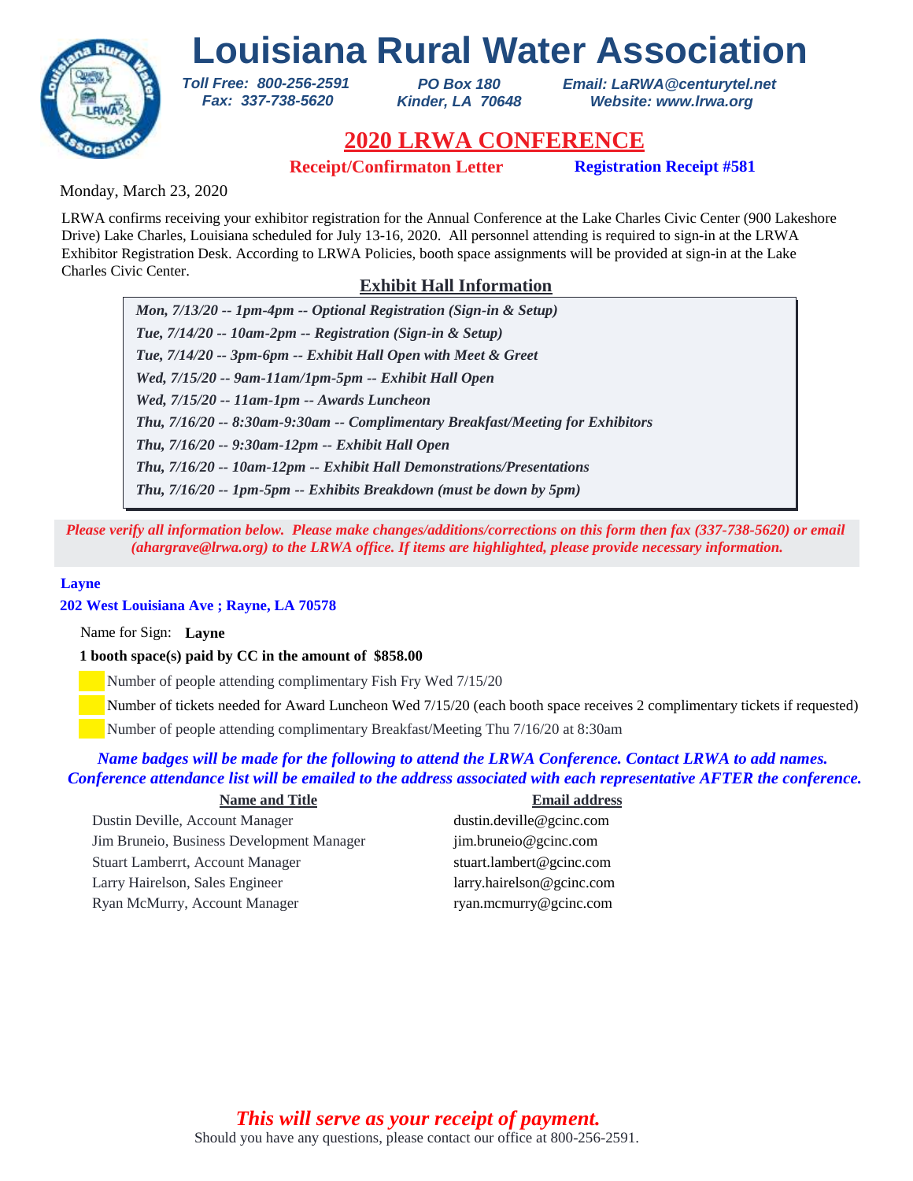# Louisiana Rural Water Association

*Toll Free: 800-256-2591*
*Fax: 337-738-5620*

*PO Box 180*
*Kinder, LA 70648*

*Email: LaRWA@centurytel.net*
*Website: www.lrwa.org*

## 2020 LRWA CONFERENCE

**Receipt/Confirmaton Letter** **Registration Receipt #581**

Monday, March 23, 2020

LRWA confirms receiving your exhibitor registration for the Annual Conference at the Lake Charles Civic Center (900 Lakeshore Drive) Lake Charles, Louisiana scheduled for July 13-16, 2020. All personnel attending is required to sign-in at the LRWA Exhibitor Registration Desk. According to LRWA Policies, booth space assignments will be provided at sign-in at the Lake Charles Civic Center.

### Exhibit Hall Information

- *Mon, 7/13/20 -- 1pm-4pm -- Optional Registration (Sign-in & Setup)*
- *Tue, 7/14/20 -- 10am-2pm -- Registration (Sign-in & Setup)*
- *Tue, 7/14/20 -- 3pm-6pm -- Exhibit Hall Open with Meet & Greet*
- *Wed, 7/15/20 -- 9am-11am/1pm-5pm -- Exhibit Hall Open*
- *Wed, 7/15/20 -- 11am-1pm -- Awards Luncheon*
- *Thu, 7/16/20 -- 8:30am-9:30am -- Complimentary Breakfast/Meeting for Exhibitors*
- *Thu, 7/16/20 -- 9:30am-12pm -- Exhibit Hall Open*
- *Thu, 7/16/20 -- 10am-12pm -- Exhibit Hall Demonstrations/Presentations*
- *Thu, 7/16/20 -- 1pm-5pm -- Exhibits Breakdown (must be down by 5pm)*

*Please verify all information below. Please make changes/additions/corrections on this form then fax (337-738-5620) or email (ahargrave@lrwa.org) to the LRWA office. If items are highlighted, please provide necessary information.*

**Layne**
**202 West Louisiana Ave ; Rayne, LA 70578**

Name for Sign: **Layne**

**1 booth space(s) paid by CC in the amount of $858.00**

- ___ Number of people attending complimentary Fish Fry Wed 7/15/20
- ___ Number of tickets needed for Award Luncheon Wed 7/15/20 (each booth space receives 2 complimentary tickets if requested)
- ___ Number of people attending complimentary Breakfast/Meeting Thu 7/16/20 at 8:30am

*Name badges will be made for the following to attend the LRWA Conference. Contact LRWA to add names. Conference attendance list will be emailed to the address associated with each representative AFTER the conference.*

| Name and Title | Email address |
|---|---|
| Dustin Deville, Account Manager | dustin.deville@gcinc.com |
| Jim Bruneio, Business Development Manager | jim.bruneio@gcinc.com |
| Stuart Lamberrt, Account Manager | stuart.lambert@gcinc.com |
| Larry Hairelson, Sales Engineer | larry.hairelson@gcinc.com |
| Ryan McMurry, Account Manager | ryan.mcmurry@gcinc.com |

*This will serve as your receipt of payment.*

Should you have any questions, please contact our office at 800-256-2591.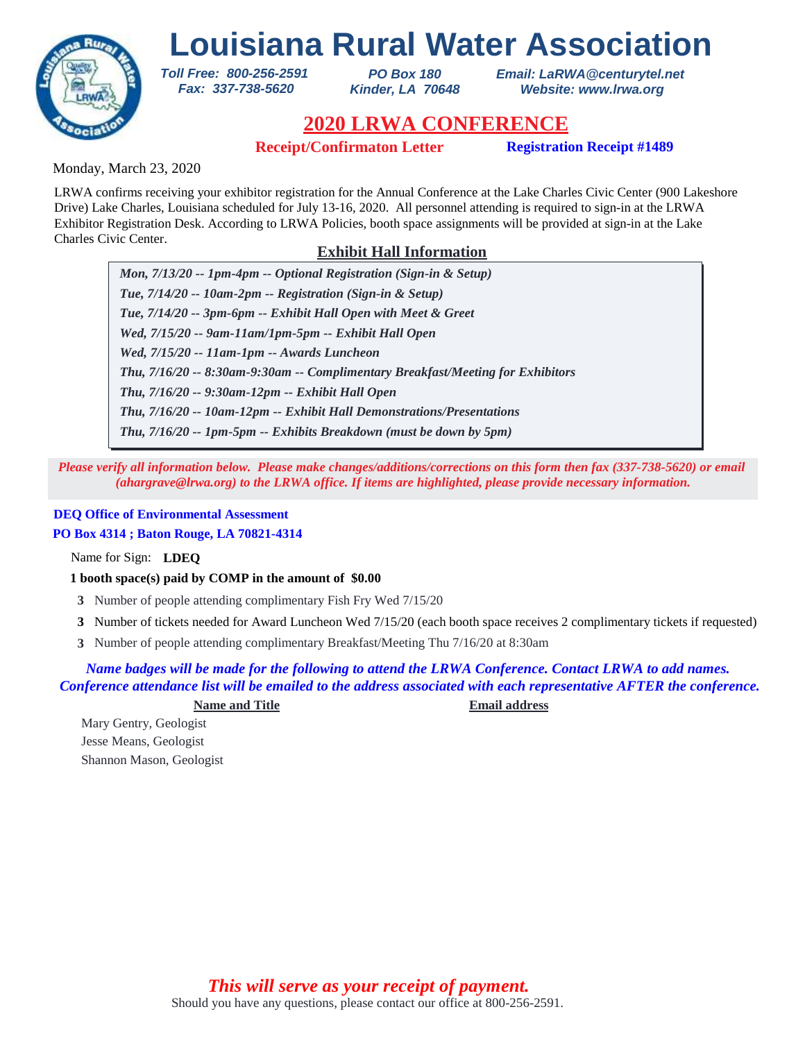# Louisiana Rural Water Association

*Toll Free: 800-256-2591*
*Fax: 337-738-5620*

*PO Box 180*
*Kinder, LA 70648*

*Email: LaRWA@centurytel.net*
*Website: www.lrwa.org*

## 2020 LRWA CONFERENCE

**Receipt/Confirmaton Letter** **Registration Receipt #1489**

Monday, March 23, 2020

LRWA confirms receiving your exhibitor registration for the Annual Conference at the Lake Charles Civic Center (900 Lakeshore Drive) Lake Charles, Louisiana scheduled for July 13-16, 2020. All personnel attending is required to sign-in at the LRWA Exhibitor Registration Desk. According to LRWA Policies, booth space assignments will be provided at sign-in at the Lake Charles Civic Center.

### Exhibit Hall Information

*Mon, 7/13/20 -- 1pm-4pm -- Optional Registration (Sign-in & Setup)*
*Tue, 7/14/20 -- 10am-2pm -- Registration (Sign-in & Setup)*
*Tue, 7/14/20 -- 3pm-6pm -- Exhibit Hall Open with Meet & Greet*
*Wed, 7/15/20 -- 9am-11am/1pm-5pm -- Exhibit Hall Open*
*Wed, 7/15/20 -- 11am-1pm -- Awards Luncheon*
*Thu, 7/16/20 -- 8:30am-9:30am -- Complimentary Breakfast/Meeting for Exhibitors*
*Thu, 7/16/20 -- 9:30am-12pm -- Exhibit Hall Open*
*Thu, 7/16/20 -- 10am-12pm -- Exhibit Hall Demonstrations/Presentations*
*Thu, 7/16/20 -- 1pm-5pm -- Exhibits Breakdown (must be down by 5pm)*

*Please verify all information below. Please make changes/additions/corrections on this form then fax (337-738-5620) or email (ahargrave@lrwa.org) to the LRWA office. If items are highlighted, please provide necessary information.*

**DEQ Office of Environmental Assessment**
**PO Box 4314 ; Baton Rouge, LA 70821-4314**

Name for Sign: **LDEQ**

**1 booth space(s) paid by COMP in the amount of $0.00**

**3** Number of people attending complimentary Fish Fry Wed 7/15/20

**3** Number of tickets needed for Award Luncheon Wed 7/15/20 (each booth space receives 2 complimentary tickets if requested)

**3** Number of people attending complimentary Breakfast/Meeting Thu 7/16/20 at 8:30am

*Name badges will be made for the following to attend the LRWA Conference. Contact LRWA to add names. Conference attendance list will be emailed to the address associated with each representative AFTER the conference.*

| Name and Title | Email address |
| --- | --- |
| Mary Gentry, Geologist | |
| Jesse Means, Geologist | |
| Shannon Mason, Geologist | |

*This will serve as your receipt of payment.*

Should you have any questions, please contact our office at 800-256-2591.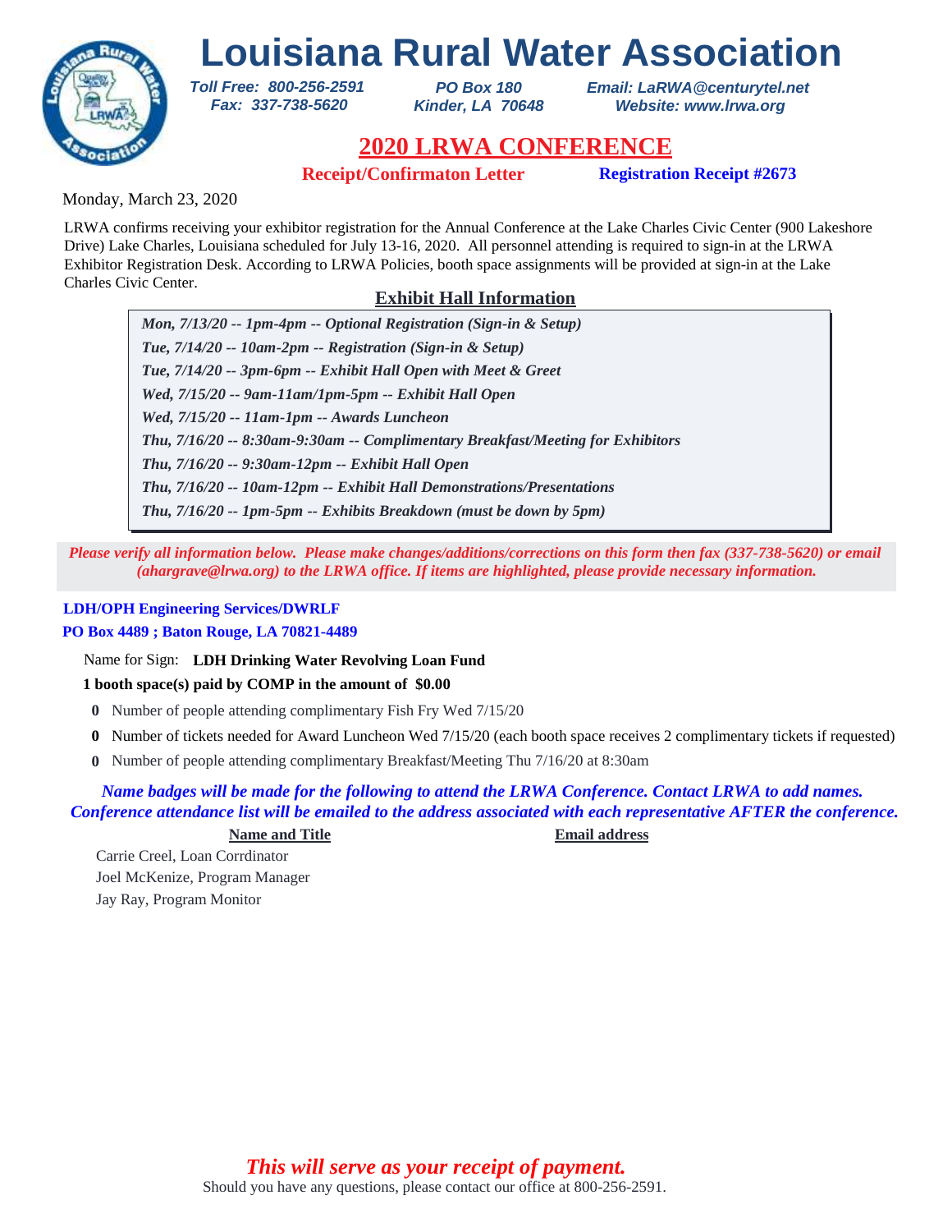# Louisiana Rural Water Association

***Toll Free: 800-256-2591***
***Fax: 337-738-5620***

***PO Box 180***
***Kinder, LA 70648***

***Email: LaRWA@centurytel.net***
***Website: www.lrwa.org***

## 2020 LRWA CONFERENCE

**Receipt/Confirmaton Letter** **Registration Receipt #2673**

Monday, March 23, 2020

LRWA confirms receiving your exhibitor registration for the Annual Conference at the Lake Charles Civic Center (900 Lakeshore Drive) Lake Charles, Louisiana scheduled for July 13-16, 2020. All personnel attending is required to sign-in at the LRWA Exhibitor Registration Desk. According to LRWA Policies, booth space assignments will be provided at sign-in at the Lake Charles Civic Center.

### Exhibit Hall Information

*Mon, 7/13/20 -- 1pm-4pm -- Optional Registration (Sign-in & Setup)*
*Tue, 7/14/20 -- 10am-2pm -- Registration (Sign-in & Setup)*
*Tue, 7/14/20 -- 3pm-6pm -- Exhibit Hall Open with Meet & Greet*
*Wed, 7/15/20 -- 9am-11am/1pm-5pm -- Exhibit Hall Open*
*Wed, 7/15/20 -- 11am-1pm -- Awards Luncheon*
*Thu, 7/16/20 -- 8:30am-9:30am -- Complimentary Breakfast/Meeting for Exhibitors*
*Thu, 7/16/20 -- 9:30am-12pm -- Exhibit Hall Open*
*Thu, 7/16/20 -- 10am-12pm -- Exhibit Hall Demonstrations/Presentations*
*Thu, 7/16/20 -- 1pm-5pm -- Exhibits Breakdown (must be down by 5pm)*

***Please verify all information below. Please make changes/additions/corrections on this form then fax (337-738-5620) or email (ahargrave@lrwa.org) to the LRWA office. If items are highlighted, please provide necessary information.***

**LDH/OPH Engineering Services/DWRLF**
**PO Box 4489 ; Baton Rouge, LA 70821-4489**

Name for Sign: **LDH Drinking Water Revolving Loan Fund**

**1 booth space(s) paid by COMP in the amount of $0.00**

- **0** Number of people attending complimentary Fish Fry Wed 7/15/20
- **0** Number of tickets needed for Award Luncheon Wed 7/15/20 (each booth space receives 2 complimentary tickets if requested)
- **0** Number of people attending complimentary Breakfast/Meeting Thu 7/16/20 at 8:30am

***Name badges will be made for the following to attend the LRWA Conference. Contact LRWA to add names. Conference attendance list will be emailed to the address associated with each representative AFTER the conference.***

| Name and Title | Email address |
|---|---|
| Carrie Creel, Loan Corrdinator | |
| Joel McKenize, Program Manager | |
| Jay Ray, Program Monitor | |

***This will serve as your receipt of payment.***

Should you have any questions, please contact our office at 800-256-2591.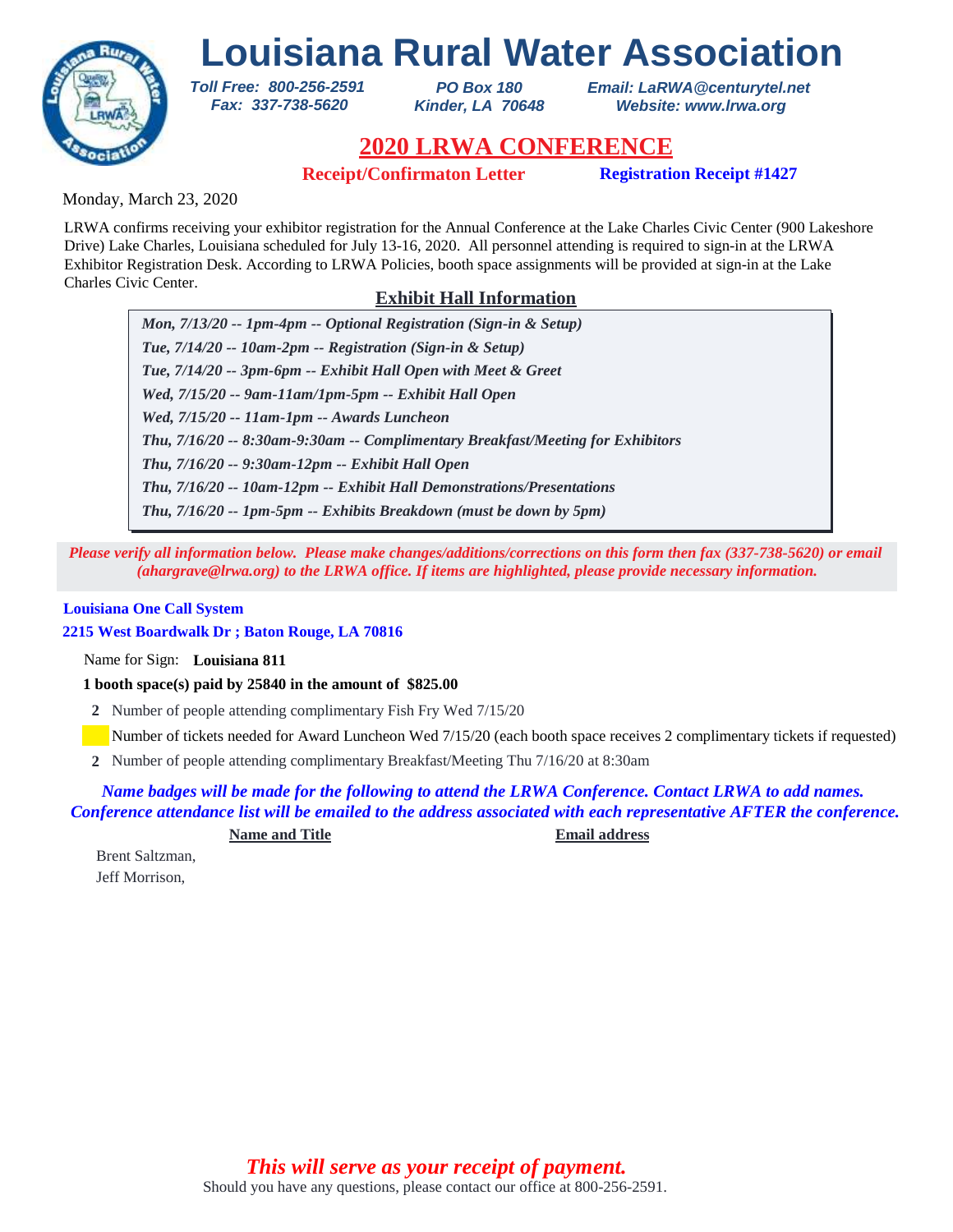# Louisiana Rural Water Association

*Toll Free: 800-256-2591*
*Fax: 337-738-5620*

*PO Box 180*
*Kinder, LA 70648*

*Email: LaRWA@centurytel.net*
*Website: www.lrwa.org*

## 2020 LRWA CONFERENCE

**Receipt/Confirmaton Letter** **Registration Receipt #1427**

Monday, March 23, 2020

LRWA confirms receiving your exhibitor registration for the Annual Conference at the Lake Charles Civic Center (900 Lakeshore Drive) Lake Charles, Louisiana scheduled for July 13-16, 2020. All personnel attending is required to sign-in at the LRWA Exhibitor Registration Desk. According to LRWA Policies, booth space assignments will be provided at sign-in at the Lake Charles Civic Center.

### Exhibit Hall Information

*Mon, 7/13/20 -- 1pm-4pm -- Optional Registration (Sign-in & Setup)*
*Tue, 7/14/20 -- 10am-2pm -- Registration (Sign-in & Setup)*
*Tue, 7/14/20 -- 3pm-6pm -- Exhibit Hall Open with Meet & Greet*
*Wed, 7/15/20 -- 9am-11am/1pm-5pm -- Exhibit Hall Open*
*Wed, 7/15/20 -- 11am-1pm -- Awards Luncheon*
*Thu, 7/16/20 -- 8:30am-9:30am -- Complimentary Breakfast/Meeting for Exhibitors*
*Thu, 7/16/20 -- 9:30am-12pm -- Exhibit Hall Open*
*Thu, 7/16/20 -- 10am-12pm -- Exhibit Hall Demonstrations/Presentations*
*Thu, 7/16/20 -- 1pm-5pm -- Exhibits Breakdown (must be down by 5pm)*

*Please verify all information below. Please make changes/additions/corrections on this form then fax (337-738-5620) or email (ahargrave@lrwa.org) to the LRWA office. If items are highlighted, please provide necessary information.*

**Louisiana One Call System**
**2215 West Boardwalk Dr ; Baton Rouge, LA 70816**

Name for Sign: **Louisiana 811**

**1 booth space(s) paid by 25840 in the amount of $825.00**

**2** Number of people attending complimentary Fish Fry Wed 7/15/20

Number of tickets needed for Award Luncheon Wed 7/15/20 (each booth space receives 2 complimentary tickets if requested)

**2** Number of people attending complimentary Breakfast/Meeting Thu 7/16/20 at 8:30am

*Name badges will be made for the following to attend the LRWA Conference. Contact LRWA to add names. Conference attendance list will be emailed to the address associated with each representative AFTER the conference.*

| Name and Title | Email address |
|---|---|
| Brent Saltzman, | |
| Jeff Morrison, | |

*This will serve as your receipt of payment.*
Should you have any questions, please contact our office at 800-256-2591.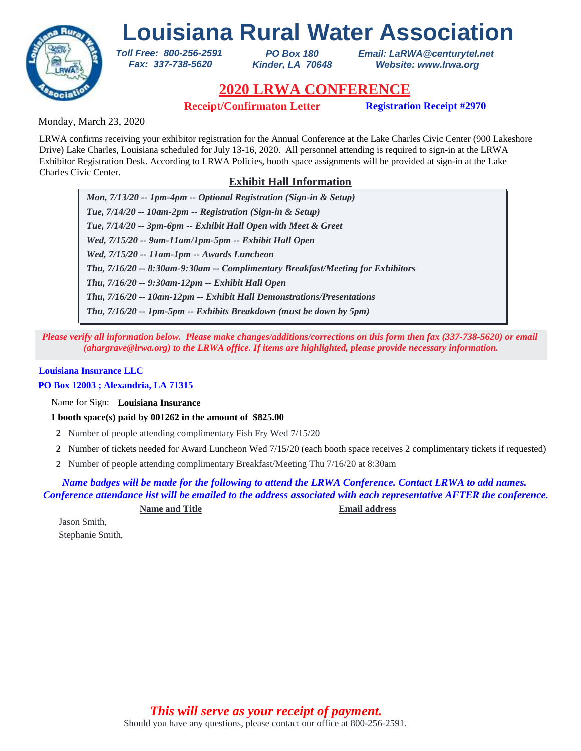# Louisiana Rural Water Association

*Toll Free: 800-256-2591*
*Fax: 337-738-5620*

*PO Box 180*
*Kinder, LA 70648*

*Email: LaRWA@centurytel.net*
*Website: www.lrwa.org*

## 2020 LRWA CONFERENCE

**Receipt/Confirmaton Letter** **Registration Receipt #2970**

Monday, March 23, 2020

LRWA confirms receiving your exhibitor registration for the Annual Conference at the Lake Charles Civic Center (900 Lakeshore Drive) Lake Charles, Louisiana scheduled for July 13-16, 2020. All personnel attending is required to sign-in at the LRWA Exhibitor Registration Desk. According to LRWA Policies, booth space assignments will be provided at sign-in at the Lake Charles Civic Center.

### Exhibit Hall Information

*Mon, 7/13/20 -- 1pm-4pm -- Optional Registration (Sign-in & Setup)*
*Tue, 7/14/20 -- 10am-2pm -- Registration (Sign-in & Setup)*
*Tue, 7/14/20 -- 3pm-6pm -- Exhibit Hall Open with Meet & Greet*
*Wed, 7/15/20 -- 9am-11am/1pm-5pm -- Exhibit Hall Open*
*Wed, 7/15/20 -- 11am-1pm -- Awards Luncheon*
*Thu, 7/16/20 -- 8:30am-9:30am -- Complimentary Breakfast/Meeting for Exhibitors*
*Thu, 7/16/20 -- 9:30am-12pm -- Exhibit Hall Open*
*Thu, 7/16/20 -- 10am-12pm -- Exhibit Hall Demonstrations/Presentations*
*Thu, 7/16/20 -- 1pm-5pm -- Exhibits Breakdown (must be down by 5pm)*

*Please verify all information below. Please make changes/additions/corrections on this form then fax (337-738-5620) or email (ahargrave@lrwa.org) to the LRWA office. If items are highlighted, please provide necessary information.*

**Louisiana Insurance LLC**
**PO Box 12003 ; Alexandria, LA 71315**

Name for Sign: **Louisiana Insurance**

**1 booth space(s) paid by 001262 in the amount of $825.00**

**2** Number of people attending complimentary Fish Fry Wed 7/15/20

**2** Number of tickets needed for Award Luncheon Wed 7/15/20 (each booth space receives 2 complimentary tickets if requested)

**2** Number of people attending complimentary Breakfast/Meeting Thu 7/16/20 at 8:30am

*Name badges will be made for the following to attend the LRWA Conference. Contact LRWA to add names. Conference attendance list will be emailed to the address associated with each representative AFTER the conference.*

| Name and Title | Email address |
|---|---|
| Jason Smith, | |
| Stephanie Smith, | |

*This will serve as your receipt of payment.*

Should you have any questions, please contact our office at 800-256-2591.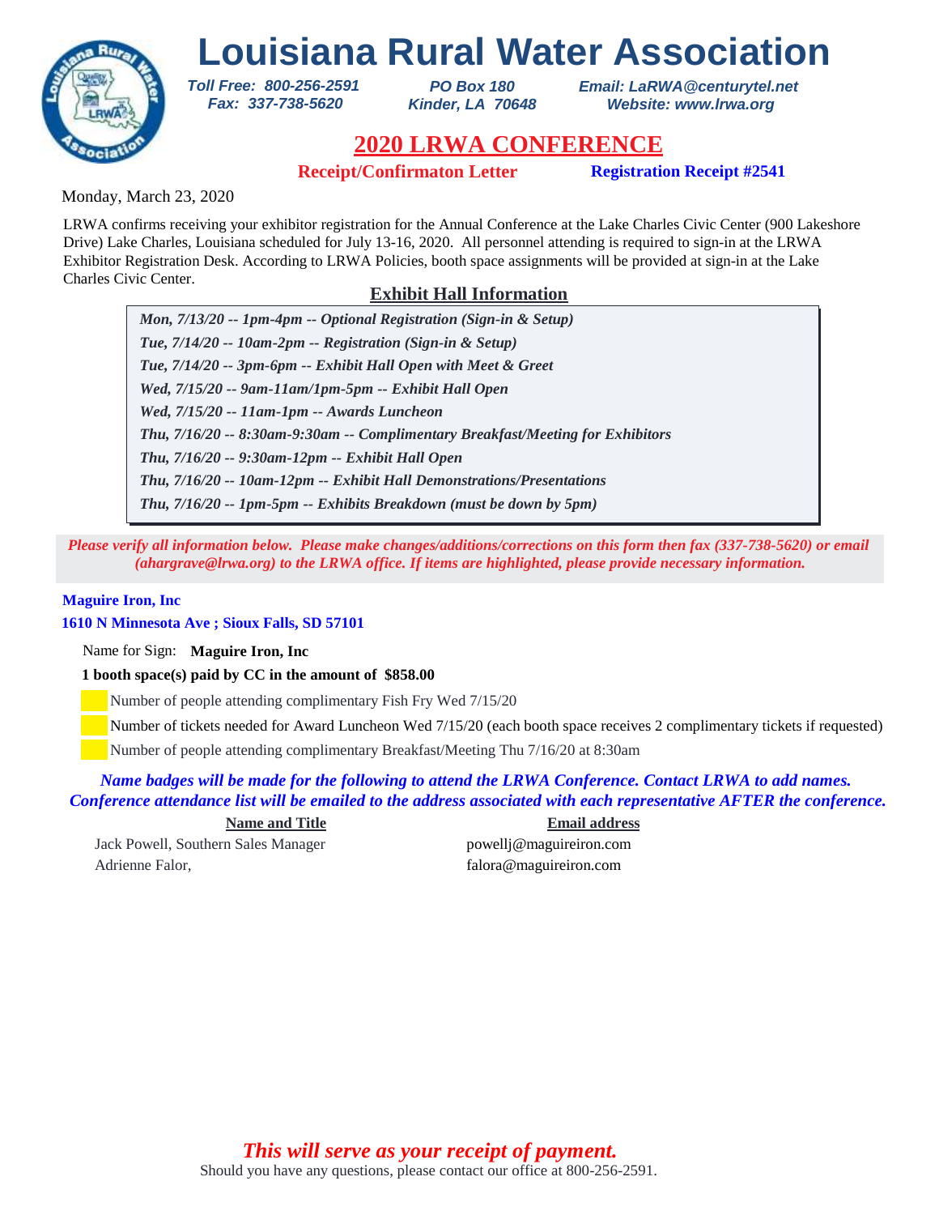# Louisiana Rural Water Association

*Toll Free: 800-256-2591*
*Fax: 337-738-5620*

*PO Box 180*
*Kinder, LA 70648*

*Email: LaRWA@centurytel.net*
*Website: www.lrwa.org*

## 2020 LRWA CONFERENCE

**Receipt/Confirmaton Letter** **Registration Receipt #2541**

Monday, March 23, 2020

LRWA confirms receiving your exhibitor registration for the Annual Conference at the Lake Charles Civic Center (900 Lakeshore Drive) Lake Charles, Louisiana scheduled for July 13-16, 2020. All personnel attending is required to sign-in at the LRWA Exhibitor Registration Desk. According to LRWA Policies, booth space assignments will be provided at sign-in at the Lake Charles Civic Center.

### Exhibit Hall Information

*Mon, 7/13/20 -- 1pm-4pm -- Optional Registration (Sign-in & Setup)*
*Tue, 7/14/20 -- 10am-2pm -- Registration (Sign-in & Setup)*
*Tue, 7/14/20 -- 3pm-6pm -- Exhibit Hall Open with Meet & Greet*
*Wed, 7/15/20 -- 9am-11am/1pm-5pm -- Exhibit Hall Open*
*Wed, 7/15/20 -- 11am-1pm -- Awards Luncheon*
*Thu, 7/16/20 -- 8:30am-9:30am -- Complimentary Breakfast/Meeting for Exhibitors*
*Thu, 7/16/20 -- 9:30am-12pm -- Exhibit Hall Open*
*Thu, 7/16/20 -- 10am-12pm -- Exhibit Hall Demonstrations/Presentations*
*Thu, 7/16/20 -- 1pm-5pm -- Exhibits Breakdown (must be down by 5pm)*

*Please verify all information below. Please make changes/additions/corrections on this form then fax (337-738-5620) or email (ahargrave@lrwa.org) to the LRWA office. If items are highlighted, please provide necessary information.*

**Maguire Iron, Inc**
**1610 N Minnesota Ave ; Sioux Falls, SD 57101**

Name for Sign: **Maguire Iron, Inc**

**1 booth space(s) paid by CC in the amount of $858.00**

Number of people attending complimentary Fish Fry Wed 7/15/20
Number of tickets needed for Award Luncheon Wed 7/15/20 (each booth space receives 2 complimentary tickets if requested)
Number of people attending complimentary Breakfast/Meeting Thu 7/16/20 at 8:30am

*Name badges will be made for the following to attend the LRWA Conference. Contact LRWA to add names. Conference attendance list will be emailed to the address associated with each representative AFTER the conference.*

| Name and Title | Email address |
|---|---|
| Jack Powell, Southern Sales Manager | powellj@maguireiron.com |
| Adrienne Falor, | falora@maguireiron.com |

*This will serve as your receipt of payment.*
Should you have any questions, please contact our office at 800-256-2591.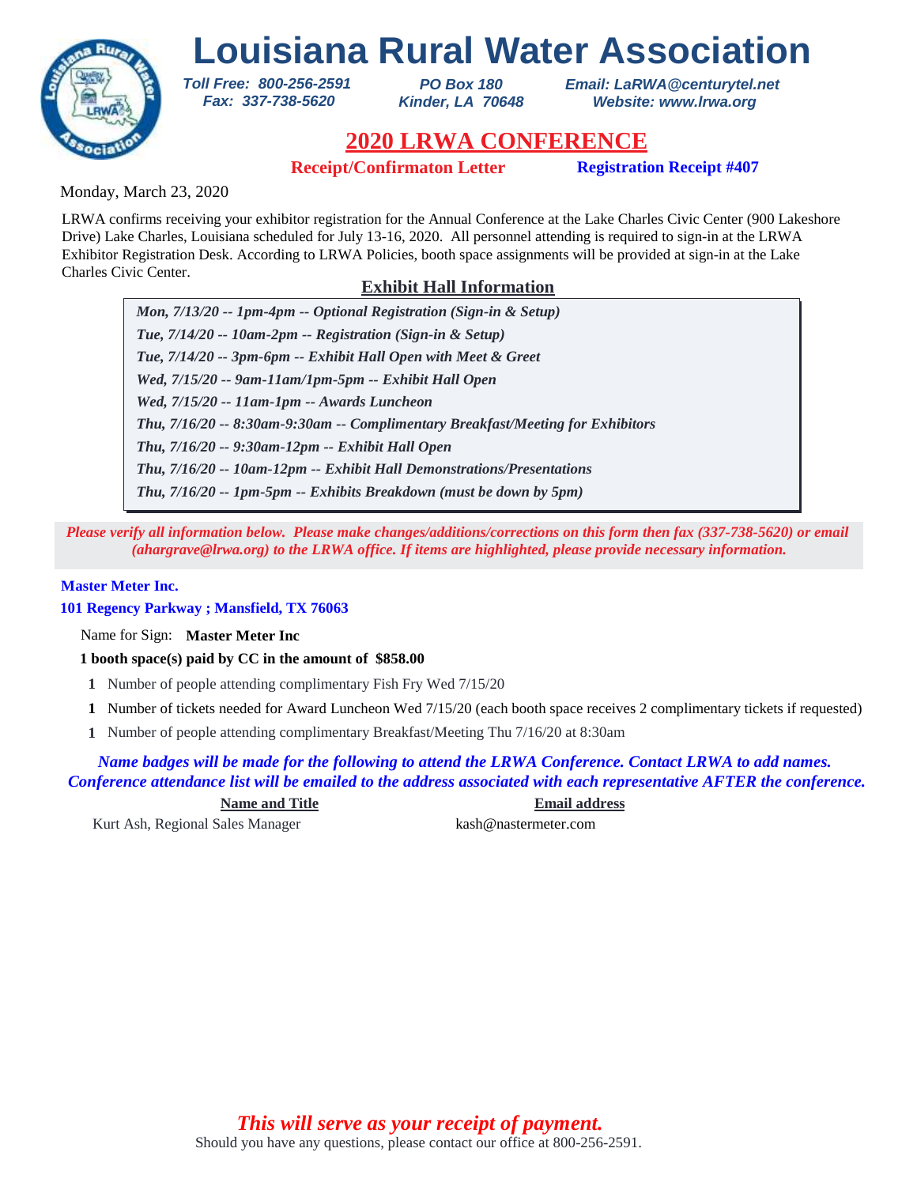# Louisiana Rural Water Association

*Toll Free: 800-256-2591*
*Fax: 337-738-5620*

*PO Box 180*
*Kinder, LA 70648*

*Email: LaRWA@centurytel.net*
*Website: www.lrwa.org*

## 2020 LRWA CONFERENCE

**Receipt/Confirmaton Letter** **Registration Receipt #407**

Monday, March 23, 2020

LRWA confirms receiving your exhibitor registration for the Annual Conference at the Lake Charles Civic Center (900 Lakeshore Drive) Lake Charles, Louisiana scheduled for July 13-16, 2020. All personnel attending is required to sign-in at the LRWA Exhibitor Registration Desk. According to LRWA Policies, booth space assignments will be provided at sign-in at the Lake Charles Civic Center.

### Exhibit Hall Information

*Mon, 7/13/20 -- 1pm-4pm -- Optional Registration (Sign-in & Setup)*
*Tue, 7/14/20 -- 10am-2pm -- Registration (Sign-in & Setup)*
*Tue, 7/14/20 -- 3pm-6pm -- Exhibit Hall Open with Meet & Greet*
*Wed, 7/15/20 -- 9am-11am/1pm-5pm -- Exhibit Hall Open*
*Wed, 7/15/20 -- 11am-1pm -- Awards Luncheon*
*Thu, 7/16/20 -- 8:30am-9:30am -- Complimentary Breakfast/Meeting for Exhibitors*
*Thu, 7/16/20 -- 9:30am-12pm -- Exhibit Hall Open*
*Thu, 7/16/20 -- 10am-12pm -- Exhibit Hall Demonstrations/Presentations*
*Thu, 7/16/20 -- 1pm-5pm -- Exhibits Breakdown (must be down by 5pm)*

*Please verify all information below. Please make changes/additions/corrections on this form then fax (337-738-5620) or email (ahargrave@lrwa.org) to the LRWA office. If items are highlighted, please provide necessary information.*

**Master Meter Inc.**
**101 Regency Parkway ; Mansfield, TX 76063**

Name for Sign: **Master Meter Inc**

**1 booth space(s) paid by CC in the amount of $858.00**

**1** Number of people attending complimentary Fish Fry Wed 7/15/20

**1** Number of tickets needed for Award Luncheon Wed 7/15/20 (each booth space receives 2 complimentary tickets if requested)

**1** Number of people attending complimentary Breakfast/Meeting Thu 7/16/20 at 8:30am

*Name badges will be made for the following to attend the LRWA Conference. Contact LRWA to add names. Conference attendance list will be emailed to the address associated with each representative AFTER the conference.*

| Name and Title | Email address |
|---|---|
| Kurt Ash, Regional Sales Manager | kash@nastermeter.com |

*This will serve as your receipt of payment.*

Should you have any questions, please contact our office at 800-256-2591.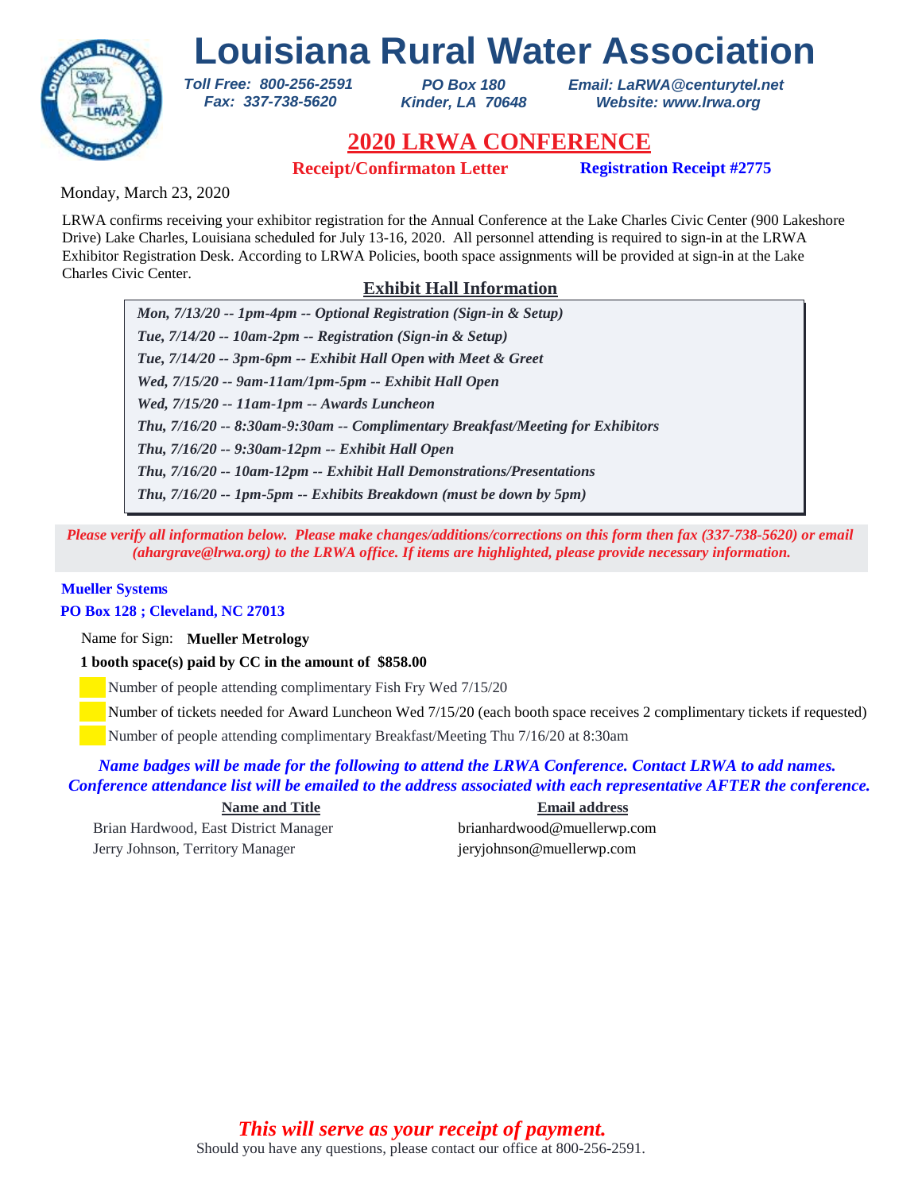# Louisiana Rural Water Association

*Toll Free: 800-256-2591*
*Fax: 337-738-5620*

*PO Box 180*
*Kinder, LA 70648*

*Email: LaRWA@centurytel.net*
*Website: www.lrwa.org*

## 2020 LRWA CONFERENCE

**Receipt/Confirmaton Letter** **Registration Receipt #2775**

Monday, March 23, 2020

LRWA confirms receiving your exhibitor registration for the Annual Conference at the Lake Charles Civic Center (900 Lakeshore Drive) Lake Charles, Louisiana scheduled for July 13-16, 2020. All personnel attending is required to sign-in at the LRWA Exhibitor Registration Desk. According to LRWA Policies, booth space assignments will be provided at sign-in at the Lake Charles Civic Center.

### Exhibit Hall Information

- *Mon, 7/13/20 -- 1pm-4pm -- Optional Registration (Sign-in & Setup)*
- *Tue, 7/14/20 -- 10am-2pm -- Registration (Sign-in & Setup)*
- *Tue, 7/14/20 -- 3pm-6pm -- Exhibit Hall Open with Meet & Greet*
- *Wed, 7/15/20 -- 9am-11am/1pm-5pm -- Exhibit Hall Open*
- *Wed, 7/15/20 -- 11am-1pm -- Awards Luncheon*
- *Thu, 7/16/20 -- 8:30am-9:30am -- Complimentary Breakfast/Meeting for Exhibitors*
- *Thu, 7/16/20 -- 9:30am-12pm -- Exhibit Hall Open*
- *Thu, 7/16/20 -- 10am-12pm -- Exhibit Hall Demonstrations/Presentations*
- *Thu, 7/16/20 -- 1pm-5pm -- Exhibits Breakdown (must be down by 5pm)*

*Please verify all information below. Please make changes/additions/corrections on this form then fax (337-738-5620) or email (ahargrave@lrwa.org) to the LRWA office. If items are highlighted, please provide necessary information.*

**Mueller Systems**
**PO Box 128 ; Cleveland, NC 27013**

Name for Sign: **Mueller Metrology**

**1 booth space(s) paid by CC in the amount of $858.00**

- Number of people attending complimentary Fish Fry Wed 7/15/20
- Number of tickets needed for Award Luncheon Wed 7/15/20 (each booth space receives 2 complimentary tickets if requested)
- Number of people attending complimentary Breakfast/Meeting Thu 7/16/20 at 8:30am

*Name badges will be made for the following to attend the LRWA Conference. Contact LRWA to add names. Conference attendance list will be emailed to the address associated with each representative AFTER the conference.*

| Name and Title | Email address |
|---|---|
| Brian Hardwood, East District Manager | brianhardwood@muellerwp.com |
| Jerry Johnson, Territory Manager | jeryjohnson@muellerwp.com |

*This will serve as your receipt of payment.*

Should you have any questions, please contact our office at 800-256-2591.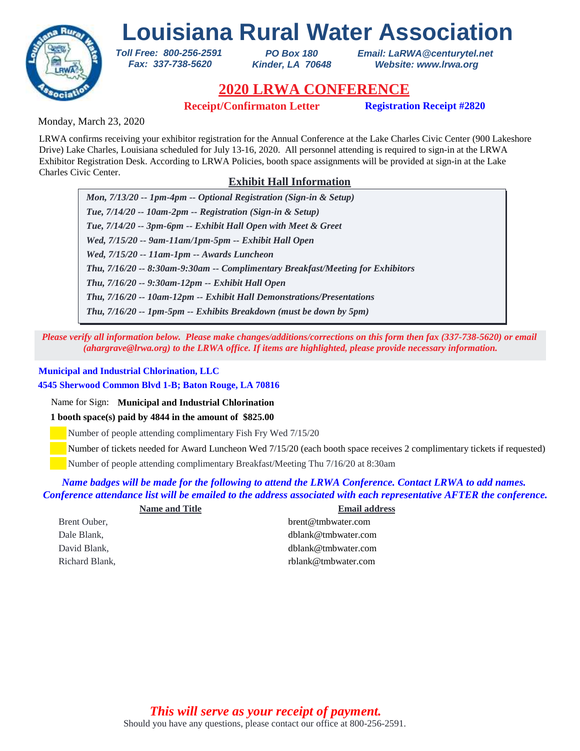# Louisiana Rural Water Association

*Toll Free: 800-256-2591*
*Fax: 337-738-5620*

*PO Box 180*
*Kinder, LA 70648*

*Email: LaRWA@centurytel.net*
*Website: www.lrwa.org*

## 2020 LRWA CONFERENCE

**Receipt/Confirmaton Letter** **Registration Receipt #2820**

Monday, March 23, 2020

LRWA confirms receiving your exhibitor registration for the Annual Conference at the Lake Charles Civic Center (900 Lakeshore Drive) Lake Charles, Louisiana scheduled for July 13-16, 2020. All personnel attending is required to sign-in at the LRWA Exhibitor Registration Desk. According to LRWA Policies, booth space assignments will be provided at sign-in at the Lake Charles Civic Center.

### Exhibit Hall Information

***Mon, 7/13/20 -- 1pm-4pm -- Optional Registration (Sign-in & Setup)***
***Tue, 7/14/20 -- 10am-2pm -- Registration (Sign-in & Setup)***
***Tue, 7/14/20 -- 3pm-6pm -- Exhibit Hall Open with Meet & Greet***
***Wed, 7/15/20 -- 9am-11am/1pm-5pm -- Exhibit Hall Open***
***Wed, 7/15/20 -- 11am-1pm -- Awards Luncheon***
***Thu, 7/16/20 -- 8:30am-9:30am -- Complimentary Breakfast/Meeting for Exhibitors***
***Thu, 7/16/20 -- 9:30am-12pm -- Exhibit Hall Open***
***Thu, 7/16/20 -- 10am-12pm -- Exhibit Hall Demonstrations/Presentations***
***Thu, 7/16/20 -- 1pm-5pm -- Exhibits Breakdown (must be down by 5pm)***

*Please verify all information below. Please make changes/additions/corrections on this form then fax (337-738-5620) or email (ahargrave@lrwa.org) to the LRWA office. If items are highlighted, please provide necessary information.*

**Municipal and Industrial Chlorination, LLC**
**4545 Sherwood Common Blvd 1-B; Baton Rouge, LA 70816**

Name for Sign: **Municipal and Industrial Chlorination**

**1 booth space(s) paid by 4844 in the amount of $825.00**

- Number of people attending complimentary Fish Fry Wed 7/15/20
- Number of tickets needed for Award Luncheon Wed 7/15/20 (each booth space receives 2 complimentary tickets if requested)
- Number of people attending complimentary Breakfast/Meeting Thu 7/16/20 at 8:30am

*Name badges will be made for the following to attend the LRWA Conference. Contact LRWA to add names. Conference attendance list will be emailed to the address associated with each representative AFTER the conference.*

| Name and Title | Email address |
|---|---|
| Brent Ouber, | brent@tmbwater.com |
| Dale Blank, | dblank@tmbwater.com |
| David Blank, | dblank@tmbwater.com |
| Richard Blank, | rblank@tmbwater.com |

*This will serve as your receipt of payment.*

Should you have any questions, please contact our office at 800-256-2591.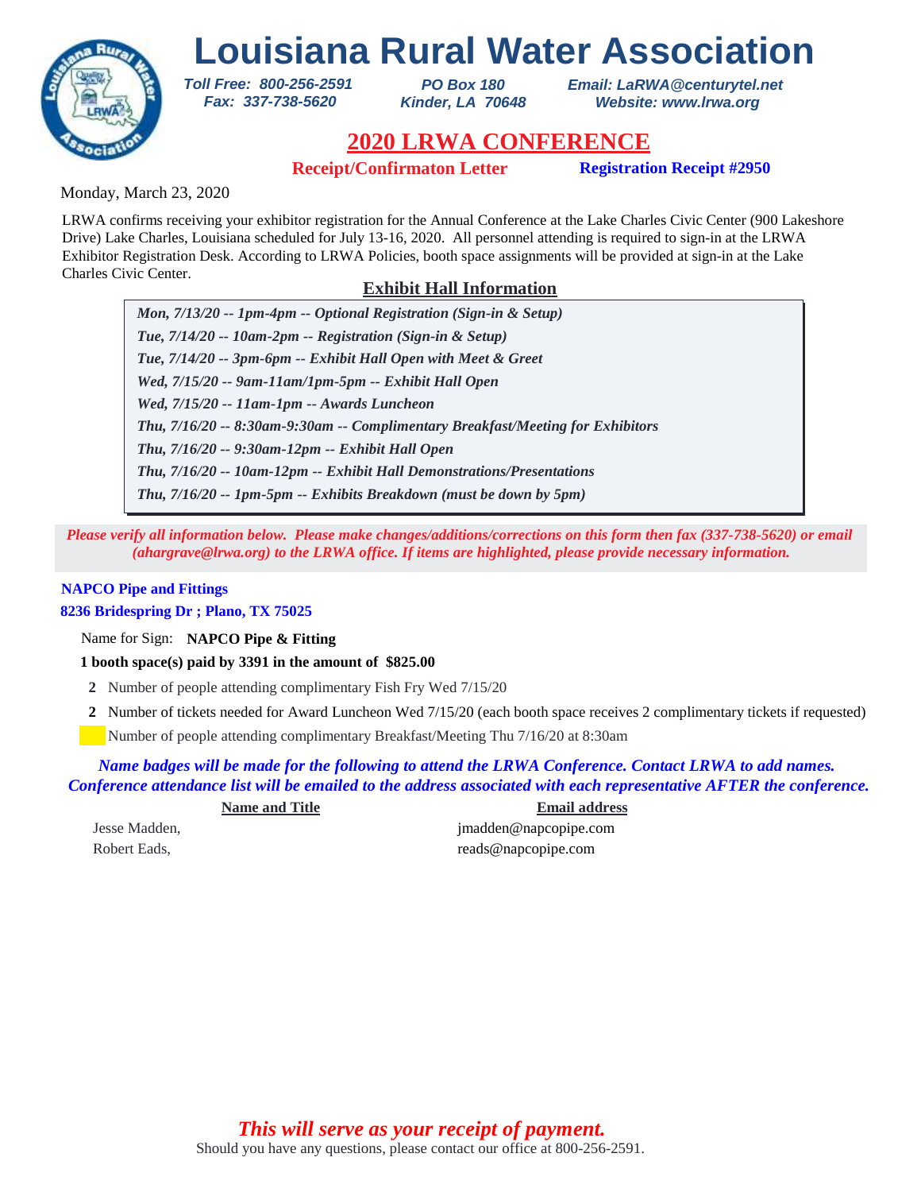# Louisiana Rural Water Association

*Toll Free: 800-256-2591*
*Fax: 337-738-5620*

*PO Box 180*
*Kinder, LA 70648*

*Email: LaRWA@centurytel.net*
*Website: www.lrwa.org*

## 2020 LRWA CONFERENCE

**Receipt/Confirmaton Letter** **Registration Receipt #2950**

Monday, March 23, 2020

LRWA confirms receiving your exhibitor registration for the Annual Conference at the Lake Charles Civic Center (900 Lakeshore Drive) Lake Charles, Louisiana scheduled for July 13-16, 2020. All personnel attending is required to sign-in at the LRWA Exhibitor Registration Desk. According to LRWA Policies, booth space assignments will be provided at sign-in at the Lake Charles Civic Center.

### Exhibit Hall Information

*Mon, 7/13/20 -- 1pm-4pm -- Optional Registration (Sign-in & Setup)*
*Tue, 7/14/20 -- 10am-2pm -- Registration (Sign-in & Setup)*
*Tue, 7/14/20 -- 3pm-6pm -- Exhibit Hall Open with Meet & Greet*
*Wed, 7/15/20 -- 9am-11am/1pm-5pm -- Exhibit Hall Open*
*Wed, 7/15/20 -- 11am-1pm -- Awards Luncheon*
*Thu, 7/16/20 -- 8:30am-9:30am -- Complimentary Breakfast/Meeting for Exhibitors*
*Thu, 7/16/20 -- 9:30am-12pm -- Exhibit Hall Open*
*Thu, 7/16/20 -- 10am-12pm -- Exhibit Hall Demonstrations/Presentations*
*Thu, 7/16/20 -- 1pm-5pm -- Exhibits Breakdown (must be down by 5pm)*

*Please verify all information below. Please make changes/additions/corrections on this form then fax (337-738-5620) or email (ahargrave@lrwa.org) to the LRWA office. If items are highlighted, please provide necessary information.*

**NAPCO Pipe and Fittings**
**8236 Bridespring Dr ; Plano, TX 75025**

Name for Sign: **NAPCO Pipe & Fitting**

**1 booth space(s) paid by 3391 in the amount of $825.00**

**2** Number of people attending complimentary Fish Fry Wed 7/15/20

**2** Number of tickets needed for Award Luncheon Wed 7/15/20 (each booth space receives 2 complimentary tickets if requested)

Number of people attending complimentary Breakfast/Meeting Thu 7/16/20 at 8:30am

*Name badges will be made for the following to attend the LRWA Conference. Contact LRWA to add names. Conference attendance list will be emailed to the address associated with each representative AFTER the conference.*

| Name and Title | Email address |
|---|---|
| Jesse Madden, | jmadden@napcopipe.com |
| Robert Eads, | reads@napcopipe.com |

*This will serve as your receipt of payment.*

Should you have any questions, please contact our office at 800-256-2591.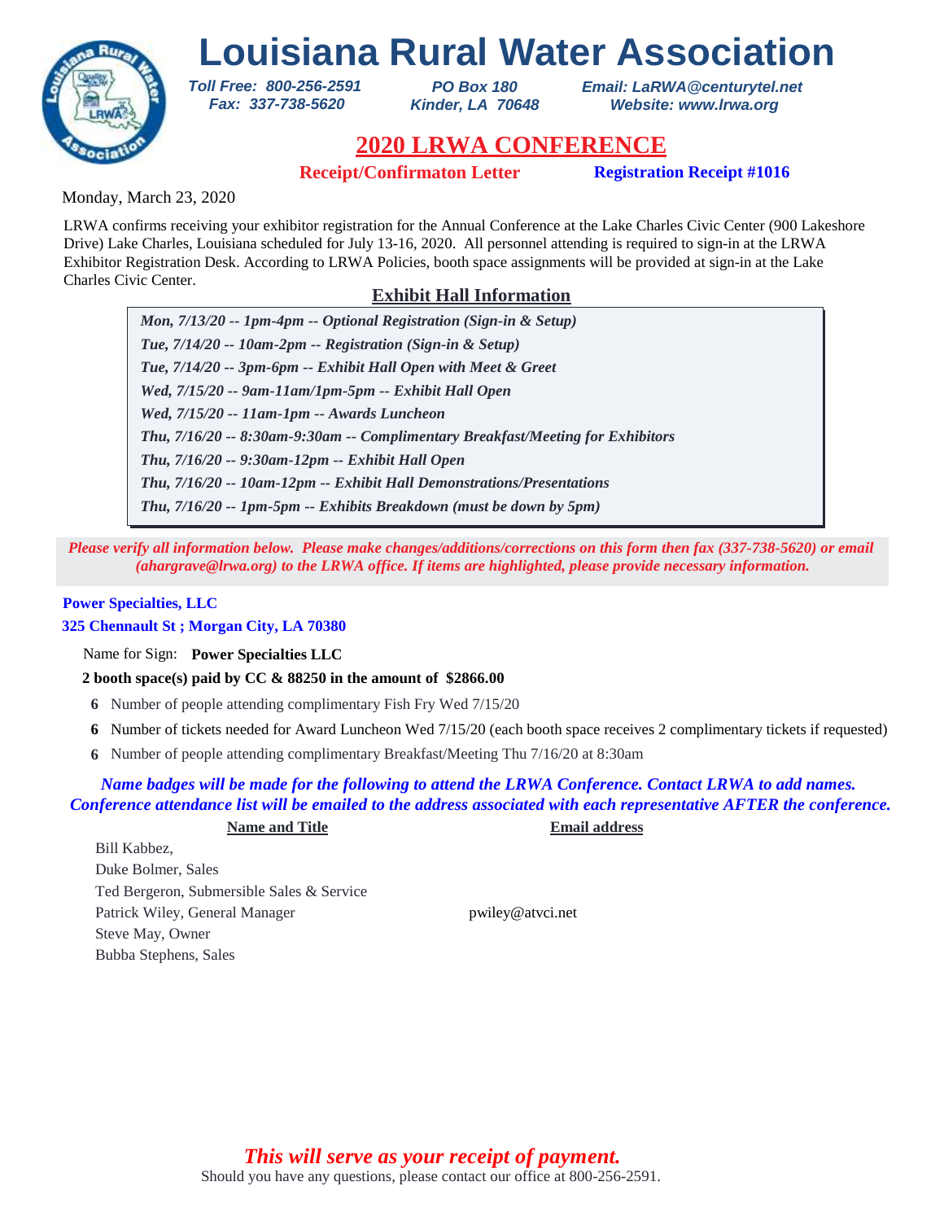# Louisiana Rural Water Association

*Toll Free: 800-256-2591*
*Fax: 337-738-5620*

*PO Box 180*
*Kinder, LA 70648*

*Email: LaRWA@centurytel.net*
*Website: www.lrwa.org*

## 2020 LRWA CONFERENCE

**Receipt/Confirmaton Letter** **Registration Receipt #1016**

Monday, March 23, 2020

LRWA confirms receiving your exhibitor registration for the Annual Conference at the Lake Charles Civic Center (900 Lakeshore Drive) Lake Charles, Louisiana scheduled for July 13-16, 2020. All personnel attending is required to sign-in at the LRWA Exhibitor Registration Desk. According to LRWA Policies, booth space assignments will be provided at sign-in at the Lake Charles Civic Center.

### Exhibit Hall Information

*Mon, 7/13/20 -- 1pm-4pm -- Optional Registration (Sign-in & Setup)*
*Tue, 7/14/20 -- 10am-2pm -- Registration (Sign-in & Setup)*
*Tue, 7/14/20 -- 3pm-6pm -- Exhibit Hall Open with Meet & Greet*
*Wed, 7/15/20 -- 9am-11am/1pm-5pm -- Exhibit Hall Open*
*Wed, 7/15/20 -- 11am-1pm -- Awards Luncheon*
*Thu, 7/16/20 -- 8:30am-9:30am -- Complimentary Breakfast/Meeting for Exhibitors*
*Thu, 7/16/20 -- 9:30am-12pm -- Exhibit Hall Open*
*Thu, 7/16/20 -- 10am-12pm -- Exhibit Hall Demonstrations/Presentations*
*Thu, 7/16/20 -- 1pm-5pm -- Exhibits Breakdown (must be down by 5pm)*

*Please verify all information below. Please make changes/additions/corrections on this form then fax (337-738-5620) or email (ahargrave@lrwa.org) to the LRWA office. If items are highlighted, please provide necessary information.*

**Power Specialties, LLC**
**325 Chennault St ; Morgan City, LA 70380**

Name for Sign: **Power Specialties LLC**

**2 booth space(s) paid by CC & 88250 in the amount of $2866.00**

**6** Number of people attending complimentary Fish Fry Wed 7/15/20
**6** Number of tickets needed for Award Luncheon Wed 7/15/20 (each booth space receives 2 complimentary tickets if requested)
**6** Number of people attending complimentary Breakfast/Meeting Thu 7/16/20 at 8:30am

*Name badges will be made for the following to attend the LRWA Conference. Contact LRWA to add names. Conference attendance list will be emailed to the address associated with each representative AFTER the conference.*

| Name and Title | Email address |
|---|---|
| Bill Kabbez, | |
| Duke Bolmer, Sales | |
| Ted Bergeron, Submersible Sales & Service | |
| Patrick Wiley, General Manager | pwiley@atvci.net |
| Steve May, Owner | |
| Bubba Stephens, Sales | |

*This will serve as your receipt of payment.*
Should you have any questions, please contact our office at 800-256-2591.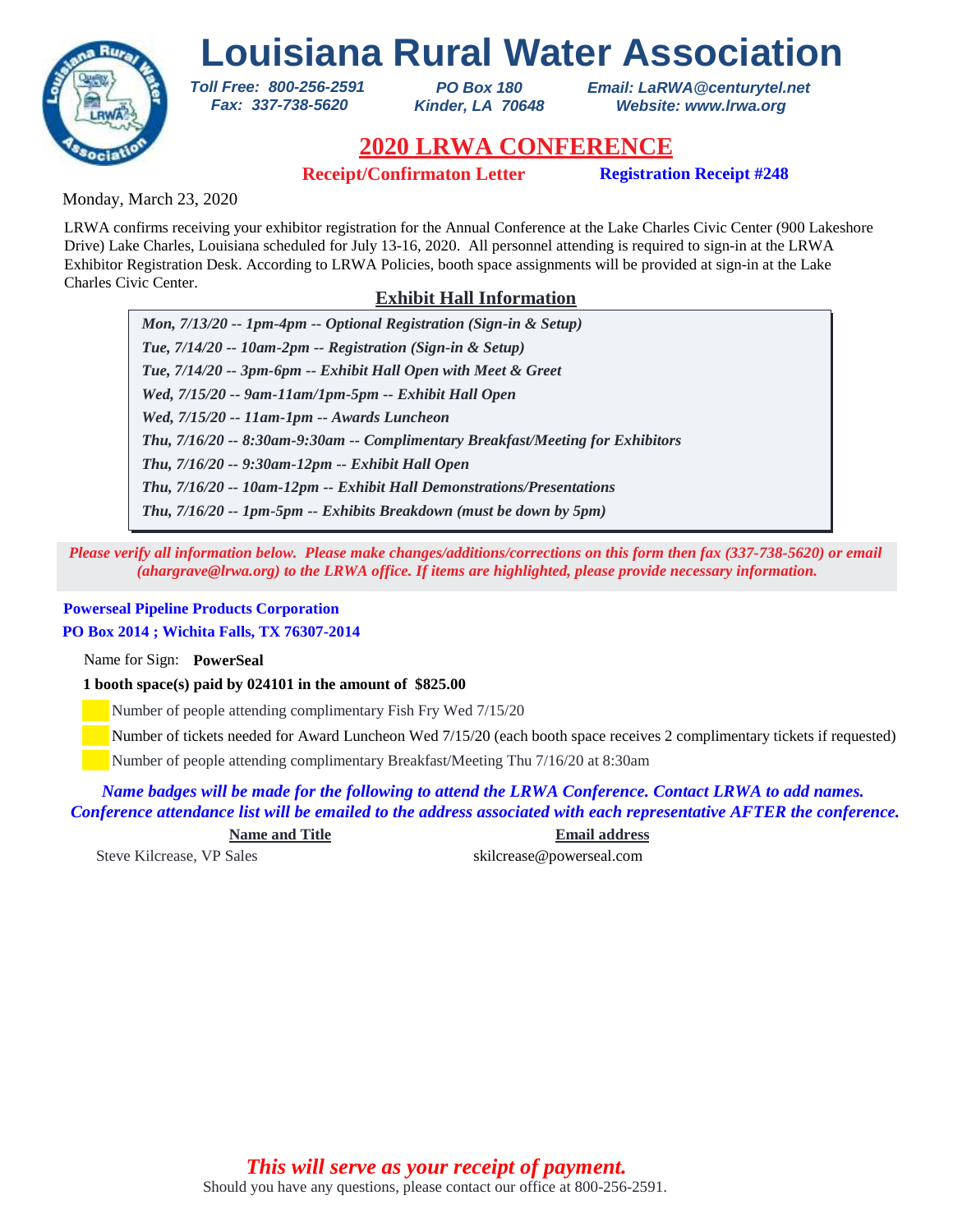# Louisiana Rural Water Association

*Toll Free: 800-256-2591*
*Fax: 337-738-5620*

*PO Box 180*
*Kinder, LA 70648*

*Email: LaRWA@centurytel.net*
*Website: www.lrwa.org*

## 2020 LRWA CONFERENCE

**Receipt/Confirmaton Letter** **Registration Receipt #248**

Monday, March 23, 2020

LRWA confirms receiving your exhibitor registration for the Annual Conference at the Lake Charles Civic Center (900 Lakeshore Drive) Lake Charles, Louisiana scheduled for July 13-16, 2020. All personnel attending is required to sign-in at the LRWA Exhibitor Registration Desk. According to LRWA Policies, booth space assignments will be provided at sign-in at the Lake Charles Civic Center.

### Exhibit Hall Information

- ***Mon, 7/13/20 -- 1pm-4pm -- Optional Registration (Sign-in & Setup)***
- ***Tue, 7/14/20 -- 10am-2pm -- Registration (Sign-in & Setup)***
- ***Tue, 7/14/20 -- 3pm-6pm -- Exhibit Hall Open with Meet & Greet***
- ***Wed, 7/15/20 -- 9am-11am/1pm-5pm -- Exhibit Hall Open***
- ***Wed, 7/15/20 -- 11am-1pm -- Awards Luncheon***
- ***Thu, 7/16/20 -- 8:30am-9:30am -- Complimentary Breakfast/Meeting for Exhibitors***
- ***Thu, 7/16/20 -- 9:30am-12pm -- Exhibit Hall Open***
- ***Thu, 7/16/20 -- 10am-12pm -- Exhibit Hall Demonstrations/Presentations***
- ***Thu, 7/16/20 -- 1pm-5pm -- Exhibits Breakdown (must be down by 5pm)***

***Please verify all information below. Please make changes/additions/corrections on this form then fax (337-738-5620) or email (ahargrave@lrwa.org) to the LRWA office. If items are highlighted, please provide necessary information.***

**Powerseal Pipeline Products Corporation**
**PO Box 2014 ; Wichita Falls, TX 76307-2014**

Name for Sign: **PowerSeal**

**1 booth space(s) paid by 024101 in the amount of $825.00**

- Number of people attending complimentary Fish Fry Wed 7/15/20
- Number of tickets needed for Award Luncheon Wed 7/15/20 (each booth space receives 2 complimentary tickets if requested)
- Number of people attending complimentary Breakfast/Meeting Thu 7/16/20 at 8:30am

***Name badges will be made for the following to attend the LRWA Conference. Contact LRWA to add names. Conference attendance list will be emailed to the address associated with each representative AFTER the conference.***

| Name and Title | Email address |
|---|---|
| Steve Kilcrease, VP Sales | skilcrease@powerseal.com |

***This will serve as your receipt of payment.***

Should you have any questions, please contact our office at 800-256-2591.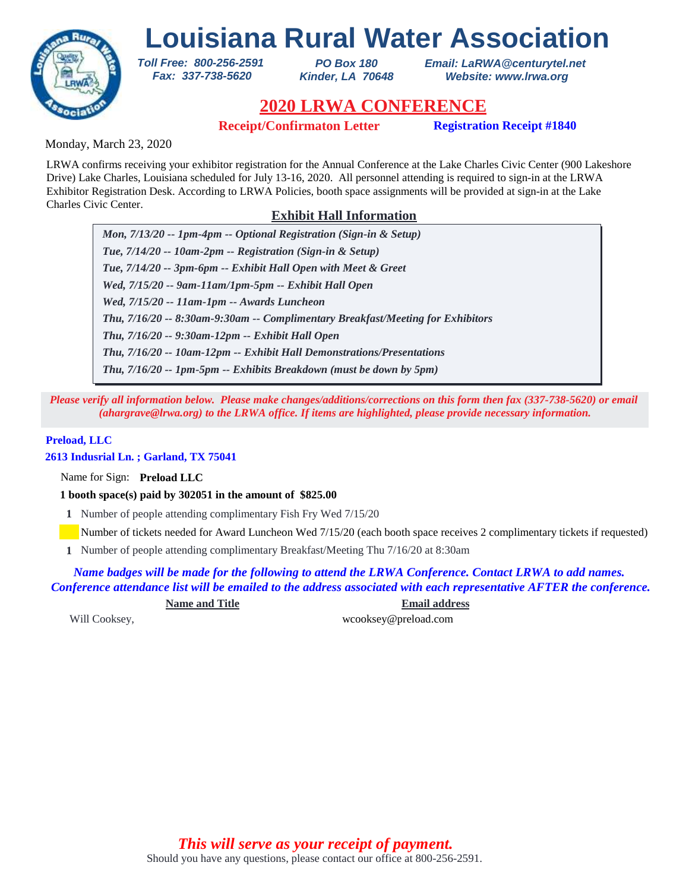# Louisiana Rural Water Association

*Toll Free: 800-256-2591*
*Fax: 337-738-5620*

*PO Box 180*
*Kinder, LA 70648*

*Email: LaRWA@centurytel.net*
*Website: www.lrwa.org*

## 2020 LRWA CONFERENCE

**Receipt/Confirmaton Letter** **Registration Receipt #1840**

Monday, March 23, 2020

LRWA confirms receiving your exhibitor registration for the Annual Conference at the Lake Charles Civic Center (900 Lakeshore Drive) Lake Charles, Louisiana scheduled for July 13-16, 2020. All personnel attending is required to sign-in at the LRWA Exhibitor Registration Desk. According to LRWA Policies, booth space assignments will be provided at sign-in at the Lake Charles Civic Center.

### Exhibit Hall Information

*Mon, 7/13/20 -- 1pm-4pm -- Optional Registration (Sign-in & Setup)*
*Tue, 7/14/20 -- 10am-2pm -- Registration (Sign-in & Setup)*
*Tue, 7/14/20 -- 3pm-6pm -- Exhibit Hall Open with Meet & Greet*
*Wed, 7/15/20 -- 9am-11am/1pm-5pm -- Exhibit Hall Open*
*Wed, 7/15/20 -- 11am-1pm -- Awards Luncheon*
*Thu, 7/16/20 -- 8:30am-9:30am -- Complimentary Breakfast/Meeting for Exhibitors*
*Thu, 7/16/20 -- 9:30am-12pm -- Exhibit Hall Open*
*Thu, 7/16/20 -- 10am-12pm -- Exhibit Hall Demonstrations/Presentations*
*Thu, 7/16/20 -- 1pm-5pm -- Exhibits Breakdown (must be down by 5pm)*

*Please verify all information below. Please make changes/additions/corrections on this form then fax (337-738-5620) or email (ahargrave@lrwa.org) to the LRWA office. If items are highlighted, please provide necessary information.*

**Preload, LLC**
**2613 Indusrial Ln. ; Garland, TX 75041**

Name for Sign: **Preload LLC**

**1 booth space(s) paid by 302051 in the amount of $825.00**

**1** Number of people attending complimentary Fish Fry Wed 7/15/20

Number of tickets needed for Award Luncheon Wed 7/15/20 (each booth space receives 2 complimentary tickets if requested)

**1** Number of people attending complimentary Breakfast/Meeting Thu 7/16/20 at 8:30am

*Name badges will be made for the following to attend the LRWA Conference. Contact LRWA to add names. Conference attendance list will be emailed to the address associated with each representative AFTER the conference.*

| Name and Title | Email address |
|---|---|
| Will Cooksey, | wcooksey@preload.com |

*This will serve as your receipt of payment.*
Should you have any questions, please contact our office at 800-256-2591.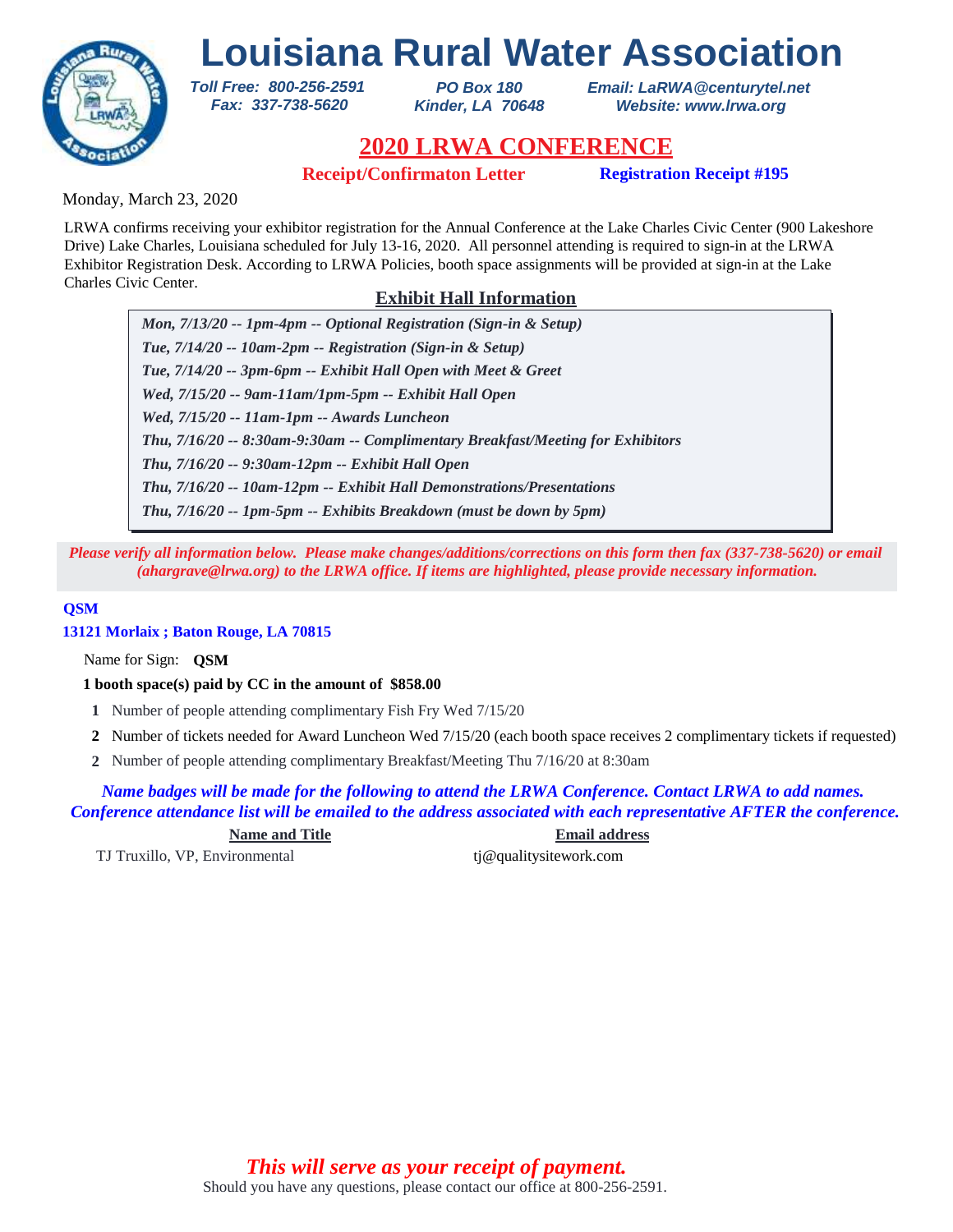# Louisiana Rural Water Association

*Toll Free: 800-256-2591*
*Fax: 337-738-5620*

*PO Box 180*
*Kinder, LA 70648*

*Email: LaRWA@centurytel.net*
*Website: www.lrwa.org*

## 2020 LRWA CONFERENCE

**Receipt/Confirmaton Letter** **Registration Receipt #195**

Monday, March 23, 2020

LRWA confirms receiving your exhibitor registration for the Annual Conference at the Lake Charles Civic Center (900 Lakeshore Drive) Lake Charles, Louisiana scheduled for July 13-16, 2020. All personnel attending is required to sign-in at the LRWA Exhibitor Registration Desk. According to LRWA Policies, booth space assignments will be provided at sign-in at the Lake Charles Civic Center.

### Exhibit Hall Information

*Mon, 7/13/20 -- 1pm-4pm -- Optional Registration (Sign-in & Setup)*
*Tue, 7/14/20 -- 10am-2pm -- Registration (Sign-in & Setup)*
*Tue, 7/14/20 -- 3pm-6pm -- Exhibit Hall Open with Meet & Greet*
*Wed, 7/15/20 -- 9am-11am/1pm-5pm -- Exhibit Hall Open*
*Wed, 7/15/20 -- 11am-1pm -- Awards Luncheon*
*Thu, 7/16/20 -- 8:30am-9:30am -- Complimentary Breakfast/Meeting for Exhibitors*
*Thu, 7/16/20 -- 9:30am-12pm -- Exhibit Hall Open*
*Thu, 7/16/20 -- 10am-12pm -- Exhibit Hall Demonstrations/Presentations*
*Thu, 7/16/20 -- 1pm-5pm -- Exhibits Breakdown (must be down by 5pm)*

*Please verify all information below. Please make changes/additions/corrections on this form then fax (337-738-5620) or email (ahargrave@lrwa.org) to the LRWA office. If items are highlighted, please provide necessary information.*

**QSM**
**13121 Morlaix ; Baton Rouge, LA 70815**

Name for Sign: **QSM**

**1 booth space(s) paid by CC in the amount of $858.00**

**1** Number of people attending complimentary Fish Fry Wed 7/15/20
**2** Number of tickets needed for Award Luncheon Wed 7/15/20 (each booth space receives 2 complimentary tickets if requested)
**2** Number of people attending complimentary Breakfast/Meeting Thu 7/16/20 at 8:30am

*Name badges will be made for the following to attend the LRWA Conference. Contact LRWA to add names. Conference attendance list will be emailed to the address associated with each representative AFTER the conference.*

| Name and Title | Email address |
|---|---|
| TJ Truxillo, VP, Environmental | tj@qualitysitework.com |

*This will serve as your receipt of payment.*
Should you have any questions, please contact our office at 800-256-2591.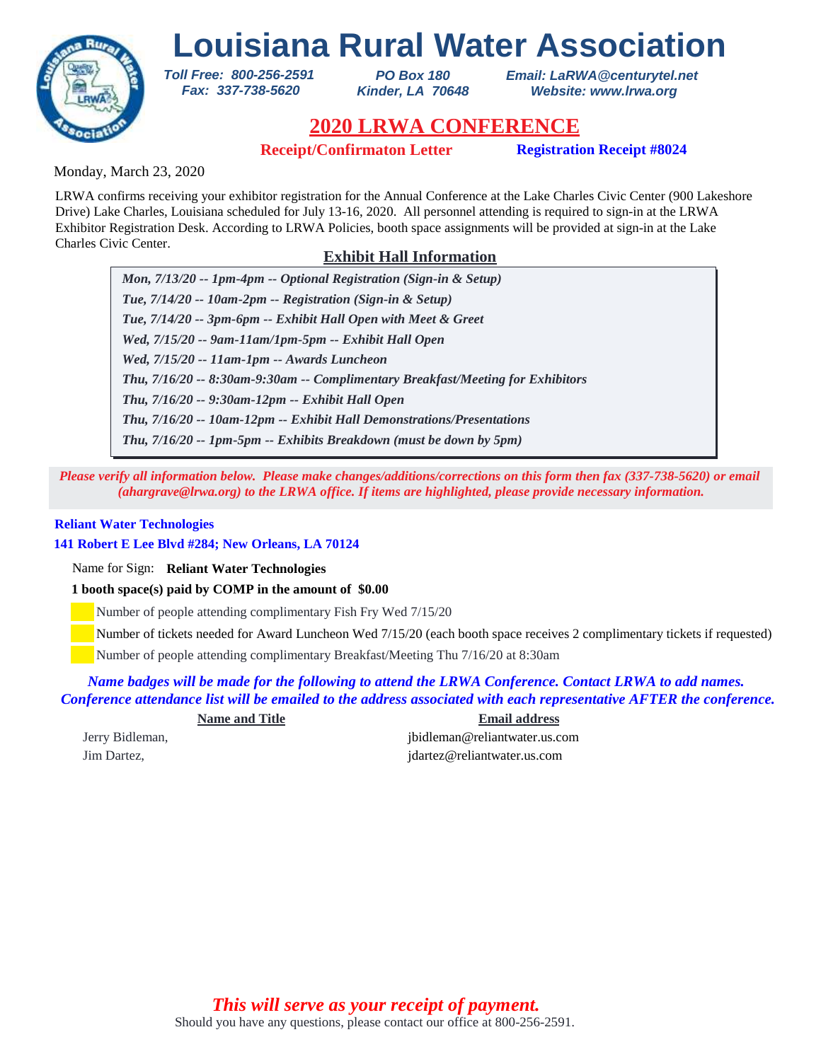# Louisiana Rural Water Association

*Toll Free: 800-256-2591*
*Fax: 337-738-5620*

*PO Box 180*
*Kinder, LA 70648*

*Email: LaRWA@centurytel.net*
*Website: www.lrwa.org*

## 2020 LRWA CONFERENCE

**Receipt/Confirmaton Letter** **Registration Receipt #8024**

Monday, March 23, 2020

LRWA confirms receiving your exhibitor registration for the Annual Conference at the Lake Charles Civic Center (900 Lakeshore Drive) Lake Charles, Louisiana scheduled for July 13-16, 2020. All personnel attending is required to sign-in at the LRWA Exhibitor Registration Desk. According to LRWA Policies, booth space assignments will be provided at sign-in at the Lake Charles Civic Center.

### Exhibit Hall Information

*Mon, 7/13/20 -- 1pm-4pm -- Optional Registration (Sign-in & Setup)*
*Tue, 7/14/20 -- 10am-2pm -- Registration (Sign-in & Setup)*
*Tue, 7/14/20 -- 3pm-6pm -- Exhibit Hall Open with Meet & Greet*
*Wed, 7/15/20 -- 9am-11am/1pm-5pm -- Exhibit Hall Open*
*Wed, 7/15/20 -- 11am-1pm -- Awards Luncheon*
*Thu, 7/16/20 -- 8:30am-9:30am -- Complimentary Breakfast/Meeting for Exhibitors*
*Thu, 7/16/20 -- 9:30am-12pm -- Exhibit Hall Open*
*Thu, 7/16/20 -- 10am-12pm -- Exhibit Hall Demonstrations/Presentations*
*Thu, 7/16/20 -- 1pm-5pm -- Exhibits Breakdown (must be down by 5pm)*

*Please verify all information below. Please make changes/additions/corrections on this form then fax (337-738-5620) or email (ahargrave@lrwa.org) to the LRWA office. If items are highlighted, please provide necessary information.*

**Reliant Water Technologies**
**141 Robert E Lee Blvd #284; New Orleans, LA 70124**

Name for Sign: **Reliant Water Technologies**

**1 booth space(s) paid by COMP in the amount of $0.00**

Number of people attending complimentary Fish Fry Wed 7/15/20
Number of tickets needed for Award Luncheon Wed 7/15/20 (each booth space receives 2 complimentary tickets if requested)
Number of people attending complimentary Breakfast/Meeting Thu 7/16/20 at 8:30am

*Name badges will be made for the following to attend the LRWA Conference. Contact LRWA to add names. Conference attendance list will be emailed to the address associated with each representative AFTER the conference.*

| Name and Title | Email address |
|---|---|
| Jerry Bidleman, | jbidleman@reliantwater.us.com |
| Jim Dartez, | jdartez@reliantwater.us.com |

*This will serve as your receipt of payment.*

Should you have any questions, please contact our office at 800-256-2591.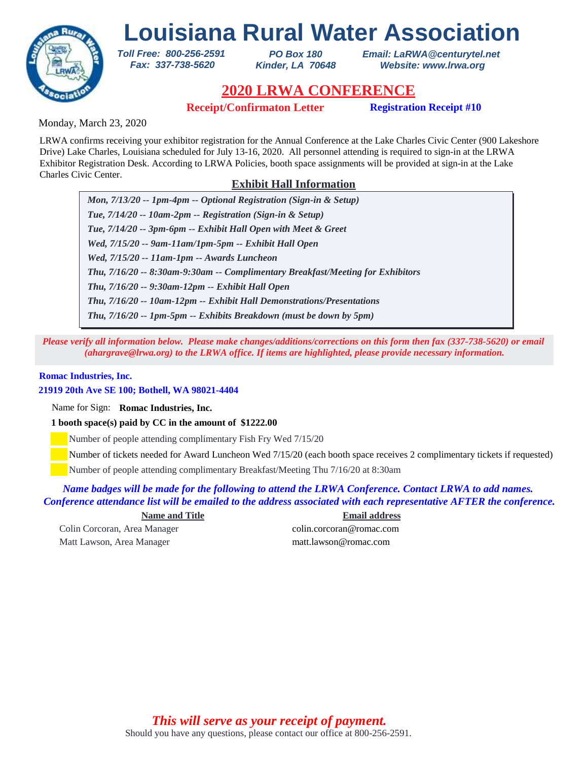# Louisiana Rural Water Association

*Toll Free: 800-256-2591*
*Fax: 337-738-5620*

*PO Box 180*
*Kinder, LA 70648*

*Email: LaRWA@centurytel.net*
*Website: www.lrwa.org*

## 2020 LRWA CONFERENCE

**Receipt/Confirmaton Letter** **Registration Receipt #10**

Monday, March 23, 2020

LRWA confirms receiving your exhibitor registration for the Annual Conference at the Lake Charles Civic Center (900 Lakeshore Drive) Lake Charles, Louisiana scheduled for July 13-16, 2020. All personnel attending is required to sign-in at the LRWA Exhibitor Registration Desk. According to LRWA Policies, booth space assignments will be provided at sign-in at the Lake Charles Civic Center.

### Exhibit Hall Information

*Mon, 7/13/20 -- 1pm-4pm -- Optional Registration (Sign-in & Setup)*
*Tue, 7/14/20 -- 10am-2pm -- Registration (Sign-in & Setup)*
*Tue, 7/14/20 -- 3pm-6pm -- Exhibit Hall Open with Meet & Greet*
*Wed, 7/15/20 -- 9am-11am/1pm-5pm -- Exhibit Hall Open*
*Wed, 7/15/20 -- 11am-1pm -- Awards Luncheon*
*Thu, 7/16/20 -- 8:30am-9:30am -- Complimentary Breakfast/Meeting for Exhibitors*
*Thu, 7/16/20 -- 9:30am-12pm -- Exhibit Hall Open*
*Thu, 7/16/20 -- 10am-12pm -- Exhibit Hall Demonstrations/Presentations*
*Thu, 7/16/20 -- 1pm-5pm -- Exhibits Breakdown (must be down by 5pm)*

*Please verify all information below. Please make changes/additions/corrections on this form then fax (337-738-5620) or email (ahargrave@lrwa.org) to the LRWA office. If items are highlighted, please provide necessary information.*

**Romac Industries, Inc.**
**21919 20th Ave SE 100; Bothell, WA 98021-4404**

Name for Sign: **Romac Industries, Inc.**

**1 booth space(s) paid by CC in the amount of $1222.00**

Number of people attending complimentary Fish Fry Wed 7/15/20

Number of tickets needed for Award Luncheon Wed 7/15/20 (each booth space receives 2 complimentary tickets if requested)

Number of people attending complimentary Breakfast/Meeting Thu 7/16/20 at 8:30am

*Name badges will be made for the following to attend the LRWA Conference. Contact LRWA to add names. Conference attendance list will be emailed to the address associated with each representative AFTER the conference.*

| Name and Title | Email address |
|---|---|
| Colin Corcoran, Area Manager | colin.corcoran@romac.com |
| Matt Lawson, Area Manager | matt.lawson@romac.com |

*This will serve as your receipt of payment.*

Should you have any questions, please contact our office at 800-256-2591.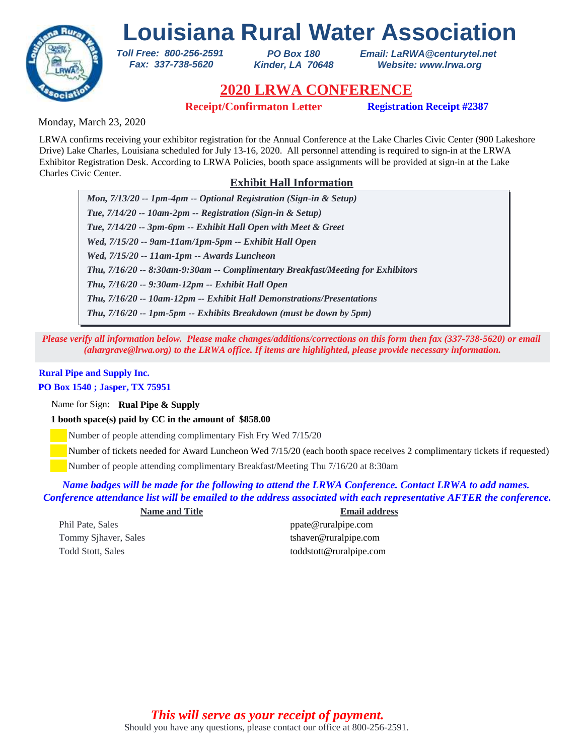# Louisiana Rural Water Association

*Toll Free: 800-256-2591*
*Fax: 337-738-5620*

*PO Box 180*
*Kinder, LA 70648*

*Email: LaRWA@centurytel.net*
*Website: www.lrwa.org*

## 2020 LRWA CONFERENCE

**Receipt/Confirmaton Letter** **Registration Receipt #2387**

Monday, March 23, 2020

LRWA confirms receiving your exhibitor registration for the Annual Conference at the Lake Charles Civic Center (900 Lakeshore Drive) Lake Charles, Louisiana scheduled for July 13-16, 2020. All personnel attending is required to sign-in at the LRWA Exhibitor Registration Desk. According to LRWA Policies, booth space assignments will be provided at sign-in at the Lake Charles Civic Center.

### Exhibit Hall Information

*Mon, 7/13/20 -- 1pm-4pm -- Optional Registration (Sign-in & Setup)*
*Tue, 7/14/20 -- 10am-2pm -- Registration (Sign-in & Setup)*
*Tue, 7/14/20 -- 3pm-6pm -- Exhibit Hall Open with Meet & Greet*
*Wed, 7/15/20 -- 9am-11am/1pm-5pm -- Exhibit Hall Open*
*Wed, 7/15/20 -- 11am-1pm -- Awards Luncheon*
*Thu, 7/16/20 -- 8:30am-9:30am -- Complimentary Breakfast/Meeting for Exhibitors*
*Thu, 7/16/20 -- 9:30am-12pm -- Exhibit Hall Open*
*Thu, 7/16/20 -- 10am-12pm -- Exhibit Hall Demonstrations/Presentations*
*Thu, 7/16/20 -- 1pm-5pm -- Exhibits Breakdown (must be down by 5pm)*

*Please verify all information below. Please make changes/additions/corrections on this form then fax (337-738-5620) or email (ahargrave@lrwa.org) to the LRWA office. If items are highlighted, please provide necessary information.*

**Rural Pipe and Supply Inc.**
**PO Box 1540 ; Jasper, TX 75951**

Name for Sign: **Rual Pipe & Supply**

**1 booth space(s) paid by CC in the amount of $858.00**

- Number of people attending complimentary Fish Fry Wed 7/15/20
- Number of tickets needed for Award Luncheon Wed 7/15/20 (each booth space receives 2 complimentary tickets if requested)
- Number of people attending complimentary Breakfast/Meeting Thu 7/16/20 at 8:30am

*Name badges will be made for the following to attend the LRWA Conference. Contact LRWA to add names. Conference attendance list will be emailed to the address associated with each representative AFTER the conference.*

| Name and Title | Email address |
|---|---|
| Phil Pate, Sales | ppate@ruralpipe.com |
| Tommy Sjhaver, Sales | tshaver@ruralpipe.com |
| Todd Stott, Sales | toddstott@ruralpipe.com |

*This will serve as your receipt of payment.*

Should you have any questions, please contact our office at 800-256-2591.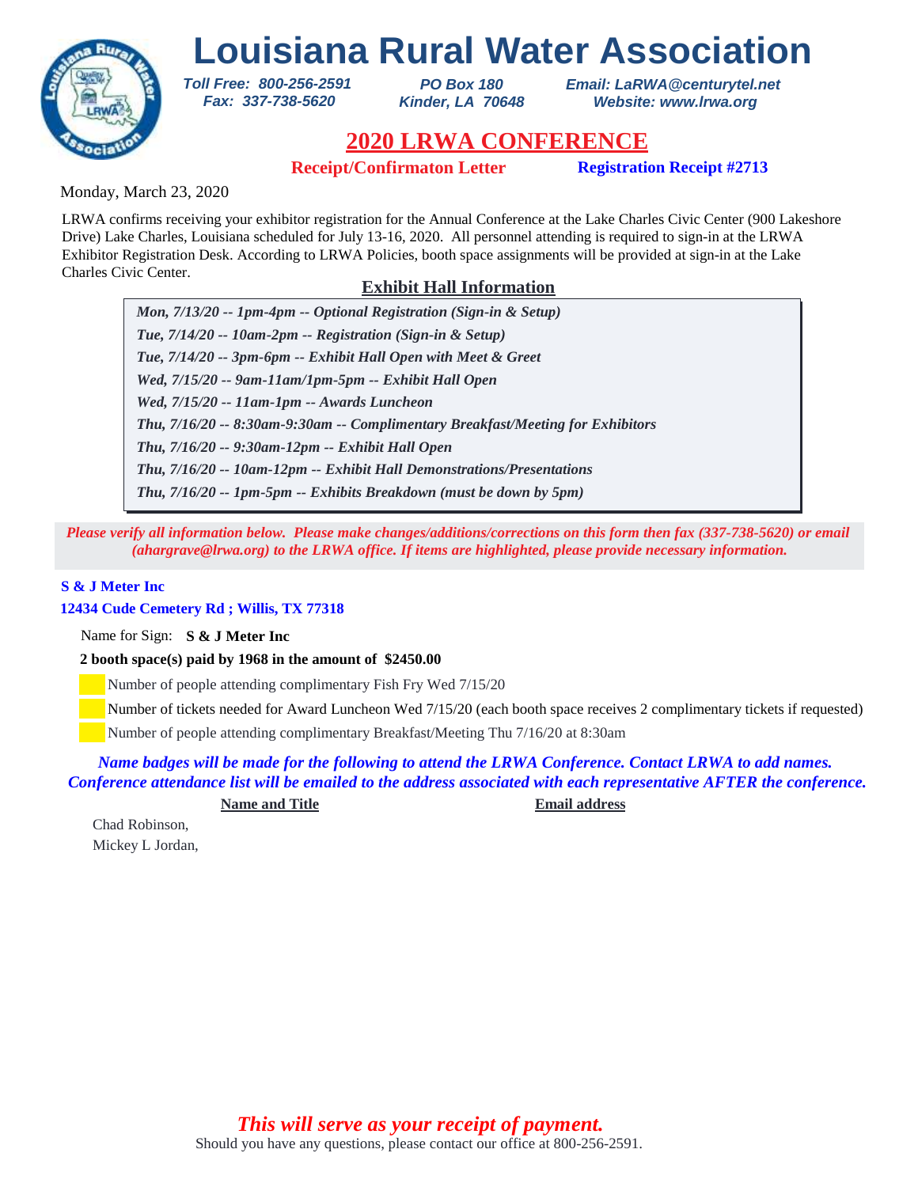# Louisiana Rural Water Association

*Toll Free: 800-256-2591*
*Fax: 337-738-5620*

*PO Box 180*
*Kinder, LA 70648*

*Email: LaRWA@centurytel.net*
*Website: www.lrwa.org*

## 2020 LRWA CONFERENCE

**Receipt/Confirmaton Letter** **Registration Receipt #2713**

Monday, March 23, 2020

LRWA confirms receiving your exhibitor registration for the Annual Conference at the Lake Charles Civic Center (900 Lakeshore Drive) Lake Charles, Louisiana scheduled for July 13-16, 2020. All personnel attending is required to sign-in at the LRWA Exhibitor Registration Desk. According to LRWA Policies, booth space assignments will be provided at sign-in at the Lake Charles Civic Center.

### Exhibit Hall Information

*Mon, 7/13/20 -- 1pm-4pm -- Optional Registration (Sign-in & Setup)*
*Tue, 7/14/20 -- 10am-2pm -- Registration (Sign-in & Setup)*
*Tue, 7/14/20 -- 3pm-6pm -- Exhibit Hall Open with Meet & Greet*
*Wed, 7/15/20 -- 9am-11am/1pm-5pm -- Exhibit Hall Open*
*Wed, 7/15/20 -- 11am-1pm -- Awards Luncheon*
*Thu, 7/16/20 -- 8:30am-9:30am -- Complimentary Breakfast/Meeting for Exhibitors*
*Thu, 7/16/20 -- 9:30am-12pm -- Exhibit Hall Open*
*Thu, 7/16/20 -- 10am-12pm -- Exhibit Hall Demonstrations/Presentations*
*Thu, 7/16/20 -- 1pm-5pm -- Exhibits Breakdown (must be down by 5pm)*

*Please verify all information below. Please make changes/additions/corrections on this form then fax (337-738-5620) or email (ahargrave@lrwa.org) to the LRWA office. If items are highlighted, please provide necessary information.*

**S & J Meter Inc**
**12434 Cude Cemetery Rd ; Willis, TX 77318**

Name for Sign: **S & J Meter Inc**

**2 booth space(s) paid by 1968 in the amount of $2450.00**

Number of people attending complimentary Fish Fry Wed 7/15/20

Number of tickets needed for Award Luncheon Wed 7/15/20 (each booth space receives 2 complimentary tickets if requested)

Number of people attending complimentary Breakfast/Meeting Thu 7/16/20 at 8:30am

*Name badges will be made for the following to attend the LRWA Conference. Contact LRWA to add names. Conference attendance list will be emailed to the address associated with each representative AFTER the conference.*

| Name and Title | Email address |
|---|---|
| Chad Robinson, | |
| Mickey L Jordan, | |

*This will serve as your receipt of payment.*

Should you have any questions, please contact our office at 800-256-2591.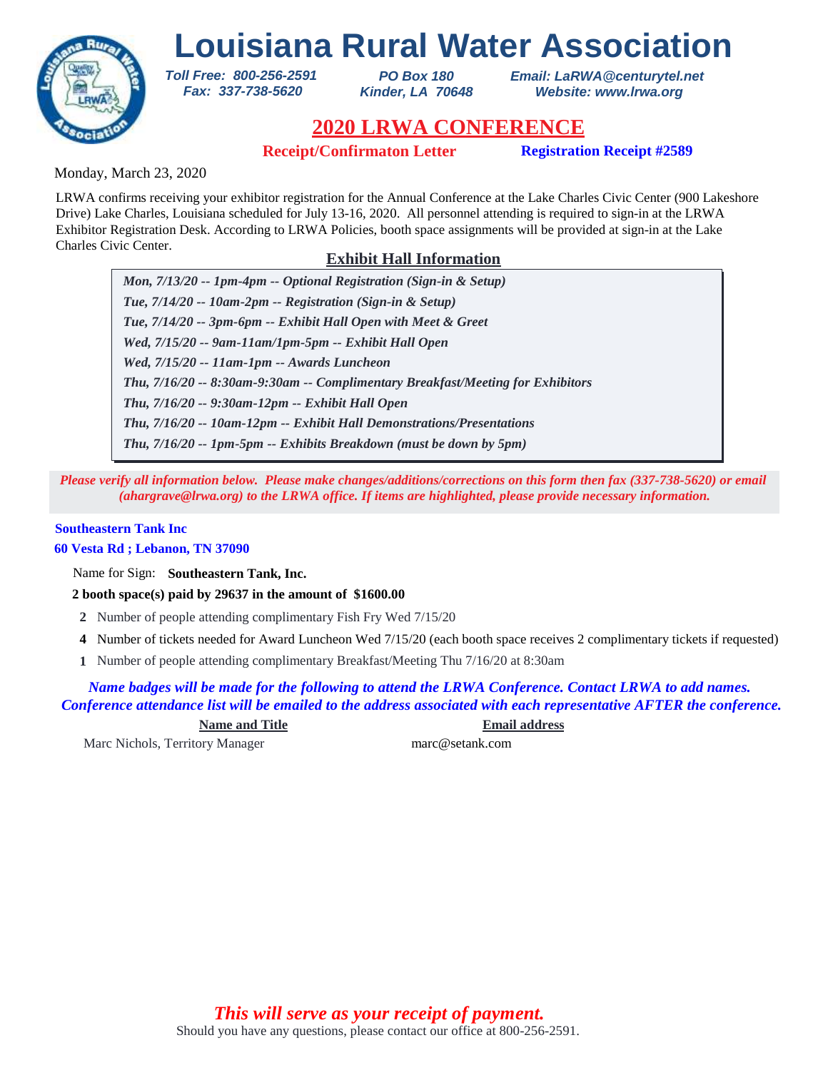# Louisiana Rural Water Association

***Toll Free: 800-256-2591***
***Fax: 337-738-5620***

***PO Box 180***
***Kinder, LA 70648***

***Email: LaRWA@centurytel.net***
***Website: www.lrwa.org***

## 2020 LRWA CONFERENCE

**Receipt/Confirmaton Letter** **Registration Receipt #2589**

Monday, March 23, 2020

LRWA confirms receiving your exhibitor registration for the Annual Conference at the Lake Charles Civic Center (900 Lakeshore Drive) Lake Charles, Louisiana scheduled for July 13-16, 2020. All personnel attending is required to sign-in at the LRWA Exhibitor Registration Desk. According to LRWA Policies, booth space assignments will be provided at sign-in at the Lake Charles Civic Center.

### Exhibit Hall Information

*Mon, 7/13/20 -- 1pm-4pm -- Optional Registration (Sign-in & Setup)*
*Tue, 7/14/20 -- 10am-2pm -- Registration (Sign-in & Setup)*
*Tue, 7/14/20 -- 3pm-6pm -- Exhibit Hall Open with Meet & Greet*
*Wed, 7/15/20 -- 9am-11am/1pm-5pm -- Exhibit Hall Open*
*Wed, 7/15/20 -- 11am-1pm -- Awards Luncheon*
*Thu, 7/16/20 -- 8:30am-9:30am -- Complimentary Breakfast/Meeting for Exhibitors*
*Thu, 7/16/20 -- 9:30am-12pm -- Exhibit Hall Open*
*Thu, 7/16/20 -- 10am-12pm -- Exhibit Hall Demonstrations/Presentations*
*Thu, 7/16/20 -- 1pm-5pm -- Exhibits Breakdown (must be down by 5pm)*

*Please verify all information below. Please make changes/additions/corrections on this form then fax (337-738-5620) or email (ahargrave@lrwa.org) to the LRWA office. If items are highlighted, please provide necessary information.*

**Southeastern Tank Inc**
**60 Vesta Rd ; Lebanon, TN 37090**

Name for Sign: **Southeastern Tank, Inc.**

**2 booth space(s) paid by 29637 in the amount of $1600.00**

**2** Number of people attending complimentary Fish Fry Wed 7/15/20
**4** Number of tickets needed for Award Luncheon Wed 7/15/20 (each booth space receives 2 complimentary tickets if requested)
**1** Number of people attending complimentary Breakfast/Meeting Thu 7/16/20 at 8:30am

*Name badges will be made for the following to attend the LRWA Conference. Contact LRWA to add names. Conference attendance list will be emailed to the address associated with each representative AFTER the conference.*

| Name and Title | Email address |
|---|---|
| Marc Nichols, Territory Manager | marc@setank.com |

*This will serve as your receipt of payment.*

Should you have any questions, please contact our office at 800-256-2591.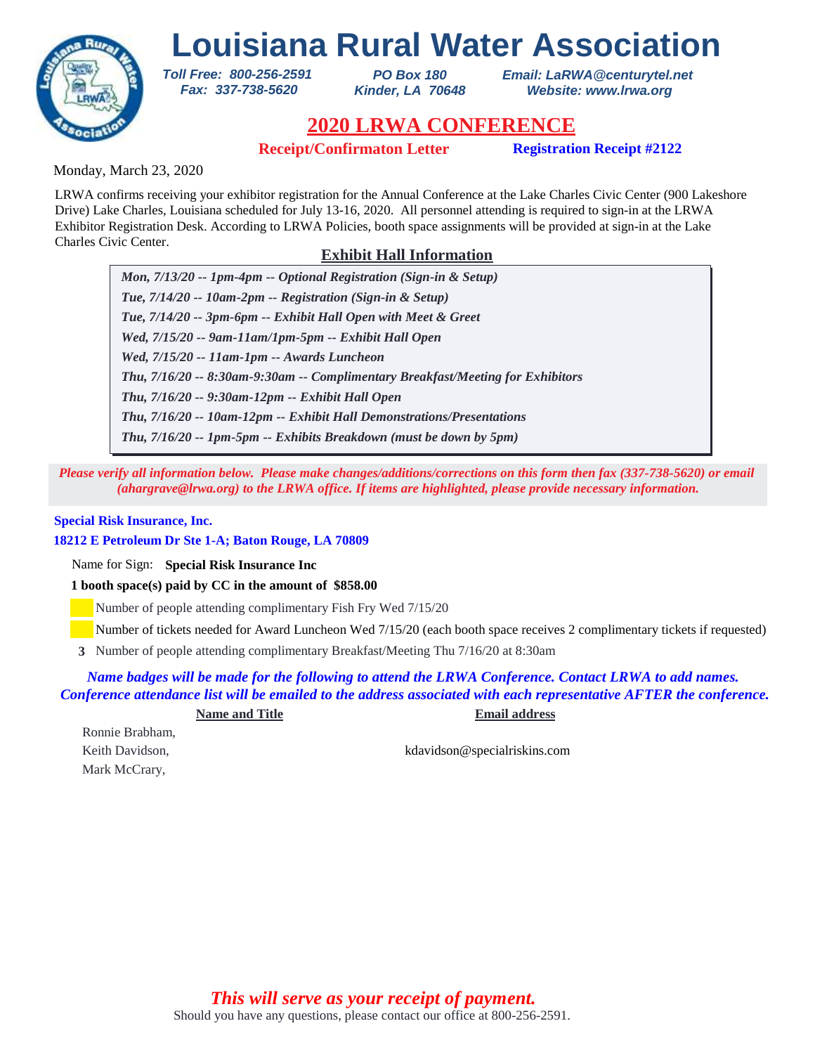# Louisiana Rural Water Association

***Toll Free: 800-256-2591***
***Fax: 337-738-5620***

***PO Box 180***
***Kinder, LA 70648***

***Email: LaRWA@centurytel.net***
***Website: www.lrwa.org***

## 2020 LRWA CONFERENCE

**Receipt/Confirmaton Letter** **Registration Receipt #2122**

Monday, March 23, 2020

LRWA confirms receiving your exhibitor registration for the Annual Conference at the Lake Charles Civic Center (900 Lakeshore Drive) Lake Charles, Louisiana scheduled for July 13-16, 2020. All personnel attending is required to sign-in at the LRWA Exhibitor Registration Desk. According to LRWA Policies, booth space assignments will be provided at sign-in at the Lake Charles Civic Center.

### Exhibit Hall Information

***Mon, 7/13/20 -- 1pm-4pm -- Optional Registration (Sign-in & Setup)***
***Tue, 7/14/20 -- 10am-2pm -- Registration (Sign-in & Setup)***
***Tue, 7/14/20 -- 3pm-6pm -- Exhibit Hall Open with Meet & Greet***
***Wed, 7/15/20 -- 9am-11am/1pm-5pm -- Exhibit Hall Open***
***Wed, 7/15/20 -- 11am-1pm -- Awards Luncheon***
***Thu, 7/16/20 -- 8:30am-9:30am -- Complimentary Breakfast/Meeting for Exhibitors***
***Thu, 7/16/20 -- 9:30am-12pm -- Exhibit Hall Open***
***Thu, 7/16/20 -- 10am-12pm -- Exhibit Hall Demonstrations/Presentations***
***Thu, 7/16/20 -- 1pm-5pm -- Exhibits Breakdown (must be down by 5pm)***

***Please verify all information below. Please make changes/additions/corrections on this form then fax (337-738-5620) or email (ahargrave@lrwa.org) to the LRWA office. If items are highlighted, please provide necessary information.***

**Special Risk Insurance, Inc.**
**18212 E Petroleum Dr Ste 1-A; Baton Rouge, LA 70809**

Name for Sign: **Special Risk Insurance Inc**

**1 booth space(s) paid by CC in the amount of $858.00**

Number of people attending complimentary Fish Fry Wed 7/15/20

Number of tickets needed for Award Luncheon Wed 7/15/20 (each booth space receives 2 complimentary tickets if requested)

**3** Number of people attending complimentary Breakfast/Meeting Thu 7/16/20 at 8:30am

***Name badges will be made for the following to attend the LRWA Conference. Contact LRWA to add names. Conference attendance list will be emailed to the address associated with each representative AFTER the conference.***

| Name and Title | Email address |
| --- | --- |
| Ronnie Brabham, | |
| Keith Davidson, | kdavidson@specialriskins.com |
| Mark McCrary, | |

***This will serve as your receipt of payment.***

Should you have any questions, please contact our office at 800-256-2591.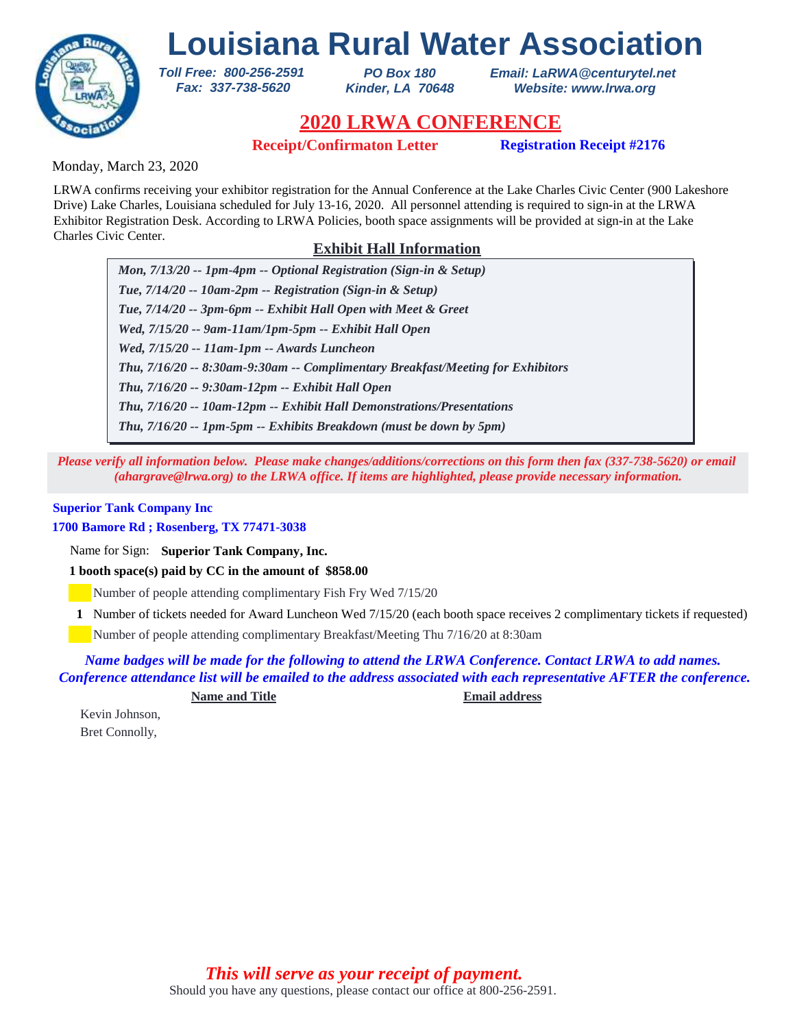# Louisiana Rural Water Association

*Toll Free: 800-256-2591*
*Fax: 337-738-5620*

*PO Box 180*
*Kinder, LA 70648*

*Email: LaRWA@centurytel.net*
*Website: www.lrwa.org*

## 2020 LRWA CONFERENCE

**Receipt/Confirmaton Letter** **Registration Receipt #2176**

Monday, March 23, 2020

LRWA confirms receiving your exhibitor registration for the Annual Conference at the Lake Charles Civic Center (900 Lakeshore Drive) Lake Charles, Louisiana scheduled for July 13-16, 2020. All personnel attending is required to sign-in at the LRWA Exhibitor Registration Desk. According to LRWA Policies, booth space assignments will be provided at sign-in at the Lake Charles Civic Center.

### Exhibit Hall Information

*Mon, 7/13/20 -- 1pm-4pm -- Optional Registration (Sign-in & Setup)*
*Tue, 7/14/20 -- 10am-2pm -- Registration (Sign-in & Setup)*
*Tue, 7/14/20 -- 3pm-6pm -- Exhibit Hall Open with Meet & Greet*
*Wed, 7/15/20 -- 9am-11am/1pm-5pm -- Exhibit Hall Open*
*Wed, 7/15/20 -- 11am-1pm -- Awards Luncheon*
*Thu, 7/16/20 -- 8:30am-9:30am -- Complimentary Breakfast/Meeting for Exhibitors*
*Thu, 7/16/20 -- 9:30am-12pm -- Exhibit Hall Open*
*Thu, 7/16/20 -- 10am-12pm -- Exhibit Hall Demonstrations/Presentations*
*Thu, 7/16/20 -- 1pm-5pm -- Exhibits Breakdown (must be down by 5pm)*

*Please verify all information below. Please make changes/additions/corrections on this form then fax (337-738-5620) or email (ahargrave@lrwa.org) to the LRWA office. If items are highlighted, please provide necessary information.*

**Superior Tank Company Inc**
**1700 Bamore Rd ; Rosenberg, TX 77471-3038**

Name for Sign: **Superior Tank Company, Inc.**

**1 booth space(s) paid by CC in the amount of $858.00**

Number of people attending complimentary Fish Fry Wed 7/15/20

**1** Number of tickets needed for Award Luncheon Wed 7/15/20 (each booth space receives 2 complimentary tickets if requested)

Number of people attending complimentary Breakfast/Meeting Thu 7/16/20 at 8:30am

*Name badges will be made for the following to attend the LRWA Conference. Contact LRWA to add names. Conference attendance list will be emailed to the address associated with each representative AFTER the conference.*

| Name and Title | Email address |
|---|---|
| Kevin Johnson, | |
| Bret Connolly, | |

*This will serve as your receipt of payment.*

Should you have any questions, please contact our office at 800-256-2591.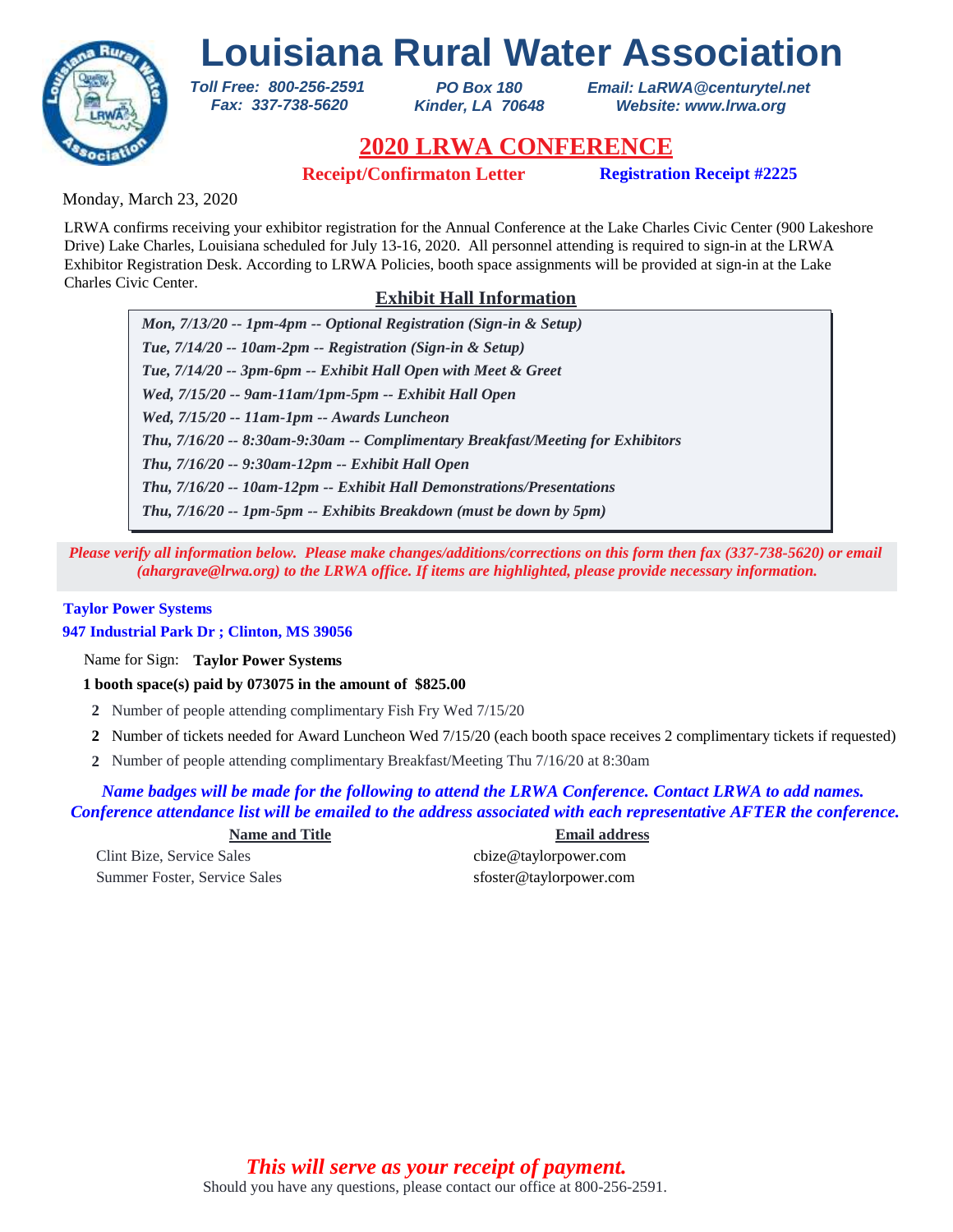# Louisiana Rural Water Association

*Toll Free: 800-256-2591*
*Fax: 337-738-5620*

*PO Box 180*
*Kinder, LA 70648*

*Email: LaRWA@centurytel.net*
*Website: www.lrwa.org*

## 2020 LRWA CONFERENCE

**Receipt/Confirmaton Letter** **Registration Receipt #2225**

Monday, March 23, 2020

LRWA confirms receiving your exhibitor registration for the Annual Conference at the Lake Charles Civic Center (900 Lakeshore Drive) Lake Charles, Louisiana scheduled for July 13-16, 2020. All personnel attending is required to sign-in at the LRWA Exhibitor Registration Desk. According to LRWA Policies, booth space assignments will be provided at sign-in at the Lake Charles Civic Center.

### Exhibit Hall Information

*Mon, 7/13/20 -- 1pm-4pm -- Optional Registration (Sign-in & Setup)*
*Tue, 7/14/20 -- 10am-2pm -- Registration (Sign-in & Setup)*
*Tue, 7/14/20 -- 3pm-6pm -- Exhibit Hall Open with Meet & Greet*
*Wed, 7/15/20 -- 9am-11am/1pm-5pm -- Exhibit Hall Open*
*Wed, 7/15/20 -- 11am-1pm -- Awards Luncheon*
*Thu, 7/16/20 -- 8:30am-9:30am -- Complimentary Breakfast/Meeting for Exhibitors*
*Thu, 7/16/20 -- 9:30am-12pm -- Exhibit Hall Open*
*Thu, 7/16/20 -- 10am-12pm -- Exhibit Hall Demonstrations/Presentations*
*Thu, 7/16/20 -- 1pm-5pm -- Exhibits Breakdown (must be down by 5pm)*

*Please verify all information below. Please make changes/additions/corrections on this form then fax (337-738-5620) or email (ahargrave@lrwa.org) to the LRWA office. If items are highlighted, please provide necessary information.*

**Taylor Power Systems**
**947 Industrial Park Dr ; Clinton, MS 39056**

Name for Sign: **Taylor Power Systems**

**1 booth space(s) paid by 073075 in the amount of $825.00**

**2** Number of people attending complimentary Fish Fry Wed 7/15/20
**2** Number of tickets needed for Award Luncheon Wed 7/15/20 (each booth space receives 2 complimentary tickets if requested)
**2** Number of people attending complimentary Breakfast/Meeting Thu 7/16/20 at 8:30am

*Name badges will be made for the following to attend the LRWA Conference. Contact LRWA to add names. Conference attendance list will be emailed to the address associated with each representative AFTER the conference.*

| Name and Title | Email address |
|---|---|
| Clint Bize, Service Sales | cbize@taylorpower.com |
| Summer Foster, Service Sales | sfoster@taylorpower.com |

*This will serve as your receipt of payment.*

Should you have any questions, please contact our office at 800-256-2591.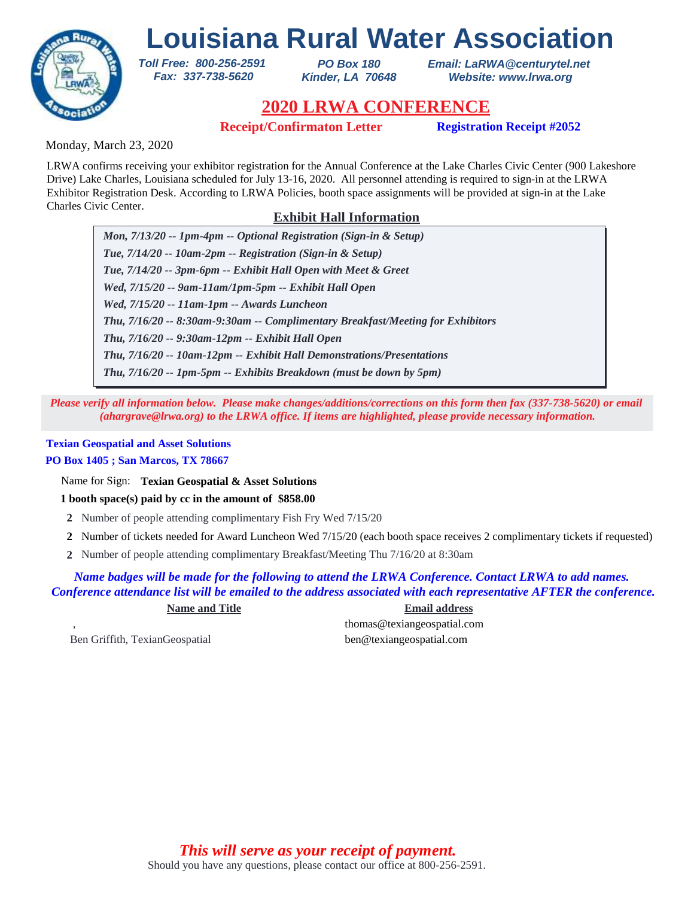# Louisiana Rural Water Association

*Toll Free: 800-256-2591*
*Fax: 337-738-5620*

*PO Box 180*
*Kinder, LA 70648*

*Email: LaRWA@centurytel.net*
*Website: www.lrwa.org*

## 2020 LRWA CONFERENCE

**Receipt/Confirmaton Letter** **Registration Receipt #2052**

Monday, March 23, 2020

LRWA confirms receiving your exhibitor registration for the Annual Conference at the Lake Charles Civic Center (900 Lakeshore Drive) Lake Charles, Louisiana scheduled for July 13-16, 2020. All personnel attending is required to sign-in at the LRWA Exhibitor Registration Desk. According to LRWA Policies, booth space assignments will be provided at sign-in at the Lake Charles Civic Center.

### Exhibit Hall Information

***Mon, 7/13/20 -- 1pm-4pm -- Optional Registration (Sign-in & Setup)***
***Tue, 7/14/20 -- 10am-2pm -- Registration (Sign-in & Setup)***
***Tue, 7/14/20 -- 3pm-6pm -- Exhibit Hall Open with Meet & Greet***
***Wed, 7/15/20 -- 9am-11am/1pm-5pm -- Exhibit Hall Open***
***Wed, 7/15/20 -- 11am-1pm -- Awards Luncheon***
***Thu, 7/16/20 -- 8:30am-9:30am -- Complimentary Breakfast/Meeting for Exhibitors***
***Thu, 7/16/20 -- 9:30am-12pm -- Exhibit Hall Open***
***Thu, 7/16/20 -- 10am-12pm -- Exhibit Hall Demonstrations/Presentations***
***Thu, 7/16/20 -- 1pm-5pm -- Exhibits Breakdown (must be down by 5pm)***

*Please verify all information below. Please make changes/additions/corrections on this form then fax (337-738-5620) or email (ahargrave@lrwa.org) to the LRWA office. If items are highlighted, please provide necessary information.*

**Texian Geospatial and Asset Solutions**
**PO Box 1405 ; San Marcos, TX 78667**

Name for Sign: **Texian Geospatial & Asset Solutions**

**1 booth space(s) paid by cc in the amount of $858.00**

- **2** Number of people attending complimentary Fish Fry Wed 7/15/20
- **2** Number of tickets needed for Award Luncheon Wed 7/15/20 (each booth space receives 2 complimentary tickets if requested)
- **2** Number of people attending complimentary Breakfast/Meeting Thu 7/16/20 at 8:30am

*Name badges will be made for the following to attend the LRWA Conference. Contact LRWA to add names. Conference attendance list will be emailed to the address associated with each representative AFTER the conference.*

| Name and Title | Email address |
|---|---|
| , | thomas@texiangeospatial.com |
| Ben Griffith, TexianGeospatial | ben@texiangeospatial.com |

*This will serve as your receipt of payment.*

Should you have any questions, please contact our office at 800-256-2591.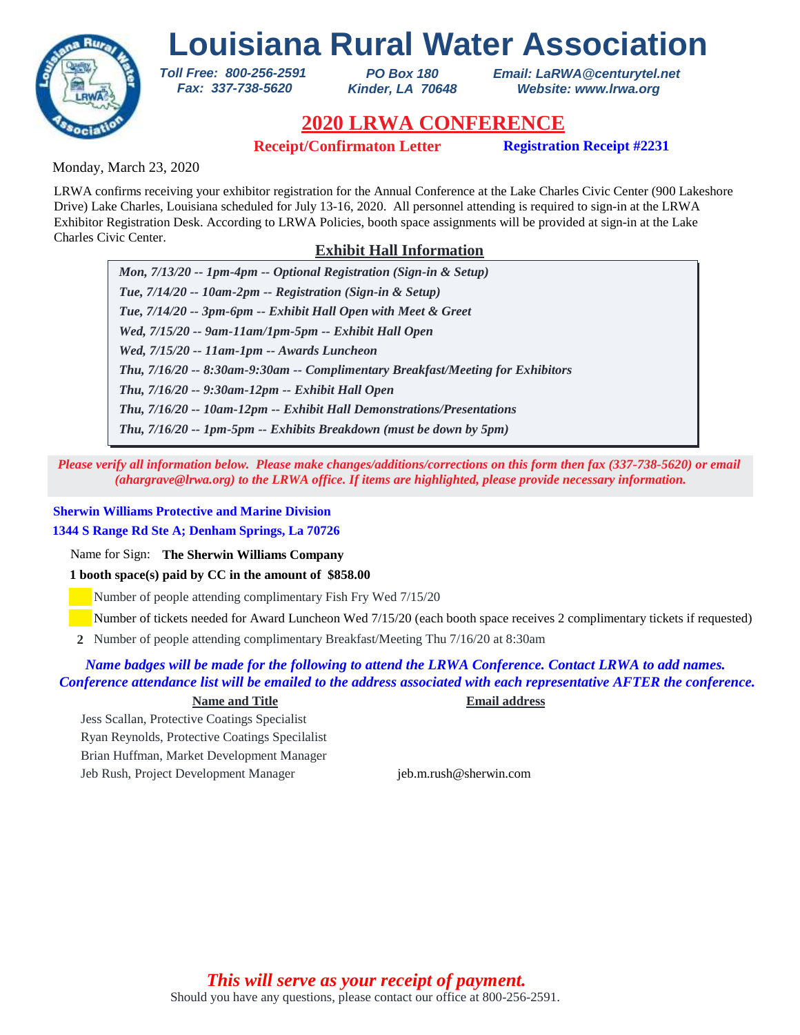# Louisiana Rural Water Association

*Toll Free: 800-256-2591*
*Fax: 337-738-5620*

*PO Box 180*
*Kinder, LA 70648*

*Email: LaRWA@centurytel.net*
*Website: www.lrwa.org*

## 2020 LRWA CONFERENCE

**Receipt/Confirmaton Letter** **Registration Receipt #2231**

Monday, March 23, 2020

LRWA confirms receiving your exhibitor registration for the Annual Conference at the Lake Charles Civic Center (900 Lakeshore Drive) Lake Charles, Louisiana scheduled for July 13-16, 2020. All personnel attending is required to sign-in at the LRWA Exhibitor Registration Desk. According to LRWA Policies, booth space assignments will be provided at sign-in at the Lake Charles Civic Center.

### Exhibit Hall Information

***Mon, 7/13/20 -- 1pm-4pm -- Optional Registration (Sign-in & Setup)***
***Tue, 7/14/20 -- 10am-2pm -- Registration (Sign-in & Setup)***
***Tue, 7/14/20 -- 3pm-6pm -- Exhibit Hall Open with Meet & Greet***
***Wed, 7/15/20 -- 9am-11am/1pm-5pm -- Exhibit Hall Open***
***Wed, 7/15/20 -- 11am-1pm -- Awards Luncheon***
***Thu, 7/16/20 -- 8:30am-9:30am -- Complimentary Breakfast/Meeting for Exhibitors***
***Thu, 7/16/20 -- 9:30am-12pm -- Exhibit Hall Open***
***Thu, 7/16/20 -- 10am-12pm -- Exhibit Hall Demonstrations/Presentations***
***Thu, 7/16/20 -- 1pm-5pm -- Exhibits Breakdown (must be down by 5pm)***

***Please verify all information below. Please make changes/additions/corrections on this form then fax (337-738-5620) or email (ahargrave@lrwa.org) to the LRWA office. If items are highlighted, please provide necessary information.***

**Sherwin Williams Protective and Marine Division**
**1344 S Range Rd Ste A; Denham Springs, La 70726**

Name for Sign: **The Sherwin Williams Company**

**1 booth space(s) paid by CC in the amount of $858.00**

Number of people attending complimentary Fish Fry Wed 7/15/20

Number of tickets needed for Award Luncheon Wed 7/15/20 (each booth space receives 2 complimentary tickets if requested)

**2** Number of people attending complimentary Breakfast/Meeting Thu 7/16/20 at 8:30am

***Name badges will be made for the following to attend the LRWA Conference. Contact LRWA to add names. Conference attendance list will be emailed to the address associated with each representative AFTER the conference.***

| Name and Title | Email address |
|---|---|
| Jess Scallan, Protective Coatings Specialist | |
| Ryan Reynolds, Protective Coatings Specilalist | |
| Brian Huffman, Market Development Manager | |
| Jeb Rush, Project Development Manager | jeb.m.rush@sherwin.com |

***This will serve as your receipt of payment.***

Should you have any questions, please contact our office at 800-256-2591.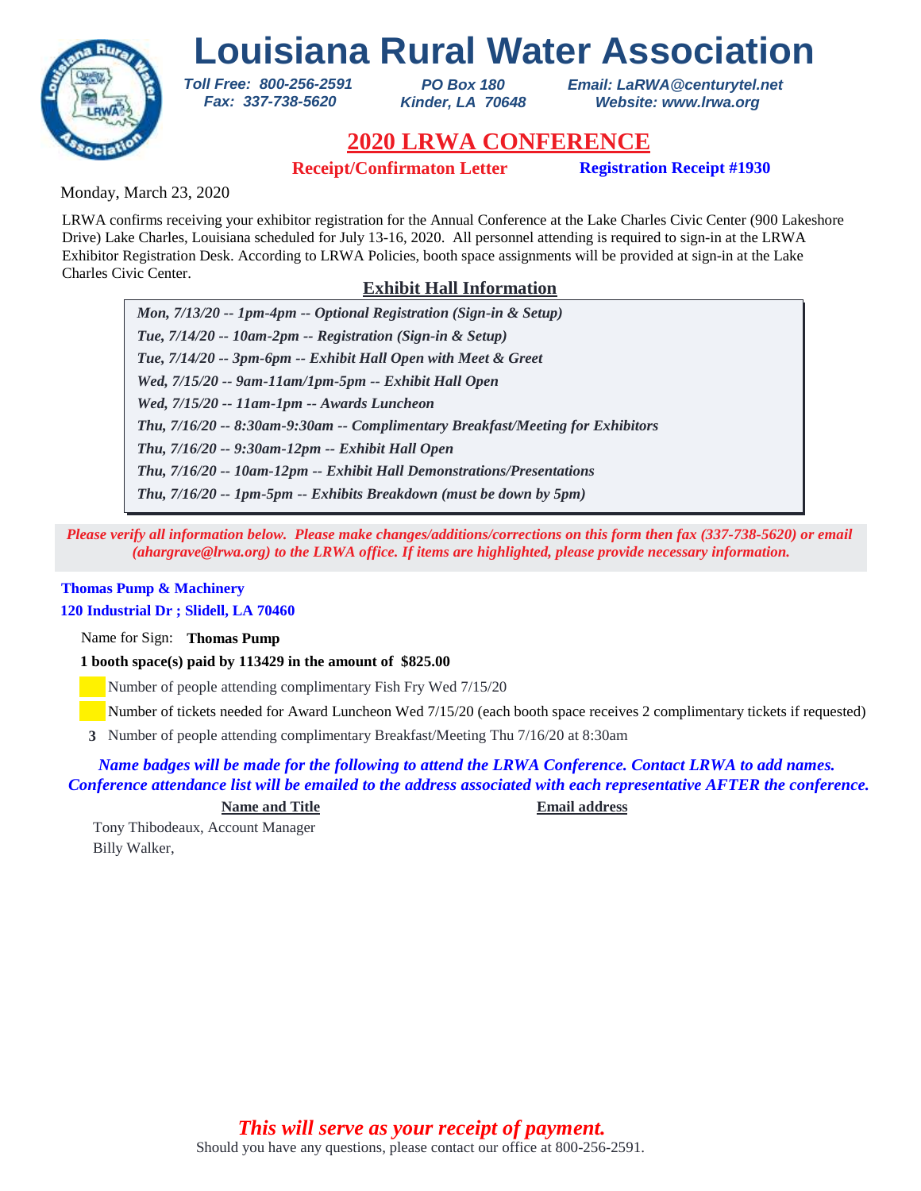# Louisiana Rural Water Association

**Toll Free: 800-256-2591**
**Fax: 337-738-5620**

**PO Box 180**
**Kinder, LA 70648**

**Email: LaRWA@centurytel.net**
**Website: www.lrwa.org**

## 2020 LRWA CONFERENCE

**Receipt/Confirmaton Letter** **Registration Receipt #1930**

Monday, March 23, 2020

LRWA confirms receiving your exhibitor registration for the Annual Conference at the Lake Charles Civic Center (900 Lakeshore Drive) Lake Charles, Louisiana scheduled for July 13-16, 2020. All personnel attending is required to sign-in at the LRWA Exhibitor Registration Desk. According to LRWA Policies, booth space assignments will be provided at sign-in at the Lake Charles Civic Center.

### Exhibit Hall Information

*Mon, 7/13/20 -- 1pm-4pm -- Optional Registration (Sign-in & Setup)*
*Tue, 7/14/20 -- 10am-2pm -- Registration (Sign-in & Setup)*
*Tue, 7/14/20 -- 3pm-6pm -- Exhibit Hall Open with Meet & Greet*
*Wed, 7/15/20 -- 9am-11am/1pm-5pm -- Exhibit Hall Open*
*Wed, 7/15/20 -- 11am-1pm -- Awards Luncheon*
*Thu, 7/16/20 -- 8:30am-9:30am -- Complimentary Breakfast/Meeting for Exhibitors*
*Thu, 7/16/20 -- 9:30am-12pm -- Exhibit Hall Open*
*Thu, 7/16/20 -- 10am-12pm -- Exhibit Hall Demonstrations/Presentations*
*Thu, 7/16/20 -- 1pm-5pm -- Exhibits Breakdown (must be down by 5pm)*

*Please verify all information below. Please make changes/additions/corrections on this form then fax (337-738-5620) or email (ahargrave@lrwa.org) to the LRWA office. If items are highlighted, please provide necessary information.*

**Thomas Pump & Machinery**
**120 Industrial Dr ; Slidell, LA 70460**

Name for Sign: **Thomas Pump**

**1 booth space(s) paid by 113429 in the amount of $825.00**

Number of people attending complimentary Fish Fry Wed 7/15/20

Number of tickets needed for Award Luncheon Wed 7/15/20 (each booth space receives 2 complimentary tickets if requested)

**3** Number of people attending complimentary Breakfast/Meeting Thu 7/16/20 at 8:30am

*Name badges will be made for the following to attend the LRWA Conference. Contact LRWA to add names. Conference attendance list will be emailed to the address associated with each representative AFTER the conference.*

| Name and Title | Email address |
|---|---|
| Tony Thibodeaux, Account Manager | |
| Billy Walker, | |

*This will serve as your receipt of payment.*

Should you have any questions, please contact our office at 800-256-2591.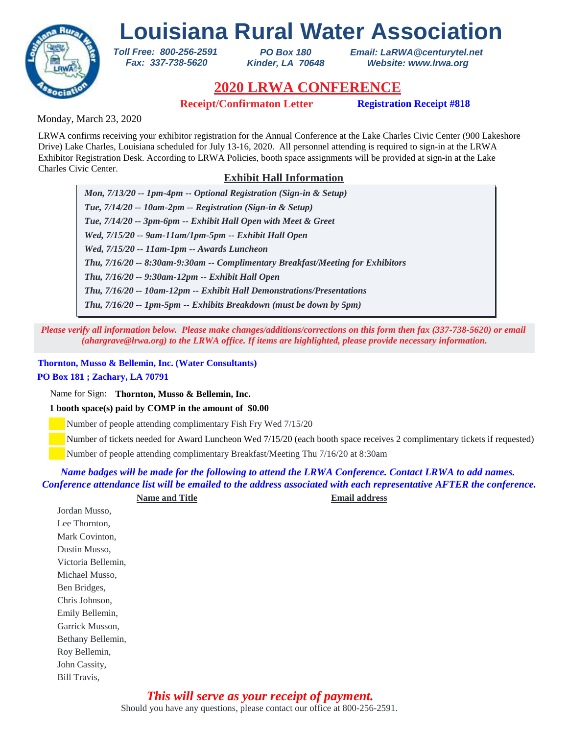# Louisiana Rural Water Association

*Toll Free: 800-256-2591*
*Fax: 337-738-5620*

*PO Box 180*
*Kinder, LA 70648*

*Email: LaRWA@centurytel.net*
*Website: www.lrwa.org*

## 2020 LRWA CONFERENCE

**Receipt/Confirmaton Letter** **Registration Receipt #818**

Monday, March 23, 2020

LRWA confirms receiving your exhibitor registration for the Annual Conference at the Lake Charles Civic Center (900 Lakeshore Drive) Lake Charles, Louisiana scheduled for July 13-16, 2020. All personnel attending is required to sign-in at the LRWA Exhibitor Registration Desk. According to LRWA Policies, booth space assignments will be provided at sign-in at the Lake Charles Civic Center.

### Exhibit Hall Information

*Mon, 7/13/20 -- 1pm-4pm -- Optional Registration (Sign-in & Setup)*
*Tue, 7/14/20 -- 10am-2pm -- Registration (Sign-in & Setup)*
*Tue, 7/14/20 -- 3pm-6pm -- Exhibit Hall Open with Meet & Greet*
*Wed, 7/15/20 -- 9am-11am/1pm-5pm -- Exhibit Hall Open*
*Wed, 7/15/20 -- 11am-1pm -- Awards Luncheon*
*Thu, 7/16/20 -- 8:30am-9:30am -- Complimentary Breakfast/Meeting for Exhibitors*
*Thu, 7/16/20 -- 9:30am-12pm -- Exhibit Hall Open*
*Thu, 7/16/20 -- 10am-12pm -- Exhibit Hall Demonstrations/Presentations*
*Thu, 7/16/20 -- 1pm-5pm -- Exhibits Breakdown (must be down by 5pm)*

*Please verify all information below. Please make changes/additions/corrections on this form then fax (337-738-5620) or email (ahargrave@lrwa.org) to the LRWA office. If items are highlighted, please provide necessary information.*

**Thornton, Musso & Bellemin, Inc. (Water Consultants)**
**PO Box 181 ; Zachary, LA 70791**

Name for Sign: **Thornton, Musso & Bellemin, Inc.**

**1 booth space(s) paid by COMP in the amount of $0.00**

- ____ Number of people attending complimentary Fish Fry Wed 7/15/20
- ____ Number of tickets needed for Award Luncheon Wed 7/15/20 (each booth space receives 2 complimentary tickets if requested)
- ____ Number of people attending complimentary Breakfast/Meeting Thu 7/16/20 at 8:30am

*Name badges will be made for the following to attend the LRWA Conference. Contact LRWA to add names. Conference attendance list will be emailed to the address associated with each representative AFTER the conference.*

| Name and Title | Email address |
|---|---|
| Jordan Musso, | |
| Lee Thornton, | |
| Mark Covinton, | |
| Dustin Musso, | |
| Victoria Bellemin, | |
| Michael Musso, | |
| Ben Bridges, | |
| Chris Johnson, | |
| Emily Bellemin, | |
| Garrick Musson, | |
| Bethany Bellemin, | |
| Roy Bellemin, | |
| John Cassity, | |
| Bill Travis, | |

*This will serve as your receipt of payment.*

Should you have any questions, please contact our office at 800-256-2591.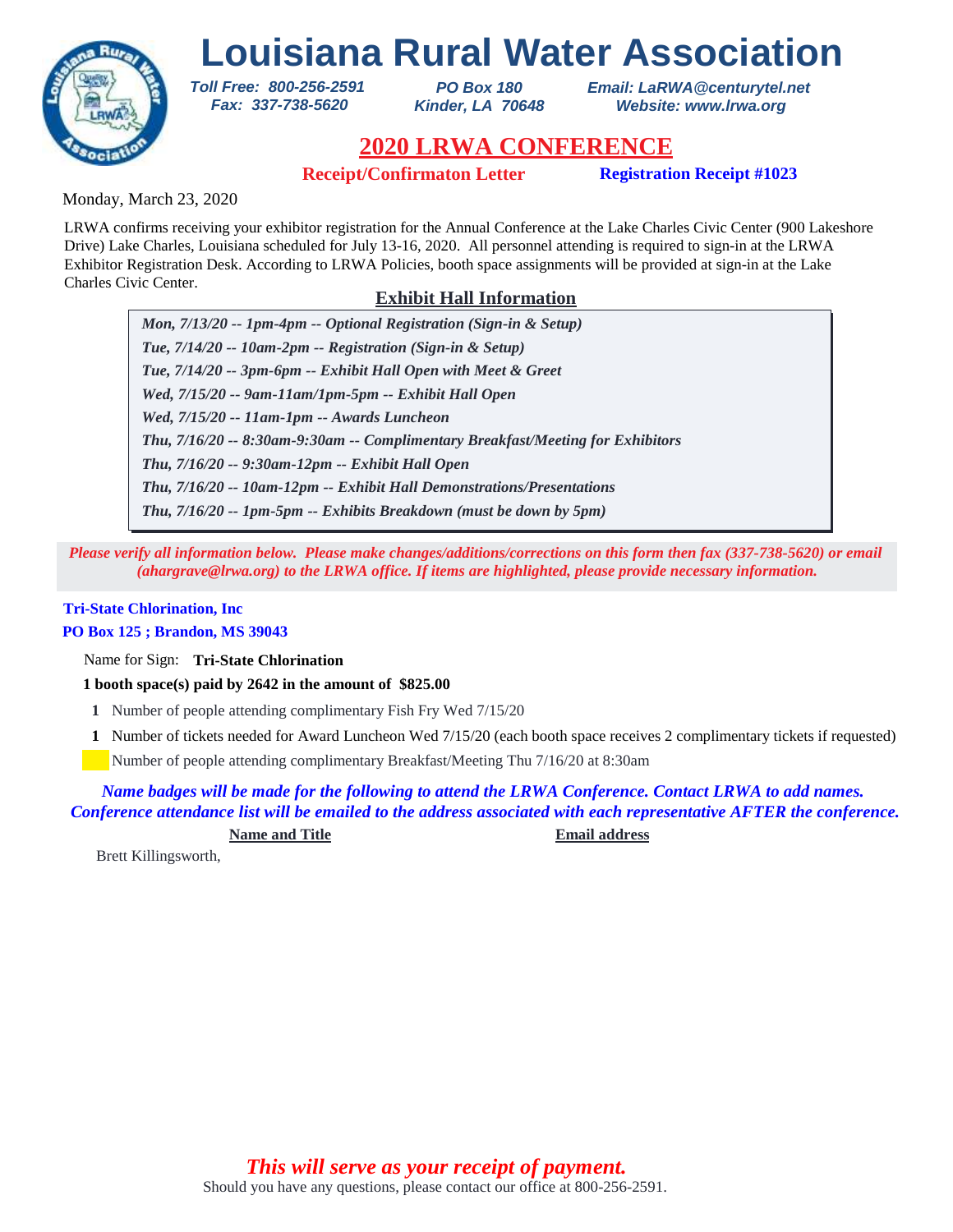# Louisiana Rural Water Association

*Toll Free: 800-256-2591*
*Fax: 337-738-5620*

*PO Box 180*
*Kinder, LA 70648*

*Email: LaRWA@centurytel.net*
*Website: www.lrwa.org*

## 2020 LRWA CONFERENCE

**Receipt/Confirmaton Letter** **Registration Receipt #1023**

Monday, March 23, 2020

LRWA confirms receiving your exhibitor registration for the Annual Conference at the Lake Charles Civic Center (900 Lakeshore Drive) Lake Charles, Louisiana scheduled for July 13-16, 2020. All personnel attending is required to sign-in at the LRWA Exhibitor Registration Desk. According to LRWA Policies, booth space assignments will be provided at sign-in at the Lake Charles Civic Center.

### Exhibit Hall Information

- *Mon, 7/13/20 -- 1pm-4pm -- Optional Registration (Sign-in & Setup)*
- *Tue, 7/14/20 -- 10am-2pm -- Registration (Sign-in & Setup)*
- *Tue, 7/14/20 -- 3pm-6pm -- Exhibit Hall Open with Meet & Greet*
- *Wed, 7/15/20 -- 9am-11am/1pm-5pm -- Exhibit Hall Open*
- *Wed, 7/15/20 -- 11am-1pm -- Awards Luncheon*
- *Thu, 7/16/20 -- 8:30am-9:30am -- Complimentary Breakfast/Meeting for Exhibitors*
- *Thu, 7/16/20 -- 9:30am-12pm -- Exhibit Hall Open*
- *Thu, 7/16/20 -- 10am-12pm -- Exhibit Hall Demonstrations/Presentations*
- *Thu, 7/16/20 -- 1pm-5pm -- Exhibits Breakdown (must be down by 5pm)*

*Please verify all information below. Please make changes/additions/corrections on this form then fax (337-738-5620) or email (ahargrave@lrwa.org) to the LRWA office. If items are highlighted, please provide necessary information.*

**Tri-State Chlorination, Inc**
**PO Box 125 ; Brandon, MS 39043**

Name for Sign: **Tri-State Chlorination**

**1 booth space(s) paid by 2642 in the amount of $825.00**

**1** Number of people attending complimentary Fish Fry Wed 7/15/20

**1** Number of tickets needed for Award Luncheon Wed 7/15/20 (each booth space receives 2 complimentary tickets if requested)

Number of people attending complimentary Breakfast/Meeting Thu 7/16/20 at 8:30am

*Name badges will be made for the following to attend the LRWA Conference. Contact LRWA to add names. Conference attendance list will be emailed to the address associated with each representative AFTER the conference.*

| Name and Title | Email address |
|---|---|
| Brett Killingsworth, | |

*This will serve as your receipt of payment.*

Should you have any questions, please contact our office at 800-256-2591.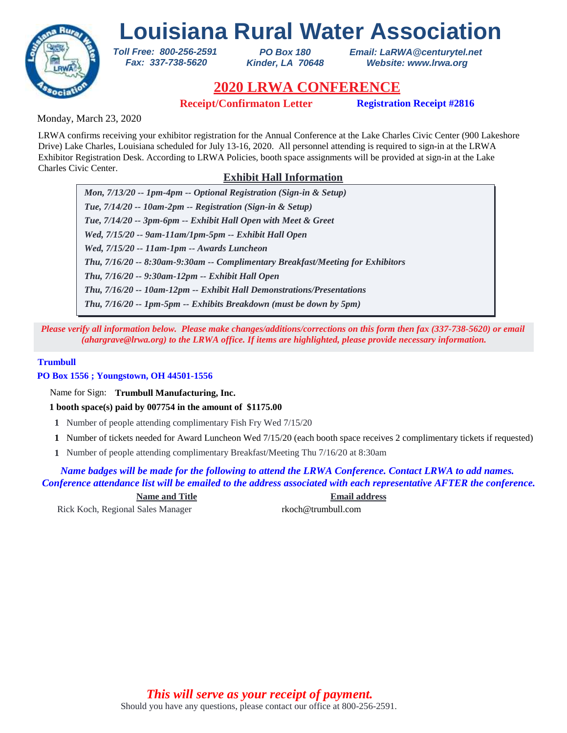# Louisiana Rural Water Association

*Toll Free: 800-256-2591*
*Fax: 337-738-5620*

*PO Box 180*
*Kinder, LA 70648*

*Email: LaRWA@centurytel.net*
*Website: www.lrwa.org*

## 2020 LRWA CONFERENCE

**Receipt/Confirmaton Letter** **Registration Receipt #2816**

Monday, March 23, 2020

LRWA confirms receiving your exhibitor registration for the Annual Conference at the Lake Charles Civic Center (900 Lakeshore Drive) Lake Charles, Louisiana scheduled for July 13-16, 2020. All personnel attending is required to sign-in at the LRWA Exhibitor Registration Desk. According to LRWA Policies, booth space assignments will be provided at sign-in at the Lake Charles Civic Center.

### Exhibit Hall Information

- ***Mon, 7/13/20 -- 1pm-4pm -- Optional Registration (Sign-in & Setup)***
- ***Tue, 7/14/20 -- 10am-2pm -- Registration (Sign-in & Setup)***
- ***Tue, 7/14/20 -- 3pm-6pm -- Exhibit Hall Open with Meet & Greet***
- ***Wed, 7/15/20 -- 9am-11am/1pm-5pm -- Exhibit Hall Open***
- ***Wed, 7/15/20 -- 11am-1pm -- Awards Luncheon***
- ***Thu, 7/16/20 -- 8:30am-9:30am -- Complimentary Breakfast/Meeting for Exhibitors***
- ***Thu, 7/16/20 -- 9:30am-12pm -- Exhibit Hall Open***
- ***Thu, 7/16/20 -- 10am-12pm -- Exhibit Hall Demonstrations/Presentations***
- ***Thu, 7/16/20 -- 1pm-5pm -- Exhibits Breakdown (must be down by 5pm)***

*Please verify all information below. Please make changes/additions/corrections on this form then fax (337-738-5620) or email (ahargrave@lrwa.org) to the LRWA office. If items are highlighted, please provide necessary information.*

**Trumbull**
**PO Box 1556 ; Youngstown, OH 44501-1556**

Name for Sign: **Trumbull Manufacturing, Inc.**

**1 booth space(s) paid by 007754 in the amount of $1175.00**

**1** Number of people attending complimentary Fish Fry Wed 7/15/20

**1** Number of tickets needed for Award Luncheon Wed 7/15/20 (each booth space receives 2 complimentary tickets if requested)

**1** Number of people attending complimentary Breakfast/Meeting Thu 7/16/20 at 8:30am

***Name badges will be made for the following to attend the LRWA Conference. Contact LRWA to add names. Conference attendance list will be emailed to the address associated with each representative AFTER the conference.***

| Name and Title | Email address |
|---|---|
| Rick Koch, Regional Sales Manager | rkoch@trumbull.com |

***This will serve as your receipt of payment.***

Should you have any questions, please contact our office at 800-256-2591.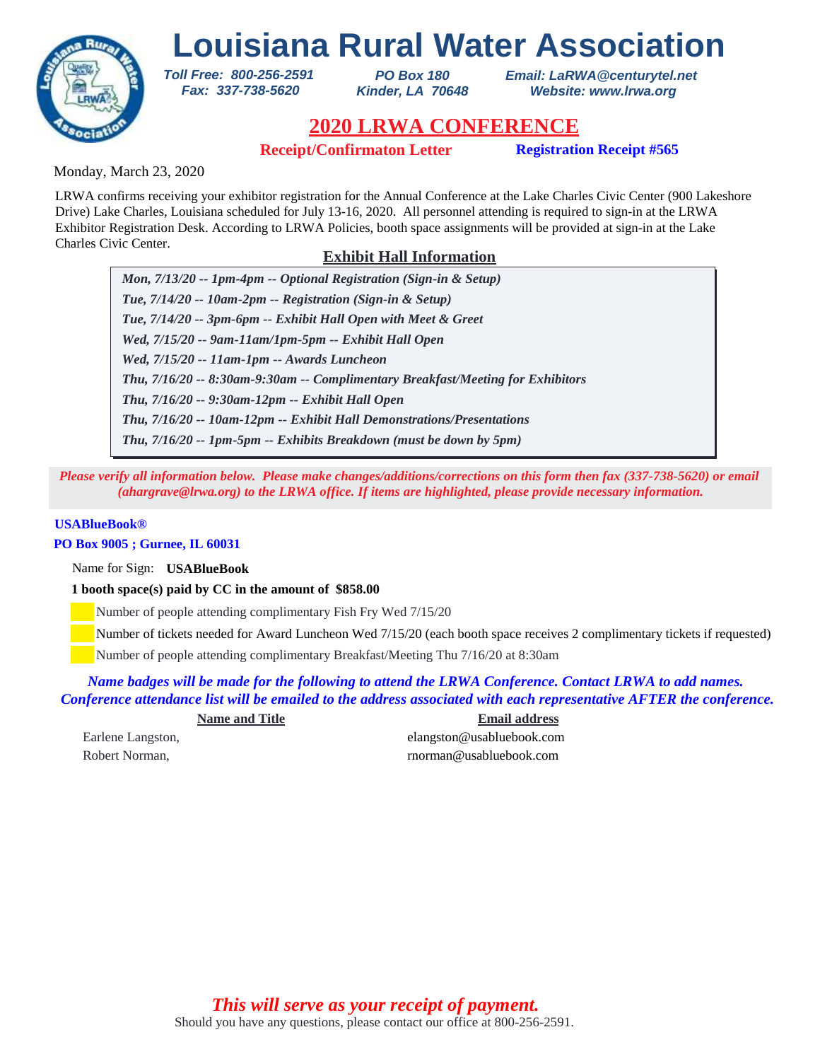# Louisiana Rural Water Association

*Toll Free: 800-256-2591*
*Fax: 337-738-5620*

*PO Box 180*
*Kinder, LA 70648*

*Email: LaRWA@centurytel.net*
*Website: www.lrwa.org*

## 2020 LRWA CONFERENCE

**Receipt/Confirmaton Letter** **Registration Receipt #565**

Monday, March 23, 2020

LRWA confirms receiving your exhibitor registration for the Annual Conference at the Lake Charles Civic Center (900 Lakeshore Drive) Lake Charles, Louisiana scheduled for July 13-16, 2020. All personnel attending is required to sign-in at the LRWA Exhibitor Registration Desk. According to LRWA Policies, booth space assignments will be provided at sign-in at the Lake Charles Civic Center.

### Exhibit Hall Information

- *Mon, 7/13/20 -- 1pm-4pm -- Optional Registration (Sign-in & Setup)*
- *Tue, 7/14/20 -- 10am-2pm -- Registration (Sign-in & Setup)*
- *Tue, 7/14/20 -- 3pm-6pm -- Exhibit Hall Open with Meet & Greet*
- *Wed, 7/15/20 -- 9am-11am/1pm-5pm -- Exhibit Hall Open*
- *Wed, 7/15/20 -- 11am-1pm -- Awards Luncheon*
- *Thu, 7/16/20 -- 8:30am-9:30am -- Complimentary Breakfast/Meeting for Exhibitors*
- *Thu, 7/16/20 -- 9:30am-12pm -- Exhibit Hall Open*
- *Thu, 7/16/20 -- 10am-12pm -- Exhibit Hall Demonstrations/Presentations*
- *Thu, 7/16/20 -- 1pm-5pm -- Exhibits Breakdown (must be down by 5pm)*

*Please verify all information below. Please make changes/additions/corrections on this form then fax (337-738-5620) or email (ahargrave@lrwa.org) to the LRWA office. If items are highlighted, please provide necessary information.*

**USABlueBook®**
**PO Box 9005 ; Gurnee, IL 60031**

Name for Sign: **USABlueBook**

**1 booth space(s) paid by CC in the amount of $858.00**

- Number of people attending complimentary Fish Fry Wed 7/15/20
- Number of tickets needed for Award Luncheon Wed 7/15/20 (each booth space receives 2 complimentary tickets if requested)
- Number of people attending complimentary Breakfast/Meeting Thu 7/16/20 at 8:30am

*Name badges will be made for the following to attend the LRWA Conference. Contact LRWA to add names. Conference attendance list will be emailed to the address associated with each representative AFTER the conference.*

| Name and Title | Email address |
| --- | --- |
| Earlene Langston, | elangston@usabluebook.com |
| Robert Norman, | rnorman@usabluebook.com |

*This will serve as your receipt of payment.*

Should you have any questions, please contact our office at 800-256-2591.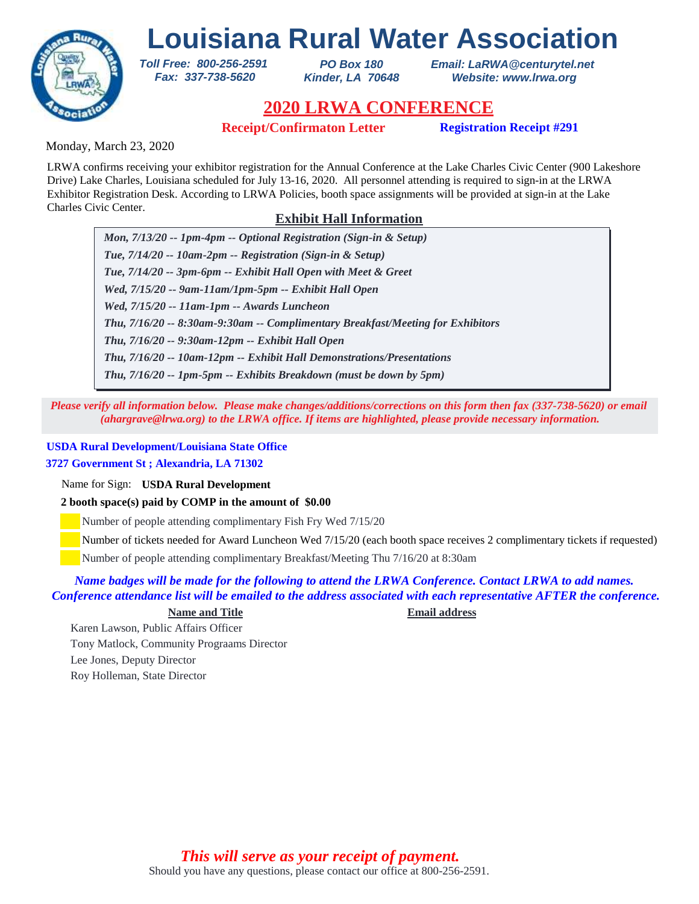# Louisiana Rural Water Association

*Toll Free: 800-256-2591*
*Fax: 337-738-5620*

*PO Box 180*
*Kinder, LA 70648*

*Email: LaRWA@centurytel.net*
*Website: www.lrwa.org*

## 2020 LRWA CONFERENCE

**Receipt/Confirmaton Letter** **Registration Receipt #291**

Monday, March 23, 2020

LRWA confirms receiving your exhibitor registration for the Annual Conference at the Lake Charles Civic Center (900 Lakeshore Drive) Lake Charles, Louisiana scheduled for July 13-16, 2020. All personnel attending is required to sign-in at the LRWA Exhibitor Registration Desk. According to LRWA Policies, booth space assignments will be provided at sign-in at the Lake Charles Civic Center.

### Exhibit Hall Information

- *Mon, 7/13/20 -- 1pm-4pm -- Optional Registration (Sign-in & Setup)*
- *Tue, 7/14/20 -- 10am-2pm -- Registration (Sign-in & Setup)*
- *Tue, 7/14/20 -- 3pm-6pm -- Exhibit Hall Open with Meet & Greet*
- *Wed, 7/15/20 -- 9am-11am/1pm-5pm -- Exhibit Hall Open*
- *Wed, 7/15/20 -- 11am-1pm -- Awards Luncheon*
- *Thu, 7/16/20 -- 8:30am-9:30am -- Complimentary Breakfast/Meeting for Exhibitors*
- *Thu, 7/16/20 -- 9:30am-12pm -- Exhibit Hall Open*
- *Thu, 7/16/20 -- 10am-12pm -- Exhibit Hall Demonstrations/Presentations*
- *Thu, 7/16/20 -- 1pm-5pm -- Exhibits Breakdown (must be down by 5pm)*

*Please verify all information below. Please make changes/additions/corrections on this form then fax (337-738-5620) or email (ahargrave@lrwa.org) to the LRWA office. If items are highlighted, please provide necessary information.*

**USDA Rural Development/Louisiana State Office**
**3727 Government St ; Alexandria, LA 71302**

Name for Sign: **USDA Rural Development**

**2 booth space(s) paid by COMP in the amount of $0.00**

Number of people attending complimentary Fish Fry Wed 7/15/20

Number of tickets needed for Award Luncheon Wed 7/15/20 (each booth space receives 2 complimentary tickets if requested)

Number of people attending complimentary Breakfast/Meeting Thu 7/16/20 at 8:30am

*Name badges will be made for the following to attend the LRWA Conference. Contact LRWA to add names. Conference attendance list will be emailed to the address associated with each representative AFTER the conference.*

| Name and Title | Email address |
|---|---|
| Karen Lawson, Public Affairs Officer | |
| Tony Matlock, Community Prograams Director | |
| Lee Jones, Deputy Director | |
| Roy Holleman, State Director | |

*This will serve as your receipt of payment.*

Should you have any questions, please contact our office at 800-256-2591.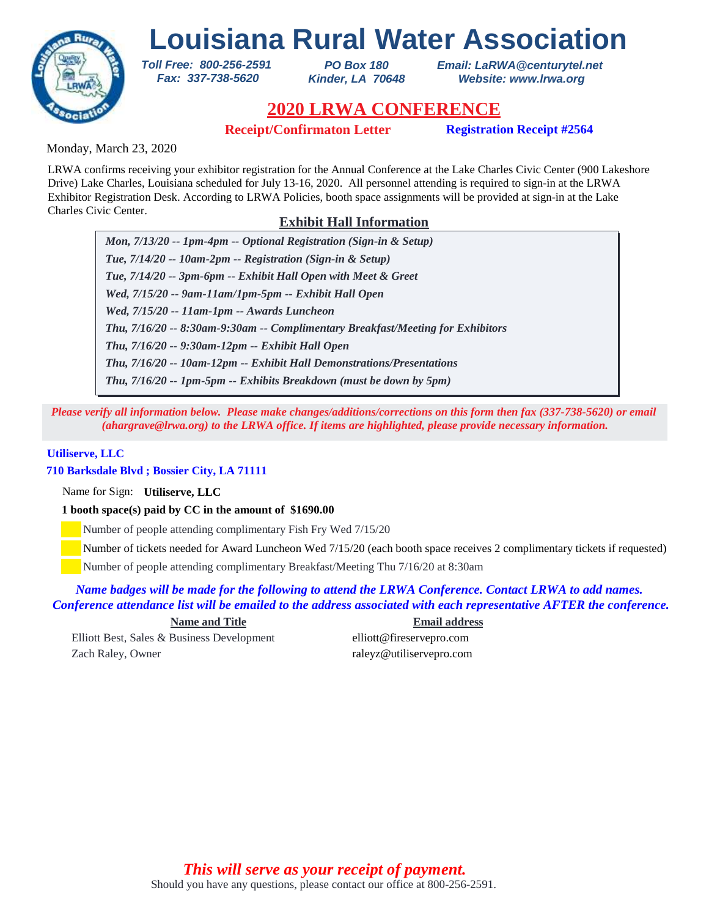# Louisiana Rural Water Association

*Toll Free: 800-256-2591*
*Fax: 337-738-5620*

*PO Box 180*
*Kinder, LA 70648*

*Email: LaRWA@centurytel.net*
*Website: www.lrwa.org*

## 2020 LRWA CONFERENCE

**Receipt/Confirmaton Letter** **Registration Receipt #2564**

Monday, March 23, 2020

LRWA confirms receiving your exhibitor registration for the Annual Conference at the Lake Charles Civic Center (900 Lakeshore Drive) Lake Charles, Louisiana scheduled for July 13-16, 2020. All personnel attending is required to sign-in at the LRWA Exhibitor Registration Desk. According to LRWA Policies, booth space assignments will be provided at sign-in at the Lake Charles Civic Center.

### Exhibit Hall Information

*Mon, 7/13/20 -- 1pm-4pm -- Optional Registration (Sign-in & Setup)*
*Tue, 7/14/20 -- 10am-2pm -- Registration (Sign-in & Setup)*
*Tue, 7/14/20 -- 3pm-6pm -- Exhibit Hall Open with Meet & Greet*
*Wed, 7/15/20 -- 9am-11am/1pm-5pm -- Exhibit Hall Open*
*Wed, 7/15/20 -- 11am-1pm -- Awards Luncheon*
*Thu, 7/16/20 -- 8:30am-9:30am -- Complimentary Breakfast/Meeting for Exhibitors*
*Thu, 7/16/20 -- 9:30am-12pm -- Exhibit Hall Open*
*Thu, 7/16/20 -- 10am-12pm -- Exhibit Hall Demonstrations/Presentations*
*Thu, 7/16/20 -- 1pm-5pm -- Exhibits Breakdown (must be down by 5pm)*

*Please verify all information below. Please make changes/additions/corrections on this form then fax (337-738-5620) or email (ahargrave@lrwa.org) to the LRWA office. If items are highlighted, please provide necessary information.*

**Utiliserve, LLC**
**710 Barksdale Blvd ; Bossier City, LA 71111**

Name for Sign: **Utiliserve, LLC**

**1 booth space(s) paid by CC in the amount of $1690.00**

- Number of people attending complimentary Fish Fry Wed 7/15/20
- Number of tickets needed for Award Luncheon Wed 7/15/20 (each booth space receives 2 complimentary tickets if requested)
- Number of people attending complimentary Breakfast/Meeting Thu 7/16/20 at 8:30am

*Name badges will be made for the following to attend the LRWA Conference. Contact LRWA to add names. Conference attendance list will be emailed to the address associated with each representative AFTER the conference.*

| Name and Title | Email address |
|---|---|
| Elliott Best, Sales & Business Development | elliott@fireservepro.com |
| Zach Raley, Owner | raleyz@utiliservepro.com |

*This will serve as your receipt of payment.*

Should you have any questions, please contact our office at 800-256-2591.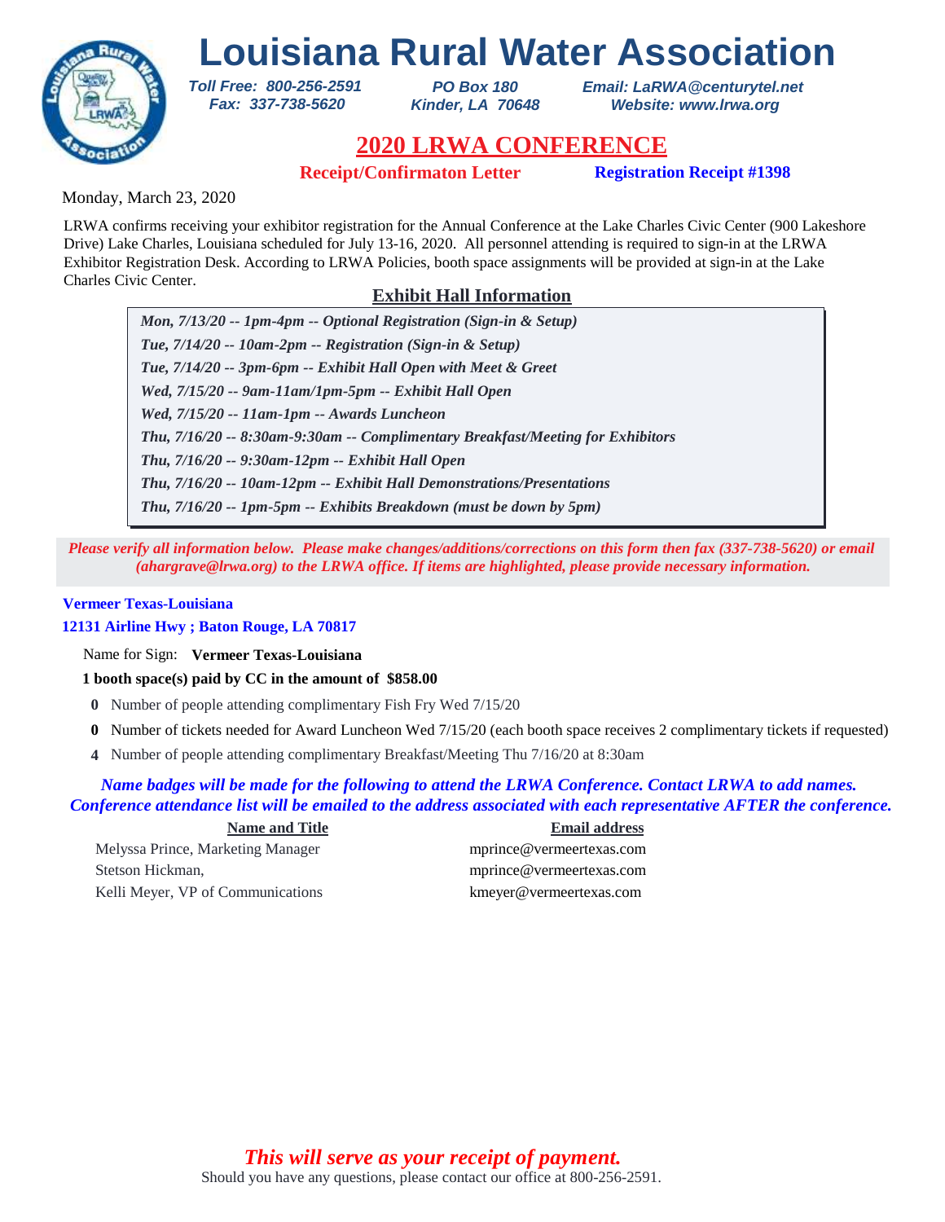# Louisiana Rural Water Association

*Toll Free: 800-256-2591*
*Fax: 337-738-5620*

*PO Box 180*
*Kinder, LA 70648*

*Email: LaRWA@centurytel.net*
*Website: www.lrwa.org*

## 2020 LRWA CONFERENCE

**Receipt/Confirmaton Letter** **Registration Receipt #1398**

Monday, March 23, 2020

LRWA confirms receiving your exhibitor registration for the Annual Conference at the Lake Charles Civic Center (900 Lakeshore Drive) Lake Charles, Louisiana scheduled for July 13-16, 2020. All personnel attending is required to sign-in at the LRWA Exhibitor Registration Desk. According to LRWA Policies, booth space assignments will be provided at sign-in at the Lake Charles Civic Center.

### Exhibit Hall Information

*Mon, 7/13/20 -- 1pm-4pm -- Optional Registration (Sign-in & Setup)*
*Tue, 7/14/20 -- 10am-2pm -- Registration (Sign-in & Setup)*
*Tue, 7/14/20 -- 3pm-6pm -- Exhibit Hall Open with Meet & Greet*
*Wed, 7/15/20 -- 9am-11am/1pm-5pm -- Exhibit Hall Open*
*Wed, 7/15/20 -- 11am-1pm -- Awards Luncheon*
*Thu, 7/16/20 -- 8:30am-9:30am -- Complimentary Breakfast/Meeting for Exhibitors*
*Thu, 7/16/20 -- 9:30am-12pm -- Exhibit Hall Open*
*Thu, 7/16/20 -- 10am-12pm -- Exhibit Hall Demonstrations/Presentations*
*Thu, 7/16/20 -- 1pm-5pm -- Exhibits Breakdown (must be down by 5pm)*

*Please verify all information below. Please make changes/additions/corrections on this form then fax (337-738-5620) or email (ahargrave@lrwa.org) to the LRWA office. If items are highlighted, please provide necessary information.*

**Vermeer Texas-Louisiana**
**12131 Airline Hwy ; Baton Rouge, LA 70817**

Name for Sign: **Vermeer Texas-Louisiana**

**1 booth space(s) paid by CC in the amount of $858.00**

- **0** Number of people attending complimentary Fish Fry Wed 7/15/20
- **0** Number of tickets needed for Award Luncheon Wed 7/15/20 (each booth space receives 2 complimentary tickets if requested)
- **4** Number of people attending complimentary Breakfast/Meeting Thu 7/16/20 at 8:30am

*Name badges will be made for the following to attend the LRWA Conference. Contact LRWA to add names. Conference attendance list will be emailed to the address associated with each representative AFTER the conference.*

| Name and Title | Email address |
|---|---|
| Melyssa Prince, Marketing Manager | mprince@vermeertexas.com |
| Stetson Hickman, | mprince@vermeertexas.com |
| Kelli Meyer, VP of Communications | kmeyer@vermeertexas.com |

*This will serve as your receipt of payment.*

Should you have any questions, please contact our office at 800-256-2591.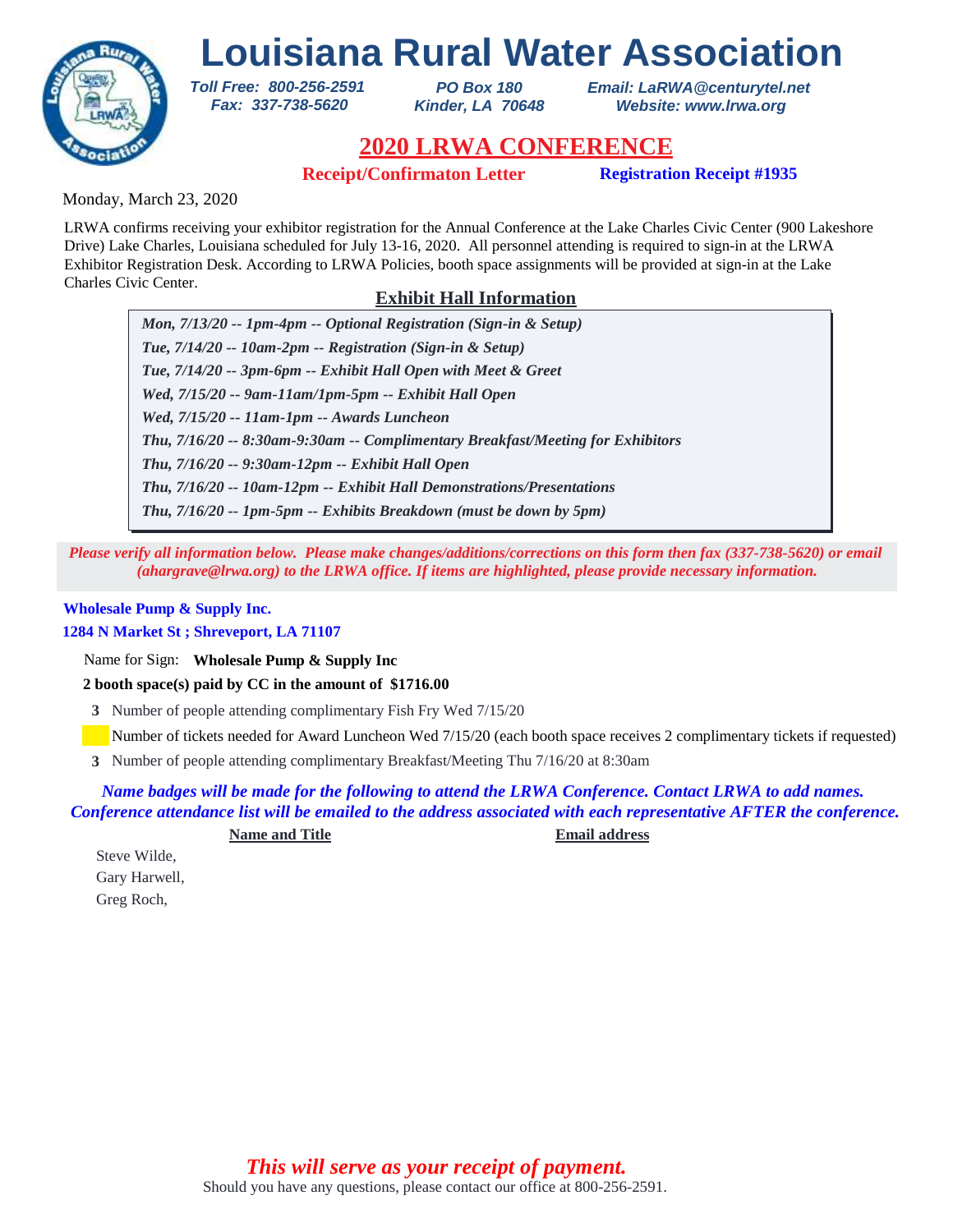# Louisiana Rural Water Association

*Toll Free: 800-256-2591*
*Fax: 337-738-5620*

*PO Box 180*
*Kinder, LA 70648*

*Email: LaRWA@centurytel.net*
*Website: www.lrwa.org*

## 2020 LRWA CONFERENCE

**Receipt/Confirmaton Letter** **Registration Receipt #1935**

Monday, March 23, 2020

LRWA confirms receiving your exhibitor registration for the Annual Conference at the Lake Charles Civic Center (900 Lakeshore Drive) Lake Charles, Louisiana scheduled for July 13-16, 2020. All personnel attending is required to sign-in at the LRWA Exhibitor Registration Desk. According to LRWA Policies, booth space assignments will be provided at sign-in at the Lake Charles Civic Center.

### Exhibit Hall Information

*Mon, 7/13/20 -- 1pm-4pm -- Optional Registration (Sign-in & Setup)*
*Tue, 7/14/20 -- 10am-2pm -- Registration (Sign-in & Setup)*
*Tue, 7/14/20 -- 3pm-6pm -- Exhibit Hall Open with Meet & Greet*
*Wed, 7/15/20 -- 9am-11am/1pm-5pm -- Exhibit Hall Open*
*Wed, 7/15/20 -- 11am-1pm -- Awards Luncheon*
*Thu, 7/16/20 -- 8:30am-9:30am -- Complimentary Breakfast/Meeting for Exhibitors*
*Thu, 7/16/20 -- 9:30am-12pm -- Exhibit Hall Open*
*Thu, 7/16/20 -- 10am-12pm -- Exhibit Hall Demonstrations/Presentations*
*Thu, 7/16/20 -- 1pm-5pm -- Exhibits Breakdown (must be down by 5pm)*

*Please verify all information below. Please make changes/additions/corrections on this form then fax (337-738-5620) or email (ahargrave@lrwa.org) to the LRWA office. If items are highlighted, please provide necessary information.*

**Wholesale Pump & Supply Inc.**
**1284 N Market St ; Shreveport, LA 71107**

Name for Sign: **Wholesale Pump & Supply Inc**

**2 booth space(s) paid by CC in the amount of $1716.00**

**3** Number of people attending complimentary Fish Fry Wed 7/15/20

Number of tickets needed for Award Luncheon Wed 7/15/20 (each booth space receives 2 complimentary tickets if requested)

**3** Number of people attending complimentary Breakfast/Meeting Thu 7/16/20 at 8:30am

*Name badges will be made for the following to attend the LRWA Conference. Contact LRWA to add names. Conference attendance list will be emailed to the address associated with each representative AFTER the conference.*

| Name and Title | Email address |
|---|---|
| Steve Wilde, | |
| Gary Harwell, | |
| Greg Roch, | |

*This will serve as your receipt of payment.*

Should you have any questions, please contact our office at 800-256-2591.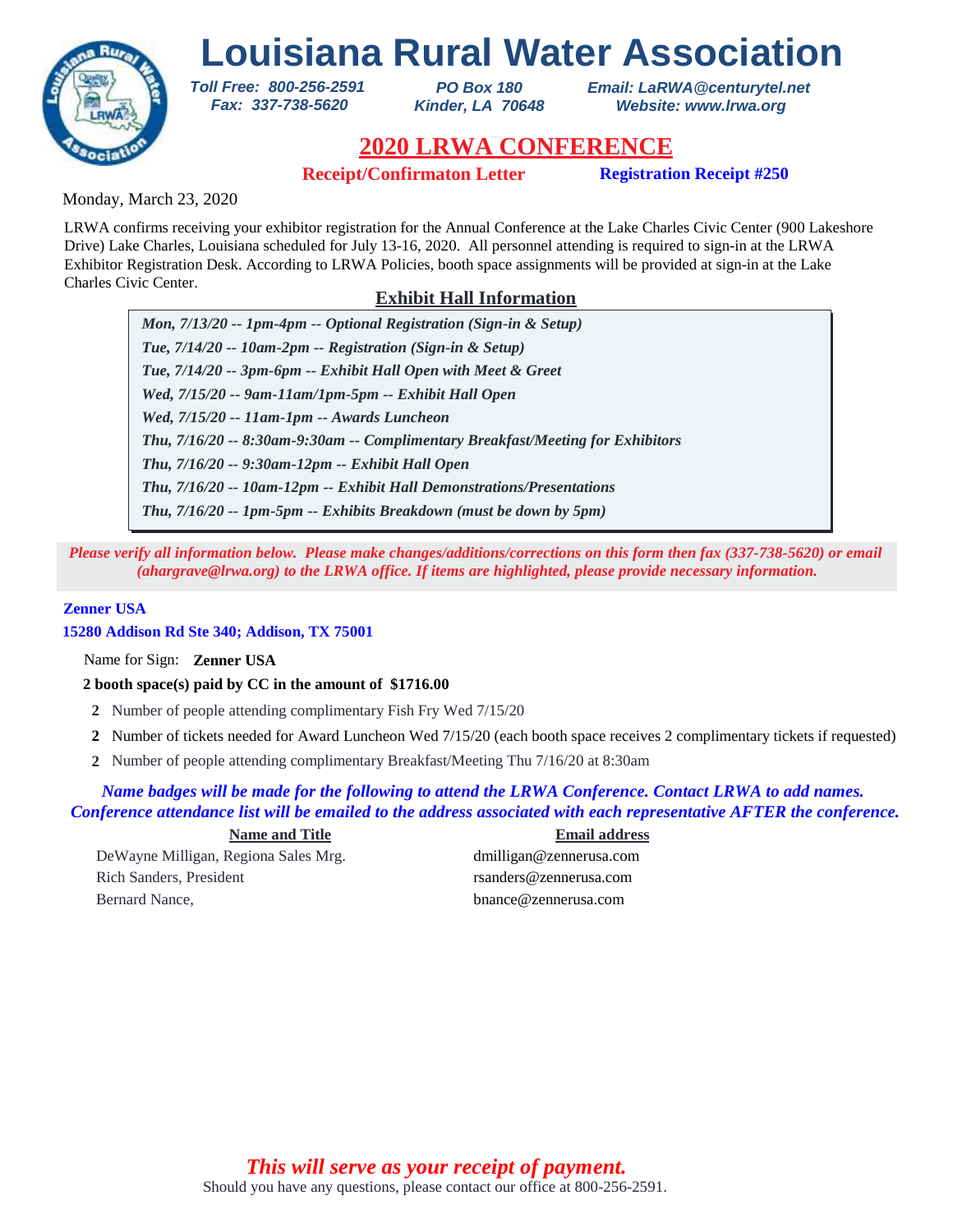# Louisiana Rural Water Association

*Toll Free: 800-256-2591*
*Fax: 337-738-5620*

*PO Box 180*
*Kinder, LA 70648*

*Email: LaRWA@centurytel.net*
*Website: www.lrwa.org*

## 2020 LRWA CONFERENCE

**Receipt/Confirmaton Letter** **Registration Receipt #250**

Monday, March 23, 2020

LRWA confirms receiving your exhibitor registration for the Annual Conference at the Lake Charles Civic Center (900 Lakeshore Drive) Lake Charles, Louisiana scheduled for July 13-16, 2020. All personnel attending is required to sign-in at the LRWA Exhibitor Registration Desk. According to LRWA Policies, booth space assignments will be provided at sign-in at the Lake Charles Civic Center.

### Exhibit Hall Information

*Mon, 7/13/20 -- 1pm-4pm -- Optional Registration (Sign-in & Setup)*
*Tue, 7/14/20 -- 10am-2pm -- Registration (Sign-in & Setup)*
*Tue, 7/14/20 -- 3pm-6pm -- Exhibit Hall Open with Meet & Greet*
*Wed, 7/15/20 -- 9am-11am/1pm-5pm -- Exhibit Hall Open*
*Wed, 7/15/20 -- 11am-1pm -- Awards Luncheon*
*Thu, 7/16/20 -- 8:30am-9:30am -- Complimentary Breakfast/Meeting for Exhibitors*
*Thu, 7/16/20 -- 9:30am-12pm -- Exhibit Hall Open*
*Thu, 7/16/20 -- 10am-12pm -- Exhibit Hall Demonstrations/Presentations*
*Thu, 7/16/20 -- 1pm-5pm -- Exhibits Breakdown (must be down by 5pm)*

*Please verify all information below. Please make changes/additions/corrections on this form then fax (337-738-5620) or email (ahargrave@lrwa.org) to the LRWA office. If items are highlighted, please provide necessary information.*

**Zenner USA**
**15280 Addison Rd Ste 340; Addison, TX 75001**

Name for Sign: **Zenner USA**

**2 booth space(s) paid by CC in the amount of $1716.00**

**2** Number of people attending complimentary Fish Fry Wed 7/15/20

**2** Number of tickets needed for Award Luncheon Wed 7/15/20 (each booth space receives 2 complimentary tickets if requested)

**2** Number of people attending complimentary Breakfast/Meeting Thu 7/16/20 at 8:30am

*Name badges will be made for the following to attend the LRWA Conference. Contact LRWA to add names. Conference attendance list will be emailed to the address associated with each representative AFTER the conference.*

| Name and Title | Email address |
|---|---|
| DeWayne Milligan, Regiona Sales Mrg. | dmilligan@zennerusa.com |
| Rich Sanders, President | rsanders@zennerusa.com |
| Bernard Nance, | bnance@zennerusa.com |

*This will serve as your receipt of payment.*

Should you have any questions, please contact our office at 800-256-2591.